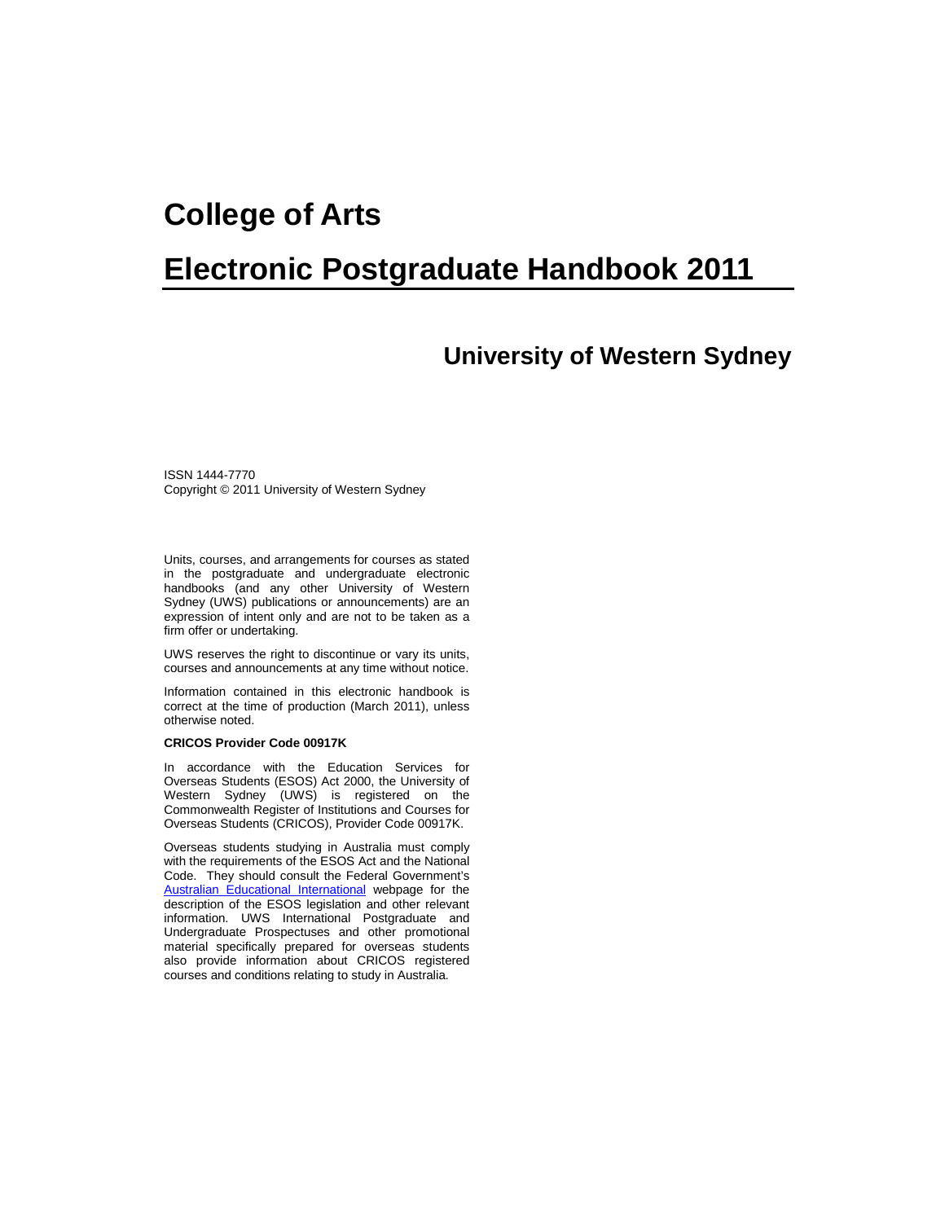# College of Arts

# Electronic Postgraduate Handbook 2011

## University of Western Sydney

ISSN 1444-7770
Copyright © 2011 University of Western Sydney

Units, courses, and arrangements for courses as stated in the postgraduate and undergraduate electronic handbooks (and any other University of Western Sydney (UWS) publications or announcements) are an expression of intent only and are not to be taken as a firm offer or undertaking.

UWS reserves the right to discontinue or vary its units, courses and announcements at any time without notice.

Information contained in this electronic handbook is correct at the time of production (March 2011), unless otherwise noted.

**CRICOS Provider Code 00917K**

In accordance with the Education Services for Overseas Students (ESOS) Act 2000, the University of Western Sydney (UWS) is registered on the Commonwealth Register of Institutions and Courses for Overseas Students (CRICOS), Provider Code 00917K.

Overseas students studying in Australia must comply with the requirements of the ESOS Act and the National Code. They should consult the Federal Government's Australian Educational International webpage for the description of the ESOS legislation and other relevant information. UWS International Postgraduate and Undergraduate Prospectuses and other promotional material specifically prepared for overseas students also provide information about CRICOS registered courses and conditions relating to study in Australia.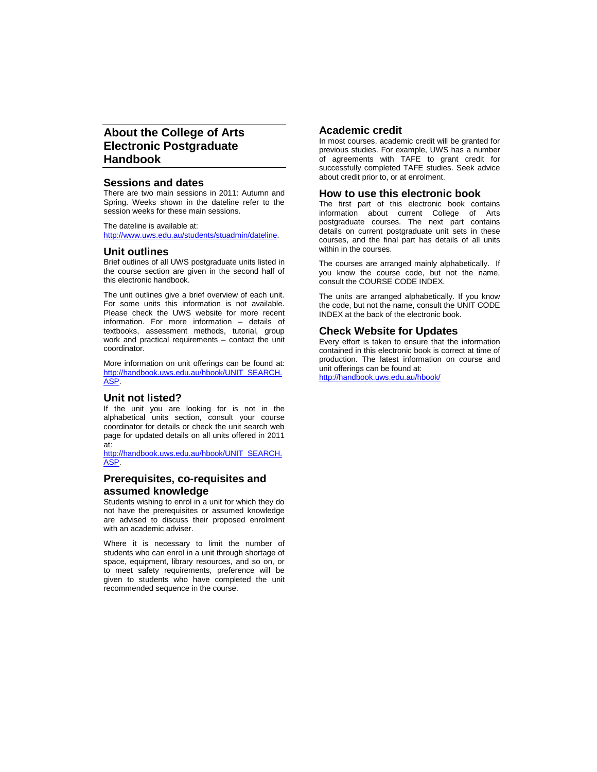# About the College of Arts Electronic Postgraduate Handbook

## Sessions and dates

There are two main sessions in 2011: Autumn and Spring. Weeks shown in the dateline refer to the session weeks for these main sessions.

The dateline is available at: http://www.uws.edu.au/students/stuadmin/dateline.

## Unit outlines

Brief outlines of all UWS postgraduate units listed in the course section are given in the second half of this electronic handbook.

The unit outlines give a brief overview of each unit. For some units this information is not available. Please check the UWS website for more recent information. For more information – details of textbooks, assessment methods, tutorial, group work and practical requirements – contact the unit coordinator.

More information on unit offerings can be found at: http://handbook.uws.edu.au/hbook/UNIT_SEARCH.ASP.

## Unit not listed?

If the unit you are looking for is not in the alphabetical units section, consult your course coordinator for details or check the unit search web page for updated details on all units offered in 2011 at:
http://handbook.uws.edu.au/hbook/UNIT_SEARCH.ASP.

## Prerequisites, co-requisites and assumed knowledge

Students wishing to enrol in a unit for which they do not have the prerequisites or assumed knowledge are advised to discuss their proposed enrolment with an academic adviser.

Where it is necessary to limit the number of students who can enrol in a unit through shortage of space, equipment, library resources, and so on, or to meet safety requirements, preference will be given to students who have completed the unit recommended sequence in the course.

## Academic credit

In most courses, academic credit will be granted for previous studies. For example, UWS has a number of agreements with TAFE to grant credit for successfully completed TAFE studies. Seek advice about credit prior to, or at enrolment.

## How to use this electronic book

The first part of this electronic book contains information about current College of Arts postgraduate courses. The next part contains details on current postgraduate unit sets in these courses, and the final part has details of all units within in the courses.

The courses are arranged mainly alphabetically. If you know the course code, but not the name, consult the COURSE CODE INDEX.

The units are arranged alphabetically. If you know the code, but not the name, consult the UNIT CODE INDEX at the back of the electronic book.

## Check Website for Updates

Every effort is taken to ensure that the information contained in this electronic book is correct at time of production. The latest information on course and unit offerings can be found at:
http://handbook.uws.edu.au/hbook/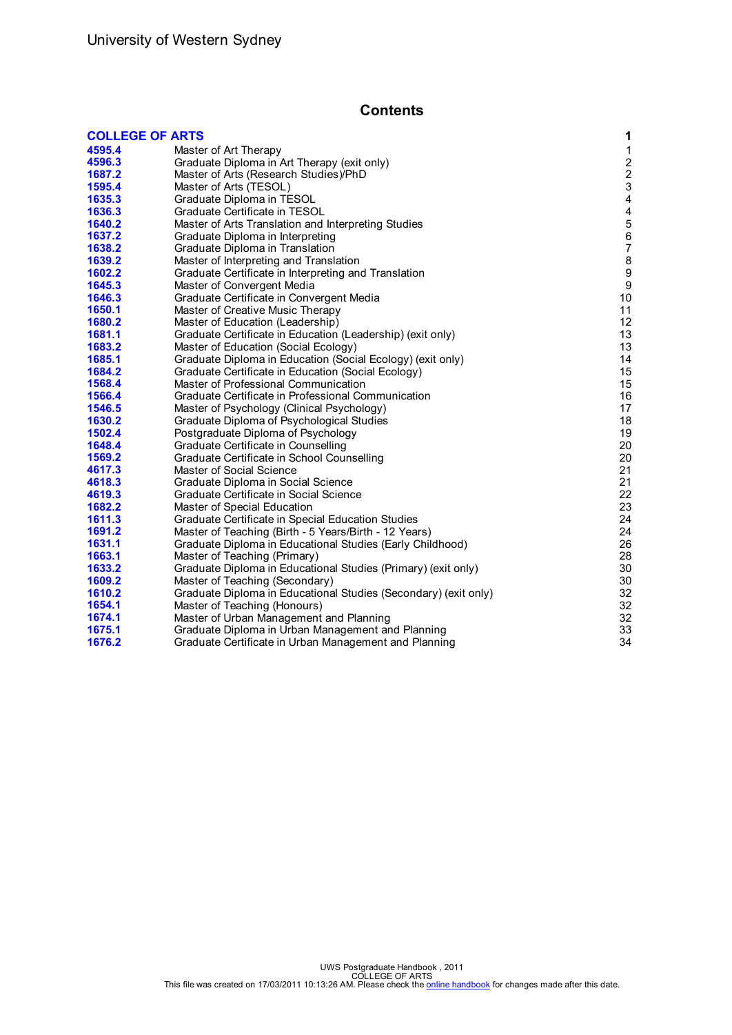# Contents

| | | |
|---|---|---|
| **COLLEGE OF ARTS** | | **1** |
| **4595.4** | Master of Art Therapy | 1 |
| **4596.3** | Graduate Diploma in Art Therapy (exit only) | 2 |
| **1687.2** | Master of Arts (Research Studies)/PhD | 2 |
| **1595.4** | Master of Arts (TESOL) | 3 |
| **1635.3** | Graduate Diploma in TESOL | 4 |
| **1636.3** | Graduate Certificate in TESOL | 4 |
| **1640.2** | Master of Arts Translation and Interpreting Studies | 5 |
| **1637.2** | Graduate Diploma in Interpreting | 6 |
| **1638.2** | Graduate Diploma in Translation | 7 |
| **1639.2** | Master of Interpreting and Translation | 8 |
| **1602.2** | Graduate Certificate in Interpreting and Translation | 9 |
| **1645.3** | Master of Convergent Media | 9 |
| **1646.3** | Graduate Certificate in Convergent Media | 10 |
| **1650.1** | Master of Creative Music Therapy | 11 |
| **1680.2** | Master of Education (Leadership) | 12 |
| **1681.1** | Graduate Certificate in Education (Leadership) (exit only) | 13 |
| **1683.2** | Master of Education (Social Ecology) | 13 |
| **1685.1** | Graduate Diploma in Education (Social Ecology) (exit only) | 14 |
| **1684.2** | Graduate Certificate in Education (Social Ecology) | 15 |
| **1568.4** | Master of Professional Communication | 15 |
| **1566.4** | Graduate Certificate in Professional Communication | 16 |
| **1546.5** | Master of Psychology (Clinical Psychology) | 17 |
| **1630.2** | Graduate Diploma of Psychological Studies | 18 |
| **1502.4** | Postgraduate Diploma of Psychology | 19 |
| **1648.4** | Graduate Certificate in Counselling | 20 |
| **1569.2** | Graduate Certificate in School Counselling | 20 |
| **4617.3** | Master of Social Science | 21 |
| **4618.3** | Graduate Diploma in Social Science | 21 |
| **4619.3** | Graduate Certificate in Social Science | 22 |
| **1682.2** | Master of Special Education | 23 |
| **1611.3** | Graduate Certificate in Special Education Studies | 24 |
| **1691.2** | Master of Teaching (Birth - 5 Years/Birth - 12 Years) | 24 |
| **1631.1** | Graduate Diploma in Educational Studies (Early Childhood) | 26 |
| **1663.1** | Master of Teaching (Primary) | 28 |
| **1633.2** | Graduate Diploma in Educational Studies (Primary) (exit only) | 30 |
| **1609.2** | Master of Teaching (Secondary) | 30 |
| **1610.2** | Graduate Diploma in Educational Studies (Secondary) (exit only) | 32 |
| **1654.1** | Master of Teaching (Honours) | 32 |
| **1674.1** | Master of Urban Management and Planning | 32 |
| **1675.1** | Graduate Diploma in Urban Management and Planning | 33 |
| **1676.2** | Graduate Certificate in Urban Management and Planning | 34 |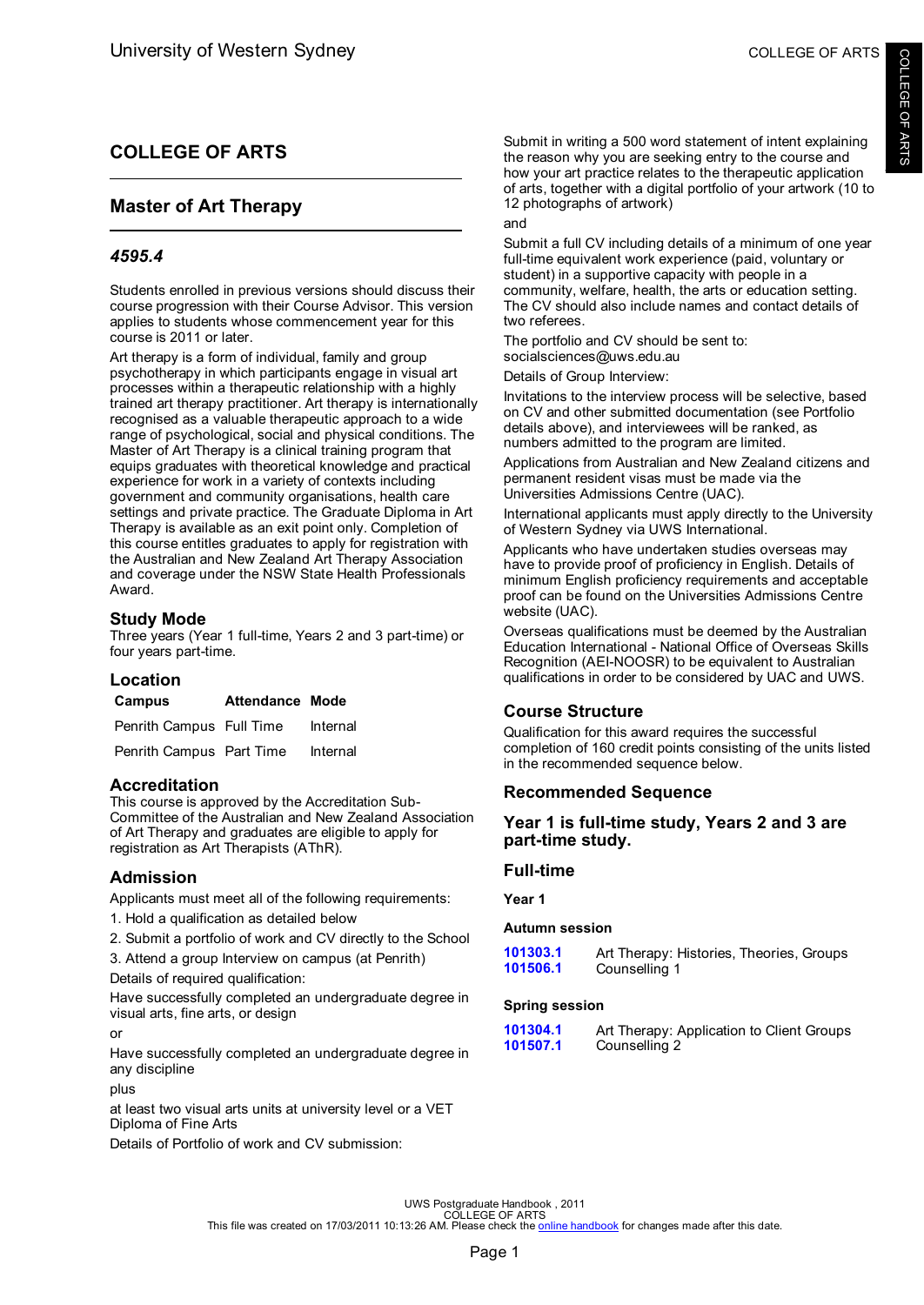# COLLEGE OF ARTS

## Master of Art Therapy

### *4595.4*

Students enrolled in previous versions should discuss their course progression with their Course Advisor. This version applies to students whose commencement year for this course is 2011 or later.

Art therapy is a form of individual, family and group psychotherapy in which participants engage in visual art processes within a therapeutic relationship with a highly trained art therapy practitioner. Art therapy is internationally recognised as a valuable therapeutic approach to a wide range of psychological, social and physical conditions. The Master of Art Therapy is a clinical training program that equips graduates with theoretical knowledge and practical experience for work in a variety of contexts including government and community organisations, health care settings and private practice. The Graduate Diploma in Art Therapy is available as an exit point only. Completion of this course entitles graduates to apply for registration with the Australian and New Zealand Art Therapy Association and coverage under the NSW State Health Professionals Award.

### Study Mode

Three years (Year 1 full-time, Years 2 and 3 part-time) or four years part-time.

### Location

| Campus | Attendance | Mode |
|---|---|---|
| Penrith Campus | Full Time | Internal |
| Penrith Campus | Part Time | Internal |

### Accreditation

This course is approved by the Accreditation Sub-Committee of the Australian and New Zealand Association of Art Therapy and graduates are eligible to apply for registration as Art Therapists (AThR).

### Admission

Applicants must meet all of the following requirements:

1. Hold a qualification as detailed below
2. Submit a portfolio of work and CV directly to the School
3. Attend a group Interview on campus (at Penrith)

Details of required qualification:

Have successfully completed an undergraduate degree in visual arts, fine arts, or design

or

Have successfully completed an undergraduate degree in any discipline

plus

at least two visual arts units at university level or a VET Diploma of Fine Arts

Details of Portfolio of work and CV submission:

Submit in writing a 500 word statement of intent explaining the reason why you are seeking entry to the course and how your art practice relates to the therapeutic application of arts, together with a digital portfolio of your artwork (10 to 12 photographs of artwork)

and

Submit a full CV including details of a minimum of one year full-time equivalent work experience (paid, voluntary or student) in a supportive capacity with people in a community, welfare, health, the arts or education setting. The CV should also include names and contact details of two referees.

The portfolio and CV should be sent to: socialsciences@uws.edu.au

Details of Group Interview:

Invitations to the interview process will be selective, based on CV and other submitted documentation (see Portfolio details above), and interviewees will be ranked, as numbers admitted to the program are limited.

Applications from Australian and New Zealand citizens and permanent resident visas must be made via the Universities Admissions Centre (UAC).

International applicants must apply directly to the University of Western Sydney via UWS International.

Applicants who have undertaken studies overseas may have to provide proof of proficiency in English. Details of minimum English proficiency requirements and acceptable proof can be found on the Universities Admissions Centre website (UAC).

Overseas qualifications must be deemed by the Australian Education International - National Office of Overseas Skills Recognition (AEI-NOOSR) to be equivalent to Australian qualifications in order to be considered by UAC and UWS.

### Course Structure

Qualification for this award requires the successful completion of 160 credit points consisting of the units listed in the recommended sequence below.

### Recommended Sequence

### Year 1 is full-time study, Years 2 and 3 are part-time study.

### Full-time

**Year 1**

**Autumn session**

| | |
|---|---|
| 101303.1 | Art Therapy: Histories, Theories, Groups |
| 101506.1 | Counselling 1 |

**Spring session**

| | |
|---|---|
| 101304.1 | Art Therapy: Application to Client Groups |
| 101507.1 | Counselling 2 |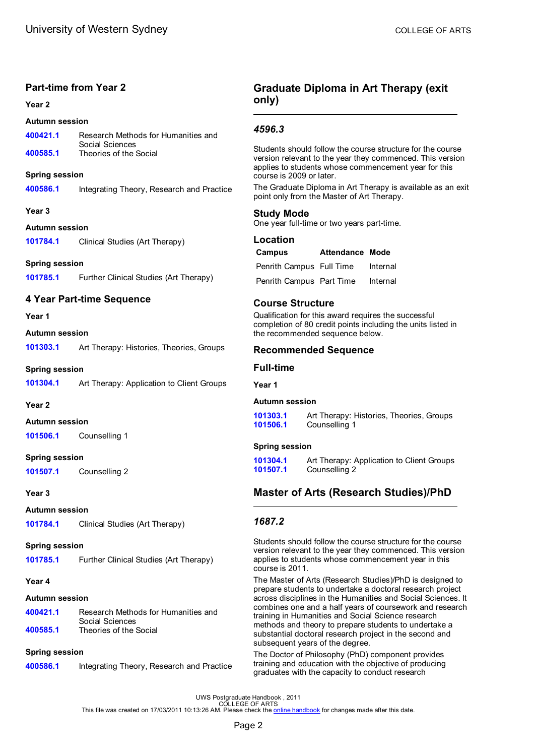## Part-time from Year 2

**Year 2**

**Autumn session**

| | |
|---|---|
| 400421.1 | Research Methods for Humanities and Social Sciences |
| 400585.1 | Theories of the Social |

**Spring session**

| | |
|---|---|
| 400586.1 | Integrating Theory, Research and Practice |

**Year 3**

**Autumn session**

| | |
|---|---|
| 101784.1 | Clinical Studies (Art Therapy) |

**Spring session**

| | |
|---|---|
| 101785.1 | Further Clinical Studies (Art Therapy) |

## 4 Year Part-time Sequence

**Year 1**

**Autumn session**

| | |
|---|---|
| 101303.1 | Art Therapy: Histories, Theories, Groups |

**Spring session**

| | |
|---|---|
| 101304.1 | Art Therapy: Application to Client Groups |

**Year 2**

**Autumn session**

| | |
|---|---|
| 101506.1 | Counselling 1 |

**Spring session**

| | |
|---|---|
| 101507.1 | Counselling 2 |

**Year 3**

**Autumn session**

| | |
|---|---|
| 101784.1 | Clinical Studies (Art Therapy) |

**Spring session**

| | |
|---|---|
| 101785.1 | Further Clinical Studies (Art Therapy) |

**Year 4**

**Autumn session**

| | |
|---|---|
| 400421.1 | Research Methods for Humanities and Social Sciences |
| 400585.1 | Theories of the Social |

**Spring session**

| | |
|---|---|
| 400586.1 | Integrating Theory, Research and Practice |

# Graduate Diploma in Art Therapy (exit only)

### *4596.3*

Students should follow the course structure for the course version relevant to the year they commenced. This version applies to students whose commencement year for this course is 2009 or later.

The Graduate Diploma in Art Therapy is available as an exit point only from the Master of Art Therapy.

### Study Mode

One year full-time or two years part-time.

### Location

| Campus | Attendance | Mode |
|---|---|---|
| Penrith Campus | Full Time | Internal |
| Penrith Campus | Part Time | Internal |

### Course Structure

Qualification for this award requires the successful completion of 80 credit points including the units listed in the recommended sequence below.

### Recommended Sequence

## Full-time

**Year 1**

**Autumn session**

| | |
|---|---|
| 101303.1 | Art Therapy: Histories, Theories, Groups |
| 101506.1 | Counselling 1 |

**Spring session**

| | |
|---|---|
| 101304.1 | Art Therapy: Application to Client Groups |
| 101507.1 | Counselling 2 |

# Master of Arts (Research Studies)/PhD

### *1687.2*

Students should follow the course structure for the course version relevant to the year they commenced. This version applies to students whose commencement year in this course is 2011.

The Master of Arts (Research Studies)/PhD is designed to prepare students to undertake a doctoral research project across disciplines in the Humanities and Social Sciences. It combines one and a half years of coursework and research training in Humanities and Social Science research methods and theory to prepare students to undertake a substantial doctoral research project in the second and subsequent years of the degree.

The Doctor of Philosophy (PhD) component provides training and education with the objective of producing graduates with the capacity to conduct research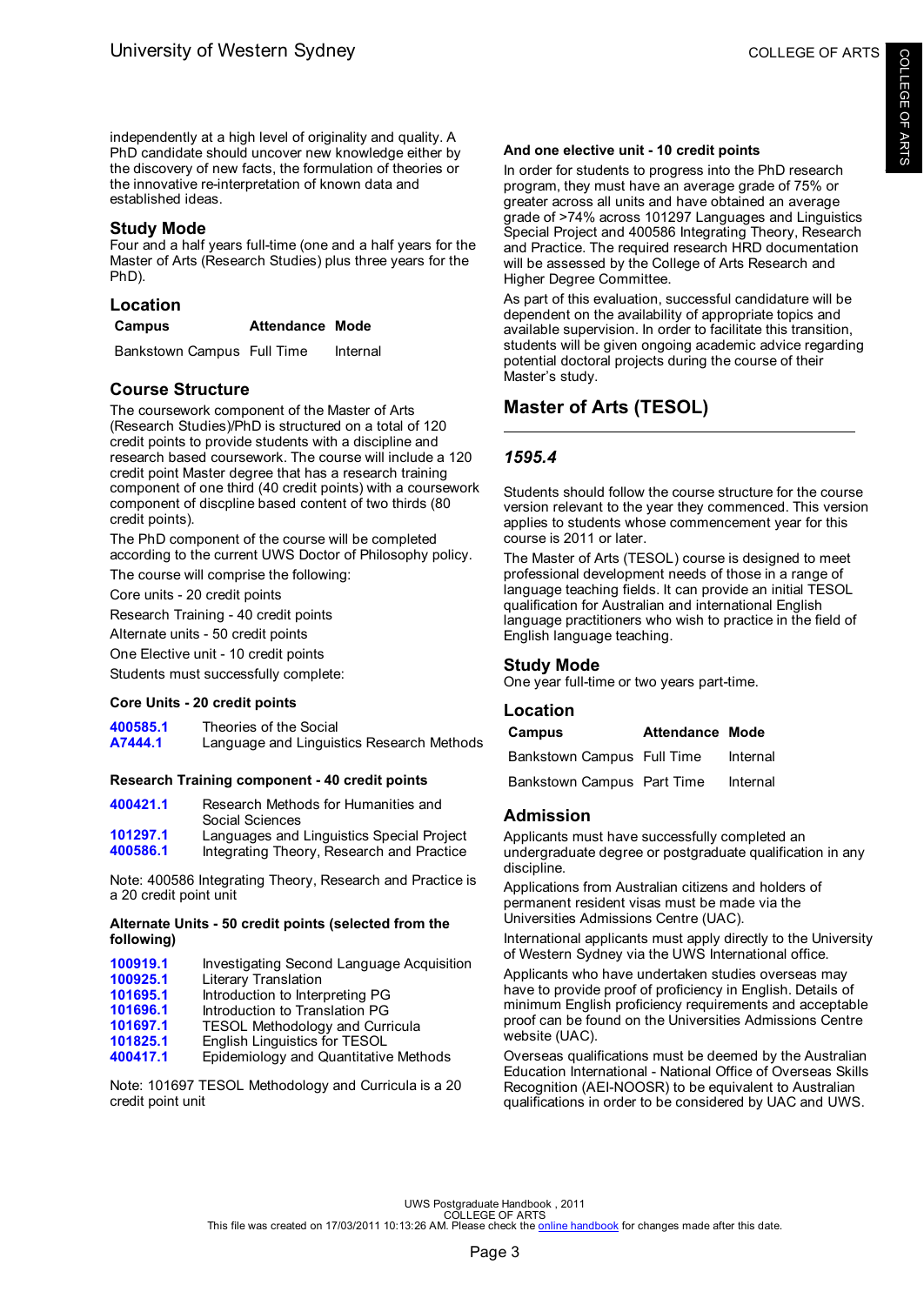independently at a high level of originality and quality. A PhD candidate should uncover new knowledge either by the discovery of new facts, the formulation of theories or the innovative re-interpretation of known data and established ideas.

### Study Mode

Four and a half years full-time (one and a half years for the Master of Arts (Research Studies) plus three years for the PhD).

### Location

| Campus | Attendance | Mode |
|---|---|---|
| Bankstown Campus | Full Time | Internal |

### Course Structure

The coursework component of the Master of Arts (Research Studies)/PhD is structured on a total of 120 credit points to provide students with a discipline and research based coursework. The course will include a 120 credit point Master degree that has a research training component of one third (40 credit points) with a coursework component of discpline based content of two thirds (80 credit points).

The PhD component of the course will be completed according to the current UWS Doctor of Philosophy policy.

The course will comprise the following:

Core units - 20 credit points

Research Training - 40 credit points

Alternate units - 50 credit points

One Elective unit - 10 credit points

Students must successfully complete:

**Core Units - 20 credit points**

| | |
|---|---|
| 400585.1 | Theories of the Social |
| A7444.1 | Language and Linguistics Research Methods |

**Research Training component - 40 credit points**

| | |
|---|---|
| 400421.1 | Research Methods for Humanities and Social Sciences |
| 101297.1 | Languages and Linguistics Special Project |
| 400586.1 | Integrating Theory, Research and Practice |

Note: 400586 Integrating Theory, Research and Practice is a 20 credit point unit

**Alternate Units - 50 credit points (selected from the following)**

| | |
|---|---|
| 100919.1 | Investigating Second Language Acquisition |
| 100925.1 | Literary Translation |
| 101695.1 | Introduction to Interpreting PG |
| 101696.1 | Introduction to Translation PG |
| 101697.1 | TESOL Methodology and Curricula |
| 101825.1 | English Linguistics for TESOL |
| 400417.1 | Epidemiology and Quantitative Methods |

Note: 101697 TESOL Methodology and Curricula is a 20 credit point unit

**And one elective unit - 10 credit points**

In order for students to progress into the PhD research program, they must have an average grade of 75% or greater across all units and have obtained an average grade of >74% across 101297 Languages and Linguistics Special Project and 400586 Integrating Theory, Research and Practice. The required research HRD documentation will be assessed by the College of Arts Research and Higher Degree Committee.

As part of this evaluation, successful candidature will be dependent on the availability of appropriate topics and available supervision. In order to facilitate this transition, students will be given ongoing academic advice regarding potential doctoral projects during the course of their Master's study.

## Master of Arts (TESOL)

### *1595.4*

Students should follow the course structure for the course version relevant to the year they commenced. This version applies to students whose commencement year for this course is 2011 or later.

The Master of Arts (TESOL) course is designed to meet professional development needs of those in a range of language teaching fields. It can provide an initial TESOL qualification for Australian and international English language practitioners who wish to practice in the field of English language teaching.

### Study Mode

One year full-time or two years part-time.

### Location

| Campus | Attendance | Mode |
|---|---|---|
| Bankstown Campus | Full Time | Internal |
| Bankstown Campus | Part Time | Internal |

### Admission

Applicants must have successfully completed an undergraduate degree or postgraduate qualification in any discipline.

Applications from Australian citizens and holders of permanent resident visas must be made via the Universities Admissions Centre (UAC).

International applicants must apply directly to the University of Western Sydney via the UWS International office.

Applicants who have undertaken studies overseas may have to provide proof of proficiency in English. Details of minimum English proficiency requirements and acceptable proof can be found on the Universities Admissions Centre website (UAC).

Overseas qualifications must be deemed by the Australian Education International - National Office of Overseas Skills Recognition (AEI-NOOSR) to be equivalent to Australian qualifications in order to be considered by UAC and UWS.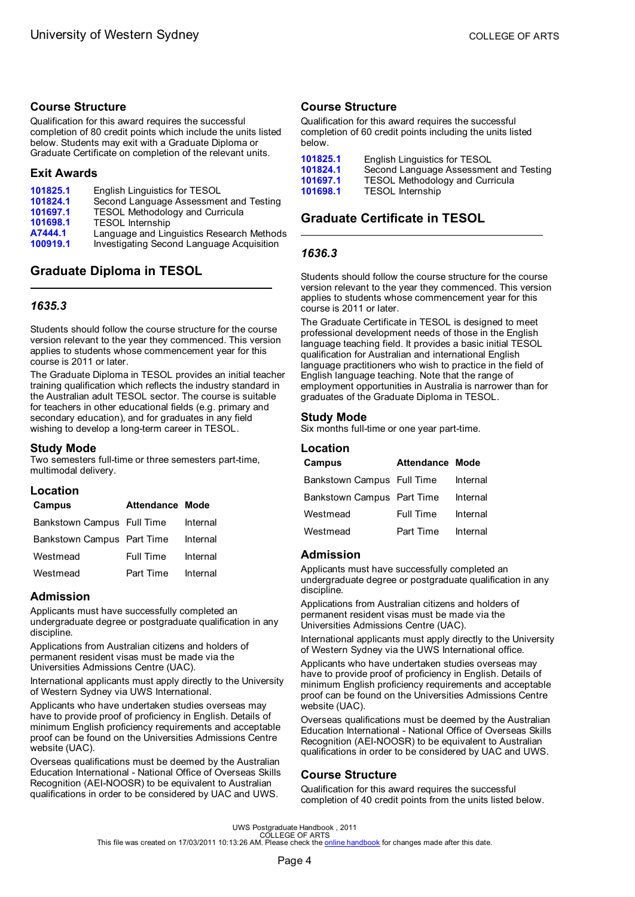## Course Structure

Qualification for this award requires the successful completion of 80 credit points which include the units listed below. Students may exit with a Graduate Diploma or Graduate Certificate on completion of the relevant units.

### Exit Awards

| | |
|---|---|
| **101825.1** | English Linguistics for TESOL |
| **101824.1** | Second Language Assessment and Testing |
| **101697.1** | TESOL Methodology and Curricula |
| **101698.1** | TESOL Internship |
| **A7444.1** | Language and Linguistics Research Methods |
| **100919.1** | Investigating Second Language Acquisition |

## Graduate Diploma in TESOL

### *1635.3*

Students should follow the course structure for the course version relevant to the year they commenced. This version applies to students whose commencement year for this course is 2011 or later.

The Graduate Diploma in TESOL provides an initial teacher training qualification which reflects the industry standard in the Australian adult TESOL sector. The course is suitable for teachers in other educational fields (e.g. primary and secondary education), and for graduates in any field wishing to develop a long-term career in TESOL.

### Study Mode

Two semesters full-time or three semesters part-time, multimodal delivery.

### Location

| Campus | Attendance | Mode |
|---|---|---|
| Bankstown Campus | Full Time | Internal |
| Bankstown Campus | Part Time | Internal |
| Westmead | Full Time | Internal |
| Westmead | Part Time | Internal |

### Admission

Applicants must have successfully completed an undergraduate degree or postgraduate qualification in any discipline.

Applications from Australian citizens and holders of permanent resident visas must be made via the Universities Admissions Centre (UAC).

International applicants must apply directly to the University of Western Sydney via UWS International.

Applicants who have undertaken studies overseas may have to provide proof of proficiency in English. Details of minimum English proficiency requirements and acceptable proof can be found on the Universities Admissions Centre website (UAC).

Overseas qualifications must be deemed by the Australian Education International - National Office of Overseas Skills Recognition (AEI-NOOSR) to be equivalent to Australian qualifications in order to be considered by UAC and UWS.

### Course Structure

Qualification for this award requires the successful completion of 60 credit points including the units listed below.

| | |
|---|---|
| **101825.1** | English Linguistics for TESOL |
| **101824.1** | Second Language Assessment and Testing |
| **101697.1** | TESOL Methodology and Curricula |
| **101698.1** | TESOL Internship |

## Graduate Certificate in TESOL

### *1636.3*

Students should follow the course structure for the course version relevant to the year they commenced. This version applies to students whose commencement year for this course is 2011 or later.

The Graduate Certificate in TESOL is designed to meet professional development needs of those in the English language teaching field. It provides a basic initial TESOL qualification for Australian and international English language practitioners who wish to practice in the field of English language teaching. Note that the range of employment opportunities in Australia is narrower than for graduates of the Graduate Diploma in TESOL.

### Study Mode

Six months full-time or one year part-time.

### Location

| Campus | Attendance | Mode |
|---|---|---|
| Bankstown Campus | Full Time | Internal |
| Bankstown Campus | Part Time | Internal |
| Westmead | Full Time | Internal |
| Westmead | Part Time | Internal |

### Admission

Applicants must have successfully completed an undergraduate degree or postgraduate qualification in any discipline.

Applications from Australian citizens and holders of permanent resident visas must be made via the Universities Admissions Centre (UAC).

International applicants must apply directly to the University of Western Sydney via the UWS International office.

Applicants who have undertaken studies overseas may have to provide proof of proficiency in English. Details of minimum English proficiency requirements and acceptable proof can be found on the Universities Admissions Centre website (UAC).

Overseas qualifications must be deemed by the Australian Education International - National Office of Overseas Skills Recognition (AEI-NOOSR) to be equivalent to Australian qualifications in order to be considered by UAC and UWS.

### Course Structure

Qualification for this award requires the successful completion of 40 credit points from the units listed below.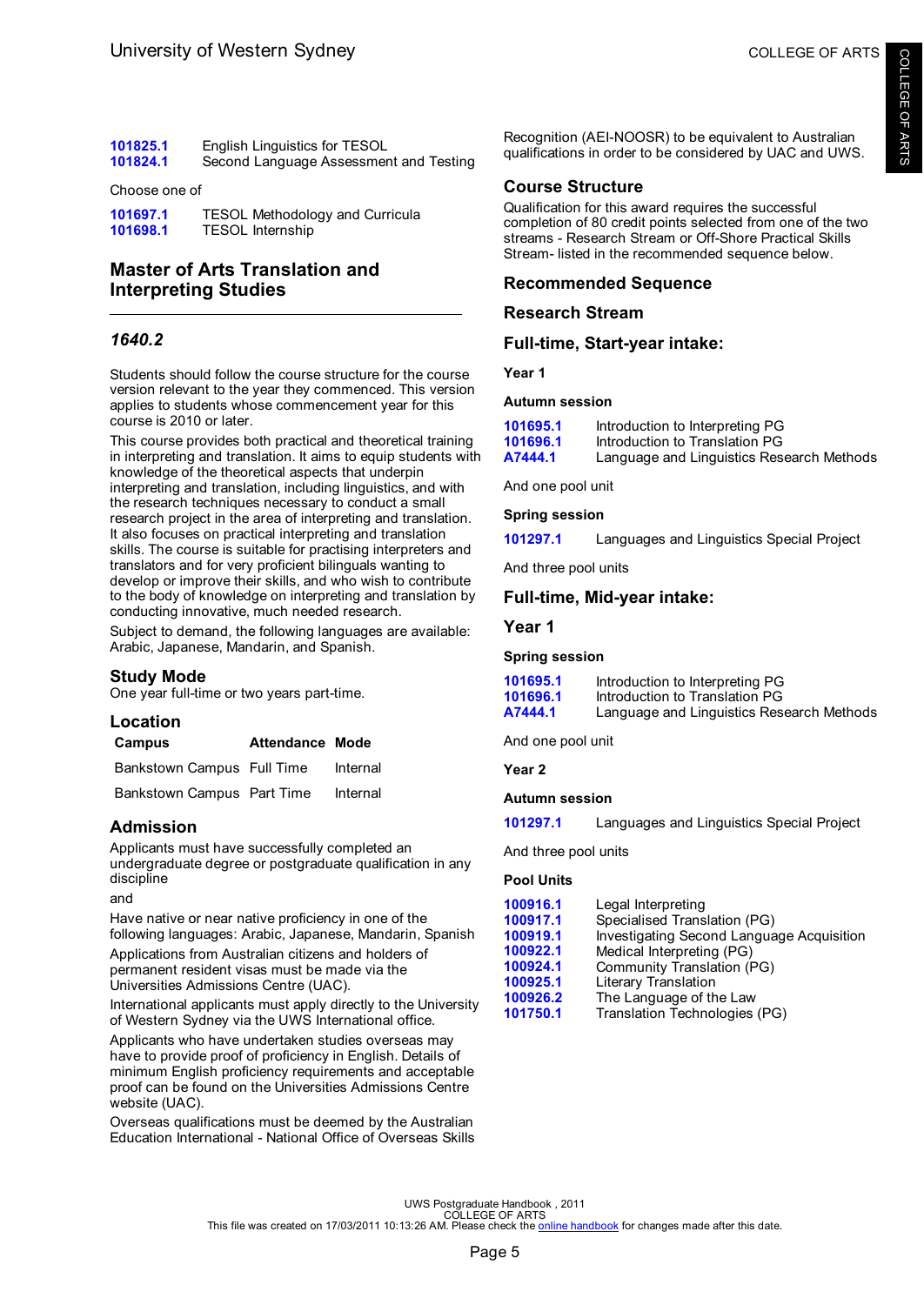| | |
|---|---|
| 101825.1 | English Linguistics for TESOL |
| 101824.1 | Second Language Assessment and Testing |

Choose one of

| | |
|---|---|
| 101697.1 | TESOL Methodology and Curricula |
| 101698.1 | TESOL Internship |

## Master of Arts Translation and Interpreting Studies

### *1640.2*

Students should follow the course structure for the course version relevant to the year they commenced. This version applies to students whose commencement year for this course is 2010 or later.

This course provides both practical and theoretical training in interpreting and translation. It aims to equip students with knowledge of the theoretical aspects that underpin interpreting and translation, including linguistics, and with the research techniques necessary to conduct a small research project in the area of interpreting and translation. It also focuses on practical interpreting and translation skills. The course is suitable for practising interpreters and translators and for very proficient bilinguals wanting to develop or improve their skills, and who wish to contribute to the body of knowledge on interpreting and translation by conducting innovative, much needed research.

Subject to demand, the following languages are available: Arabic, Japanese, Mandarin, and Spanish.

### Study Mode

One year full-time or two years part-time.

### Location

| Campus | Attendance | Mode |
|---|---|---|
| Bankstown Campus | Full Time | Internal |
| Bankstown Campus | Part Time | Internal |

### Admission

Applicants must have successfully completed an undergraduate degree or postgraduate qualification in any discipline

and

Have native or near native proficiency in one of the following languages: Arabic, Japanese, Mandarin, Spanish

Applications from Australian citizens and holders of permanent resident visas must be made via the Universities Admissions Centre (UAC).

International applicants must apply directly to the University of Western Sydney via the UWS International office.

Applicants who have undertaken studies overseas may have to provide proof of proficiency in English. Details of minimum English proficiency requirements and acceptable proof can be found on the Universities Admissions Centre website (UAC).

Overseas qualifications must be deemed by the Australian Education International - National Office of Overseas Skills Recognition (AEI-NOOSR) to be equivalent to Australian qualifications in order to be considered by UAC and UWS.

### Course Structure

Qualification for this award requires the successful completion of 80 credit points selected from one of the two streams - Research Stream or Off-Shore Practical Skills Stream- listed in the recommended sequence below.

### Recommended Sequence

### Research Stream

### Full-time, Start-year intake:

**Year 1**

**Autumn session**

| | |
|---|---|
| 101695.1 | Introduction to Interpreting PG |
| 101696.1 | Introduction to Translation PG |
| A7444.1 | Language and Linguistics Research Methods |

And one pool unit

**Spring session**

| | |
|---|---|
| 101297.1 | Languages and Linguistics Special Project |

And three pool units

### Full-time, Mid-year intake:

### Year 1

**Spring session**

| | |
|---|---|
| 101695.1 | Introduction to Interpreting PG |
| 101696.1 | Introduction to Translation PG |
| A7444.1 | Language and Linguistics Research Methods |

And one pool unit

**Year 2**

**Autumn session**

| | |
|---|---|
| 101297.1 | Languages and Linguistics Special Project |

And three pool units

**Pool Units**

| | |
|---|---|
| 100916.1 | Legal Interpreting |
| 100917.1 | Specialised Translation (PG) |
| 100919.1 | Investigating Second Language Acquisition |
| 100922.1 | Medical Interpreting (PG) |
| 100924.1 | Community Translation (PG) |
| 100925.1 | Literary Translation |
| 100926.2 | The Language of the Law |
| 101750.1 | Translation Technologies (PG) |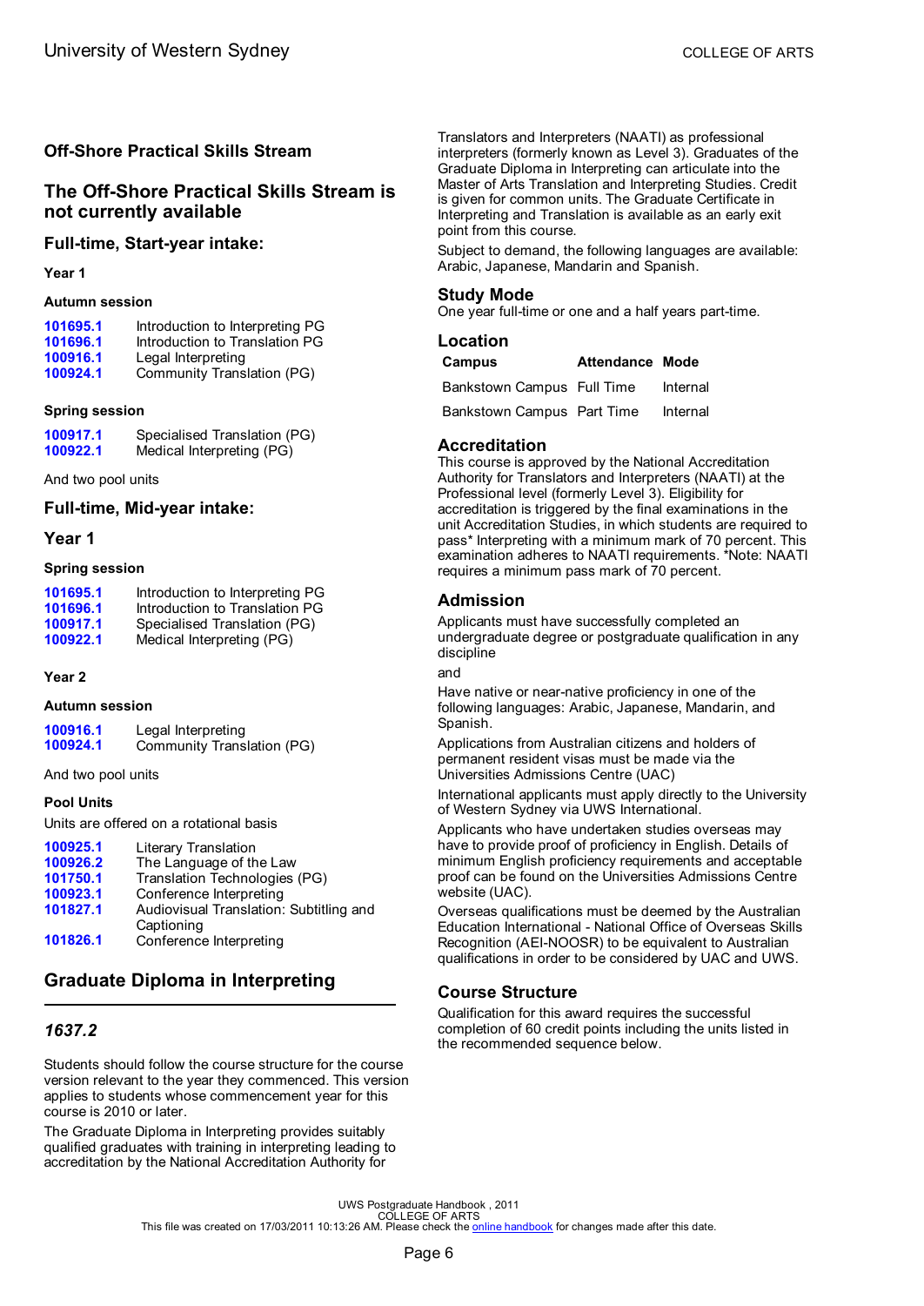## Off-Shore Practical Skills Stream

## The Off-Shore Practical Skills Stream is not currently available

### Full-time, Start-year intake:

#### Year 1

#### Autumn session

| | |
|---|---|
| **101695.1** | Introduction to Interpreting PG |
| **101696.1** | Introduction to Translation PG |
| **100916.1** | Legal Interpreting |
| **100924.1** | Community Translation (PG) |

#### Spring session

| | |
|---|---|
| **100917.1** | Specialised Translation (PG) |
| **100922.1** | Medical Interpreting (PG) |

And two pool units

### Full-time, Mid-year intake:

### Year 1

#### Spring session

| | |
|---|---|
| **101695.1** | Introduction to Interpreting PG |
| **101696.1** | Introduction to Translation PG |
| **100917.1** | Specialised Translation (PG) |
| **100922.1** | Medical Interpreting (PG) |

#### Year 2

#### Autumn session

| | |
|---|---|
| **100916.1** | Legal Interpreting |
| **100924.1** | Community Translation (PG) |

And two pool units

#### Pool Units

Units are offered on a rotational basis

| | |
|---|---|
| **100925.1** | Literary Translation |
| **100926.2** | The Language of the Law |
| **101750.1** | Translation Technologies (PG) |
| **100923.1** | Conference Interpreting |
| **101827.1** | Audiovisual Translation: Subtitling and Captioning |
| **101826.1** | Conference Interpreting |

## Graduate Diploma in Interpreting

### *1637.2*

Students should follow the course structure for the course version relevant to the year they commenced. This version applies to students whose commencement year for this course is 2010 or later.

The Graduate Diploma in Interpreting provides suitably qualified graduates with training in interpreting leading to accreditation by the National Accreditation Authority for Translators and Interpreters (NAATI) as professional interpreters (formerly known as Level 3). Graduates of the Graduate Diploma in Interpreting can articulate into the Master of Arts Translation and Interpreting Studies. Credit is given for common units. The Graduate Certificate in Interpreting and Translation is available as an early exit point from this course.

Subject to demand, the following languages are available: Arabic, Japanese, Mandarin and Spanish.

### Study Mode

One year full-time or one and a half years part-time.

### Location

| Campus | Attendance | Mode |
|---|---|---|
| Bankstown Campus | Full Time | Internal |
| Bankstown Campus | Part Time | Internal |

### Accreditation

This course is approved by the National Accreditation Authority for Translators and Interpreters (NAATI) at the Professional level (formerly Level 3). Eligibility for accreditation is triggered by the final examinations in the unit Accreditation Studies, in which students are required to pass* Interpreting with a minimum mark of 70 percent. This examination adheres to NAATI requirements. *Note: NAATI requires a minimum pass mark of 70 percent.

### Admission

Applicants must have successfully completed an undergraduate degree or postgraduate qualification in any discipline

and

Have native or near-native proficiency in one of the following languages: Arabic, Japanese, Mandarin, and Spanish.

Applications from Australian citizens and holders of permanent resident visas must be made via the Universities Admissions Centre (UAC)

International applicants must apply directly to the University of Western Sydney via UWS International.

Applicants who have undertaken studies overseas may have to provide proof of proficiency in English. Details of minimum English proficiency requirements and acceptable proof can be found on the Universities Admissions Centre website (UAC).

Overseas qualifications must be deemed by the Australian Education International - National Office of Overseas Skills Recognition (AEI-NOOSR) to be equivalent to Australian qualifications in order to be considered by UAC and UWS.

### Course Structure

Qualification for this award requires the successful completion of 60 credit points including the units listed in the recommended sequence below.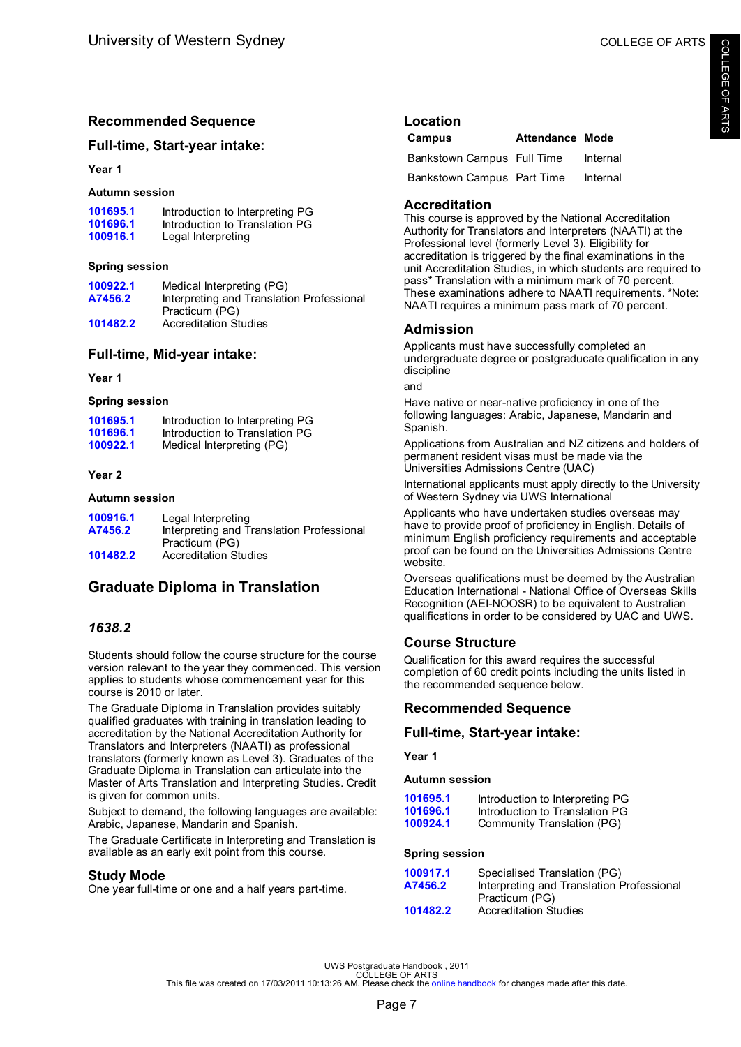## Recommended Sequence

### Full-time, Start-year intake:

**Year 1**

**Autumn session**

| | |
|---|---|
| 101695.1 | Introduction to Interpreting PG |
| 101696.1 | Introduction to Translation PG |
| 100916.1 | Legal Interpreting |

**Spring session**

| | |
|---|---|
| 100922.1 | Medical Interpreting (PG) |
| A7456.2 | Interpreting and Translation Professional Practicum (PG) |
| 101482.2 | Accreditation Studies |

### Full-time, Mid-year intake:

**Year 1**

**Spring session**

| | |
|---|---|
| 101695.1 | Introduction to Interpreting PG |
| 101696.1 | Introduction to Translation PG |
| 100922.1 | Medical Interpreting (PG) |

**Year 2**

**Autumn session**

| | |
|---|---|
| 100916.1 | Legal Interpreting |
| A7456.2 | Interpreting and Translation Professional Practicum (PG) |
| 101482.2 | Accreditation Studies |

## Graduate Diploma in Translation

### *1638.2*

Students should follow the course structure for the course version relevant to the year they commenced. This version applies to students whose commencement year for this course is 2010 or later.

The Graduate Diploma in Translation provides suitably qualified graduates with training in translation leading to accreditation by the National Accreditation Authority for Translators and Interpreters (NAATI) as professional translators (formerly known as Level 3). Graduates of the Graduate Diploma in Translation can articulate into the Master of Arts Translation and Interpreting Studies. Credit is given for common units.

Subject to demand, the following languages are available: Arabic, Japanese, Mandarin and Spanish.

The Graduate Certificate in Interpreting and Translation is available as an early exit point from this course.

### Study Mode

One year full-time or one and a half years part-time.

### Location

| Campus | Attendance | Mode |
|---|---|---|
| Bankstown Campus | Full Time | Internal |
| Bankstown Campus | Part Time | Internal |

### Accreditation

This course is approved by the National Accreditation Authority for Translators and Interpreters (NAATI) at the Professional level (formerly Level 3). Eligibility for accreditation is triggered by the final examinations in the unit Accreditation Studies, in which students are required to pass* Translation with a minimum mark of 70 percent. These examinations adhere to NAATI requirements. *Note: NAATI requires a minimum pass mark of 70 percent.

### Admission

Applicants must have successfully completed an undergraduate degree or postgraduate qualification in any discipline

and

Have native or near-native proficiency in one of the following languages: Arabic, Japanese, Mandarin and Spanish.

Applications from Australian and NZ citizens and holders of permanent resident visas must be made via the Universities Admissions Centre (UAC)

International applicants must apply directly to the University of Western Sydney via UWS International

Applicants who have undertaken studies overseas may have to provide proof of proficiency in English. Details of minimum English proficiency requirements and acceptable proof can be found on the Universities Admissions Centre website.

Overseas qualifications must be deemed by the Australian Education International - National Office of Overseas Skills Recognition (AEI-NOOSR) to be equivalent to Australian qualifications in order to be considered by UAC and UWS.

### Course Structure

Qualification for this award requires the successful completion of 60 credit points including the units listed in the recommended sequence below.

### Recommended Sequence

### Full-time, Start-year intake:

**Year 1**

**Autumn session**

| | |
|---|---|
| 101695.1 | Introduction to Interpreting PG |
| 101696.1 | Introduction to Translation PG |
| 100924.1 | Community Translation (PG) |

**Spring session**

| | |
|---|---|
| 100917.1 | Specialised Translation (PG) |
| A7456.2 | Interpreting and Translation Professional Practicum (PG) |
| 101482.2 | Accreditation Studies |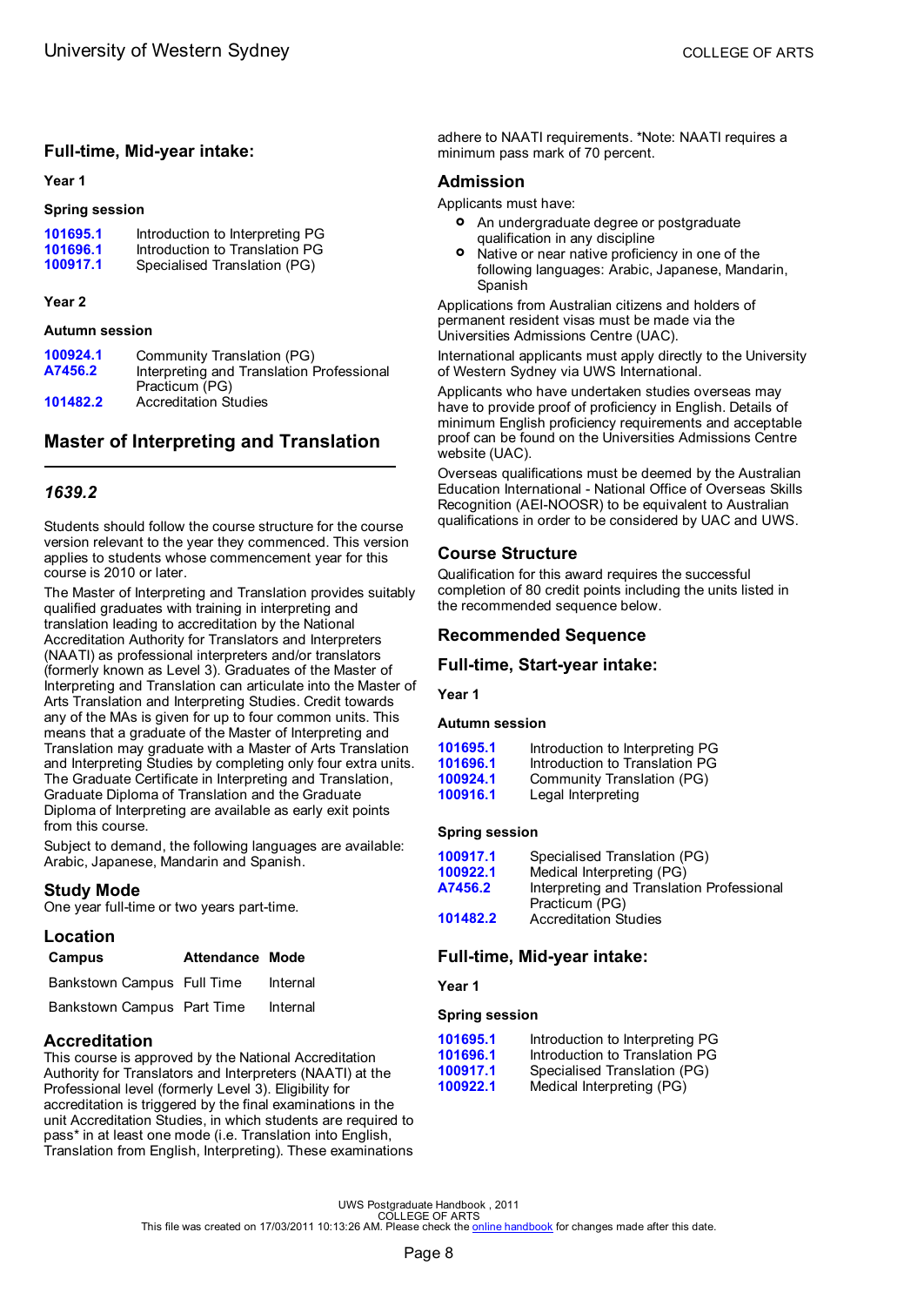## Full-time, Mid-year intake:

**Year 1**

**Spring session**

| | |
|---|---|
| **101695.1** | Introduction to Interpreting PG |
| **101696.1** | Introduction to Translation PG |
| **100917.1** | Specialised Translation (PG) |

**Year 2**

**Autumn session**

| | |
|---|---|
| **100924.1** | Community Translation (PG) |
| **A7456.2** | Interpreting and Translation Professional Practicum (PG) |
| **101482.2** | Accreditation Studies |

# Master of Interpreting and Translation

### *1639.2*

Students should follow the course structure for the course version relevant to the year they commenced. This version applies to students whose commencement year for this course is 2010 or later.

The Master of Interpreting and Translation provides suitably qualified graduates with training in interpreting and translation leading to accreditation by the National Accreditation Authority for Translators and Interpreters (NAATI) as professional interpreters and/or translators (formerly known as Level 3). Graduates of the Master of Interpreting and Translation can articulate into the Master of Arts Translation and Interpreting Studies. Credit towards any of the MAs is given for up to four common units. This means that a graduate of the Master of Interpreting and Translation may graduate with a Master of Arts Translation and Interpreting Studies by completing only four extra units. The Graduate Certificate in Interpreting and Translation, Graduate Diploma of Translation and the Graduate Diploma of Interpreting are available as early exit points from this course.

Subject to demand, the following languages are available: Arabic, Japanese, Mandarin and Spanish.

## Study Mode

One year full-time or two years part-time.

## Location

| Campus | Attendance | Mode |
|---|---|---|
| Bankstown Campus | Full Time | Internal |
| Bankstown Campus | Part Time | Internal |

## Accreditation

This course is approved by the National Accreditation Authority for Translators and Interpreters (NAATI) at the Professional level (formerly Level 3). Eligibility for accreditation is triggered by the final examinations in the unit Accreditation Studies, in which students are required to pass* in at least one mode (i.e. Translation into English, Translation from English, Interpreting). These examinations adhere to NAATI requirements. *Note: NAATI requires a minimum pass mark of 70 percent.

## Admission

Applicants must have:

- An undergraduate degree or postgraduate qualification in any discipline
- Native or near native proficiency in one of the following languages: Arabic, Japanese, Mandarin, Spanish

Applications from Australian citizens and holders of permanent resident visas must be made via the Universities Admissions Centre (UAC).

International applicants must apply directly to the University of Western Sydney via UWS International.

Applicants who have undertaken studies overseas may have to provide proof of proficiency in English. Details of minimum English proficiency requirements and acceptable proof can be found on the Universities Admissions Centre website (UAC).

Overseas qualifications must be deemed by the Australian Education International - National Office of Overseas Skills Recognition (AEI-NOOSR) to be equivalent to Australian qualifications in order to be considered by UAC and UWS.

## Course Structure

Qualification for this award requires the successful completion of 80 credit points including the units listed in the recommended sequence below.

## Recommended Sequence

## Full-time, Start-year intake:

**Year 1**

**Autumn session**

| | |
|---|---|
| **101695.1** | Introduction to Interpreting PG |
| **101696.1** | Introduction to Translation PG |
| **100924.1** | Community Translation (PG) |
| **100916.1** | Legal Interpreting |

**Spring session**

| | |
|---|---|
| **100917.1** | Specialised Translation (PG) |
| **100922.1** | Medical Interpreting (PG) |
| **A7456.2** | Interpreting and Translation Professional Practicum (PG) |
| **101482.2** | Accreditation Studies |

## Full-time, Mid-year intake:

**Year 1**

**Spring session**

| | |
|---|---|
| **101695.1** | Introduction to Interpreting PG |
| **101696.1** | Introduction to Translation PG |
| **100917.1** | Specialised Translation (PG) |
| **100922.1** | Medical Interpreting (PG) |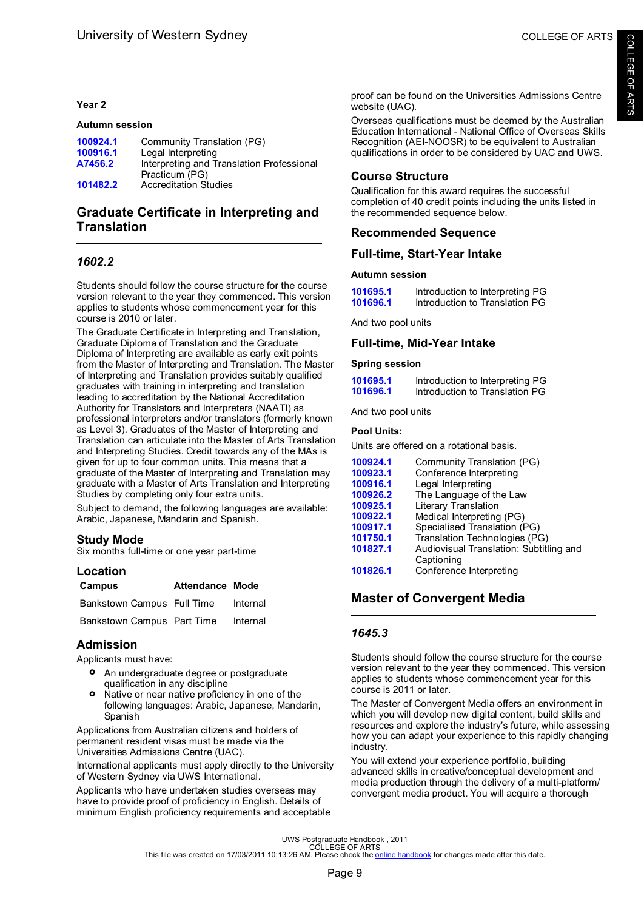### Year 2

#### Autumn session

| | |
|---|---|
| **100924.1** | Community Translation (PG) |
| **100916.1** | Legal Interpreting |
| **A7456.2** | Interpreting and Translation Professional Practicum (PG) |
| **101482.2** | Accreditation Studies |

## Graduate Certificate in Interpreting and Translation

### *1602.2*

Students should follow the course structure for the course version relevant to the year they commenced. This version applies to students whose commencement year for this course is 2010 or later.

The Graduate Certificate in Interpreting and Translation, Graduate Diploma of Translation and the Graduate Diploma of Interpreting are available as early exit points from the Master of Interpreting and Translation. The Master of Interpreting and Translation provides suitably qualified graduates with training in interpreting and translation leading to accreditation by the National Accreditation Authority for Translators and Interpreters (NAATI) as professional interpreters and/or translators (formerly known as Level 3). Graduates of the Master of Interpreting and Translation can articulate into the Master of Arts Translation and Interpreting Studies. Credit towards any of the MAs is given for up to four common units. This means that a graduate of the Master of Interpreting and Translation may graduate with a Master of Arts Translation and Interpreting Studies by completing only four extra units.

Subject to demand, the following languages are available: Arabic, Japanese, Mandarin and Spanish.

### Study Mode

Six months full-time or one year part-time

### Location

| Campus | Attendance | Mode |
|---|---|---|
| Bankstown Campus | Full Time | Internal |
| Bankstown Campus | Part Time | Internal |

### Admission

Applicants must have:

- An undergraduate degree or postgraduate qualification in any discipline
- Native or near native proficiency in one of the following languages: Arabic, Japanese, Mandarin, Spanish

Applications from Australian citizens and holders of permanent resident visas must be made via the Universities Admissions Centre (UAC).

International applicants must apply directly to the University of Western Sydney via UWS International.

Applicants who have undertaken studies overseas may have to provide proof of proficiency in English. Details of minimum English proficiency requirements and acceptable proof can be found on the Universities Admissions Centre website (UAC).

Overseas qualifications must be deemed by the Australian Education International - National Office of Overseas Skills Recognition (AEI-NOOSR) to be equivalent to Australian qualifications in order to be considered by UAC and UWS.

### Course Structure

Qualification for this award requires the successful completion of 40 credit points including the units listed in the recommended sequence below.

### Recommended Sequence

### Full-time, Start-Year Intake

#### Autumn session

| | |
|---|---|
| **101695.1** | Introduction to Interpreting PG |
| **101696.1** | Introduction to Translation PG |

And two pool units

### Full-time, Mid-Year Intake

#### Spring session

| | |
|---|---|
| **101695.1** | Introduction to Interpreting PG |
| **101696.1** | Introduction to Translation PG |

And two pool units

#### Pool Units:

Units are offered on a rotational basis.

| | |
|---|---|
| **100924.1** | Community Translation (PG) |
| **100923.1** | Conference Interpreting |
| **100916.1** | Legal Interpreting |
| **100926.2** | The Language of the Law |
| **100925.1** | Literary Translation |
| **100922.1** | Medical Interpreting (PG) |
| **100917.1** | Specialised Translation (PG) |
| **101750.1** | Translation Technologies (PG) |
| **101827.1** | Audiovisual Translation: Subtitling and Captioning |
| **101826.1** | Conference Interpreting |

## Master of Convergent Media

### *1645.3*

Students should follow the course structure for the course version relevant to the year they commenced. This version applies to students whose commencement year for this course is 2011 or later.

The Master of Convergent Media offers an environment in which you will develop new digital content, build skills and resources and explore the industry's future, while assessing how you can adapt your experience to this rapidly changing industry.

You will extend your experience portfolio, building advanced skills in creative/conceptual development and media production through the delivery of a multi-platform/ convergent media product. You will acquire a thorough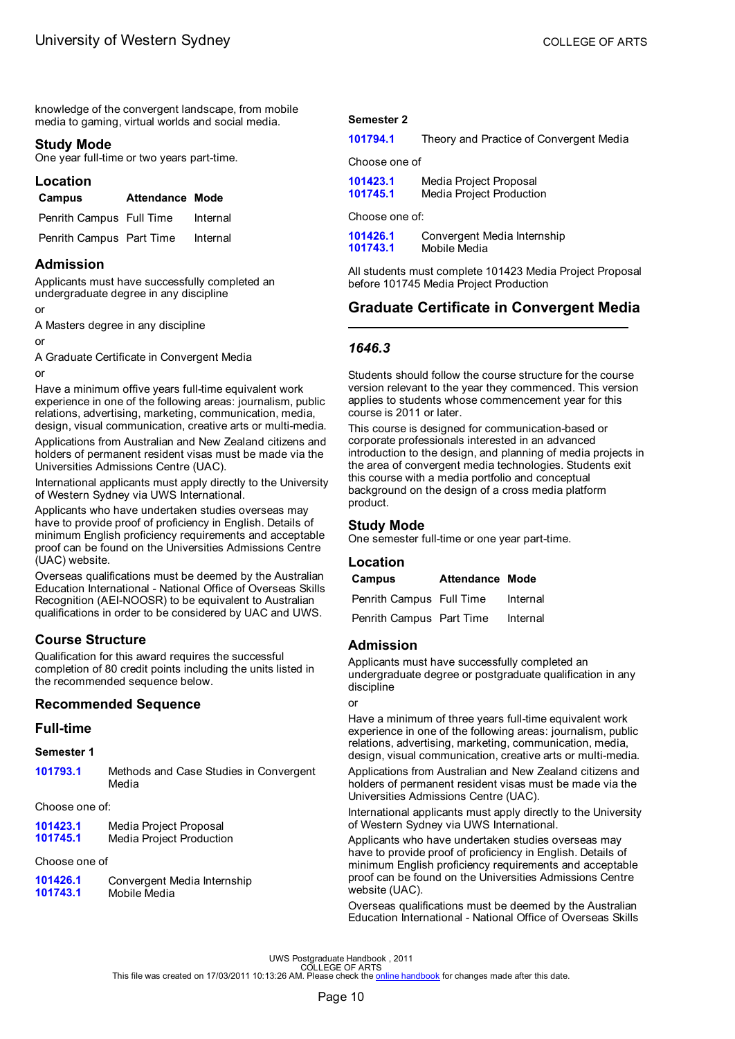knowledge of the convergent landscape, from mobile media to gaming, virtual worlds and social media.

### Study Mode

One year full-time or two years part-time.

### Location

| Campus | Attendance | Mode |
|---|---|---|
| Penrith Campus | Full Time | Internal |
| Penrith Campus | Part Time | Internal |

### Admission

Applicants must have successfully completed an undergraduate degree in any discipline

or

A Masters degree in any discipline

or

A Graduate Certificate in Convergent Media

or

Have a minimum offive years full-time equivalent work experience in one of the following areas: journalism, public relations, advertising, marketing, communication, media, design, visual communication, creative arts or multi-media.

Applications from Australian and New Zealand citizens and holders of permanent resident visas must be made via the Universities Admissions Centre (UAC).

International applicants must apply directly to the University of Western Sydney via UWS International.

Applicants who have undertaken studies overseas may have to provide proof of proficiency in English. Details of minimum English proficiency requirements and acceptable proof can be found on the Universities Admissions Centre (UAC) website.

Overseas qualifications must be deemed by the Australian Education International - National Office of Overseas Skills Recognition (AEI-NOOSR) to be equivalent to Australian qualifications in order to be considered by UAC and UWS.

### Course Structure

Qualification for this award requires the successful completion of 80 credit points including the units listed in the recommended sequence below.

### Recommended Sequence

### Full-time

#### Semester 1

| | |
|---|---|
| 101793.1 | Methods and Case Studies in Convergent Media |

Choose one of:

| | |
|---|---|
| 101423.1 | Media Project Proposal |
| 101745.1 | Media Project Production |

Choose one of

| | |
|---|---|
| 101426.1 | Convergent Media Internship |
| 101743.1 | Mobile Media |

#### Semester 2

| | |
|---|---|
| 101794.1 | Theory and Practice of Convergent Media |

Choose one of

| | |
|---|---|
| 101423.1 | Media Project Proposal |
| 101745.1 | Media Project Production |

Choose one of:

| | |
|---|---|
| 101426.1 | Convergent Media Internship |
| 101743.1 | Mobile Media |

All students must complete 101423 Media Project Proposal before 101745 Media Project Production

## Graduate Certificate in Convergent Media

### *1646.3*

Students should follow the course structure for the course version relevant to the year they commenced. This version applies to students whose commencement year for this course is 2011 or later.

This course is designed for communication-based or corporate professionals interested in an advanced introduction to the design, and planning of media projects in the area of convergent media technologies. Students exit this course with a media portfolio and conceptual background on the design of a cross media platform product.

### Study Mode

One semester full-time or one year part-time.

### Location

| Campus | Attendance | Mode |
|---|---|---|
| Penrith Campus | Full Time | Internal |
| Penrith Campus | Part Time | Internal |

### Admission

Applicants must have successfully completed an undergraduate degree or postgraduate qualification in any discipline

or

Have a minimum of three years full-time equivalent work experience in one of the following areas: journalism, public relations, advertising, marketing, communication, media, design, visual communication, creative arts or multi-media.

Applications from Australian and New Zealand citizens and holders of permanent resident visas must be made via the Universities Admissions Centre (UAC).

International applicants must apply directly to the University of Western Sydney via UWS International.

Applicants who have undertaken studies overseas may have to provide proof of proficiency in English. Details of minimum English proficiency requirements and acceptable proof can be found on the Universities Admissions Centre website (UAC).

Overseas qualifications must be deemed by the Australian Education International - National Office of Overseas Skills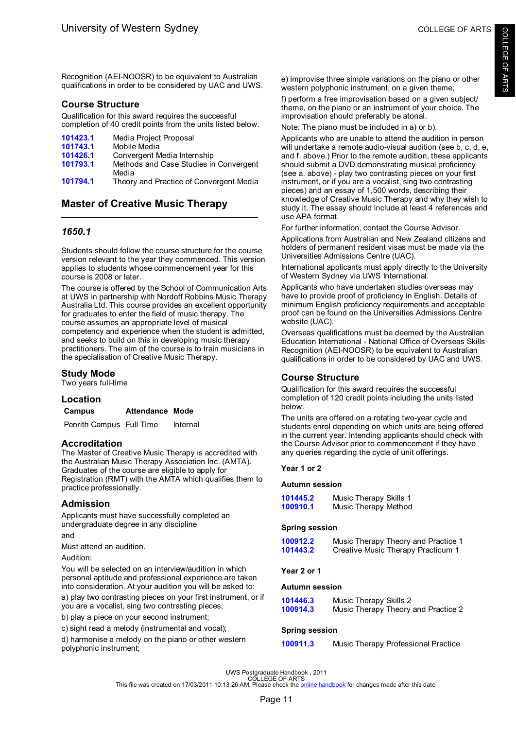Recognition (AEI-NOOSR) to be equivalent to Australian qualifications in order to be considered by UAC and UWS.

### Course Structure

Qualification for this award requires the successful completion of 40 credit points from the units listed below.

| | |
|---|---|
| 101423.1 | Media Project Proposal |
| 101743.1 | Mobile Media |
| 101426.1 | Convergent Media Internship |
| 101793.1 | Methods and Case Studies in Convergent Media |
| 101794.1 | Theory and Practice of Convergent Media |

## Master of Creative Music Therapy

### *1650.1*

Students should follow the course structure for the course version relevant to the year they commenced. This version applies to students whose commencement year for this course is 2008 or later.

The course is offered by the School of Communication Arts at UWS in partnership with Nordoff Robbins Music Therapy Australia Ltd. This course provides an excellent opportunity for graduates to enter the field of music therapy. The course assumes an appropriate level of musical competency and experience when the student is admitted, and seeks to build on this in developing music therapy practitioners. The aim of the course is to train musicians in the specialisation of Creative Music Therapy.

### Study Mode

Two years full-time

### Location

| Campus | Attendance | Mode |
|---|---|---|
| Penrith Campus | Full Time | Internal |

### Accreditation

The Master of Creative Music Therapy is accredited with the Australian Music Therapy Association Inc. (AMTA). Graduates of the course are eligible to apply for Registration (RMT) with the AMTA which qualifies them to practice professionally.

### Admission

Applicants must have successfully completed an undergraduate degree in any discipline

and

Must attend an audition.

Audition:

You will be selected on an interview/audition in which personal aptitude and professional experience are taken into consideration. At your audition you will be asked to:

a) play two contrasting pieces on your first instrument, or if you are a vocalist, sing two contrasting pieces;

b) play a piece on your second instrument;

c) sight read a melody (instrumental and vocal);

d) harmonise a melody on the piano or other western polyphonic instrument;

e) improvise three simple variations on the piano or other western polyphonic instrument, on a given theme;

f) perform a free improvisation based on a given subject/ theme, on the piano or an instrument of your choice. The improvisation should preferably be atonal.

Note: The piano must be included in a) or b).

Applicants who are unable to attend the audition in person will undertake a remote audio-visual audition (see b, c, d, e, and f. above.) Prior to the remote audition, these applicants should submit a DVD demonstrating musical proficiency (see a. above) - play two contrasting pieces on your first instrument, or if you are a vocalist, sing two contrasting pieces) and an essay of 1,500 words, describing their knowledge of Creative Music Therapy and why they wish to study it. The essay should include at least 4 references and use APA format.

For further information, contact the Course Advisor.

Applications from Australian and New Zealand citizens and holders of permanent resident visas must be made via the Universities Admissions Centre (UAC).

International applicants must apply directly to the University of Western Sydney via UWS International.

Applicants who have undertaken studies overseas may have to provide proof of proficiency in English. Details of minimum English proficiency requirements and acceptable proof can be found on the Universities Admissions Centre website (UAC).

Overseas qualifications must be deemed by the Australian Education International - National Office of Overseas Skills Recognition (AEI-NOOSR) to be equivalent to Australian qualifications in order to be considered by UAC and UWS.

### Course Structure

Qualification for this award requires the successful completion of 120 credit points including the units listed below.

The units are offered on a rotating two-year cycle and students enrol depending on which units are being offered in the current year. Intending applicants should check with the Course Advisor prior to commencement if they have any queries regarding the cycle of unit offerings.

#### Year 1 or 2

**Autumn session**

| | |
|---|---|
| 101445.2 | Music Therapy Skills 1 |
| 100910.1 | Music Therapy Method |

**Spring session**

| | |
|---|---|
| 100912.2 | Music Therapy Theory and Practice 1 |
| 101443.2 | Creative Music Therapy Practicum 1 |

#### Year 2 or 1

**Autumn session**

| | |
|---|---|
| 101446.3 | Music Therapy Skills 2 |
| 100914.3 | Music Therapy Theory and Practice 2 |

**Spring session**

| | |
|---|---|
| 100911.3 | Music Therapy Professional Practice |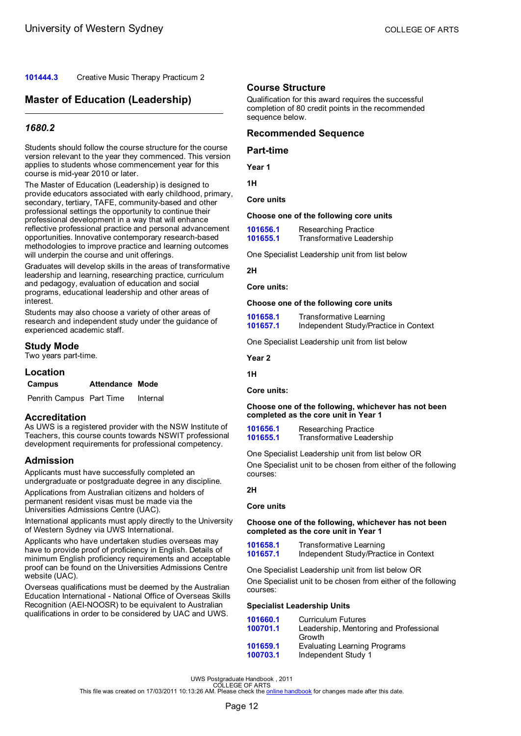| | |
|---|---|
| **101444.3** | Creative Music Therapy Practicum 2 |

## Master of Education (Leadership)

### *1680.2*

Students should follow the course structure for the course version relevant to the year they commenced. This version applies to students whose commencement year for this course is mid-year 2010 or later.

The Master of Education (Leadership) is designed to provide educators associated with early childhood, primary, secondary, tertiary, TAFE, community-based and other professional settings the opportunity to continue their professional development in a way that will enhance reflective professional practice and personal advancement opportunities. Innovative contemporary research-based methodologies to improve practice and learning outcomes will underpin the course and unit offerings.

Graduates will develop skills in the areas of transformative leadership and learning, researching practice, curriculum and pedagogy, evaluation of education and social programs, educational leadership and other areas of interest.

Students may also choose a variety of other areas of research and independent study under the guidance of experienced academic staff.

### Study Mode

Two years part-time.

### Location

| Campus | Attendance | Mode |
|---|---|---|
| Penrith Campus | Part Time | Internal |

### Accreditation

As UWS is a registered provider with the NSW Institute of Teachers, this course counts towards NSWIT professional development requirements for professional competency.

### Admission

Applicants must have successfully completed an undergraduate or postgraduate degree in any discipline.

Applications from Australian citizens and holders of permanent resident visas must be made via the Universities Admissions Centre (UAC).

International applicants must apply directly to the University of Western Sydney via UWS International.

Applicants who have undertaken studies overseas may have to provide proof of proficiency in English. Details of minimum English proficiency requirements and acceptable proof can be found on the Universities Admissions Centre website (UAC).

Overseas qualifications must be deemed by the Australian Education International - National Office of Overseas Skills Recognition (AEI-NOOSR) to be equivalent to Australian qualifications in order to be considered by UAC and UWS.

### Course Structure

Qualification for this award requires the successful completion of 80 credit points in the recommended sequence below.

### Recommended Sequence

### Part-time

**Year 1**

**1H**

**Core units**

**Choose one of the following core units**

| | |
|---|---|
| **101656.1** | Researching Practice |
| **101655.1** | Transformative Leadership |

One Specialist Leadership unit from list below

**2H**

**Core units:**

**Choose one of the following core units**

| | |
|---|---|
| **101658.1** | Transformative Learning |
| **101657.1** | Independent Study/Practice in Context |

One Specialist Leadership unit from list below

**Year 2**

**1H**

**Core units:**

**Choose one of the following, whichever has not been completed as the core unit in Year 1**

| | |
|---|---|
| **101656.1** | Researching Practice |
| **101655.1** | Transformative Leadership |

One Specialist Leadership unit from list below OR

One Specialist unit to be chosen from either of the following courses:

**2H**

**Core units**

**Choose one of the following, whichever has not been completed as the core unit in Year 1**

| | |
|---|---|
| **101658.1** | Transformative Learning |
| **101657.1** | Independent Study/Practice in Context |

One Specialist Leadership unit from list below OR

One Specialist unit to be chosen from either of the following courses:

**Specialist Leadership Units**

| | |
|---|---|
| **101660.1** | Curriculum Futures |
| **100701.1** | Leadership, Mentoring and Professional Growth |
| **101659.1** | Evaluating Learning Programs |
| **100703.1** | Independent Study 1 |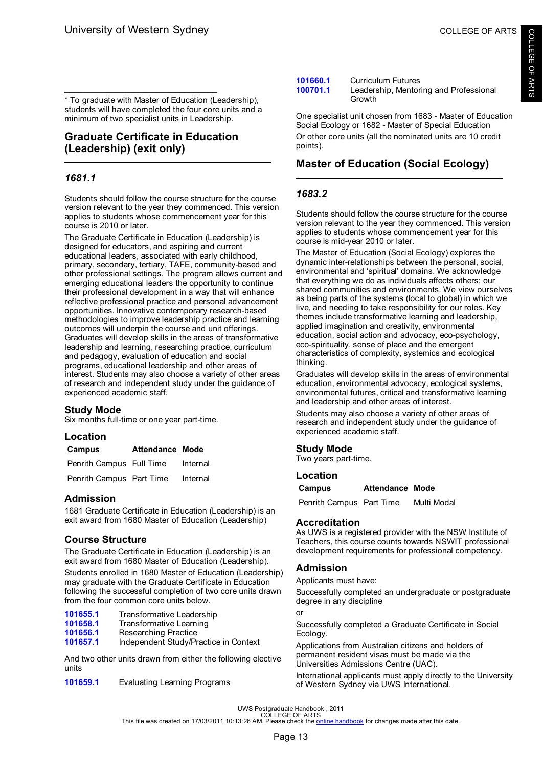* To graduate with Master of Education (Leadership), students will have completed the four core units and a minimum of two specialist units in Leadership.

## Graduate Certificate in Education (Leadership) (exit only)

### *1681.1*

Students should follow the course structure for the course version relevant to the year they commenced. This version applies to students whose commencement year for this course is 2010 or later.

The Graduate Certificate in Education (Leadership) is designed for educators, and aspiring and current educational leaders, associated with early childhood, primary, secondary, tertiary, TAFE, community-based and other professional settings. The program allows current and emerging educational leaders the opportunity to continue their professional development in a way that will enhance reflective professional practice and personal advancement opportunities. Innovative contemporary research-based methodologies to improve leadership practice and learning outcomes will underpin the course and unit offerings. Graduates will develop skills in the areas of transformative leadership and learning, researching practice, curriculum and pedagogy, evaluation of education and social programs, educational leadership and other areas of interest. Students may also choose a variety of other areas of research and independent study under the guidance of experienced academic staff.

### Study Mode

Six months full-time or one year part-time.

### Location

| Campus | Attendance | Mode |
|---|---|---|
| Penrith Campus | Full Time | Internal |
| Penrith Campus | Part Time | Internal |

### Admission

1681 Graduate Certificate in Education (Leadership) is an exit award from 1680 Master of Education (Leadership)

### Course Structure

The Graduate Certificate in Education (Leadership) is an exit award from 1680 Master of Education (Leadership).

Students enrolled in 1680 Master of Education (Leadership) may graduate with the Graduate Certificate in Education following the successful completion of two core units drawn from the four common core units below.

| | |
|---|---|
| 101655.1 | Transformative Leadership |
| 101658.1 | Transformative Learning |
| 101656.1 | Researching Practice |
| 101657.1 | Independent Study/Practice in Context |

And two other units drawn from either the following elective units

| | |
|---|---|
| 101659.1 | Evaluating Learning Programs |
| 101660.1 | Curriculum Futures |
| 100701.1 | Leadership, Mentoring and Professional Growth |

One specialist unit chosen from 1683 - Master of Education Social Ecology or 1682 - Master of Special Education

Or other core units (all the nominated units are 10 credit points).

## Master of Education (Social Ecology)

### *1683.2*

Students should follow the course structure for the course version relevant to the year they commenced. This version applies to students whose commencement year for this course is mid-year 2010 or later.

The Master of Education (Social Ecology) explores the dynamic inter-relationships between the personal, social, environmental and 'spiritual' domains. We acknowledge that everything we do as individuals affects others; our shared communities and environments. We view ourselves as being parts of the systems (local to global) in which we live, and needing to take responsibility for our roles. Key themes include transformative learning and leadership, applied imagination and creativity, environmental education, social action and advocacy, eco-psychology, eco-spirituality, sense of place and the emergent characteristics of complexity, systemics and ecological thinking.

Graduates will develop skills in the areas of environmental education, environmental advocacy, ecological systems, environmental futures, critical and transformative learning and leadership and other areas of interest.

Students may also choose a variety of other areas of research and independent study under the guidance of experienced academic staff.

### Study Mode

Two years part-time.

### Location

| Campus | Attendance | Mode |
|---|---|---|
| Penrith Campus | Part Time | Multi Modal |

### Accreditation

As UWS is a registered provider with the NSW Institute of Teachers, this course counts towards NSWIT professional development requirements for professional competency.

### Admission

Applicants must have:

Successfully completed an undergraduate or postgraduate degree in any discipline

or

Successfully completed a Graduate Certificate in Social Ecology.

Applications from Australian citizens and holders of permanent resident visas must be made via the Universities Admissions Centre (UAC).

International applicants must apply directly to the University of Western Sydney via UWS International.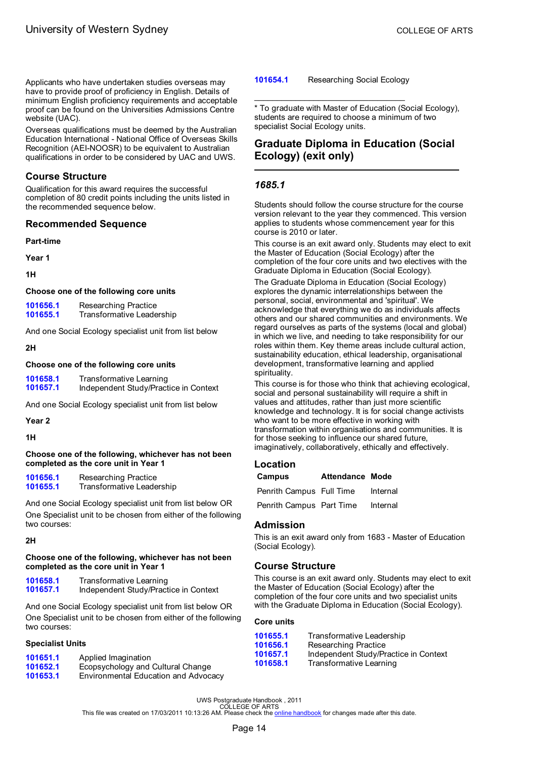Applicants who have undertaken studies overseas may have to provide proof of proficiency in English. Details of minimum English proficiency requirements and acceptable proof can be found on the Universities Admissions Centre website (UAC).

Overseas qualifications must be deemed by the Australian Education International - National Office of Overseas Skills Recognition (AEI-NOOSR) to be equivalent to Australian qualifications in order to be considered by UAC and UWS.

## Course Structure

Qualification for this award requires the successful completion of 80 credit points including the units listed in the recommended sequence below.

## Recommended Sequence

**Part-time**

**Year 1**

**1H**

**Choose one of the following core units**

| | |
|---|---|
| 101656.1 | Researching Practice |
| 101655.1 | Transformative Leadership |

And one Social Ecology specialist unit from list below

**2H**

**Choose one of the following core units**

| | |
|---|---|
| 101658.1 | Transformative Learning |
| 101657.1 | Independent Study/Practice in Context |

And one Social Ecology specialist unit from list below

**Year 2**

**1H**

**Choose one of the following, whichever has not been completed as the core unit in Year 1**

| | |
|---|---|
| 101656.1 | Researching Practice |
| 101655.1 | Transformative Leadership |

And one Social Ecology specialist unit from list below OR

One Specialist unit to be chosen from either of the following two courses:

**2H**

**Choose one of the following, whichever has not been completed as the core unit in Year 1**

| | |
|---|---|
| 101658.1 | Transformative Learning |
| 101657.1 | Independent Study/Practice in Context |

And one Social Ecology specialist unit from list below OR

One Specialist unit to be chosen from either of the following two courses:

**Specialist Units**

| | |
|---|---|
| 101651.1 | Applied Imagination |
| 101652.1 | Ecopsychology and Cultural Change |
| 101653.1 | Environmental Education and Advocacy |
| 101654.1 | Researching Social Ecology |

* To graduate with Master of Education (Social Ecology), students are required to choose a minimum of two specialist Social Ecology units.

## Graduate Diploma in Education (Social Ecology) (exit only)

### *1685.1*

Students should follow the course structure for the course version relevant to the year they commenced. This version applies to students whose commencement year for this course is 2010 or later.

This course is an exit award only. Students may elect to exit the Master of Education (Social Ecology) after the completion of the four core units and two electives with the Graduate Diploma in Education (Social Ecology).

The Graduate Diploma in Education (Social Ecology) explores the dynamic interrelationships between the personal, social, environmental and 'spiritual'. We acknowledge that everything we do as individuals affects others and our shared communities and environments. We regard ourselves as parts of the systems (local and global) in which we live, and needing to take responsibility for our roles within them. Key theme areas include cultural action, sustainability education, ethical leadership, organisational development, transformative learning and applied spirituality.

This course is for those who think that achieving ecological, social and personal sustainability will require a shift in values and attitudes, rather than just more scientific knowledge and technology. It is for social change activists who want to be more effective in working with transformation within organisations and communities. It is for those seeking to influence our shared future, imaginatively, collaboratively, ethically and effectively.

## Location

| Campus | Attendance | Mode |
|---|---|---|
| Penrith Campus | Full Time | Internal |
| Penrith Campus | Part Time | Internal |

## Admission

This is an exit award only from 1683 - Master of Education (Social Ecology).

## Course Structure

This course is an exit award only. Students may elect to exit the Master of Education (Social Ecology) after the completion of the four core units and two specialist units with the Graduate Diploma in Education (Social Ecology).

**Core units**

| | |
|---|---|
| 101655.1 | Transformative Leadership |
| 101656.1 | Researching Practice |
| 101657.1 | Independent Study/Practice in Context |
| 101658.1 | Transformative Learning |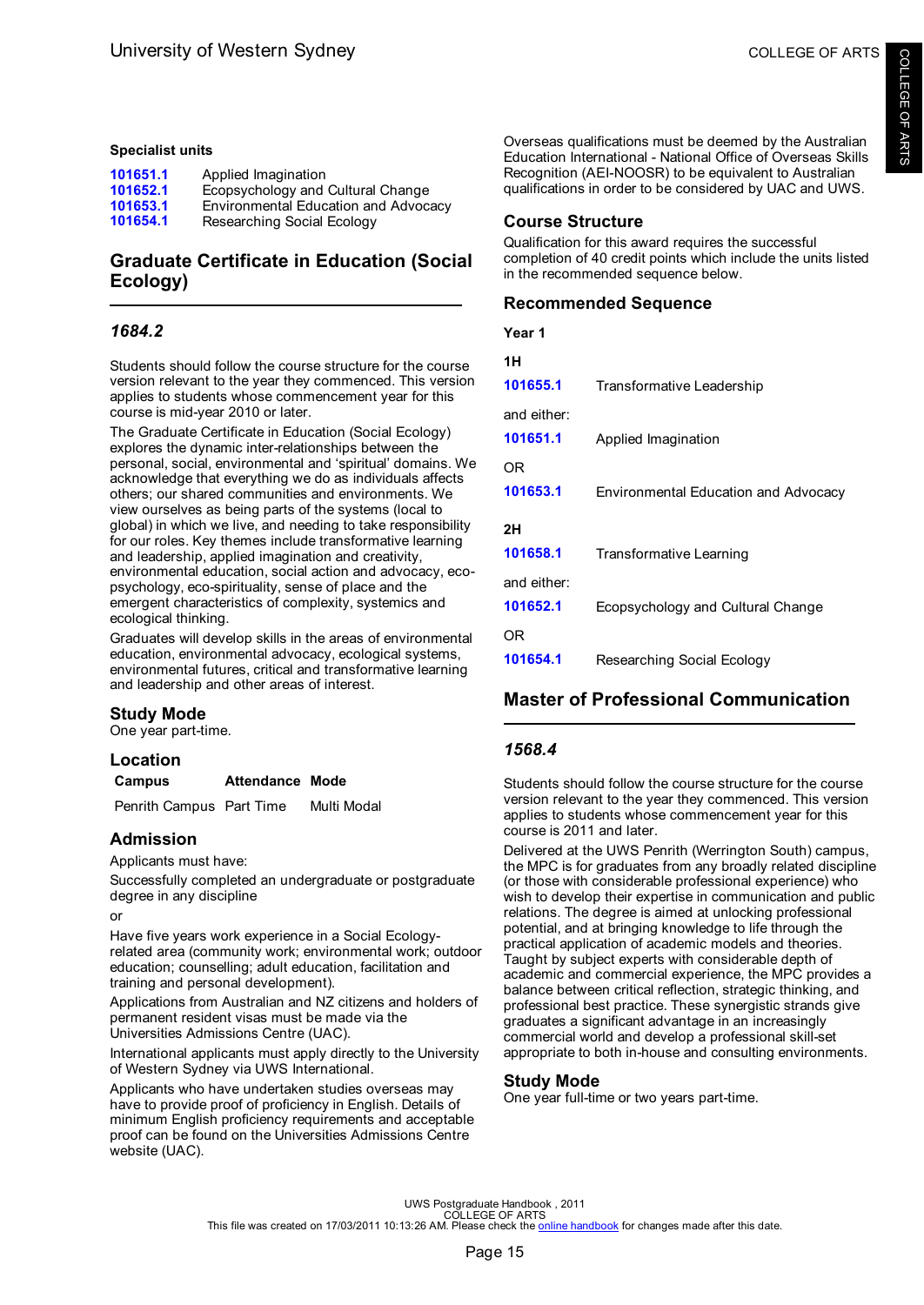### Specialist units

| | |
|---|---|
| 101651.1 | Applied Imagination |
| 101652.1 | Ecopsychology and Cultural Change |
| 101653.1 | Environmental Education and Advocacy |
| 101654.1 | Researching Social Ecology |

## Graduate Certificate in Education (Social Ecology)

### *1684.2*

Students should follow the course structure for the course version relevant to the year they commenced. This version applies to students whose commencement year for this course is mid-year 2010 or later.

The Graduate Certificate in Education (Social Ecology) explores the dynamic inter-relationships between the personal, social, environmental and 'spiritual' domains. We acknowledge that everything we do as individuals affects others; our shared communities and environments. We view ourselves as being parts of the systems (local to global) in which we live, and needing to take responsibility for our roles. Key themes include transformative learning and leadership, applied imagination and creativity, environmental education, social action and advocacy, eco-psychology, eco-spirituality, sense of place and the emergent characteristics of complexity, systemics and ecological thinking.

Graduates will develop skills in the areas of environmental education, environmental advocacy, ecological systems, environmental futures, critical and transformative learning and leadership and other areas of interest.

### Study Mode

One year part-time.

### Location

| Campus | Attendance | Mode |
|---|---|---|
| Penrith Campus | Part Time | Multi Modal |

### Admission

Applicants must have:

Successfully completed an undergraduate or postgraduate degree in any discipline

or

Have five years work experience in a Social Ecology-related area (community work; environmental work; outdoor education; counselling; adult education, facilitation and training and personal development).

Applications from Australian and NZ citizens and holders of permanent resident visas must be made via the Universities Admissions Centre (UAC).

International applicants must apply directly to the University of Western Sydney via UWS International.

Applicants who have undertaken studies overseas may have to provide proof of proficiency in English. Details of minimum English proficiency requirements and acceptable proof can be found on the Universities Admissions Centre website (UAC).

Overseas qualifications must be deemed by the Australian Education International - National Office of Overseas Skills Recognition (AEI-NOOSR) to be equivalent to Australian qualifications in order to be considered by UAC and UWS.

### Course Structure

Qualification for this award requires the successful completion of 40 credit points which include the units listed in the recommended sequence below.

### Recommended Sequence

**Year 1**

**1H**

| | |
|---|---|
| 101655.1 | Transformative Leadership |

and either:

| | |
|---|---|
| 101651.1 | Applied Imagination |

OR

| | |
|---|---|
| 101653.1 | Environmental Education and Advocacy |

**2H**

| | |
|---|---|
| 101658.1 | Transformative Learning |

and either:

| | |
|---|---|
| 101652.1 | Ecopsychology and Cultural Change |

OR

| | |
|---|---|
| 101654.1 | Researching Social Ecology |

## Master of Professional Communication

### *1568.4*

Students should follow the course structure for the course version relevant to the year they commenced. This version applies to students whose commencement year for this course is 2011 and later.

Delivered at the UWS Penrith (Werrington South) campus, the MPC is for graduates from any broadly related discipline (or those with considerable professional experience) who wish to develop their expertise in communication and public relations. The degree is aimed at unlocking professional potential, and at bringing knowledge to life through the practical application of academic models and theories. Taught by subject experts with considerable depth of academic and commercial experience, the MPC provides a balance between critical reflection, strategic thinking, and professional best practice. These synergistic strands give graduates a significant advantage in an increasingly commercial world and develop a professional skill-set appropriate to both in-house and consulting environments.

### Study Mode

One year full-time or two years part-time.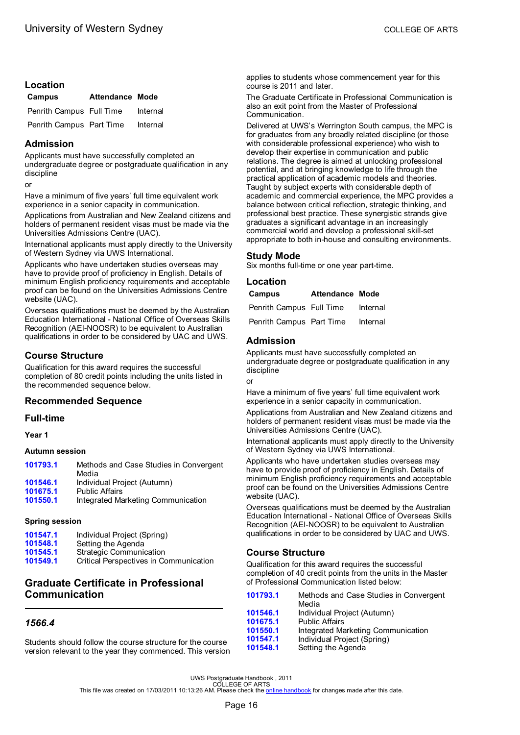## Location

| Campus | Attendance | Mode |
|---|---|---|
| Penrith Campus | Full Time | Internal |
| Penrith Campus | Part Time | Internal |

## Admission

Applicants must have successfully completed an undergraduate degree or postgraduate qualification in any discipline

or

Have a minimum of five years' full time equivalent work experience in a senior capacity in communication.

Applications from Australian and New Zealand citizens and holders of permanent resident visas must be made via the Universities Admissions Centre (UAC).

International applicants must apply directly to the University of Western Sydney via UWS International.

Applicants who have undertaken studies overseas may have to provide proof of proficiency in English. Details of minimum English proficiency requirements and acceptable proof can be found on the Universities Admissions Centre website (UAC).

Overseas qualifications must be deemed by the Australian Education International - National Office of Overseas Skills Recognition (AEI-NOOSR) to be equivalent to Australian qualifications in order to be considered by UAC and UWS.

## Course Structure

Qualification for this award requires the successful completion of 80 credit points including the units listed in the recommended sequence below.

## Recommended Sequence

## Full-time

**Year 1**

**Autumn session**

| | |
|---|---|
| **101793.1** | Methods and Case Studies in Convergent Media |
| **101546.1** | Individual Project (Autumn) |
| **101675.1** | Public Affairs |
| **101550.1** | Integrated Marketing Communication |

**Spring session**

| | |
|---|---|
| **101547.1** | Individual Project (Spring) |
| **101548.1** | Setting the Agenda |
| **101545.1** | Strategic Communication |
| **101549.1** | Critical Perspectives in Communication |

## Graduate Certificate in Professional Communication

### *1566.4*

Students should follow the course structure for the course version relevant to the year they commenced. This version applies to students whose commencement year for this course is 2011 and later.

The Graduate Certificate in Professional Communication is also an exit point from the Master of Professional Communication.

Delivered at UWS's Werrington South campus, the MPC is for graduates from any broadly related discipline (or those with considerable professional experience) who wish to develop their expertise in communication and public relations. The degree is aimed at unlocking professional potential, and at bringing knowledge to life through the practical application of academic models and theories. Taught by subject experts with considerable depth of academic and commercial experience, the MPC provides a balance between critical reflection, strategic thinking, and professional best practice. These synergistic strands give graduates a significant advantage in an increasingly commercial world and develop a professional skill-set appropriate to both in-house and consulting environments.

## Study Mode

Six months full-time or one year part-time.

## Location

| Campus | Attendance | Mode |
|---|---|---|
| Penrith Campus | Full Time | Internal |
| Penrith Campus | Part Time | Internal |

## Admission

Applicants must have successfully completed an undergraduate degree or postgraduate qualification in any discipline

or

Have a minimum of five years' full time equivalent work experience in a senior capacity in communication.

Applications from Australian and New Zealand citizens and holders of permanent resident visas must be made via the Universities Admissions Centre (UAC).

International applicants must apply directly to the University of Western Sydney via UWS International.

Applicants who have undertaken studies overseas may have to provide proof of proficiency in English. Details of minimum English proficiency requirements and acceptable proof can be found on the Universities Admissions Centre website (UAC).

Overseas qualifications must be deemed by the Australian Education International - National Office of Overseas Skills Recognition (AEI-NOOSR) to be equivalent to Australian qualifications in order to be considered by UAC and UWS.

## Course Structure

Qualification for this award requires the successful completion of 40 credit points from the units in the Master of Professional Communication listed below:

| | |
|---|---|
| **101793.1** | Methods and Case Studies in Convergent Media |
| **101546.1** | Individual Project (Autumn) |
| **101675.1** | Public Affairs |
| **101550.1** | Integrated Marketing Communication |
| **101547.1** | Individual Project (Spring) |
| **101548.1** | Setting the Agenda |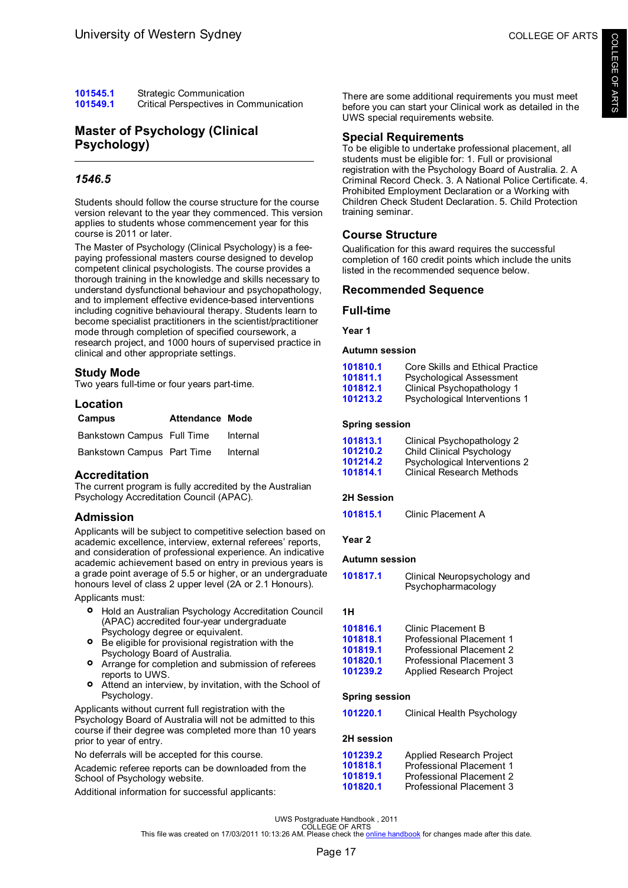101545.1 Strategic Communication
101549.1 Critical Perspectives in Communication

# Master of Psychology (Clinical Psychology)

## *1546.5*

Students should follow the course structure for the course version relevant to the year they commenced. This version applies to students whose commencement year for this course is 2011 or later.

The Master of Psychology (Clinical Psychology) is a fee-paying professional masters course designed to develop competent clinical psychologists. The course provides a thorough training in the knowledge and skills necessary to understand dysfunctional behaviour and psychopathology, and to implement effective evidence-based interventions including cognitive behavioural therapy. Students learn to become specialist practitioners in the scientist/practitioner mode through completion of specified coursework, a research project, and 1000 hours of supervised practice in clinical and other appropriate settings.

## Study Mode

Two years full-time or four years part-time.

## Location

| Campus | Attendance | Mode |
|---|---|---|
| Bankstown Campus | Full Time | Internal |
| Bankstown Campus | Part Time | Internal |

## Accreditation

The current program is fully accredited by the Australian Psychology Accreditation Council (APAC).

## Admission

Applicants will be subject to competitive selection based on academic excellence, interview, external referees' reports, and consideration of professional experience. An indicative academic achievement based on entry in previous years is a grade point average of 5.5 or higher, or an undergraduate honours level of class 2 upper level (2A or 2.1 Honours).

Applicants must:

- Hold an Australian Psychology Accreditation Council (APAC) accredited four-year undergraduate Psychology degree or equivalent.
- Be eligible for provisional registration with the Psychology Board of Australia.
- Arrange for completion and submission of referees reports to UWS.
- Attend an interview, by invitation, with the School of Psychology.

Applicants without current full registration with the Psychology Board of Australia will not be admitted to this course if their degree was completed more than 10 years prior to year of entry.

No deferrals will be accepted for this course.

Academic referee reports can be downloaded from the School of Psychology website.

Additional information for successful applicants:

There are some additional requirements you must meet before you can start your Clinical work as detailed in the UWS special requirements website.

## Special Requirements

To be eligible to undertake professional placement, all students must be eligible for: 1. Full or provisional registration with the Psychology Board of Australia. 2. A Criminal Record Check. 3. A National Police Certificate. 4. Prohibited Employment Declaration or a Working with Children Check Student Declaration. 5. Child Protection training seminar.

## Course Structure

Qualification for this award requires the successful completion of 160 credit points which include the units listed in the recommended sequence below.

## Recommended Sequence

## Full-time

### Year 1

#### Autumn session

101810.1 Core Skills and Ethical Practice
101811.1 Psychological Assessment
101812.1 Clinical Psychopathology 1
101213.2 Psychological Interventions 1

#### Spring session

101813.1 Clinical Psychopathology 2
101210.2 Child Clinical Psychology
101214.2 Psychological Interventions 2
101814.1 Clinical Research Methods

#### 2H Session

101815.1 Clinic Placement A

### Year 2

#### Autumn session

101817.1 Clinical Neuropsychology and Psychopharmacology

#### 1H

101816.1 Clinic Placement B
101818.1 Professional Placement 1
101819.1 Professional Placement 2
101820.1 Professional Placement 3
101239.2 Applied Research Project

#### Spring session

101220.1 Clinical Health Psychology

#### 2H session

101239.2 Applied Research Project
101818.1 Professional Placement 1
101819.1 Professional Placement 2
101820.1 Professional Placement 3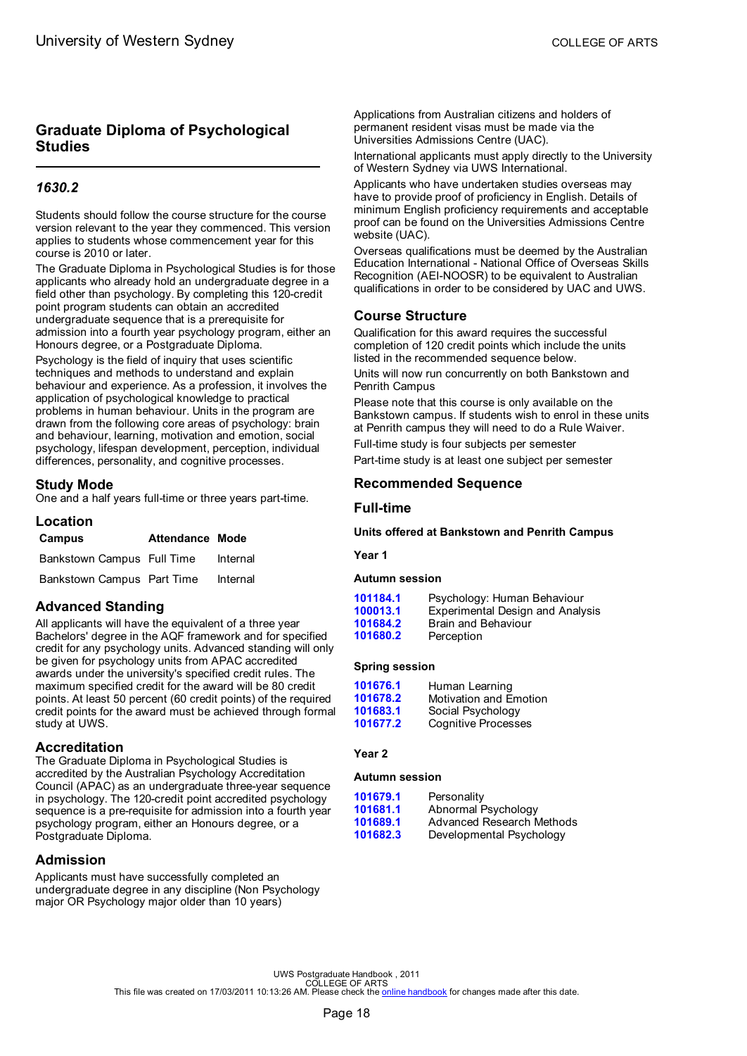## Graduate Diploma of Psychological Studies

### *1630.2*

Students should follow the course structure for the course version relevant to the year they commenced. This version applies to students whose commencement year for this course is 2010 or later.

The Graduate Diploma in Psychological Studies is for those applicants who already hold an undergraduate degree in a field other than psychology. By completing this 120-credit point program students can obtain an accredited undergraduate sequence that is a prerequisite for admission into a fourth year psychology program, either an Honours degree, or a Postgraduate Diploma.

Psychology is the field of inquiry that uses scientific techniques and methods to understand and explain behaviour and experience. As a profession, it involves the application of psychological knowledge to practical problems in human behaviour. Units in the program are drawn from the following core areas of psychology: brain and behaviour, learning, motivation and emotion, social psychology, lifespan development, perception, individual differences, personality, and cognitive processes.

### Study Mode

One and a half years full-time or three years part-time.

### Location

| Campus | Attendance | Mode |
|---|---|---|
| Bankstown Campus | Full Time | Internal |
| Bankstown Campus | Part Time | Internal |

### Advanced Standing

All applicants will have the equivalent of a three year Bachelors' degree in the AQF framework and for specified credit for any psychology units. Advanced standing will only be given for psychology units from APAC accredited awards under the university's specified credit rules. The maximum specified credit for the award will be 80 credit points. At least 50 percent (60 credit points) of the required credit points for the award must be achieved through formal study at UWS.

### Accreditation

The Graduate Diploma in Psychological Studies is accredited by the Australian Psychology Accreditation Council (APAC) as an undergraduate three-year sequence in psychology. The 120-credit point accredited psychology sequence is a pre-requisite for admission into a fourth year psychology program, either an Honours degree, or a Postgraduate Diploma.

### Admission

Applicants must have successfully completed an undergraduate degree in any discipline (Non Psychology major OR Psychology major older than 10 years)

Applications from Australian citizens and holders of permanent resident visas must be made via the Universities Admissions Centre (UAC).

International applicants must apply directly to the University of Western Sydney via UWS International.

Applicants who have undertaken studies overseas may have to provide proof of proficiency in English. Details of minimum English proficiency requirements and acceptable proof can be found on the Universities Admissions Centre website (UAC).

Overseas qualifications must be deemed by the Australian Education International - National Office of Overseas Skills Recognition (AEI-NOOSR) to be equivalent to Australian qualifications in order to be considered by UAC and UWS.

### Course Structure

Qualification for this award requires the successful completion of 120 credit points which include the units listed in the recommended sequence below.

Units will now run concurrently on both Bankstown and Penrith Campus

Please note that this course is only available on the Bankstown campus. If students wish to enrol in these units at Penrith campus they will need to do a Rule Waiver.

Full-time study is four subjects per semester

Part-time study is at least one subject per semester

### Recommended Sequence

### Full-time

**Units offered at Bankstown and Penrith Campus**

**Year 1**

**Autumn session**

| | |
|---|---|
| 101184.1 | Psychology: Human Behaviour |
| 100013.1 | Experimental Design and Analysis |
| 101684.2 | Brain and Behaviour |
| 101680.2 | Perception |

**Spring session**

| | |
|---|---|
| 101676.1 | Human Learning |
| 101678.2 | Motivation and Emotion |
| 101683.1 | Social Psychology |
| 101677.2 | Cognitive Processes |

**Year 2**

**Autumn session**

| | |
|---|---|
| 101679.1 | Personality |
| 101681.1 | Abnormal Psychology |
| 101689.1 | Advanced Research Methods |
| 101682.3 | Developmental Psychology |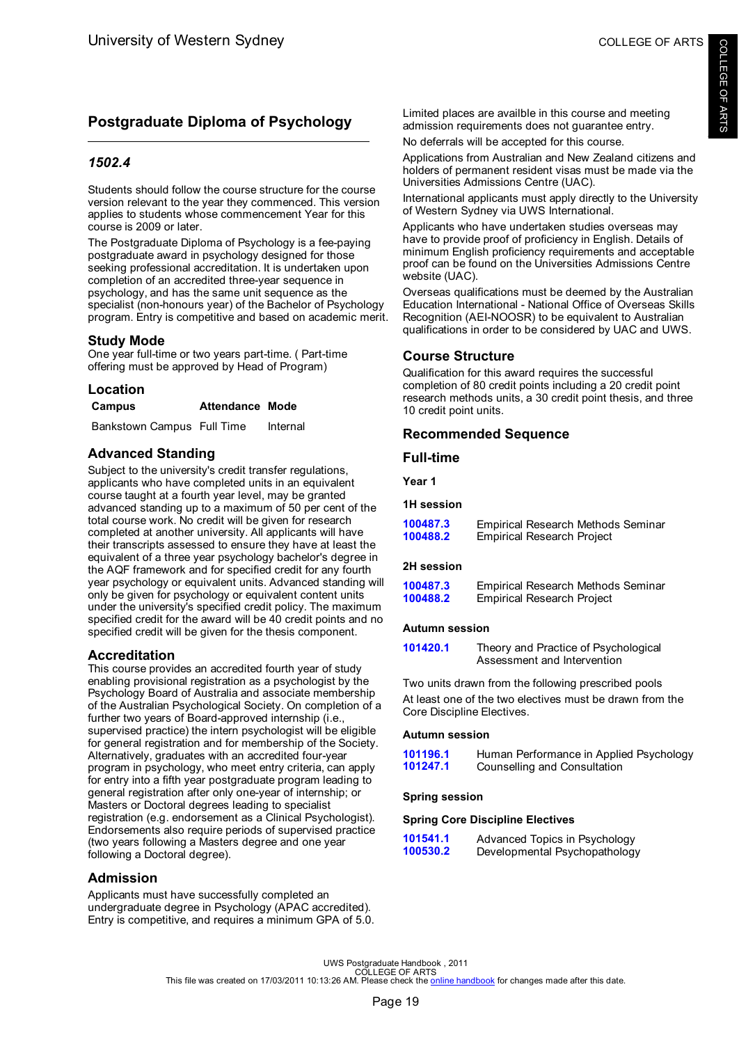# Postgraduate Diploma of Psychology

### *1502.4*

Students should follow the course structure for the course version relevant to the year they commenced. This version applies to students whose commencement Year for this course is 2009 or later.

The Postgraduate Diploma of Psychology is a fee-paying postgraduate award in psychology designed for those seeking professional accreditation. It is undertaken upon completion of an accredited three-year sequence in psychology, and has the same unit sequence as the specialist (non-honours year) of the Bachelor of Psychology program. Entry is competitive and based on academic merit.

## Study Mode

One year full-time or two years part-time. ( Part-time offering must be approved by Head of Program)

## Location

| Campus | Attendance | Mode |
| --- | --- | --- |
| Bankstown Campus | Full Time | Internal |

## Advanced Standing

Subject to the university's credit transfer regulations, applicants who have completed units in an equivalent course taught at a fourth year level, may be granted advanced standing up to a maximum of 50 per cent of the total course work. No credit will be given for research completed at another university. All applicants will have their transcripts assessed to ensure they have at least the equivalent of a three year psychology bachelor's degree in the AQF framework and for specified credit for any fourth year psychology or equivalent units. Advanced standing will only be given for psychology or equivalent content units under the university's specified credit policy. The maximum specified credit for the award will be 40 credit points and no specified credit will be given for the thesis component.

## Accreditation

This course provides an accredited fourth year of study enabling provisional registration as a psychologist by the Psychology Board of Australia and associate membership of the Australian Psychological Society. On completion of a further two years of Board-approved internship (i.e., supervised practice) the intern psychologist will be eligible for general registration and for membership of the Society. Alternatively, graduates with an accredited four-year program in psychology, who meet entry criteria, can apply for entry into a fifth year postgraduate program leading to general registration after only one-year of internship; or Masters or Doctoral degrees leading to specialist registration (e.g. endorsement as a Clinical Psychologist). Endorsements also require periods of supervised practice (two years following a Masters degree and one year following a Doctoral degree).

## Admission

Applicants must have successfully completed an undergraduate degree in Psychology (APAC accredited). Entry is competitive, and requires a minimum GPA of 5.0.

Limited places are availble in this course and meeting admission requirements does not guarantee entry.

No deferrals will be accepted for this course.

Applications from Australian and New Zealand citizens and holders of permanent resident visas must be made via the Universities Admissions Centre (UAC).

International applicants must apply directly to the University of Western Sydney via UWS International.

Applicants who have undertaken studies overseas may have to provide proof of proficiency in English. Details of minimum English proficiency requirements and acceptable proof can be found on the Universities Admissions Centre website (UAC).

Overseas qualifications must be deemed by the Australian Education International - National Office of Overseas Skills Recognition (AEI-NOOSR) to be equivalent to Australian qualifications in order to be considered by UAC and UWS.

## Course Structure

Qualification for this award requires the successful completion of 80 credit points including a 20 credit point research methods units, a 30 credit point thesis, and three 10 credit point units.

## Recommended Sequence

## Full-time

#### Year 1

#### 1H session

| | |
| --- | --- |
| 100487.3 | Empirical Research Methods Seminar |
| 100488.2 | Empirical Research Project |

#### 2H session

| | |
| --- | --- |
| 100487.3 | Empirical Research Methods Seminar |
| 100488.2 | Empirical Research Project |

#### Autumn session

| | |
| --- | --- |
| 101420.1 | Theory and Practice of Psychological Assessment and Intervention |

Two units drawn from the following prescribed pools

At least one of the two electives must be drawn from the Core Discipline Electives.

#### Autumn session

| | |
| --- | --- |
| 101196.1 | Human Performance in Applied Psychology |
| 101247.1 | Counselling and Consultation |

#### Spring session

#### Spring Core Discipline Electives

| | |
| --- | --- |
| 101541.1 | Advanced Topics in Psychology |
| 100530.2 | Developmental Psychopathology |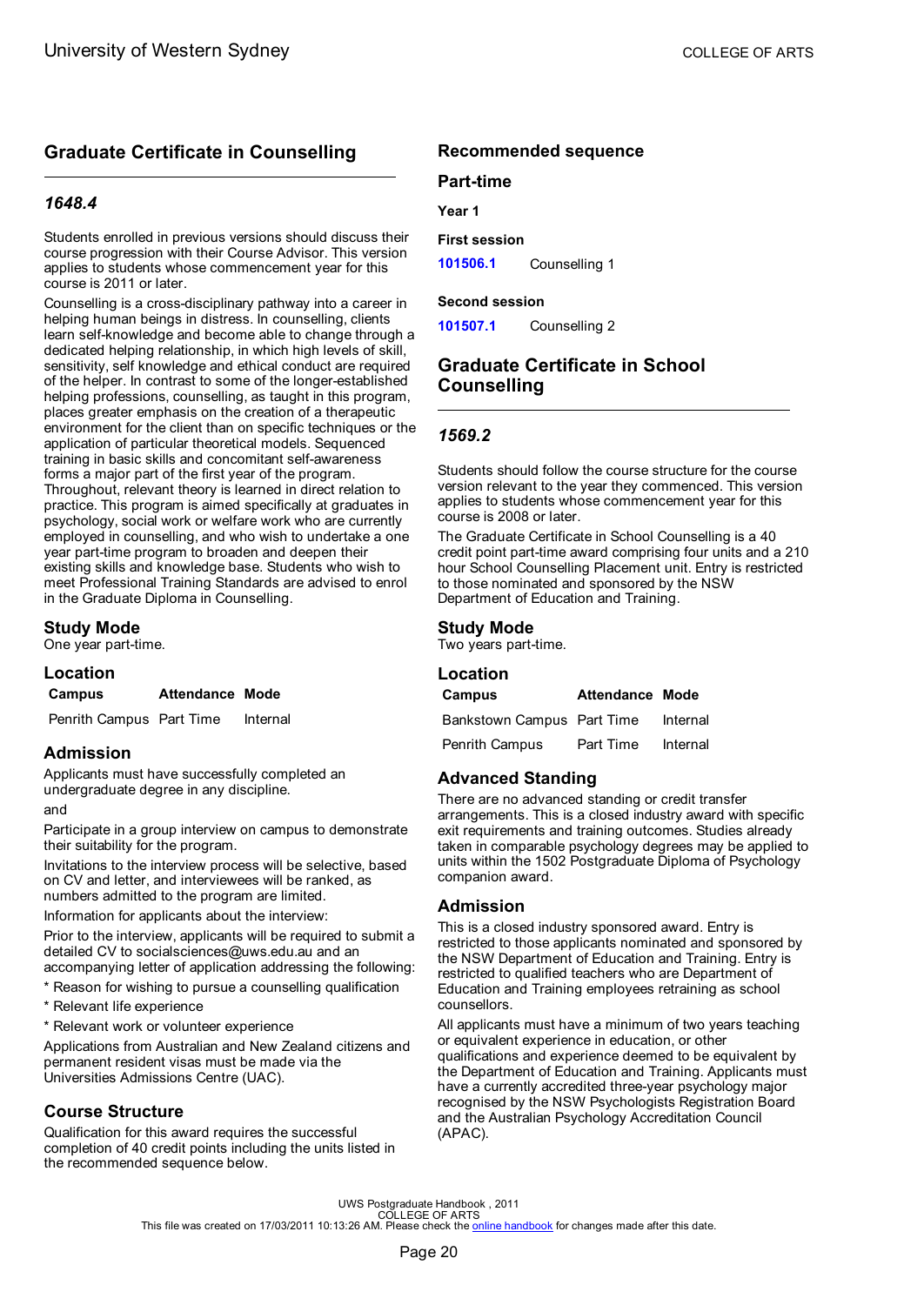## Graduate Certificate in Counselling

### *1648.4*

Students enrolled in previous versions should discuss their course progression with their Course Advisor. This version applies to students whose commencement year for this course is 2011 or later.

Counselling is a cross-disciplinary pathway into a career in helping human beings in distress. In counselling, clients learn self-knowledge and become able to change through a dedicated helping relationship, in which high levels of skill, sensitivity, self knowledge and ethical conduct are required of the helper. In contrast to some of the longer-established helping professions, counselling, as taught in this program, places greater emphasis on the creation of a therapeutic environment for the client than on specific techniques or the application of particular theoretical models. Sequenced training in basic skills and concomitant self-awareness forms a major part of the first year of the program. Throughout, relevant theory is learned in direct relation to practice. This program is aimed specifically at graduates in psychology, social work or welfare work who are currently employed in counselling, and who wish to undertake a one year part-time program to broaden and deepen their existing skills and knowledge base. Students who wish to meet Professional Training Standards are advised to enrol in the Graduate Diploma in Counselling.

### Study Mode

One year part-time.

### Location

| Campus | Attendance | Mode |
|---|---|---|
| Penrith Campus | Part Time | Internal |

### Admission

Applicants must have successfully completed an undergraduate degree in any discipline.

and

Participate in a group interview on campus to demonstrate their suitability for the program.

Invitations to the interview process will be selective, based on CV and letter, and interviewees will be ranked, as numbers admitted to the program are limited.

Information for applicants about the interview:

Prior to the interview, applicants will be required to submit a detailed CV to socialsciences@uws.edu.au and an accompanying letter of application addressing the following:

* Reason for wishing to pursue a counselling qualification
* Relevant life experience
* Relevant work or volunteer experience

Applications from Australian and New Zealand citizens and permanent resident visas must be made via the Universities Admissions Centre (UAC).

### Course Structure

Qualification for this award requires the successful completion of 40 credit points including the units listed in the recommended sequence below.

### Recommended sequence

#### Part-time

**Year 1**

**First session**

| | |
|---|---|
| 101506.1 | Counselling 1 |

**Second session**

| | |
|---|---|
| 101507.1 | Counselling 2 |

## Graduate Certificate in School Counselling

### *1569.2*

Students should follow the course structure for the course version relevant to the year they commenced. This version applies to students whose commencement year for this course is 2008 or later.

The Graduate Certificate in School Counselling is a 40 credit point part-time award comprising four units and a 210 hour School Counselling Placement unit. Entry is restricted to those nominated and sponsored by the NSW Department of Education and Training.

### Study Mode

Two years part-time.

### Location

| Campus | Attendance | Mode |
|---|---|---|
| Bankstown Campus | Part Time | Internal |
| Penrith Campus | Part Time | Internal |

### Advanced Standing

There are no advanced standing or credit transfer arrangements. This is a closed industry award with specific exit requirements and training outcomes. Studies already taken in comparable psychology degrees may be applied to units within the 1502 Postgraduate Diploma of Psychology companion award.

### Admission

This is a closed industry sponsored award. Entry is restricted to those applicants nominated and sponsored by the NSW Department of Education and Training. Entry is restricted to qualified teachers who are Department of Education and Training employees retraining as school counsellors.

All applicants must have a minimum of two years teaching or equivalent experience in education, or other qualifications and experience deemed to be equivalent by the Department of Education and Training. Applicants must have a currently accredited three-year psychology major recognised by the NSW Psychologists Registration Board and the Australian Psychology Accreditation Council (APAC).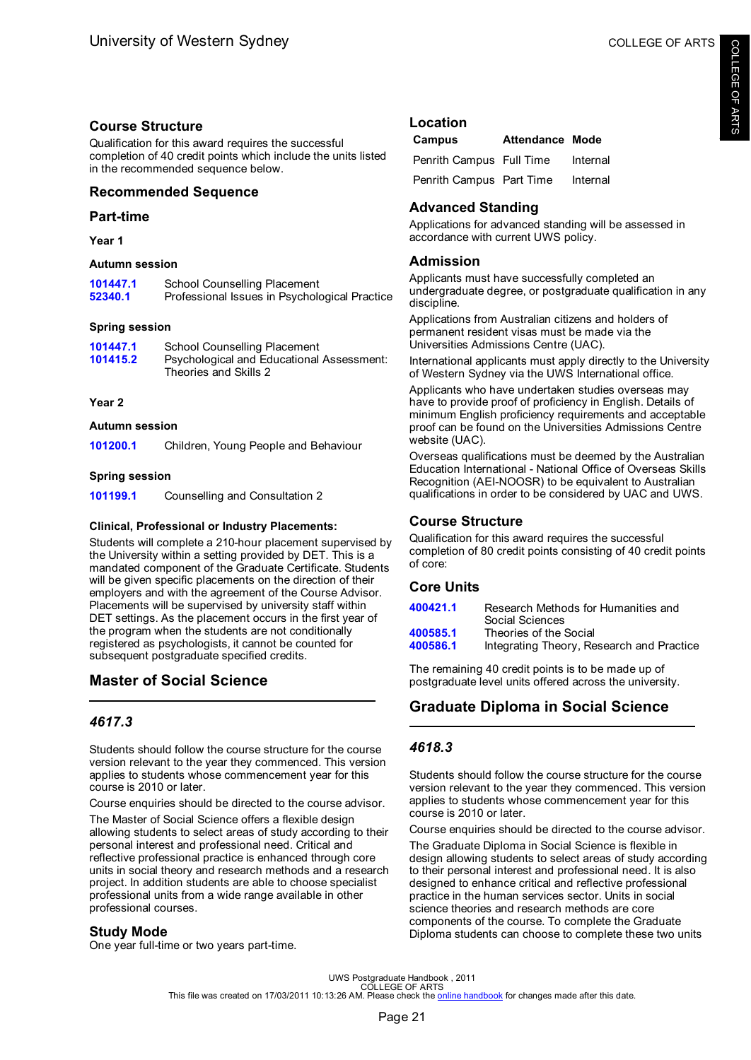## Course Structure

Qualification for this award requires the successful completion of 40 credit points which include the units listed in the recommended sequence below.

## Recommended Sequence

## Part-time

### Year 1

#### Autumn session

| | |
|---|---|
| 101447.1 | School Counselling Placement |
| 52340.1 | Professional Issues in Psychological Practice |

#### Spring session

| | |
|---|---|
| 101447.1 | School Counselling Placement |
| 101415.2 | Psychological and Educational Assessment: Theories and Skills 2 |

### Year 2

#### Autumn session

| | |
|---|---|
| 101200.1 | Children, Young People and Behaviour |

#### Spring session

| | |
|---|---|
| 101199.1 | Counselling and Consultation 2 |

#### Clinical, Professional or Industry Placements:

Students will complete a 210-hour placement supervised by the University within a setting provided by DET. This is a mandated component of the Graduate Certificate. Students will be given specific placements on the direction of their employers and with the agreement of the Course Advisor. Placements will be supervised by university staff within DET settings. As the placement occurs in the first year of the program when the students are not conditionally registered as psychologists, it cannot be counted for subsequent postgraduate specified credits.

# Master of Social Science

### *4617.3*

Students should follow the course structure for the course version relevant to the year they commenced. This version applies to students whose commencement year for this course is 2010 or later.

Course enquiries should be directed to the course advisor.

The Master of Social Science offers a flexible design allowing students to select areas of study according to their personal interest and professional need. Critical and reflective professional practice is enhanced through core units in social theory and research methods and a research project. In addition students are able to choose specialist professional units from a wide range available in other professional courses.

## Study Mode

One year full-time or two years part-time.

## Location

| Campus | Attendance | Mode |
|---|---|---|
| Penrith Campus | Full Time | Internal |
| Penrith Campus | Part Time | Internal |

## Advanced Standing

Applications for advanced standing will be assessed in accordance with current UWS policy.

## Admission

Applicants must have successfully completed an undergraduate degree, or postgraduate qualification in any discipline.

Applications from Australian citizens and holders of permanent resident visas must be made via the Universities Admissions Centre (UAC).

International applicants must apply directly to the University of Western Sydney via the UWS International office.

Applicants who have undertaken studies overseas may have to provide proof of proficiency in English. Details of minimum English proficiency requirements and acceptable proof can be found on the Universities Admissions Centre website (UAC).

Overseas qualifications must be deemed by the Australian Education International - National Office of Overseas Skills Recognition (AEI-NOOSR) to be equivalent to Australian qualifications in order to be considered by UAC and UWS.

## Course Structure

Qualification for this award requires the successful completion of 80 credit points consisting of 40 credit points of core:

## Core Units

| | |
|---|---|
| 400421.1 | Research Methods for Humanities and Social Sciences |
| 400585.1 | Theories of the Social |
| 400586.1 | Integrating Theory, Research and Practice |

The remaining 40 credit points is to be made up of postgraduate level units offered across the university.

# Graduate Diploma in Social Science

### *4618.3*

Students should follow the course structure for the course version relevant to the year they commenced. This version applies to students whose commencement year for this course is 2010 or later.

Course enquiries should be directed to the course advisor.

The Graduate Diploma in Social Science is flexible in design allowing students to select areas of study according to their personal interest and professional need. It is also designed to enhance critical and reflective professional practice in the human services sector. Units in social science theories and research methods are core components of the course. To complete the Graduate Diploma students can choose to complete these two units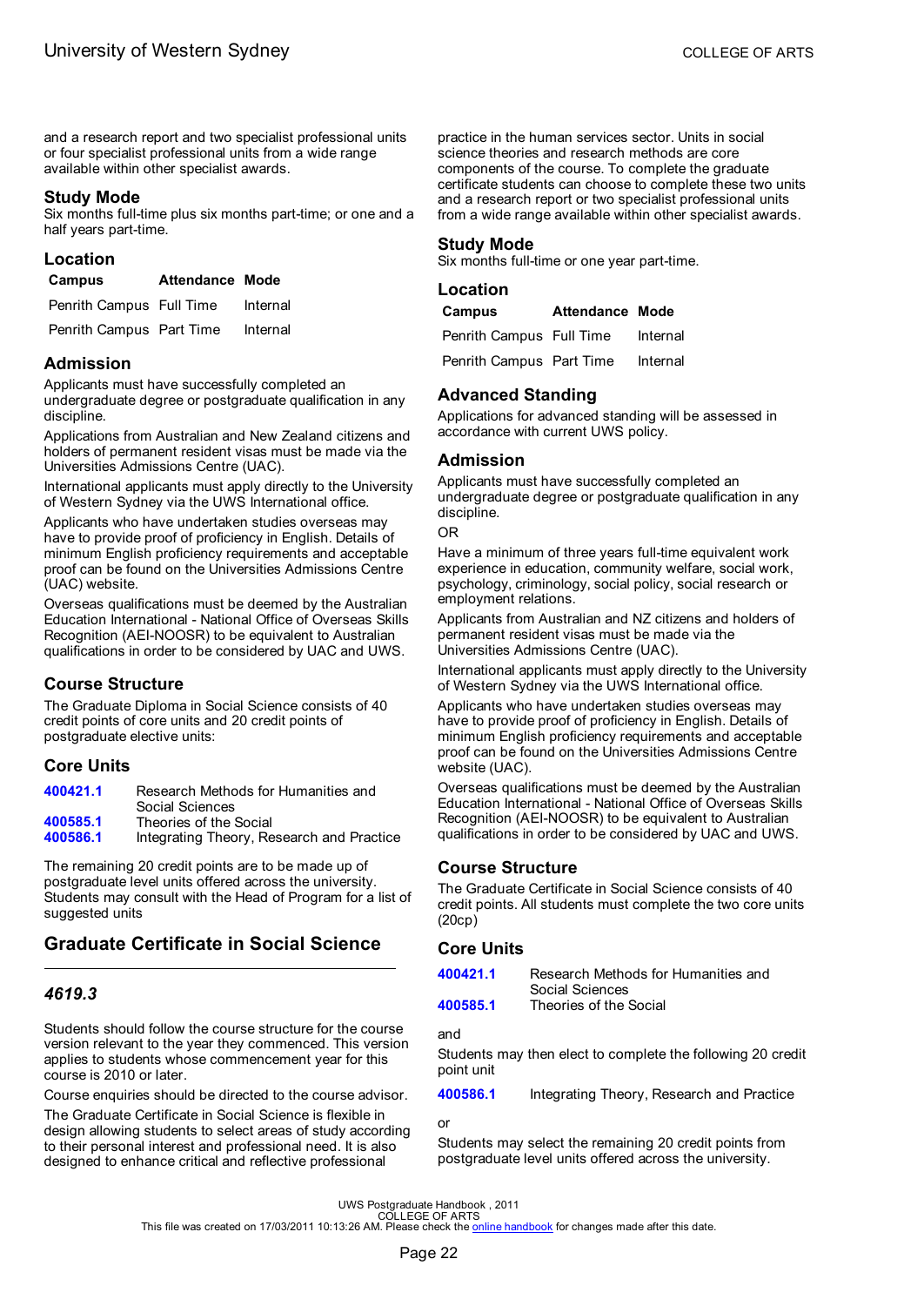and a research report and two specialist professional units or four specialist professional units from a wide range available within other specialist awards.

### Study Mode

Six months full-time plus six months part-time; or one and a half years part-time.

### Location

| Campus | Attendance | Mode |
|---|---|---|
| Penrith Campus | Full Time | Internal |
| Penrith Campus | Part Time | Internal |

### Admission

Applicants must have successfully completed an undergraduate degree or postgraduate qualification in any discipline.

Applications from Australian and New Zealand citizens and holders of permanent resident visas must be made via the Universities Admissions Centre (UAC).

International applicants must apply directly to the University of Western Sydney via the UWS International office.

Applicants who have undertaken studies overseas may have to provide proof of proficiency in English. Details of minimum English proficiency requirements and acceptable proof can be found on the Universities Admissions Centre (UAC) website.

Overseas qualifications must be deemed by the Australian Education International - National Office of Overseas Skills Recognition (AEI-NOOSR) to be equivalent to Australian qualifications in order to be considered by UAC and UWS.

### Course Structure

The Graduate Diploma in Social Science consists of 40 credit points of core units and 20 credit points of postgraduate elective units:

### Core Units

| | |
|---|---|
| **400421.1** | Research Methods for Humanities and Social Sciences |
| **400585.1** | Theories of the Social |
| **400586.1** | Integrating Theory, Research and Practice |

The remaining 20 credit points are to be made up of postgraduate level units offered across the university. Students may consult with the Head of Program for a list of suggested units

## Graduate Certificate in Social Science

### *4619.3*

Students should follow the course structure for the course version relevant to the year they commenced. This version applies to students whose commencement year for this course is 2010 or later.

Course enquiries should be directed to the course advisor.

The Graduate Certificate in Social Science is flexible in design allowing students to select areas of study according to their personal interest and professional need. It is also designed to enhance critical and reflective professional practice in the human services sector. Units in social science theories and research methods are core components of the course. To complete the graduate certificate students can choose to complete these two units and a research report or two specialist professional units from a wide range available within other specialist awards.

### Study Mode

Six months full-time or one year part-time.

### Location

| Campus | Attendance | Mode |
|---|---|---|
| Penrith Campus | Full Time | Internal |
| Penrith Campus | Part Time | Internal |

### Advanced Standing

Applications for advanced standing will be assessed in accordance with current UWS policy.

### Admission

Applicants must have successfully completed an undergraduate degree or postgraduate qualification in any discipline.

OR

Have a minimum of three years full-time equivalent work experience in education, community welfare, social work, psychology, criminology, social policy, social research or employment relations.

Applicants from Australian and NZ citizens and holders of permanent resident visas must be made via the Universities Admissions Centre (UAC).

International applicants must apply directly to the University of Western Sydney via the UWS International office.

Applicants who have undertaken studies overseas may have to provide proof of proficiency in English. Details of minimum English proficiency requirements and acceptable proof can be found on the Universities Admissions Centre website (UAC).

Overseas qualifications must be deemed by the Australian Education International - National Office of Overseas Skills Recognition (AEI-NOOSR) to be equivalent to Australian qualifications in order to be considered by UAC and UWS.

### Course Structure

The Graduate Certificate in Social Science consists of 40 credit points. All students must complete the two core units (20cp)

### Core Units

| | |
|---|---|
| **400421.1** | Research Methods for Humanities and Social Sciences |
| **400585.1** | Theories of the Social |

and

Students may then elect to complete the following 20 credit point unit

| | |
|---|---|
| **400586.1** | Integrating Theory, Research and Practice |

or

Students may select the remaining 20 credit points from postgraduate level units offered across the university.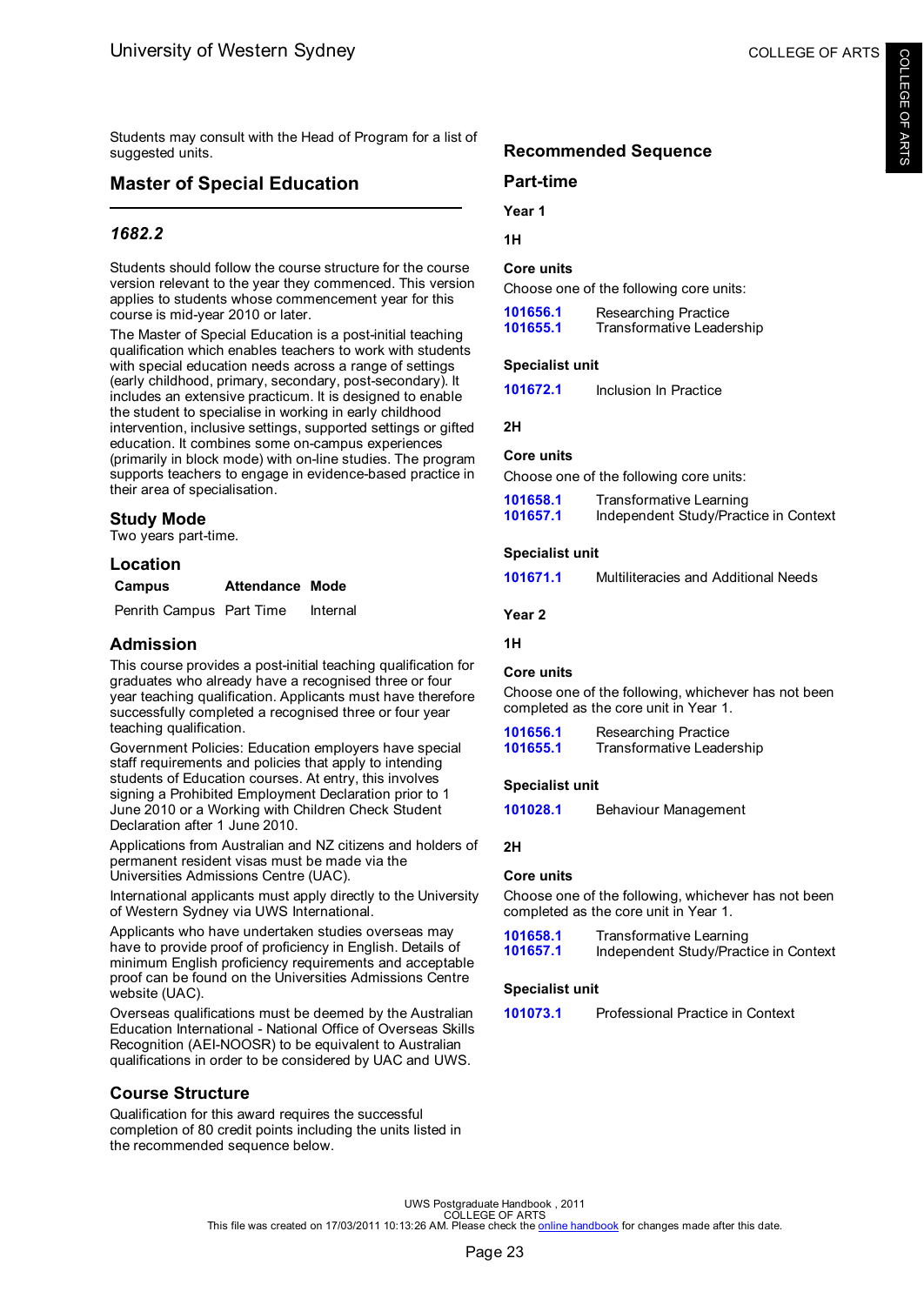Students may consult with the Head of Program for a list of suggested units.

## Master of Special Education

### *1682.2*

Students should follow the course structure for the course version relevant to the year they commenced. This version applies to students whose commencement year for this course is mid-year 2010 or later.

The Master of Special Education is a post-initial teaching qualification which enables teachers to work with students with special education needs across a range of settings (early childhood, primary, secondary, post-secondary). It includes an extensive practicum. It is designed to enable the student to specialise in working in early childhood intervention, inclusive settings, supported settings or gifted education. It combines some on-campus experiences (primarily in block mode) with on-line studies. The program supports teachers to engage in evidence-based practice in their area of specialisation.

### Study Mode

Two years part-time.

### Location

| Campus | Attendance | Mode |
| --- | --- | --- |
| Penrith Campus | Part Time | Internal |

### Admission

This course provides a post-initial teaching qualification for graduates who already have a recognised three or four year teaching qualification. Applicants must have therefore successfully completed a recognised three or four year teaching qualification.

Government Policies: Education employers have special staff requirements and policies that apply to intending students of Education courses. At entry, this involves signing a Prohibited Employment Declaration prior to 1 June 2010 or a Working with Children Check Student Declaration after 1 June 2010.

Applications from Australian and NZ citizens and holders of permanent resident visas must be made via the Universities Admissions Centre (UAC).

International applicants must apply directly to the University of Western Sydney via UWS International.

Applicants who have undertaken studies overseas may have to provide proof of proficiency in English. Details of minimum English proficiency requirements and acceptable proof can be found on the Universities Admissions Centre website (UAC).

Overseas qualifications must be deemed by the Australian Education International - National Office of Overseas Skills Recognition (AEI-NOOSR) to be equivalent to Australian qualifications in order to be considered by UAC and UWS.

### Course Structure

Qualification for this award requires the successful completion of 80 credit points including the units listed in the recommended sequence below.

### Recommended Sequence

### Part-time

#### Year 1

#### 1H

**Core units**

Choose one of the following core units:

| | |
| --- | --- |
| 101656.1 | Researching Practice |
| 101655.1 | Transformative Leadership |

**Specialist unit**

| | |
| --- | --- |
| 101672.1 | Inclusion In Practice |

#### 2H

**Core units**

Choose one of the following core units:

| | |
| --- | --- |
| 101658.1 | Transformative Learning |
| 101657.1 | Independent Study/Practice in Context |

**Specialist unit**

| | |
| --- | --- |
| 101671.1 | Multiliteracies and Additional Needs |

#### Year 2

#### 1H

**Core units**

Choose one of the following, whichever has not been completed as the core unit in Year 1.

| | |
| --- | --- |
| 101656.1 | Researching Practice |
| 101655.1 | Transformative Leadership |

**Specialist unit**

| | |
| --- | --- |
| 101028.1 | Behaviour Management |

#### 2H

**Core units**

Choose one of the following, whichever has not been completed as the core unit in Year 1.

| | |
| --- | --- |
| 101658.1 | Transformative Learning |
| 101657.1 | Independent Study/Practice in Context |

**Specialist unit**

| | |
| --- | --- |
| 101073.1 | Professional Practice in Context |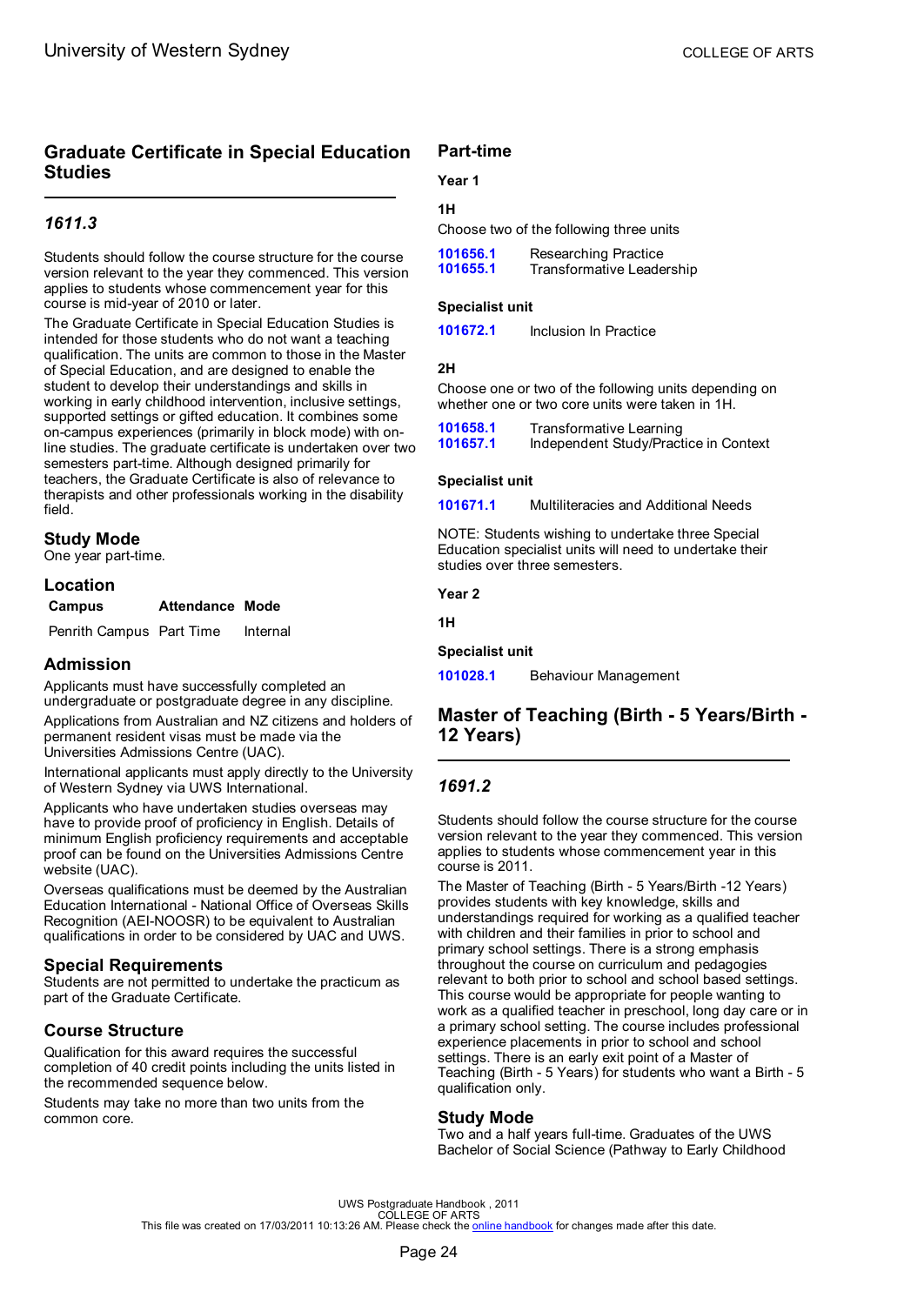## Graduate Certificate in Special Education Studies

### *1611.3*

Students should follow the course structure for the course version relevant to the year they commenced. This version applies to students whose commencement year for this course is mid-year of 2010 or later.

The Graduate Certificate in Special Education Studies is intended for those students who do not want a teaching qualification. The units are common to those in the Master of Special Education, and are designed to enable the student to develop their understandings and skills in working in early childhood intervention, inclusive settings, supported settings or gifted education. It combines some on-campus experiences (primarily in block mode) with on-line studies. The graduate certificate is undertaken over two semesters part-time. Although designed primarily for teachers, the Graduate Certificate is also of relevance to therapists and other professionals working in the disability field.

### Study Mode

One year part-time.

### Location

| Campus | Attendance | Mode |
|---|---|---|
| Penrith Campus | Part Time | Internal |

### Admission

Applicants must have successfully completed an undergraduate or postgraduate degree in any discipline.

Applications from Australian and NZ citizens and holders of permanent resident visas must be made via the Universities Admissions Centre (UAC).

International applicants must apply directly to the University of Western Sydney via UWS International.

Applicants who have undertaken studies overseas may have to provide proof of proficiency in English. Details of minimum English proficiency requirements and acceptable proof can be found on the Universities Admissions Centre website (UAC).

Overseas qualifications must be deemed by the Australian Education International - National Office of Overseas Skills Recognition (AEI-NOOSR) to be equivalent to Australian qualifications in order to be considered by UAC and UWS.

### Special Requirements

Students are not permitted to undertake the practicum as part of the Graduate Certificate.

### Course Structure

Qualification for this award requires the successful completion of 40 credit points including the units listed in the recommended sequence below.

Students may take no more than two units from the common core.

### Part-time

**Year 1**

**1H**

Choose two of the following three units

| | |
|---|---|
| 101656.1 | Researching Practice |
| 101655.1 | Transformative Leadership |

**Specialist unit**

| | |
|---|---|
| 101672.1 | Inclusion In Practice |

**2H**

Choose one or two of the following units depending on whether one or two core units were taken in 1H.

| | |
|---|---|
| 101658.1 | Transformative Learning |
| 101657.1 | Independent Study/Practice in Context |

**Specialist unit**

| | |
|---|---|
| 101671.1 | Multiliteracies and Additional Needs |

NOTE: Students wishing to undertake three Special Education specialist units will need to undertake their studies over three semesters.

**Year 2**

**1H**

**Specialist unit**

| | |
|---|---|
| 101028.1 | Behaviour Management |

## Master of Teaching (Birth - 5 Years/Birth - 12 Years)

### *1691.2*

Students should follow the course structure for the course version relevant to the year they commenced. This version applies to students whose commencement year in this course is 2011.

The Master of Teaching (Birth - 5 Years/Birth -12 Years) provides students with key knowledge, skills and understandings required for working as a qualified teacher with children and their families in prior to school and primary school settings. There is a strong emphasis throughout the course on curriculum and pedagogies relevant to both prior to school and school based settings. This course would be appropriate for people wanting to work as a qualified teacher in preschool, long day care or in a primary school setting. The course includes professional experience placements in prior to school and school settings. There is an early exit point of a Master of Teaching (Birth - 5 Years) for students who want a Birth - 5 qualification only.

### Study Mode

Two and a half years full-time. Graduates of the UWS Bachelor of Social Science (Pathway to Early Childhood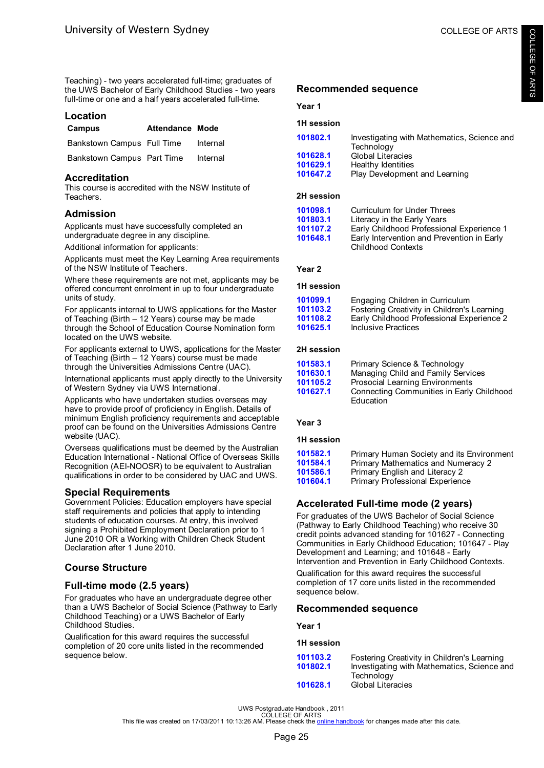Teaching) - two years accelerated full-time; graduates of the UWS Bachelor of Early Childhood Studies - two years full-time or one and a half years accelerated full-time.

## Location

| Campus | Attendance | Mode |
|---|---|---|
| Bankstown Campus | Full Time | Internal |
| Bankstown Campus | Part Time | Internal |

## Accreditation

This course is accredited with the NSW Institute of Teachers.

## Admission

Applicants must have successfully completed an undergraduate degree in any discipline.

Additional information for applicants:

Applicants must meet the Key Learning Area requirements of the NSW Institute of Teachers.

Where these requirements are not met, applicants may be offered concurrent enrolment in up to four undergraduate units of study.

For applicants internal to UWS applications for the Master of Teaching (Birth – 12 Years) course may be made through the School of Education Course Nomination form located on the UWS website.

For applicants external to UWS, applications for the Master of Teaching (Birth – 12 Years) course must be made through the Universities Admissions Centre (UAC).

International applicants must apply directly to the University of Western Sydney via UWS International.

Applicants who have undertaken studies overseas may have to provide proof of proficiency in English. Details of minimum English proficiency requirements and acceptable proof can be found on the Universities Admissions Centre website (UAC).

Overseas qualifications must be deemed by the Australian Education International - National Office of Overseas Skills Recognition (AEI-NOOSR) to be equivalent to Australian qualifications in order to be considered by UAC and UWS.

## Special Requirements

Government Policies: Education employers have special staff requirements and policies that apply to intending students of education courses. At entry, this involved signing a Prohibited Employment Declaration prior to 1 June 2010 OR a Working with Children Check Student Declaration after 1 June 2010.

## Course Structure

## Full-time mode (2.5 years)

For graduates who have an undergraduate degree other than a UWS Bachelor of Social Science (Pathway to Early Childhood Teaching) or a UWS Bachelor of Early Childhood Studies.

Qualification for this award requires the successful completion of 20 core units listed in the recommended sequence below.

## Recommended sequence

### Year 1

#### 1H session

| | |
|---|---|
| 101802.1 | Investigating with Mathematics, Science and Technology |
| 101628.1 | Global Literacies |
| 101629.1 | Healthy Identities |
| 101647.2 | Play Development and Learning |

#### 2H session

| | |
|---|---|
| 101098.1 | Curriculum for Under Threes |
| 101803.1 | Literacy in the Early Years |
| 101107.2 | Early Childhood Professional Experience 1 |
| 101648.1 | Early Intervention and Prevention in Early Childhood Contexts |

### Year 2

#### 1H session

| | |
|---|---|
| 101099.1 | Engaging Children in Curriculum |
| 101103.2 | Fostering Creativity in Children's Learning |
| 101108.2 | Early Childhood Professional Experience 2 |
| 101625.1 | Inclusive Practices |

#### 2H session

| | |
|---|---|
| 101583.1 | Primary Science & Technology |
| 101630.1 | Managing Child and Family Services |
| 101105.2 | Prosocial Learning Environments |
| 101627.1 | Connecting Communities in Early Childhood Education |

### Year 3

#### 1H session

| | |
|---|---|
| 101582.1 | Primary Human Society and its Environment |
| 101584.1 | Primary Mathematics and Numeracy 2 |
| 101586.1 | Primary English and Literacy 2 |
| 101604.1 | Primary Professional Experience |

## Accelerated Full-time mode (2 years)

For graduates of the UWS Bachelor of Social Science (Pathway to Early Childhood Teaching) who receive 30 credit points advanced standing for 101627 - Connecting Communities in Early Childhood Education; 101647 - Play Development and Learning; and 101648 - Early Intervention and Prevention in Early Childhood Contexts.

Qualification for this award requires the successful completion of 17 core units listed in the recommended sequence below.

## Recommended sequence

### Year 1

#### 1H session

| | |
|---|---|
| 101103.2 | Fostering Creativity in Children's Learning |
| 101802.1 | Investigating with Mathematics, Science and Technology |
| 101628.1 | Global Literacies |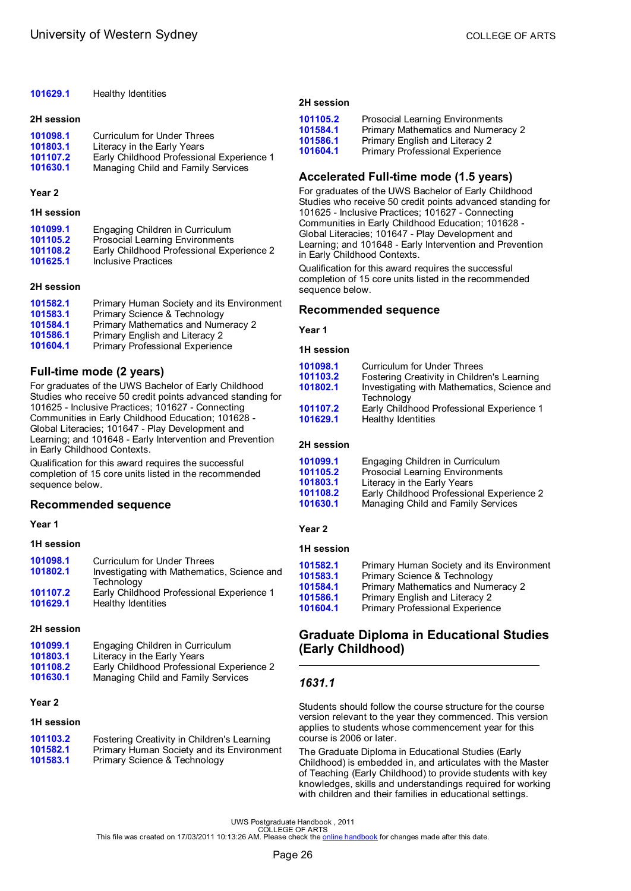| | |
|---|---|
| **101629.1** | Healthy Identities |

#### 2H session

| | |
|---|---|
| **101098.1** | Curriculum for Under Threes |
| **101803.1** | Literacy in the Early Years |
| **101107.2** | Early Childhood Professional Experience 1 |
| **101630.1** | Managing Child and Family Services |

#### Year 2

#### 1H session

| | |
|---|---|
| **101099.1** | Engaging Children in Curriculum |
| **101105.2** | Prosocial Learning Environments |
| **101108.2** | Early Childhood Professional Experience 2 |
| **101625.1** | Inclusive Practices |

#### 2H session

| | |
|---|---|
| **101582.1** | Primary Human Society and its Environment |
| **101583.1** | Primary Science & Technology |
| **101584.1** | Primary Mathematics and Numeracy 2 |
| **101586.1** | Primary English and Literacy 2 |
| **101604.1** | Primary Professional Experience |

## Full-time mode (2 years)

For graduates of the UWS Bachelor of Early Childhood Studies who receive 50 credit points advanced standing for 101625 - Inclusive Practices; 101627 - Connecting Communities in Early Childhood Education; 101628 - Global Literacies; 101647 - Play Development and Learning; and 101648 - Early Intervention and Prevention in Early Childhood Contexts.

Qualification for this award requires the successful completion of 15 core units listed in the recommended sequence below.

### Recommended sequence

#### Year 1

#### 1H session

| | |
|---|---|
| **101098.1** | Curriculum for Under Threes |
| **101802.1** | Investigating with Mathematics, Science and Technology |
| **101107.2** | Early Childhood Professional Experience 1 |
| **101629.1** | Healthy Identities |

#### 2H session

| | |
|---|---|
| **101099.1** | Engaging Children in Curriculum |
| **101803.1** | Literacy in the Early Years |
| **101108.2** | Early Childhood Professional Experience 2 |
| **101630.1** | Managing Child and Family Services |

#### Year 2

#### 1H session

| | |
|---|---|
| **101103.2** | Fostering Creativity in Children's Learning |
| **101582.1** | Primary Human Society and its Environment |
| **101583.1** | Primary Science & Technology |

#### 2H session

| | |
|---|---|
| **101105.2** | Prosocial Learning Environments |
| **101584.1** | Primary Mathematics and Numeracy 2 |
| **101586.1** | Primary English and Literacy 2 |
| **101604.1** | Primary Professional Experience |

## Accelerated Full-time mode (1.5 years)

For graduates of the UWS Bachelor of Early Childhood Studies who receive 50 credit points advanced standing for 101625 - Inclusive Practices; 101627 - Connecting Communities in Early Childhood Education; 101628 - Global Literacies; 101647 - Play Development and Learning; and 101648 - Early Intervention and Prevention in Early Childhood Contexts.

Qualification for this award requires the successful completion of 15 core units listed in the recommended sequence below.

### Recommended sequence

#### Year 1

#### 1H session

| | |
|---|---|
| **101098.1** | Curriculum for Under Threes |
| **101103.2** | Fostering Creativity in Children's Learning |
| **101802.1** | Investigating with Mathematics, Science and Technology |
| **101107.2** | Early Childhood Professional Experience 1 |
| **101629.1** | Healthy Identities |

#### 2H session

| | |
|---|---|
| **101099.1** | Engaging Children in Curriculum |
| **101105.2** | Prosocial Learning Environments |
| **101803.1** | Literacy in the Early Years |
| **101108.2** | Early Childhood Professional Experience 2 |
| **101630.1** | Managing Child and Family Services |

#### Year 2

#### 1H session

| | |
|---|---|
| **101582.1** | Primary Human Society and its Environment |
| **101583.1** | Primary Science & Technology |
| **101584.1** | Primary Mathematics and Numeracy 2 |
| **101586.1** | Primary English and Literacy 2 |
| **101604.1** | Primary Professional Experience |

## Graduate Diploma in Educational Studies (Early Childhood)

### *1631.1*

Students should follow the course structure for the course version relevant to the year they commenced. This version applies to students whose commencement year for this course is 2006 or later.

The Graduate Diploma in Educational Studies (Early Childhood) is embedded in, and articulates with the Master of Teaching (Early Childhood) to provide students with key knowledges, skills and understandings required for working with children and their families in educational settings.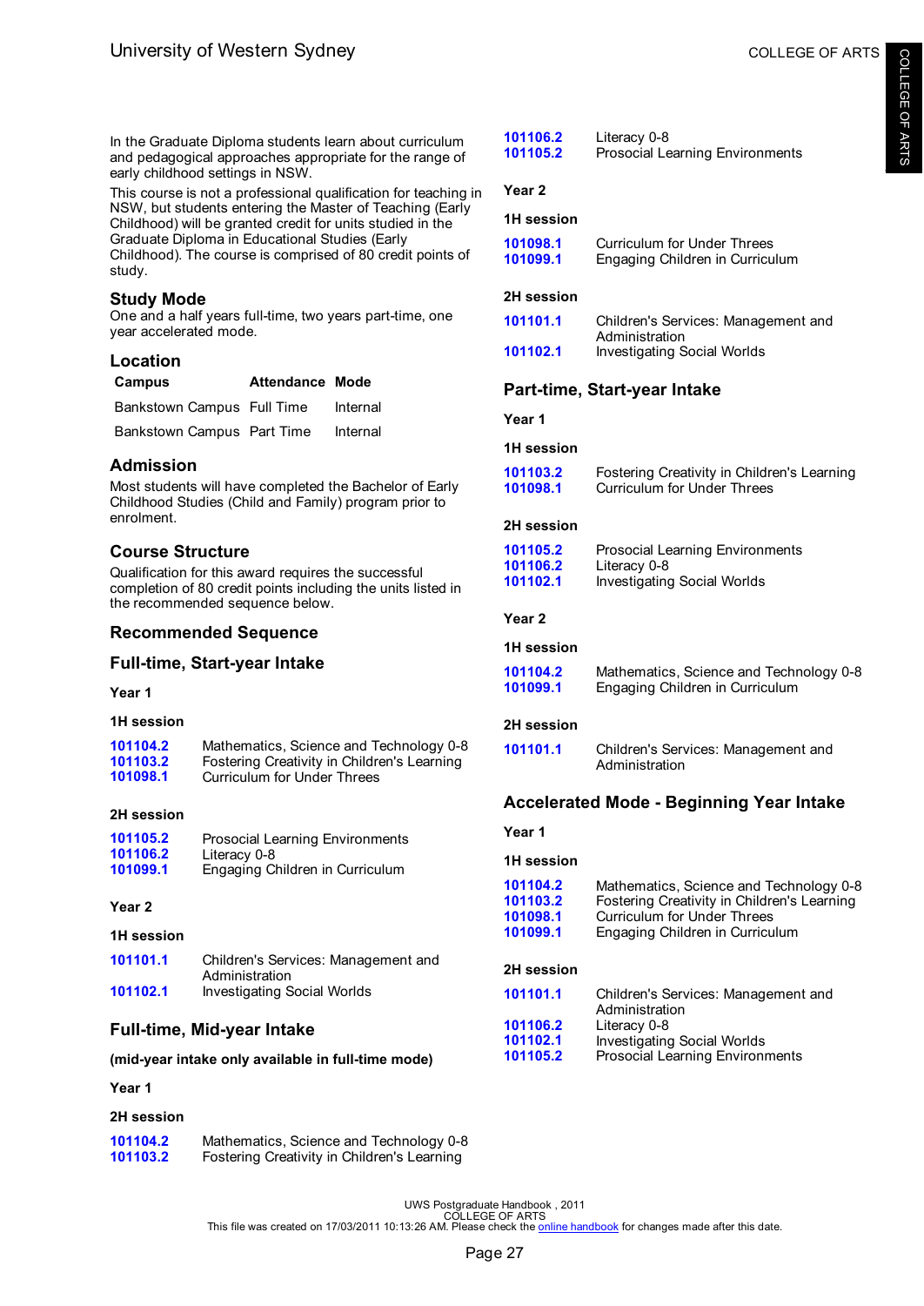In the Graduate Diploma students learn about curriculum and pedagogical approaches appropriate for the range of early childhood settings in NSW.

This course is not a professional qualification for teaching in NSW, but students entering the Master of Teaching (Early Childhood) will be granted credit for units studied in the Graduate Diploma in Educational Studies (Early Childhood). The course is comprised of 80 credit points of study.

## Study Mode

One and a half years full-time, two years part-time, one year accelerated mode.

## Location

| Campus | Attendance | Mode |
|---|---|---|
| Bankstown Campus | Full Time | Internal |
| Bankstown Campus | Part Time | Internal |

## Admission

Most students will have completed the Bachelor of Early Childhood Studies (Child and Family) program prior to enrolment.

## Course Structure

Qualification for this award requires the successful completion of 80 credit points including the units listed in the recommended sequence below.

## Recommended Sequence

### Full-time, Start-year Intake

**Year 1**

**1H session**

101104.2 Mathematics, Science and Technology 0-8
101103.2 Fostering Creativity in Children's Learning
101098.1 Curriculum for Under Threes

**2H session**

101105.2 Prosocial Learning Environments
101106.2 Literacy 0-8
101099.1 Engaging Children in Curriculum

**Year 2**

**1H session**

101101.1 Children's Services: Management and Administration
101102.1 Investigating Social Worlds

### Full-time, Mid-year Intake

**(mid-year intake only available in full-time mode)**

**Year 1**

**2H session**

101104.2 Mathematics, Science and Technology 0-8
101103.2 Fostering Creativity in Children's Learning
101106.2 Literacy 0-8
101105.2 Prosocial Learning Environments

**Year 2**

**1H session**

101098.1 Curriculum for Under Threes
101099.1 Engaging Children in Curriculum

**2H session**

101101.1 Children's Services: Management and Administration
101102.1 Investigating Social Worlds

### Part-time, Start-year Intake

**Year 1**

**1H session**

101103.2 Fostering Creativity in Children's Learning
101098.1 Curriculum for Under Threes

**2H session**

101105.2 Prosocial Learning Environments
101106.2 Literacy 0-8
101102.1 Investigating Social Worlds

**Year 2**

**1H session**

101104.2 Mathematics, Science and Technology 0-8
101099.1 Engaging Children in Curriculum

**2H session**

101101.1 Children's Services: Management and Administration

### Accelerated Mode - Beginning Year Intake

**Year 1**

**1H session**

101104.2 Mathematics, Science and Technology 0-8
101103.2 Fostering Creativity in Children's Learning
101098.1 Curriculum for Under Threes
101099.1 Engaging Children in Curriculum

**2H session**

101101.1 Children's Services: Management and Administration
101106.2 Literacy 0-8
101102.1 Investigating Social Worlds
101105.2 Prosocial Learning Environments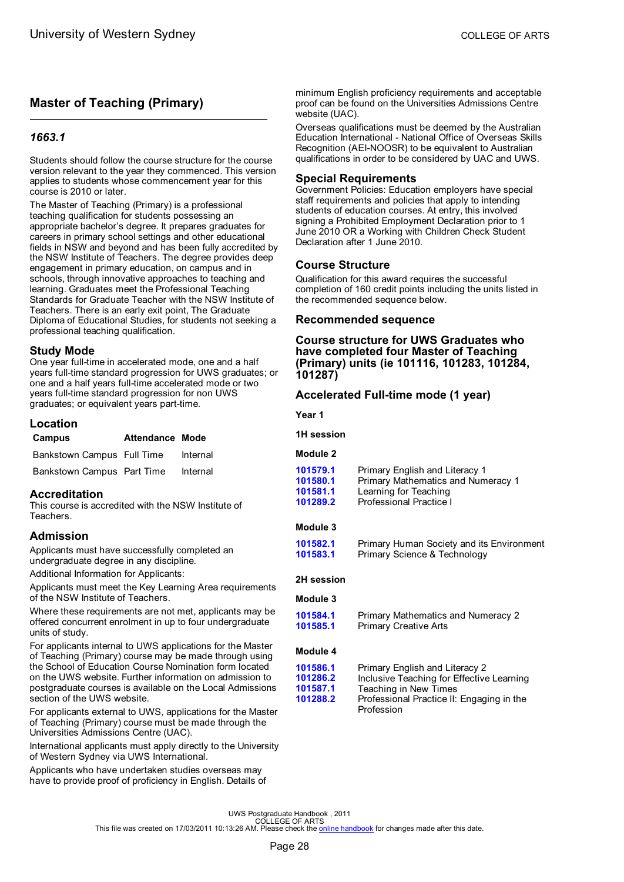## Master of Teaching (Primary)

### *1663.1*

Students should follow the course structure for the course version relevant to the year they commenced. This version applies to students whose commencement year for this course is 2010 or later.

The Master of Teaching (Primary) is a professional teaching qualification for students possessing an appropriate bachelor's degree. It prepares graduates for careers in primary school settings and other educational fields in NSW and beyond and has been fully accredited by the NSW Institute of Teachers. The degree provides deep engagement in primary education, on campus and in schools, through innovative approaches to teaching and learning. Graduates meet the Professional Teaching Standards for Graduate Teacher with the NSW Institute of Teachers. There is an early exit point, The Graduate Diploma of Educational Studies, for students not seeking a professional teaching qualification.

### Study Mode

One year full-time in accelerated mode, one and a half years full-time standard progression for UWS graduates; or one and a half years full-time accelerated mode or two years full-time standard progression for non UWS graduates; or equivalent years part-time.

### Location

| Campus | Attendance | Mode |
|---|---|---|
| Bankstown Campus | Full Time | Internal |
| Bankstown Campus | Part Time | Internal |

### Accreditation

This course is accredited with the NSW Institute of Teachers.

### Admission

Applicants must have successfully completed an undergraduate degree in any discipline.

Additional Information for Applicants:

Applicants must meet the Key Learning Area requirements of the NSW Institute of Teachers.

Where these requirements are not met, applicants may be offered concurrent enrolment in up to four undergraduate units of study.

For applicants internal to UWS applications for the Master of Teaching (Primary) course may be made through using the School of Education Course Nomination form located on the UWS website. Further information on admission to postgraduate courses is available on the Local Admissions section of the UWS website.

For applicants external to UWS, applications for the Master of Teaching (Primary) course must be made through the Universities Admissions Centre (UAC).

International applicants must apply directly to the University of Western Sydney via UWS International.

Applicants who have undertaken studies overseas may have to provide proof of proficiency in English. Details of minimum English proficiency requirements and acceptable proof can be found on the Universities Admissions Centre website (UAC).

Overseas qualifications must be deemed by the Australian Education International - National Office of Overseas Skills Recognition (AEI-NOOSR) to be equivalent to Australian qualifications in order to be considered by UAC and UWS.

### Special Requirements

Government Policies: Education employers have special staff requirements and policies that apply to intending students of education courses. At entry, this involved signing a Prohibited Employment Declaration prior to 1 June 2010 OR a Working with Children Check Student Declaration after 1 June 2010.

### Course Structure

Qualification for this award requires the successful completion of 160 credit points including the units listed in the recommended sequence below.

### Recommended sequence

### Course structure for UWS Graduates who have completed four Master of Teaching (Primary) units (ie 101116, 101283, 101284, 101287)

### Accelerated Full-time mode (1 year)

**Year 1**

**1H session**

**Module 2**

| | |
|---|---|
| 101579.1 | Primary English and Literacy 1 |
| 101580.1 | Primary Mathematics and Numeracy 1 |
| 101581.1 | Learning for Teaching |
| 101289.2 | Professional Practice I |

**Module 3**

| | |
|---|---|
| 101582.1 | Primary Human Society and its Environment |
| 101583.1 | Primary Science & Technology |

**2H session**

**Module 3**

| | |
|---|---|
| 101584.1 | Primary Mathematics and Numeracy 2 |
| 101585.1 | Primary Creative Arts |

**Module 4**

| | |
|---|---|
| 101586.1 | Primary English and Literacy 2 |
| 101286.2 | Inclusive Teaching for Effective Learning |
| 101587.1 | Teaching in New Times |
| 101288.2 | Professional Practice II: Engaging in the Profession |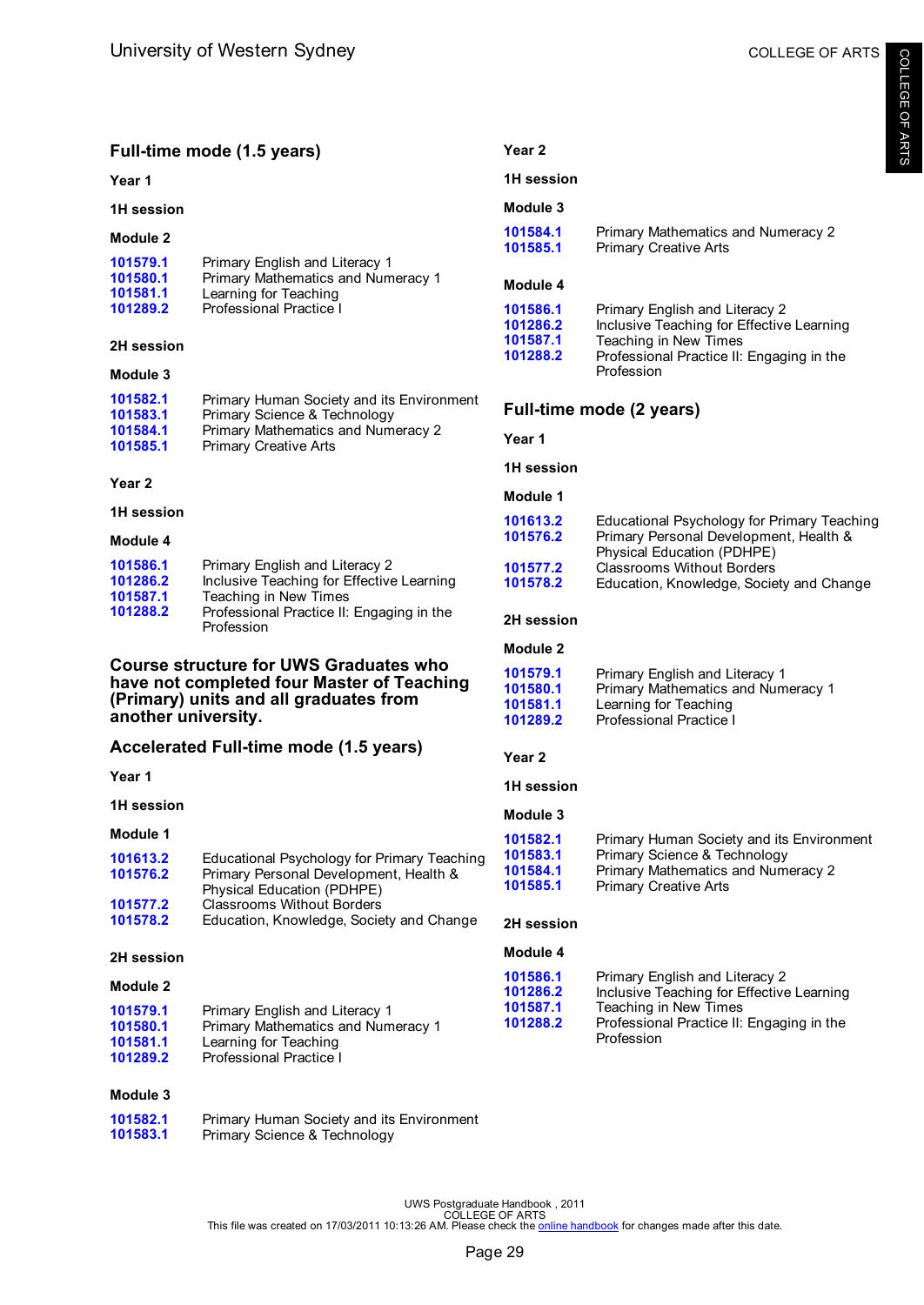## Full-time mode (1.5 years)

### Year 1

#### 1H session

#### Module 2

| | |
|---|---|
| 101579.1 | Primary English and Literacy 1 |
| 101580.1 | Primary Mathematics and Numeracy 1 |
| 101581.1 | Learning for Teaching |
| 101289.2 | Professional Practice I |

#### 2H session

#### Module 3

| | |
|---|---|
| 101582.1 | Primary Human Society and its Environment |
| 101583.1 | Primary Science & Technology |
| 101584.1 | Primary Mathematics and Numeracy 2 |
| 101585.1 | Primary Creative Arts |

### Year 2

#### 1H session

#### Module 4

| | |
|---|---|
| 101586.1 | Primary English and Literacy 2 |
| 101286.2 | Inclusive Teaching for Effective Learning |
| 101587.1 | Teaching in New Times |
| 101288.2 | Professional Practice II: Engaging in the Profession |

## Course structure for UWS Graduates who have not completed four Master of Teaching (Primary) units and all graduates from another university.

## Accelerated Full-time mode (1.5 years)

### Year 1

#### 1H session

#### Module 1

| | |
|---|---|
| 101613.2 | Educational Psychology for Primary Teaching |
| 101576.2 | Primary Personal Development, Health & Physical Education (PDHPE) |
| 101577.2 | Classrooms Without Borders |
| 101578.2 | Education, Knowledge, Society and Change |

#### 2H session

#### Module 2

| | |
|---|---|
| 101579.1 | Primary English and Literacy 1 |
| 101580.1 | Primary Mathematics and Numeracy 1 |
| 101581.1 | Learning for Teaching |
| 101289.2 | Professional Practice I |

#### Module 3

| | |
|---|---|
| 101582.1 | Primary Human Society and its Environment |
| 101583.1 | Primary Science & Technology |

### Year 2

#### 1H session

#### Module 3

| | |
|---|---|
| 101584.1 | Primary Mathematics and Numeracy 2 |
| 101585.1 | Primary Creative Arts |

#### Module 4

| | |
|---|---|
| 101586.1 | Primary English and Literacy 2 |
| 101286.2 | Inclusive Teaching for Effective Learning |
| 101587.1 | Teaching in New Times |
| 101288.2 | Professional Practice II: Engaging in the Profession |

## Full-time mode (2 years)

### Year 1

#### 1H session

#### Module 1

| | |
|---|---|
| 101613.2 | Educational Psychology for Primary Teaching |
| 101576.2 | Primary Personal Development, Health & Physical Education (PDHPE) |
| 101577.2 | Classrooms Without Borders |
| 101578.2 | Education, Knowledge, Society and Change |

#### 2H session

#### Module 2

| | |
|---|---|
| 101579.1 | Primary English and Literacy 1 |
| 101580.1 | Primary Mathematics and Numeracy 1 |
| 101581.1 | Learning for Teaching |
| 101289.2 | Professional Practice I |

### Year 2

#### 1H session

#### Module 3

| | |
|---|---|
| 101582.1 | Primary Human Society and its Environment |
| 101583.1 | Primary Science & Technology |
| 101584.1 | Primary Mathematics and Numeracy 2 |
| 101585.1 | Primary Creative Arts |

#### 2H session

#### Module 4

| | |
|---|---|
| 101586.1 | Primary English and Literacy 2 |
| 101286.2 | Inclusive Teaching for Effective Learning |
| 101587.1 | Teaching in New Times |
| 101288.2 | Professional Practice II: Engaging in the Profession |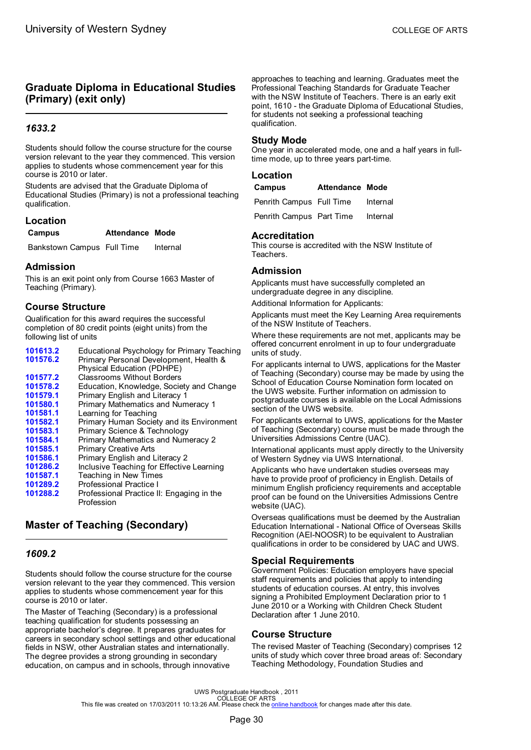## Graduate Diploma in Educational Studies (Primary) (exit only)

### *1633.2*

Students should follow the course structure for the course version relevant to the year they commenced. This version applies to students whose commencement year for this course is 2010 or later.

Students are advised that the Graduate Diploma of Educational Studies (Primary) is not a professional teaching qualification.

### Location

| Campus | Attendance | Mode |
|---|---|---|
| Bankstown Campus | Full Time | Internal |

### Admission

This is an exit point only from Course 1663 Master of Teaching (Primary).

### Course Structure

Qualification for this award requires the successful completion of 80 credit points (eight units) from the following list of units

| | |
|---|---|
| **101613.2** | Educational Psychology for Primary Teaching |
| **101576.2** | Primary Personal Development, Health & Physical Education (PDHPE) |
| **101577.2** | Classrooms Without Borders |
| **101578.2** | Education, Knowledge, Society and Change |
| **101579.1** | Primary English and Literacy 1 |
| **101580.1** | Primary Mathematics and Numeracy 1 |
| **101581.1** | Learning for Teaching |
| **101582.1** | Primary Human Society and its Environment |
| **101583.1** | Primary Science & Technology |
| **101584.1** | Primary Mathematics and Numeracy 2 |
| **101585.1** | Primary Creative Arts |
| **101586.1** | Primary English and Literacy 2 |
| **101286.2** | Inclusive Teaching for Effective Learning |
| **101587.1** | Teaching in New Times |
| **101289.2** | Professional Practice I |
| **101288.2** | Professional Practice II: Engaging in the Profession |

## Master of Teaching (Secondary)

### *1609.2*

Students should follow the course structure for the course version relevant to the year they commenced. This version applies to students whose commencement year for this course is 2010 or later.

The Master of Teaching (Secondary) is a professional teaching qualification for students possessing an appropriate bachelor's degree. It prepares graduates for careers in secondary school settings and other educational fields in NSW, other Australian states and internationally. The degree provides a strong grounding in secondary education, on campus and in schools, through innovative approaches to teaching and learning. Graduates meet the Professional Teaching Standards for Graduate Teacher with the NSW Institute of Teachers. There is an early exit point, 1610 - the Graduate Diploma of Educational Studies, for students not seeking a professional teaching qualification.

### Study Mode

One year in accelerated mode, one and a half years in full-time mode, up to three years part-time.

### Location

| Campus | Attendance | Mode |
|---|---|---|
| Penrith Campus | Full Time | Internal |
| Penrith Campus | Part Time | Internal |

### Accreditation

This course is accredited with the NSW Institute of Teachers.

### Admission

Applicants must have successfully completed an undergraduate degree in any discipline.

Additional Information for Applicants:

Applicants must meet the Key Learning Area requirements of the NSW Institute of Teachers.

Where these requirements are not met, applicants may be offered concurrent enrolment in up to four undergraduate units of study.

For applicants internal to UWS, applications for the Master of Teaching (Secondary) course may be made by using the School of Education Course Nomination form located on the UWS website. Further information on admission to postgraduate courses is available on the Local Admissions section of the UWS website.

For applicants external to UWS, applications for the Master of Teaching (Secondary) course must be made through the Universities Admissions Centre (UAC).

International applicants must apply directly to the University of Western Sydney via UWS International.

Applicants who have undertaken studies overseas may have to provide proof of proficiency in English. Details of minimum English proficiency requirements and acceptable proof can be found on the Universities Admissions Centre website (UAC).

Overseas qualifications must be deemed by the Australian Education International - National Office of Overseas Skills Recognition (AEI-NOOSR) to be equivalent to Australian qualifications in order to be considered by UAC and UWS.

### Special Requirements

Government Policies: Education employers have special staff requirements and policies that apply to intending students of education courses. At entry, this involves signing a Prohibited Employment Declaration prior to 1 June 2010 or a Working with Children Check Student Declaration after 1 June 2010.

### Course Structure

The revised Master of Teaching (Secondary) comprises 12 units of study which cover three broad areas of: Secondary Teaching Methodology, Foundation Studies and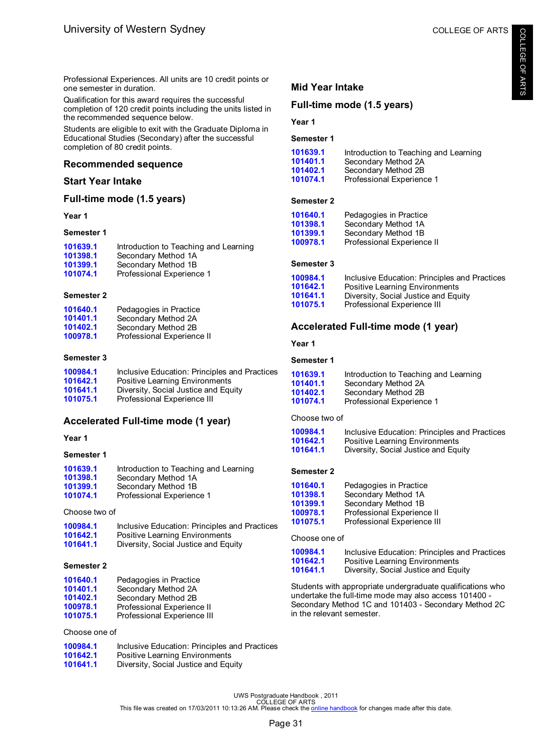Professional Experiences. All units are 10 credit points or one semester in duration.

Qualification for this award requires the successful completion of 120 credit points including the units listed in the recommended sequence below.

Students are eligible to exit with the Graduate Diploma in Educational Studies (Secondary) after the successful completion of 80 credit points.

## Recommended sequence

## Start Year Intake

## Full-time mode (1.5 years)

### Year 1

#### Semester 1

| | |
|---|---|
| 101639.1 | Introduction to Teaching and Learning |
| 101398.1 | Secondary Method 1A |
| 101399.1 | Secondary Method 1B |
| 101074.1 | Professional Experience 1 |

#### Semester 2

| | |
|---|---|
| 101640.1 | Pedagogies in Practice |
| 101401.1 | Secondary Method 2A |
| 101402.1 | Secondary Method 2B |
| 100978.1 | Professional Experience II |

#### Semester 3

| | |
|---|---|
| 100984.1 | Inclusive Education: Principles and Practices |
| 101642.1 | Positive Learning Environments |
| 101641.1 | Diversity, Social Justice and Equity |
| 101075.1 | Professional Experience III |

## Accelerated Full-time mode (1 year)

### Year 1

#### Semester 1

| | |
|---|---|
| 101639.1 | Introduction to Teaching and Learning |
| 101398.1 | Secondary Method 1A |
| 101399.1 | Secondary Method 1B |
| 101074.1 | Professional Experience 1 |

Choose two of

| | |
|---|---|
| 100984.1 | Inclusive Education: Principles and Practices |
| 101642.1 | Positive Learning Environments |
| 101641.1 | Diversity, Social Justice and Equity |

#### Semester 2

| | |
|---|---|
| 101640.1 | Pedagogies in Practice |
| 101401.1 | Secondary Method 2A |
| 101402.1 | Secondary Method 2B |
| 100978.1 | Professional Experience II |
| 101075.1 | Professional Experience III |

Choose one of

| | |
|---|---|
| 100984.1 | Inclusive Education: Principles and Practices |
| 101642.1 | Positive Learning Environments |
| 101641.1 | Diversity, Social Justice and Equity |

## Mid Year Intake

## Full-time mode (1.5 years)

### Year 1

#### Semester 1

| | |
|---|---|
| 101639.1 | Introduction to Teaching and Learning |
| 101401.1 | Secondary Method 2A |
| 101402.1 | Secondary Method 2B |
| 101074.1 | Professional Experience 1 |

#### Semester 2

| | |
|---|---|
| 101640.1 | Pedagogies in Practice |
| 101398.1 | Secondary Method 1A |
| 101399.1 | Secondary Method 1B |
| 100978.1 | Professional Experience II |

#### Semester 3

| | |
|---|---|
| 100984.1 | Inclusive Education: Principles and Practices |
| 101642.1 | Positive Learning Environments |
| 101641.1 | Diversity, Social Justice and Equity |
| 101075.1 | Professional Experience III |

## Accelerated Full-time mode (1 year)

### Year 1

#### Semester 1

| | |
|---|---|
| 101639.1 | Introduction to Teaching and Learning |
| 101401.1 | Secondary Method 2A |
| 101402.1 | Secondary Method 2B |
| 101074.1 | Professional Experience 1 |

Choose two of

| | |
|---|---|
| 100984.1 | Inclusive Education: Principles and Practices |
| 101642.1 | Positive Learning Environments |
| 101641.1 | Diversity, Social Justice and Equity |

#### Semester 2

| | |
|---|---|
| 101640.1 | Pedagogies in Practice |
| 101398.1 | Secondary Method 1A |
| 101399.1 | Secondary Method 1B |
| 100978.1 | Professional Experience II |
| 101075.1 | Professional Experience III |

Choose one of

| | |
|---|---|
| 100984.1 | Inclusive Education: Principles and Practices |
| 101642.1 | Positive Learning Environments |
| 101641.1 | Diversity, Social Justice and Equity |

Students with appropriate undergraduate qualifications who undertake the full-time mode may also access 101400 - Secondary Method 1C and 101403 - Secondary Method 2C in the relevant semester.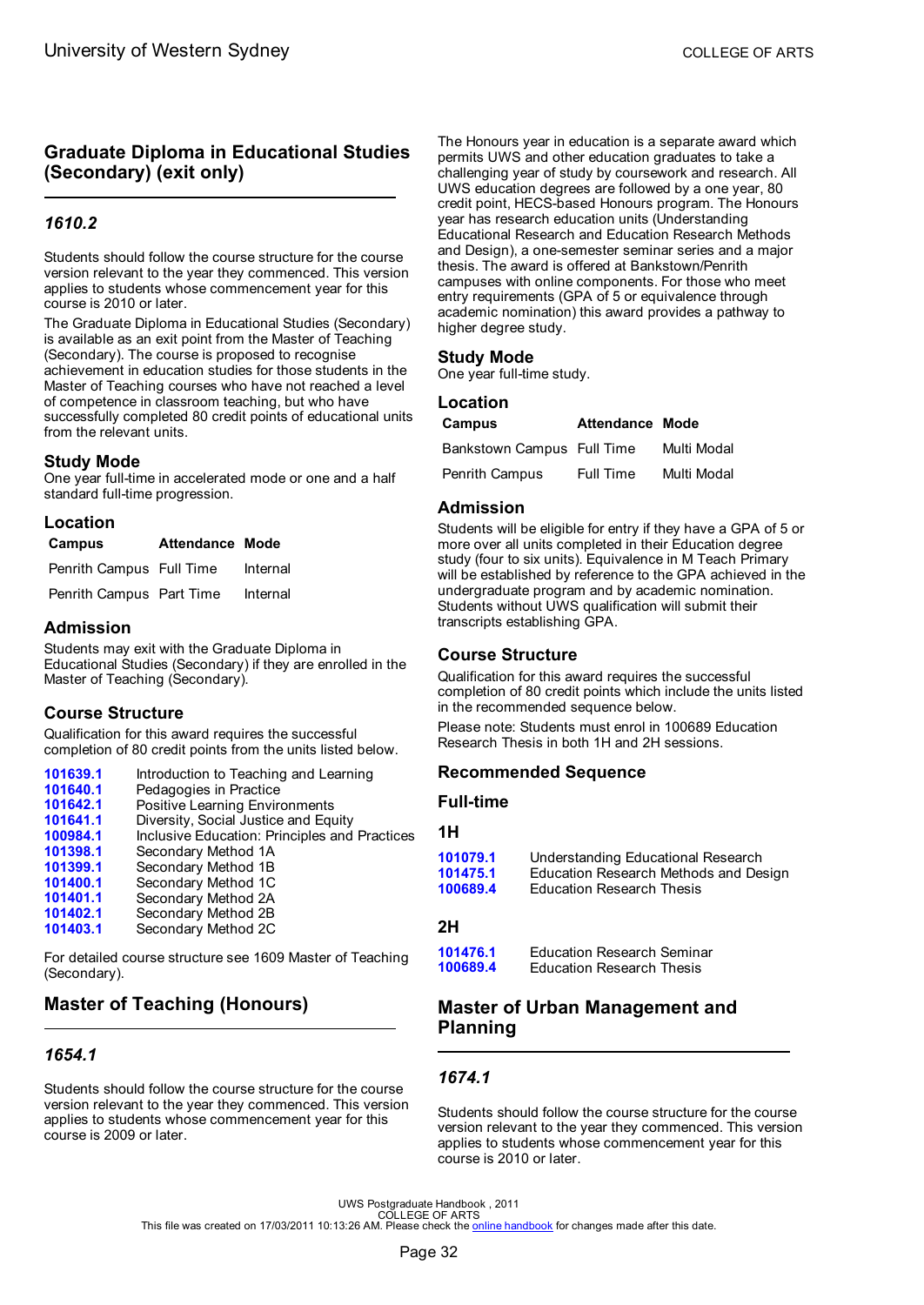## Graduate Diploma in Educational Studies (Secondary) (exit only)

### *1610.2*

Students should follow the course structure for the course version relevant to the year they commenced. This version applies to students whose commencement year for this course is 2010 or later.

The Graduate Diploma in Educational Studies (Secondary) is available as an exit point from the Master of Teaching (Secondary). The course is proposed to recognise achievement in education studies for those students in the Master of Teaching courses who have not reached a level of competence in classroom teaching, but who have successfully completed 80 credit points of educational units from the relevant units.

### Study Mode

One year full-time in accelerated mode or one and a half standard full-time progression.

### Location

| Campus | Attendance | Mode |
|---|---|---|
| Penrith Campus | Full Time | Internal |
| Penrith Campus | Part Time | Internal |

### Admission

Students may exit with the Graduate Diploma in Educational Studies (Secondary) if they are enrolled in the Master of Teaching (Secondary).

### Course Structure

Qualification for this award requires the successful completion of 80 credit points from the units listed below.

| | |
|---|---|
| **101639.1** | Introduction to Teaching and Learning |
| **101640.1** | Pedagogies in Practice |
| **101642.1** | Positive Learning Environments |
| **101641.1** | Diversity, Social Justice and Equity |
| **100984.1** | Inclusive Education: Principles and Practices |
| **101398.1** | Secondary Method 1A |
| **101399.1** | Secondary Method 1B |
| **101400.1** | Secondary Method 1C |
| **101401.1** | Secondary Method 2A |
| **101402.1** | Secondary Method 2B |
| **101403.1** | Secondary Method 2C |

For detailed course structure see 1609 Master of Teaching (Secondary).

## Master of Teaching (Honours)

### *1654.1*

Students should follow the course structure for the course version relevant to the year they commenced. This version applies to students whose commencement year for this course is 2009 or later.

The Honours year in education is a separate award which permits UWS and other education graduates to take a challenging year of study by coursework and research. All UWS education degrees are followed by a one year, 80 credit point, HECS-based Honours program. The Honours year has research education units (Understanding Educational Research and Education Research Methods and Design), a one-semester seminar series and a major thesis. The award is offered at Bankstown/Penrith campuses with online components. For those who meet entry requirements (GPA of 5 or equivalence through academic nomination) this award provides a pathway to higher degree study.

### Study Mode

One year full-time study.

### Location

| Campus | Attendance | Mode |
|---|---|---|
| Bankstown Campus | Full Time | Multi Modal |
| Penrith Campus | Full Time | Multi Modal |

### Admission

Students will be eligible for entry if they have a GPA of 5 or more over all units completed in their Education degree study (four to six units). Equivalence in M Teach Primary will be established by reference to the GPA achieved in the undergraduate program and by academic nomination. Students without UWS qualification will submit their transcripts establishing GPA.

### Course Structure

Qualification for this award requires the successful completion of 80 credit points which include the units listed in the recommended sequence below.

Please note: Students must enrol in 100689 Education Research Thesis in both 1H and 2H sessions.

### Recommended Sequence

#### Full-time

#### 1H

| | |
|---|---|
| **101079.1** | Understanding Educational Research |
| **101475.1** | Education Research Methods and Design |
| **100689.4** | Education Research Thesis |

#### 2H

| | |
|---|---|
| **101476.1** | Education Research Seminar |
| **100689.4** | Education Research Thesis |

## Master of Urban Management and Planning

### *1674.1*

Students should follow the course structure for the course version relevant to the year they commenced. This version applies to students whose commencement year for this course is 2010 or later.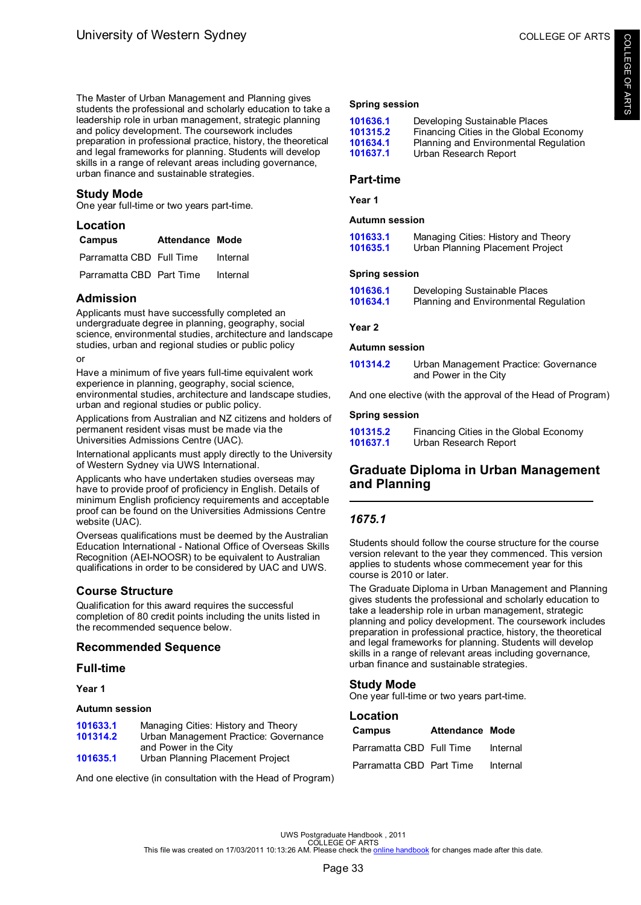The Master of Urban Management and Planning gives students the professional and scholarly education to take a leadership role in urban management, strategic planning and policy development. The coursework includes preparation in professional practice, history, the theoretical and legal frameworks for planning. Students will develop skills in a range of relevant areas including governance, urban finance and sustainable strategies.

## Study Mode

One year full-time or two years part-time.

## Location

| Campus | Attendance | Mode |
|---|---|---|
| Parramatta CBD | Full Time | Internal |
| Parramatta CBD | Part Time | Internal |

## Admission

Applicants must have successfully completed an undergraduate degree in planning, geography, social science, environmental studies, architecture and landscape studies, urban and regional studies or public policy

or

Have a minimum of five years full-time equivalent work experience in planning, geography, social science, environmental studies, architecture and landscape studies, urban and regional studies or public policy.

Applications from Australian and NZ citizens and holders of permanent resident visas must be made via the Universities Admissions Centre (UAC).

International applicants must apply directly to the University of Western Sydney via UWS International.

Applicants who have undertaken studies overseas may have to provide proof of proficiency in English. Details of minimum English proficiency requirements and acceptable proof can be found on the Universities Admissions Centre website (UAC).

Overseas qualifications must be deemed by the Australian Education International - National Office of Overseas Skills Recognition (AEI-NOOSR) to be equivalent to Australian qualifications in order to be considered by UAC and UWS.

## Course Structure

Qualification for this award requires the successful completion of 80 credit points including the units listed in the recommended sequence below.

## Recommended Sequence

## Full-time

**Year 1**

**Autumn session**

| | |
|---|---|
| 101633.1 | Managing Cities: History and Theory |
| 101314.2 | Urban Management Practice: Governance and Power in the City |
| 101635.1 | Urban Planning Placement Project |

And one elective (in consultation with the Head of Program)

**Spring session**

| | |
|---|---|
| 101636.1 | Developing Sustainable Places |
| 101315.2 | Financing Cities in the Global Economy |
| 101634.1 | Planning and Environmental Regulation |
| 101637.1 | Urban Research Report |

## Part-time

**Year 1**

**Autumn session**

| | |
|---|---|
| 101633.1 | Managing Cities: History and Theory |
| 101635.1 | Urban Planning Placement Project |

**Spring session**

| | |
|---|---|
| 101636.1 | Developing Sustainable Places |
| 101634.1 | Planning and Environmental Regulation |

**Year 2**

**Autumn session**

| | |
|---|---|
| 101314.2 | Urban Management Practice: Governance and Power in the City |

And one elective (with the approval of the Head of Program)

**Spring session**

| | |
|---|---|
| 101315.2 | Financing Cities in the Global Economy |
| 101637.1 | Urban Research Report |

# Graduate Diploma in Urban Management and Planning

### *1675.1*

Students should follow the course structure for the course version relevant to the year they commenced. This version applies to students whose commencement year for this course is 2010 or later.

The Graduate Diploma in Urban Management and Planning gives students the professional and scholarly education to take a leadership role in urban management, strategic planning and policy development. The coursework includes preparation in professional practice, history, the theoretical and legal frameworks for planning. Students will develop skills in a range of relevant areas including governance, urban finance and sustainable strategies.

## Study Mode

One year full-time or two years part-time.

## Location

| Campus | Attendance | Mode |
|---|---|---|
| Parramatta CBD | Full Time | Internal |
| Parramatta CBD | Part Time | Internal |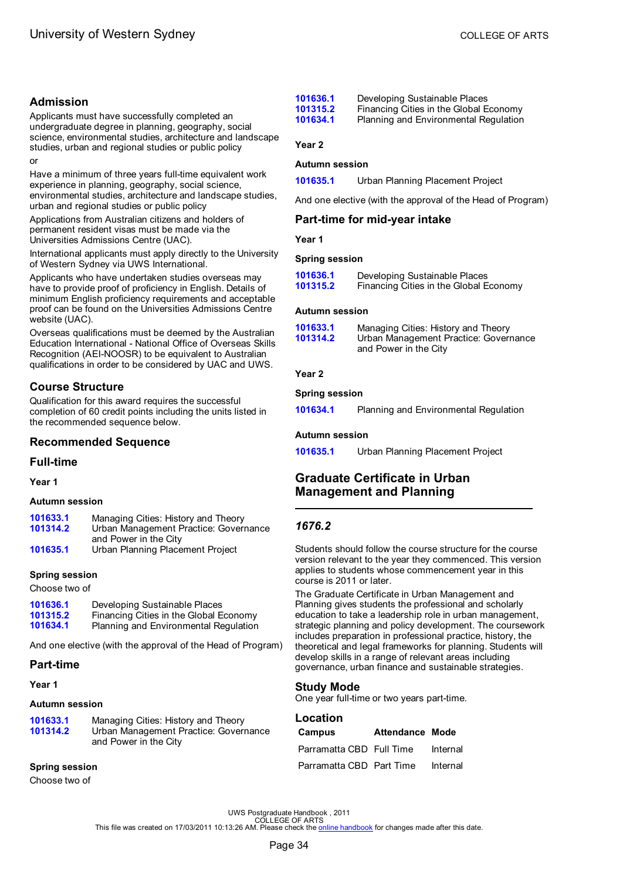## Admission

Applicants must have successfully completed an undergraduate degree in planning, geography, social science, environmental studies, architecture and landscape studies, urban and regional studies or public policy

or

Have a minimum of three years full-time equivalent work experience in planning, geography, social science, environmental studies, architecture and landscape studies, urban and regional studies or public policy

Applications from Australian citizens and holders of permanent resident visas must be made via the Universities Admissions Centre (UAC).

International applicants must apply directly to the University of Western Sydney via UWS International.

Applicants who have undertaken studies overseas may have to provide proof of proficiency in English. Details of minimum English proficiency requirements and acceptable proof can be found on the Universities Admissions Centre website (UAC).

Overseas qualifications must be deemed by the Australian Education International - National Office of Overseas Skills Recognition (AEI-NOOSR) to be equivalent to Australian qualifications in order to be considered by UAC and UWS.

## Course Structure

Qualification for this award requires the successful completion of 60 credit points including the units listed in the recommended sequence below.

## Recommended Sequence

## Full-time

**Year 1**

**Autumn session**

- **101633.1** Managing Cities: History and Theory
- **101314.2** Urban Management Practice: Governance and Power in the City
- **101635.1** Urban Planning Placement Project

**Spring session**

Choose two of

- **101636.1** Developing Sustainable Places
- **101315.2** Financing Cities in the Global Economy
- **101634.1** Planning and Environmental Regulation

And one elective (with the approval of the Head of Program)

## Part-time

**Year 1**

**Autumn session**

- **101633.1** Managing Cities: History and Theory
- **101314.2** Urban Management Practice: Governance and Power in the City

**Spring session**

Choose two of

- **101636.1** Developing Sustainable Places
- **101315.2** Financing Cities in the Global Economy
- **101634.1** Planning and Environmental Regulation

**Year 2**

**Autumn session**

- **101635.1** Urban Planning Placement Project

And one elective (with the approval of the Head of Program)

## Part-time for mid-year intake

**Year 1**

**Spring session**

- **101636.1** Developing Sustainable Places
- **101315.2** Financing Cities in the Global Economy

**Autumn session**

- **101633.1** Managing Cities: History and Theory
- **101314.2** Urban Management Practice: Governance and Power in the City

**Year 2**

**Spring session**

- **101634.1** Planning and Environmental Regulation

**Autumn session**

- **101635.1** Urban Planning Placement Project

# Graduate Certificate in Urban Management and Planning

### *1676.2*

Students should follow the course structure for the course version relevant to the year they commenced. This version applies to students whose commencement year in this course is 2011 or later.

The Graduate Certificate in Urban Management and Planning gives students the professional and scholarly education to take a leadership role in urban management, strategic planning and policy development. The coursework includes preparation in professional practice, history, the theoretical and legal frameworks for planning. Students will develop skills in a range of relevant areas including governance, urban finance and sustainable strategies.

## Study Mode

One year full-time or two years part-time.

## Location

| Campus | Attendance | Mode |
|---|---|---|
| Parramatta CBD | Full Time | Internal |
| Parramatta CBD | Part Time | Internal |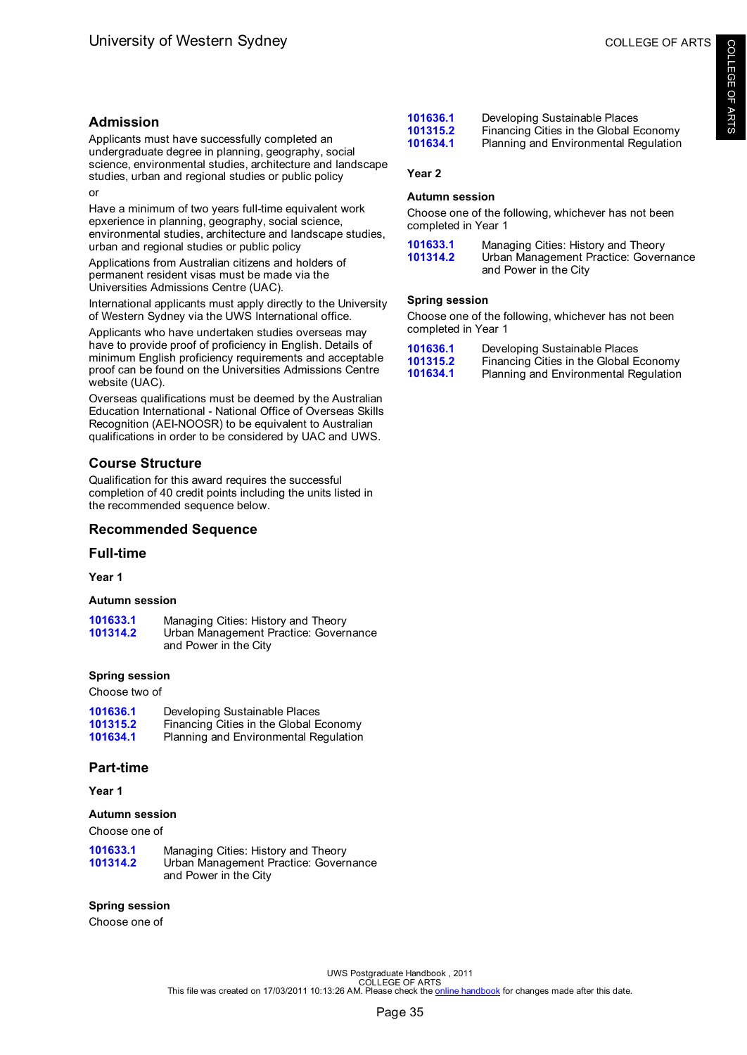## Admission

Applicants must have successfully completed an undergraduate degree in planning, geography, social science, environmental studies, architecture and landscape studies, urban and regional studies or public policy

or

Have a minimum of two years full-time equivalent work epxerience in planning, geography, social science, environmental studies, architecture and landscape studies, urban and regional studies or public policy

Applications from Australian citizens and holders of permanent resident visas must be made via the Universities Admissions Centre (UAC).

International applicants must apply directly to the University of Western Sydney via the UWS International office.

Applicants who have undertaken studies overseas may have to provide proof of proficiency in English. Details of minimum English proficiency requirements and acceptable proof can be found on the Universities Admissions Centre website (UAC).

Overseas qualifications must be deemed by the Australian Education International - National Office of Overseas Skills Recognition (AEI-NOOSR) to be equivalent to Australian qualifications in order to be considered by UAC and UWS.

## Course Structure

Qualification for this award requires the successful completion of 40 credit points including the units listed in the recommended sequence below.

## Recommended Sequence

## Full-time

**Year 1**

**Autumn session**

| | |
|---|---|
| **101633.1** | Managing Cities: History and Theory |
| **101314.2** | Urban Management Practice: Governance and Power in the City |

**Spring session**

Choose two of

| | |
|---|---|
| **101636.1** | Developing Sustainable Places |
| **101315.2** | Financing Cities in the Global Economy |
| **101634.1** | Planning and Environmental Regulation |

## Part-time

**Year 1**

**Autumn session**

Choose one of

| | |
|---|---|
| **101633.1** | Managing Cities: History and Theory |
| **101314.2** | Urban Management Practice: Governance and Power in the City |

**Spring session**

Choose one of

| | |
|---|---|
| **101636.1** | Developing Sustainable Places |
| **101315.2** | Financing Cities in the Global Economy |
| **101634.1** | Planning and Environmental Regulation |

**Year 2**

**Autumn session**

Choose one of the following, whichever has not been completed in Year 1

| | |
|---|---|
| **101633.1** | Managing Cities: History and Theory |
| **101314.2** | Urban Management Practice: Governance and Power in the City |

**Spring session**

Choose one of the following, whichever has not been completed in Year 1

| | |
|---|---|
| **101636.1** | Developing Sustainable Places |
| **101315.2** | Financing Cities in the Global Economy |
| **101634.1** | Planning and Environmental Regulation |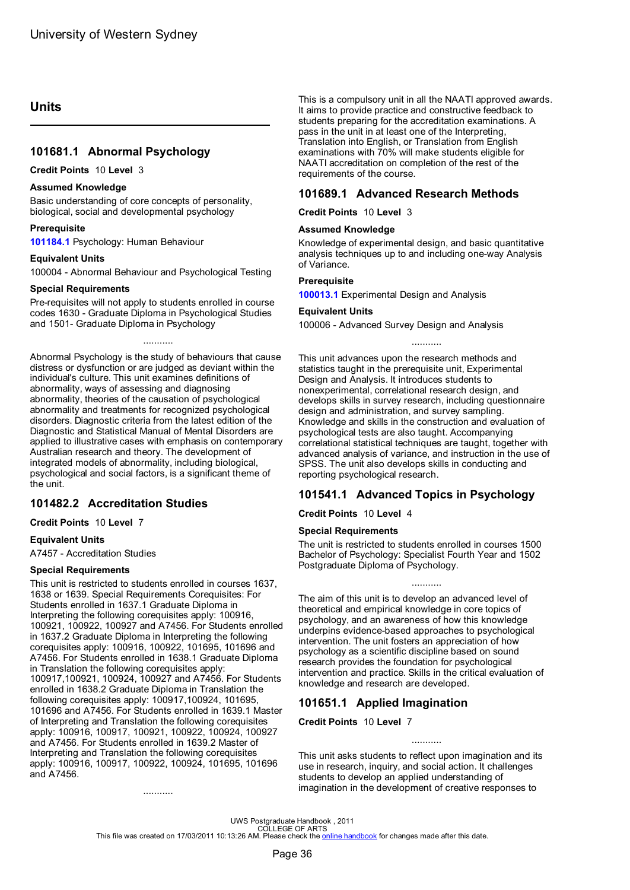## Units

### 101681.1 Abnormal Psychology

**Credit Points** 10 **Level** 3

**Assumed Knowledge**

Basic understanding of core concepts of personality, biological, social and developmental psychology

**Prerequisite**

**101184.1** Psychology: Human Behaviour

**Equivalent Units**

100004 - Abnormal Behaviour and Psychological Testing

**Special Requirements**

Pre-requisites will not apply to students enrolled in course codes 1630 - Graduate Diploma in Psychological Studies and 1501- Graduate Diploma in Psychology

...........

Abnormal Psychology is the study of behaviours that cause distress or dysfunction or are judged as deviant within the individual's culture. This unit examines definitions of abnormality, ways of assessing and diagnosing abnormality, theories of the causation of psychological abnormality and treatments for recognized psychological disorders. Diagnostic criteria from the latest edition of the Diagnostic and Statistical Manual of Mental Disorders are applied to illustrative cases with emphasis on contemporary Australian research and theory. The development of integrated models of abnormality, including biological, psychological and social factors, is a significant theme of the unit.

### 101482.2 Accreditation Studies

**Credit Points** 10 **Level** 7

**Equivalent Units**

A7457 - Accreditation Studies

**Special Requirements**

This unit is restricted to students enrolled in courses 1637, 1638 or 1639. Special Requirements Corequisites: For Students enrolled in 1637.1 Graduate Diploma in Interpreting the following corequisites apply: 100916, 100921, 100922, 100927 and A7456. For Students enrolled in 1637.2 Graduate Diploma in Interpreting the following corequisites apply: 100916, 100922, 101695, 101696 and A7456. For Students enrolled in 1638.1 Graduate Diploma in Translation the following corequisites apply: 100917,100921, 100924, 100927 and A7456. For Students enrolled in 1638.2 Graduate Diploma in Translation the following corequisites apply: 100917,100924, 101695, 101696 and A7456. For Students enrolled in 1639.1 Master of Interpreting and Translation the following corequisites apply: 100916, 100917, 100921, 100922, 100924, 100927 and A7456. For Students enrolled in 1639.2 Master of Interpreting and Translation the following corequisites apply: 100916, 100917, 100922, 100924, 101695, 101696 and A7456.

...........

This is a compulsory unit in all the NAATI approved awards. It aims to provide practice and constructive feedback to students preparing for the accreditation examinations. A pass in the unit in at least one of the Interpreting, Translation into English, or Translation from English examinations with 70% will make students eligible for NAATI accreditation on completion of the rest of the requirements of the course.

### 101689.1 Advanced Research Methods

**Credit Points** 10 **Level** 3

**Assumed Knowledge**

Knowledge of experimental design, and basic quantitative analysis techniques up to and including one-way Analysis of Variance.

**Prerequisite**

**100013.1** Experimental Design and Analysis

**Equivalent Units**

100006 - Advanced Survey Design and Analysis

...........

This unit advances upon the research methods and statistics taught in the prerequisite unit, Experimental Design and Analysis. It introduces students to nonexperimental, correlational research design, and develops skills in survey research, including questionnaire design and administration, and survey sampling. Knowledge and skills in the construction and evaluation of psychological tests are also taught. Accompanying correlational statistical techniques are taught, together with advanced analysis of variance, and instruction in the use of SPSS. The unit also develops skills in conducting and reporting psychological research.

### 101541.1 Advanced Topics in Psychology

**Credit Points** 10 **Level** 4

**Special Requirements**

The unit is restricted to students enrolled in courses 1500 Bachelor of Psychology: Specialist Fourth Year and 1502 Postgraduate Diploma of Psychology.

...........

The aim of this unit is to develop an advanced level of theoretical and empirical knowledge in core topics of psychology, and an awareness of how this knowledge underpins evidence-based approaches to psychological intervention. The unit fosters an appreciation of how psychology as a scientific discipline based on sound research provides the foundation for psychological intervention and practice. Skills in the critical evaluation of knowledge and research are developed.

### 101651.1 Applied Imagination

**Credit Points** 10 **Level** 7

...........

This unit asks students to reflect upon imagination and its use in research, inquiry, and social action. It challenges students to develop an applied understanding of imagination in the development of creative responses to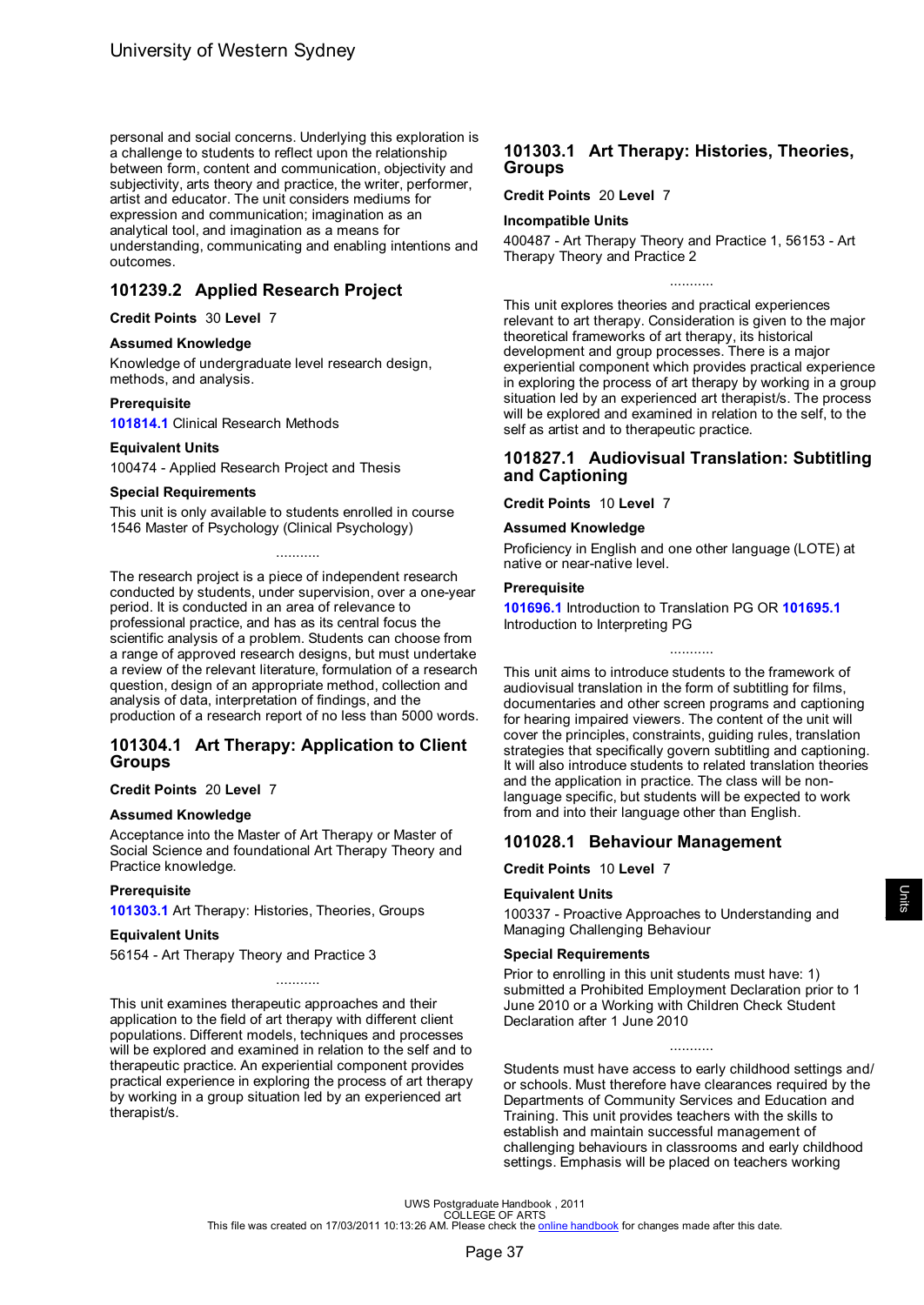personal and social concerns. Underlying this exploration is a challenge to students to reflect upon the relationship between form, content and communication, objectivity and subjectivity, arts theory and practice, the writer, performer, artist and educator. The unit considers mediums for expression and communication; imagination as an analytical tool, and imagination as a means for understanding, communicating and enabling intentions and outcomes.

## 101239.2 Applied Research Project

**Credit Points** 30 **Level** 7

**Assumed Knowledge**

Knowledge of undergraduate level research design, methods, and analysis.

**Prerequisite**

**101814.1** Clinical Research Methods

**Equivalent Units**

100474 - Applied Research Project and Thesis

**Special Requirements**

This unit is only available to students enrolled in course 1546 Master of Psychology (Clinical Psychology)

...........

The research project is a piece of independent research conducted by students, under supervision, over a one-year period. It is conducted in an area of relevance to professional practice, and has as its central focus the scientific analysis of a problem. Students can choose from a range of approved research designs, but must undertake a review of the relevant literature, formulation of a research question, design of an appropriate method, collection and analysis of data, interpretation of findings, and the production of a research report of no less than 5000 words.

## 101304.1 Art Therapy: Application to Client Groups

**Credit Points** 20 **Level** 7

**Assumed Knowledge**

Acceptance into the Master of Art Therapy or Master of Social Science and foundational Art Therapy Theory and Practice knowledge.

**Prerequisite**

**101303.1** Art Therapy: Histories, Theories, Groups

**Equivalent Units**

56154 - Art Therapy Theory and Practice 3

...........

This unit examines therapeutic approaches and their application to the field of art therapy with different client populations. Different models, techniques and processes will be explored and examined in relation to the self and to therapeutic practice. An experiential component provides practical experience in exploring the process of art therapy by working in a group situation led by an experienced art therapist/s.

## 101303.1 Art Therapy: Histories, Theories, Groups

**Credit Points** 20 **Level** 7

**Incompatible Units**

400487 - Art Therapy Theory and Practice 1, 56153 - Art Therapy Theory and Practice 2

...........

This unit explores theories and practical experiences relevant to art therapy. Consideration is given to the major theoretical frameworks of art therapy, its historical development and group processes. There is a major experiential component which provides practical experience in exploring the process of art therapy by working in a group situation led by an experienced art therapist/s. The process will be explored and examined in relation to the self, to the self as artist and to therapeutic practice.

## 101827.1 Audiovisual Translation: Subtitling and Captioning

**Credit Points** 10 **Level** 7

**Assumed Knowledge**

Proficiency in English and one other language (LOTE) at native or near-native level.

**Prerequisite**

**101696.1** Introduction to Translation PG OR **101695.1** Introduction to Interpreting PG

...........

This unit aims to introduce students to the framework of audiovisual translation in the form of subtitling for films, documentaries and other screen programs and captioning for hearing impaired viewers. The content of the unit will cover the principles, constraints, guiding rules, translation strategies that specifically govern subtitling and captioning. It will also introduce students to related translation theories and the application in practice. The class will be non-language specific, but students will be expected to work from and into their language other than English.

## 101028.1 Behaviour Management

**Credit Points** 10 **Level** 7

**Equivalent Units**

100337 - Proactive Approaches to Understanding and Managing Challenging Behaviour

**Special Requirements**

Prior to enrolling in this unit students must have: 1) submitted a Prohibited Employment Declaration prior to 1 June 2010 or a Working with Children Check Student Declaration after 1 June 2010

...........

Students must have access to early childhood settings and/ or schools. Must therefore have clearances required by the Departments of Community Services and Education and Training. This unit provides teachers with the skills to establish and maintain successful management of challenging behaviours in classrooms and early childhood settings. Emphasis will be placed on teachers working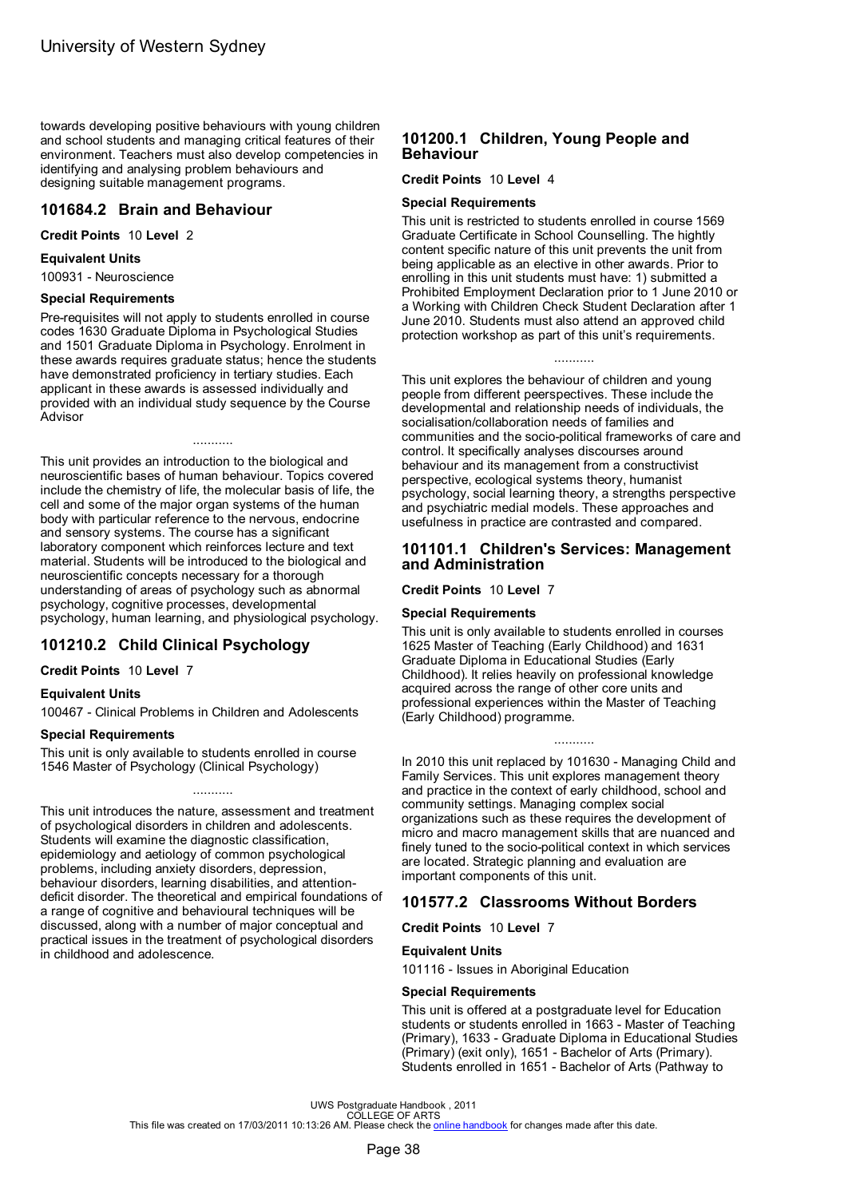towards developing positive behaviours with young children and school students and managing critical features of their environment. Teachers must also develop competencies in identifying and analysing problem behaviours and designing suitable management programs.

## 101684.2 Brain and Behaviour

**Credit Points** 10 **Level** 2

### Equivalent Units

100931 - Neuroscience

### Special Requirements

Pre-requisites will not apply to students enrolled in course codes 1630 Graduate Diploma in Psychological Studies and 1501 Graduate Diploma in Psychology. Enrolment in these awards requires graduate status; hence the students have demonstrated proficiency in tertiary studies. Each applicant in these awards is assessed individually and provided with an individual study sequence by the Course Advisor

...........

This unit provides an introduction to the biological and neuroscientific bases of human behaviour. Topics covered include the chemistry of life, the molecular basis of life, the cell and some of the major organ systems of the human body with particular reference to the nervous, endocrine and sensory systems. The course has a significant laboratory component which reinforces lecture and text material. Students will be introduced to the biological and neuroscientific concepts necessary for a thorough understanding of areas of psychology such as abnormal psychology, cognitive processes, developmental psychology, human learning, and physiological psychology.

## 101210.2 Child Clinical Psychology

**Credit Points** 10 **Level** 7

### Equivalent Units

100467 - Clinical Problems in Children and Adolescents

### Special Requirements

This unit is only available to students enrolled in course 1546 Master of Psychology (Clinical Psychology)

...........

This unit introduces the nature, assessment and treatment of psychological disorders in children and adolescents. Students will examine the diagnostic classification, epidemiology and aetiology of common psychological problems, including anxiety disorders, depression, behaviour disorders, learning disabilities, and attention-deficit disorder. The theoretical and empirical foundations of a range of cognitive and behavioural techniques will be discussed, along with a number of major conceptual and practical issues in the treatment of psychological disorders in childhood and adolescence.

## 101200.1 Children, Young People and Behaviour

**Credit Points** 10 **Level** 4

### Special Requirements

This unit is restricted to students enrolled in course 1569 Graduate Certificate in School Counselling. The hightly content specific nature of this unit prevents the unit from being applicable as an elective in other awards. Prior to enrolling in this unit students must have: 1) submitted a Prohibited Employment Declaration prior to 1 June 2010 or a Working with Children Check Student Declaration after 1 June 2010. Students must also attend an approved child protection workshop as part of this unit's requirements.

...........

This unit explores the behaviour of children and young people from different peerspectives. These include the developmental and relationship needs of individuals, the socialisation/collaboration needs of families and communities and the socio-political frameworks of care and control. It specifically analyses discourses around behaviour and its management from a constructivist perspective, ecological systems theory, humanist psychology, social learning theory, a strengths perspective and psychiatric medial models. These approaches and usefulness in practice are contrasted and compared.

## 101101.1 Children's Services: Management and Administration

**Credit Points** 10 **Level** 7

### Special Requirements

This unit is only available to students enrolled in courses 1625 Master of Teaching (Early Childhood) and 1631 Graduate Diploma in Educational Studies (Early Childhood). It relies heavily on professional knowledge acquired across the range of other core units and professional experiences within the Master of Teaching (Early Childhood) programme.

...........

In 2010 this unit replaced by 101630 - Managing Child and Family Services. This unit explores management theory and practice in the context of early childhood, school and community settings. Managing complex social organizations such as these requires the development of micro and macro management skills that are nuanced and finely tuned to the socio-political context in which services are located. Strategic planning and evaluation are important components of this unit.

## 101577.2 Classrooms Without Borders

**Credit Points** 10 **Level** 7

### Equivalent Units

101116 - Issues in Aboriginal Education

### Special Requirements

This unit is offered at a postgraduate level for Education students or students enrolled in 1663 - Master of Teaching (Primary), 1633 - Graduate Diploma in Educational Studies (Primary) (exit only), 1651 - Bachelor of Arts (Primary). Students enrolled in 1651 - Bachelor of Arts (Pathway to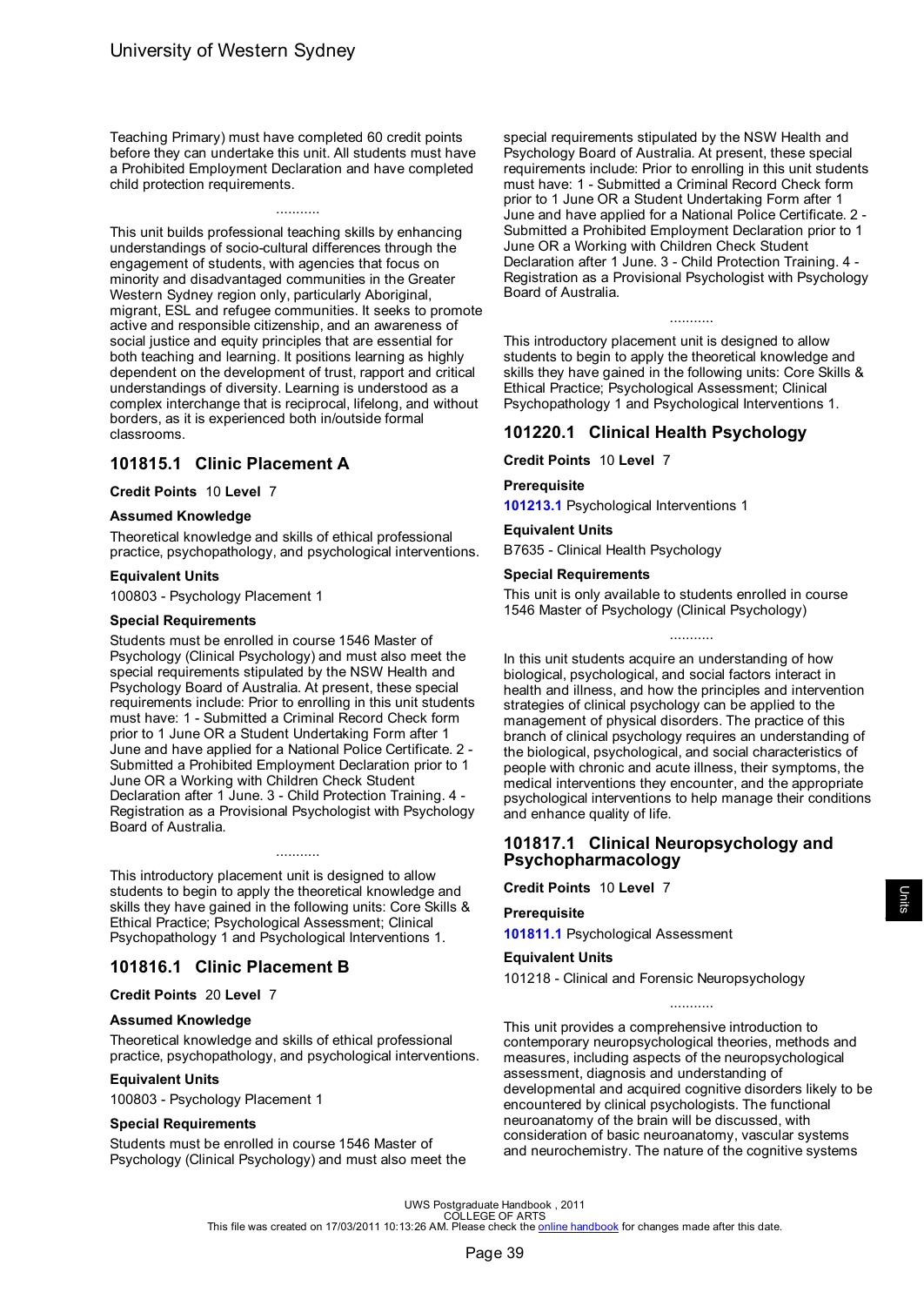Teaching Primary) must have completed 60 credit points before they can undertake this unit. All students must have a Prohibited Employment Declaration and have completed child protection requirements.

...........

This unit builds professional teaching skills by enhancing understandings of socio-cultural differences through the engagement of students, with agencies that focus on minority and disadvantaged communities in the Greater Western Sydney region only, particularly Aboriginal, migrant, ESL and refugee communities. It seeks to promote active and responsible citizenship, and an awareness of social justice and equity principles that are essential for both teaching and learning. It positions learning as highly dependent on the development of trust, rapport and critical understandings of diversity. Learning is understood as a complex interchange that is reciprocal, lifelong, and without borders, as it is experienced both in/outside formal classrooms.

## 101815.1 Clinic Placement A

**Credit Points** 10 **Level** 7

### Assumed Knowledge

Theoretical knowledge and skills of ethical professional practice, psychopathology, and psychological interventions.

### Equivalent Units

100803 - Psychology Placement 1

### Special Requirements

Students must be enrolled in course 1546 Master of Psychology (Clinical Psychology) and must also meet the special requirements stipulated by the NSW Health and Psychology Board of Australia. At present, these special requirements include: Prior to enrolling in this unit students must have: 1 - Submitted a Criminal Record Check form prior to 1 June OR a Student Undertaking Form after 1 June and have applied for a National Police Certificate. 2 - Submitted a Prohibited Employment Declaration prior to 1 June OR a Working with Children Check Student Declaration after 1 June. 3 - Child Protection Training. 4 - Registration as a Provisional Psychologist with Psychology Board of Australia.

...........

This introductory placement unit is designed to allow students to begin to apply the theoretical knowledge and skills they have gained in the following units: Core Skills & Ethical Practice; Psychological Assessment; Clinical Psychopathology 1 and Psychological Interventions 1.

## 101816.1 Clinic Placement B

**Credit Points** 20 **Level** 7

### Assumed Knowledge

Theoretical knowledge and skills of ethical professional practice, psychopathology, and psychological interventions.

### Equivalent Units

100803 - Psychology Placement 1

### Special Requirements

Students must be enrolled in course 1546 Master of Psychology (Clinical Psychology) and must also meet the special requirements stipulated by the NSW Health and Psychology Board of Australia. At present, these special requirements include: Prior to enrolling in this unit students must have: 1 - Submitted a Criminal Record Check form prior to 1 June OR a Student Undertaking Form after 1 June and have applied for a National Police Certificate. 2 - Submitted a Prohibited Employment Declaration prior to 1 June OR a Working with Children Check Student Declaration after 1 June. 3 - Child Protection Training. 4 - Registration as a Provisional Psychologist with Psychology Board of Australia.

...........

This introductory placement unit is designed to allow students to begin to apply the theoretical knowledge and skills they have gained in the following units: Core Skills & Ethical Practice; Psychological Assessment; Clinical Psychopathology 1 and Psychological Interventions 1.

## 101220.1 Clinical Health Psychology

**Credit Points** 10 **Level** 7

### Prerequisite

101213.1 Psychological Interventions 1

### Equivalent Units

B7635 - Clinical Health Psychology

### Special Requirements

This unit is only available to students enrolled in course 1546 Master of Psychology (Clinical Psychology)

...........

In this unit students acquire an understanding of how biological, psychological, and social factors interact in health and illness, and how the principles and intervention strategies of clinical psychology can be applied to the management of physical disorders. The practice of this branch of clinical psychology requires an understanding of the biological, psychological, and social characteristics of people with chronic and acute illness, their symptoms, the medical interventions they encounter, and the appropriate psychological interventions to help manage their conditions and enhance quality of life.

## 101817.1 Clinical Neuropsychology and Psychopharmacology

**Credit Points** 10 **Level** 7

### Prerequisite

101811.1 Psychological Assessment

### Equivalent Units

101218 - Clinical and Forensic Neuropsychology

...........

This unit provides a comprehensive introduction to contemporary neuropsychological theories, methods and measures, including aspects of the neuropsychological assessment, diagnosis and understanding of developmental and acquired cognitive disorders likely to be encountered by clinical psychologists. The functional neuroanatomy of the brain will be discussed, with consideration of basic neuroanatomy, vascular systems and neurochemistry. The nature of the cognitive systems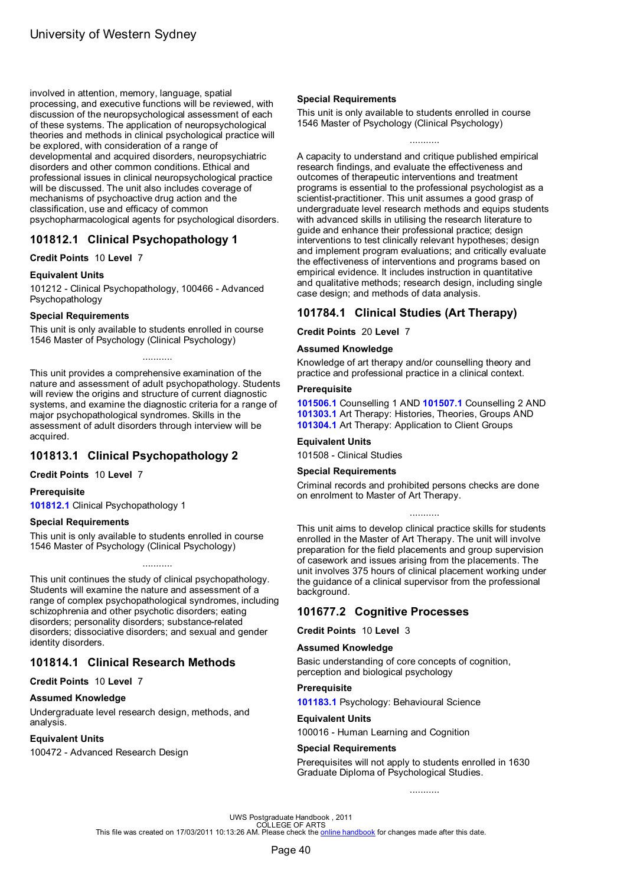involved in attention, memory, language, spatial processing, and executive functions will be reviewed, with discussion of the neuropsychological assessment of each of these systems. The application of neuropsychological theories and methods in clinical psychological practice will be explored, with consideration of a range of developmental and acquired disorders, neuropsychiatric disorders and other common conditions. Ethical and professional issues in clinical neuropsychological practice will be discussed. The unit also includes coverage of mechanisms of psychoactive drug action and the classification, use and efficacy of common psychopharmacological agents for psychological disorders.

## 101812.1 Clinical Psychopathology 1

**Credit Points** 10 **Level** 7

### Equivalent Units

101212 - Clinical Psychopathology, 100466 - Advanced Psychopathology

### Special Requirements

This unit is only available to students enrolled in course 1546 Master of Psychology (Clinical Psychology)

...........

This unit provides a comprehensive examination of the nature and assessment of adult psychopathology. Students will review the origins and structure of current diagnostic systems, and examine the diagnostic criteria for a range of major psychopathological syndromes. Skills in the assessment of adult disorders through interview will be acquired.

## 101813.1 Clinical Psychopathology 2

**Credit Points** 10 **Level** 7

### Prerequisite

**101812.1** Clinical Psychopathology 1

### Special Requirements

This unit is only available to students enrolled in course 1546 Master of Psychology (Clinical Psychology)

...........

This unit continues the study of clinical psychopathology. Students will examine the nature and assessment of a range of complex psychopathological syndromes, including schizophrenia and other psychotic disorders; eating disorders; personality disorders; substance-related disorders; dissociative disorders; and sexual and gender identity disorders.

## 101814.1 Clinical Research Methods

**Credit Points** 10 **Level** 7

### Assumed Knowledge

Undergraduate level research design, methods, and analysis.

### Equivalent Units

100472 - Advanced Research Design

### Special Requirements

This unit is only available to students enrolled in course 1546 Master of Psychology (Clinical Psychology)

...........

A capacity to understand and critique published empirical research findings, and evaluate the effectiveness and outcomes of therapeutic interventions and treatment programs is essential to the professional psychologist as a scientist-practitioner. This unit assumes a good grasp of undergraduate level research methods and equips students with advanced skills in utilising the research literature to guide and enhance their professional practice; design interventions to test clinically relevant hypotheses; design and implement program evaluations; and critically evaluate the effectiveness of interventions and programs based on empirical evidence. It includes instruction in quantitative and qualitative methods; research design, including single case design; and methods of data analysis.

## 101784.1 Clinical Studies (Art Therapy)

**Credit Points** 20 **Level** 7

### Assumed Knowledge

Knowledge of art therapy and/or counselling theory and practice and professional practice in a clinical context.

### Prerequisite

**101506.1** Counselling 1 AND **101507.1** Counselling 2 AND **101303.1** Art Therapy: Histories, Theories, Groups AND **101304.1** Art Therapy: Application to Client Groups

### Equivalent Units

101508 - Clinical Studies

### Special Requirements

Criminal records and prohibited persons checks are done on enrolment to Master of Art Therapy.

...........

This unit aims to develop clinical practice skills for students enrolled in the Master of Art Therapy. The unit will involve preparation for the field placements and group supervision of casework and issues arising from the placements. The unit involves 375 hours of clinical placement working under the guidance of a clinical supervisor from the professional background.

## 101677.2 Cognitive Processes

**Credit Points** 10 **Level** 3

### Assumed Knowledge

Basic understanding of core concepts of cognition, perception and biological psychology

### Prerequisite

**101183.1** Psychology: Behavioural Science

### Equivalent Units

100016 - Human Learning and Cognition

### Special Requirements

Prerequisites will not apply to students enrolled in 1630 Graduate Diploma of Psychological Studies.

...........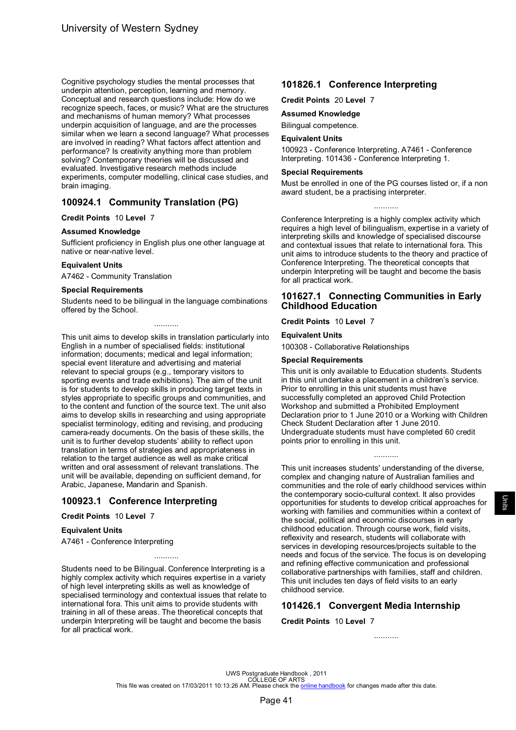Cognitive psychology studies the mental processes that underpin attention, perception, learning and memory. Conceptual and research questions include: How do we recognize speech, faces, or music? What are the structures and mechanisms of human memory? What processes underpin acquisition of language, and are the processes similar when we learn a second language? What processes are involved in reading? What factors affect attention and performance? Is creativity anything more than problem solving? Contemporary theories will be discussed and evaluated. Investigative research methods include experiments, computer modelling, clinical case studies, and brain imaging.

## 100924.1 Community Translation (PG)

**Credit Points** 10 **Level** 7

**Assumed Knowledge**

Sufficient proficiency in English plus one other language at native or near-native level.

**Equivalent Units**

A7462 - Community Translation

**Special Requirements**

Students need to be bilingual in the language combinations offered by the School.

...........

This unit aims to develop skills in translation particularly into English in a number of specialised fields: institutional information; documents; medical and legal information; special event literature and advertising and material relevant to special groups (e.g., temporary visitors to sporting events and trade exhibitions). The aim of the unit is for students to develop skills in producing target texts in styles appropriate to specific groups and communities, and to the content and function of the source text. The unit also aims to develop skills in researching and using appropriate specialist terminology, editing and revising, and producing camera-ready documents. On the basis of these skills, the unit is to further develop students' ability to reflect upon translation in terms of strategies and appropriateness in relation to the target audience as well as make critical written and oral assessment of relevant translations. The unit will be available, depending on sufficient demand, for Arabic, Japanese, Mandarin and Spanish.

## 100923.1 Conference Interpreting

**Credit Points** 10 **Level** 7

**Equivalent Units**

A7461 - Conference Interpreting

...........

Students need to be Bilingual. Conference Interpreting is a highly complex activity which requires expertise in a variety of high level interpreting skills as well as knowledge of specialised terminology and contextual issues that relate to international fora. This unit aims to provide students with training in all of these areas. The theoretical concepts that underpin Interpreting will be taught and become the basis for all practical work.

## 101826.1 Conference Interpreting

**Credit Points** 20 **Level** 7

**Assumed Knowledge**

Bilingual competence.

**Equivalent Units**

100923 - Conference Interpreting. A7461 - Conference Interpreting. 101436 - Conference Interpreting 1.

**Special Requirements**

Must be enrolled in one of the PG courses listed or, if a non award student, be a practising interpreter.

...........

Conference Interpreting is a highly complex activity which requires a high level of bilingualism, expertise in a variety of interpreting skills and knowledge of specialised discourse and contextual issues that relate to international fora. This unit aims to introduce students to the theory and practice of Conference Interpreting. The theoretical concepts that underpin Interpreting will be taught and become the basis for all practical work.

## 101627.1 Connecting Communities in Early Childhood Education

**Credit Points** 10 **Level** 7

**Equivalent Units**

100308 - Collaborative Relationships

**Special Requirements**

This unit is only available to Education students. Students in this unit undertake a placement in a children's service. Prior to enrolling in this unit students must have successfully completed an approved Child Protection Workshop and submitted a Prohibited Employment Declaration prior to 1 June 2010 or a Working with Children Check Student Declaration after 1 June 2010. Undergraduate students must have completed 60 credit points prior to enrolling in this unit.

...........

This unit increases students' understanding of the diverse, complex and changing nature of Australian families and communities and the role of early childhood services within the contemporary socio-cultural context. It also provides opportunities for students to develop critical approaches for working with families and communities within a context of the social, political and economic discourses in early childhood education. Through course work, field visits, reflexivity and research, students will collaborate with services in developing resources/projects suitable to the needs and focus of the service. The focus is on developing and refining effective communication and professional collaborative partnerships with families, staff and children. This unit includes ten days of field visits to an early childhood service.

## 101426.1 Convergent Media Internship

**Credit Points** 10 **Level** 7

...........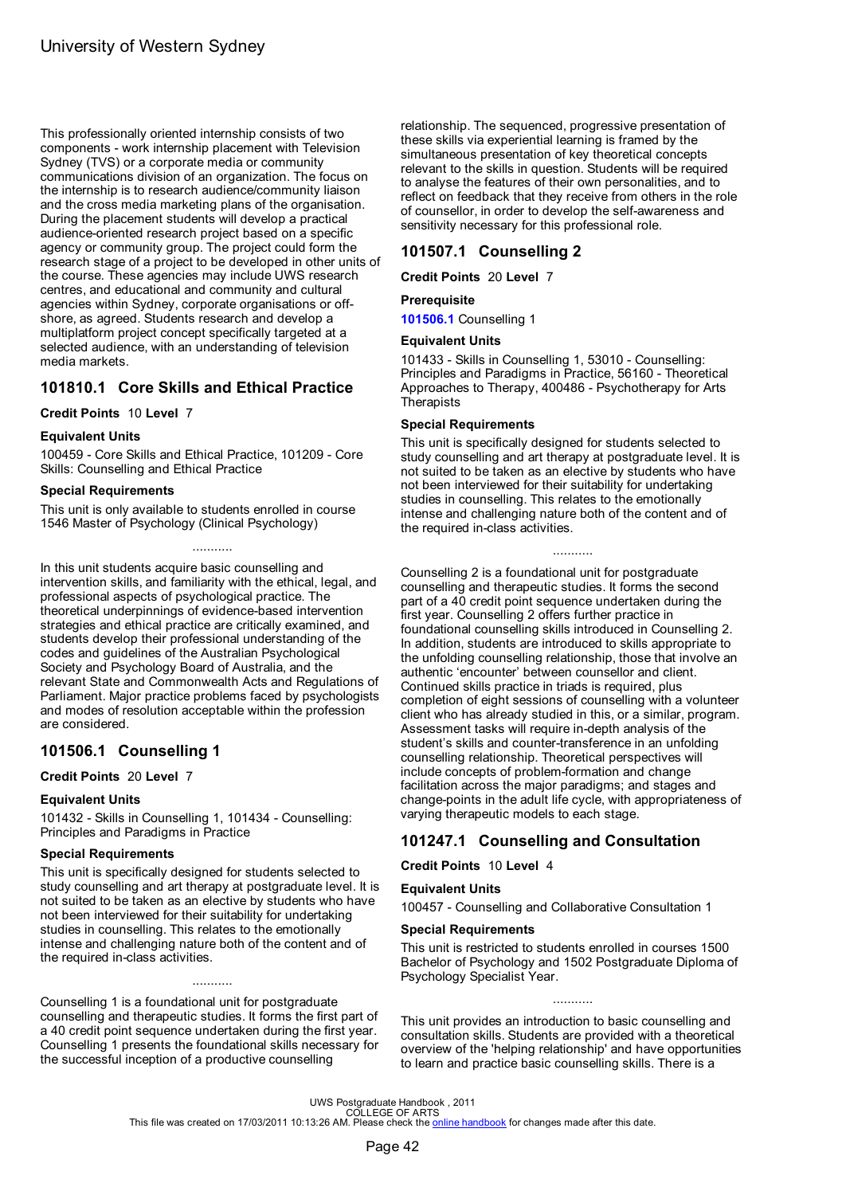This professionally oriented internship consists of two components - work internship placement with Television Sydney (TVS) or a corporate media or community communications division of an organization. The focus on the internship is to research audience/community liaison and the cross media marketing plans of the organisation. During the placement students will develop a practical audience-oriented research project based on a specific agency or community group. The project could form the research stage of a project to be developed in other units of the course. These agencies may include UWS research centres, and educational and community and cultural agencies within Sydney, corporate organisations or off-shore, as agreed. Students research and develop a multiplatform project concept specifically targeted at a selected audience, with an understanding of television media markets.

## 101810.1 Core Skills and Ethical Practice

**Credit Points** 10 **Level** 7

**Equivalent Units**

100459 - Core Skills and Ethical Practice, 101209 - Core Skills: Counselling and Ethical Practice

**Special Requirements**

This unit is only available to students enrolled in course 1546 Master of Psychology (Clinical Psychology)

...........

In this unit students acquire basic counselling and intervention skills, and familiarity with the ethical, legal, and professional aspects of psychological practice. The theoretical underpinnings of evidence-based intervention strategies and ethical practice are critically examined, and students develop their professional understanding of the codes and guidelines of the Australian Psychological Society and Psychology Board of Australia, and the relevant State and Commonwealth Acts and Regulations of Parliament. Major practice problems faced by psychologists and modes of resolution acceptable within the profession are considered.

## 101506.1 Counselling 1

**Credit Points** 20 **Level** 7

**Equivalent Units**

101432 - Skills in Counselling 1, 101434 - Counselling: Principles and Paradigms in Practice

**Special Requirements**

This unit is specifically designed for students selected to study counselling and art therapy at postgraduate level. It is not suited to be taken as an elective by students who have not been interviewed for their suitability for undertaking studies in counselling. This relates to the emotionally intense and challenging nature both of the content and of the required in-class activities.

...........

Counselling 1 is a foundational unit for postgraduate counselling and therapeutic studies. It forms the first part of a 40 credit point sequence undertaken during the first year. Counselling 1 presents the foundational skills necessary for the successful inception of a productive counselling relationship. The sequenced, progressive presentation of these skills via experiential learning is framed by the simultaneous presentation of key theoretical concepts relevant to the skills in question. Students will be required to analyse the features of their own personalities, and to reflect on feedback that they receive from others in the role of counsellor, in order to develop the self-awareness and sensitivity necessary for this professional role.

## 101507.1 Counselling 2

**Credit Points** 20 **Level** 7

**Prerequisite**

**101506.1** Counselling 1

**Equivalent Units**

101433 - Skills in Counselling 1, 53010 - Counselling: Principles and Paradigms in Practice, 56160 - Theoretical Approaches to Therapy, 400486 - Psychotherapy for Arts Therapists

**Special Requirements**

This unit is specifically designed for students selected to study counselling and art therapy at postgraduate level. It is not suited to be taken as an elective by students who have not been interviewed for their suitability for undertaking studies in counselling. This relates to the emotionally intense and challenging nature both of the content and of the required in-class activities.

...........

Counselling 2 is a foundational unit for postgraduate counselling and therapeutic studies. It forms the second part of a 40 credit point sequence undertaken during the first year. Counselling 2 offers further practice in foundational counselling skills introduced in Counselling 2. In addition, students are introduced to skills appropriate to the unfolding counselling relationship, those that involve an authentic 'encounter' between counsellor and client. Continued skills practice in triads is required, plus completion of eight sessions of counselling with a volunteer client who has already studied in this, or a similar, program. Assessment tasks will require in-depth analysis of the student's skills and counter-transference in an unfolding counselling relationship. Theoretical perspectives will include concepts of problem-formation and change facilitation across the major paradigms; and stages and change-points in the adult life cycle, with appropriateness of varying therapeutic models to each stage.

## 101247.1 Counselling and Consultation

**Credit Points** 10 **Level** 4

**Equivalent Units**

100457 - Counselling and Collaborative Consultation 1

**Special Requirements**

This unit is restricted to students enrolled in courses 1500 Bachelor of Psychology and 1502 Postgraduate Diploma of Psychology Specialist Year.

...........

This unit provides an introduction to basic counselling and consultation skills. Students are provided with a theoretical overview of the 'helping relationship' and have opportunities to learn and practice basic counselling skills. There is a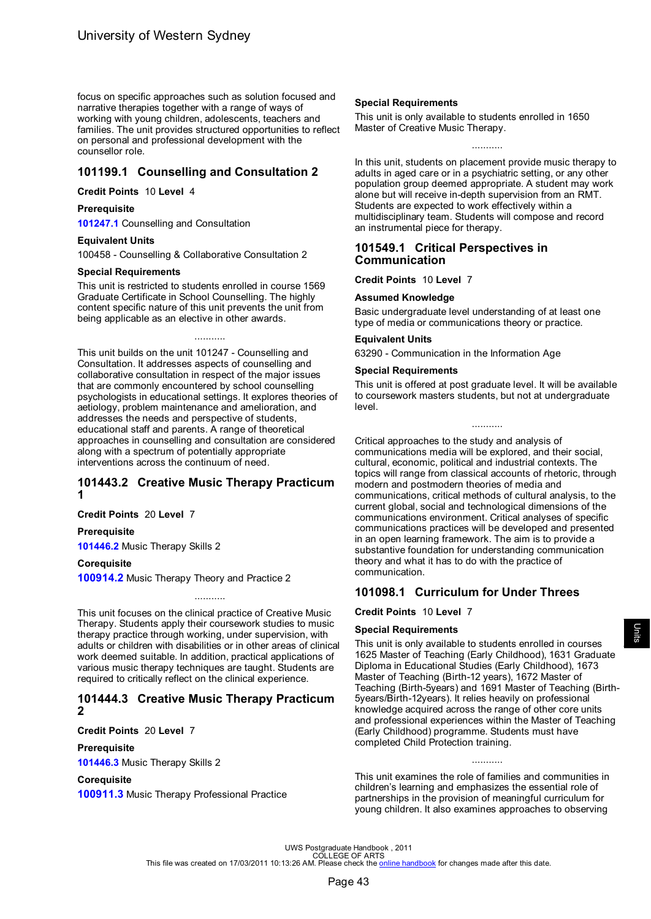focus on specific approaches such as solution focused and narrative therapies together with a range of ways of working with young children, adolescents, teachers and families. The unit provides structured opportunities to reflect on personal and professional development with the counsellor role.

## 101199.1 Counselling and Consultation 2

**Credit Points** 10 **Level** 4

**Prerequisite**

**101247.1** Counselling and Consultation

**Equivalent Units**

100458 - Counselling & Collaborative Consultation 2

**Special Requirements**

This unit is restricted to students enrolled in course 1569 Graduate Certificate in School Counselling. The highly content specific nature of this unit prevents the unit from being applicable as an elective in other awards.

...........

This unit builds on the unit 101247 - Counselling and Consultation. It addresses aspects of counselling and collaborative consultation in respect of the major issues that are commonly encountered by school counselling psychologists in educational settings. It explores theories of aetiology, problem maintenance and amelioration, and addresses the needs and perspective of students, educational staff and parents. A range of theoretical approaches in counselling and consultation are considered along with a spectrum of potentially appropriate interventions across the continuum of need.

## 101443.2 Creative Music Therapy Practicum 1

**Credit Points** 20 **Level** 7

**Prerequisite**

**101446.2** Music Therapy Skills 2

**Corequisite**

**100914.2** Music Therapy Theory and Practice 2

...........

This unit focuses on the clinical practice of Creative Music Therapy. Students apply their coursework studies to music therapy practice through working, under supervision, with adults or children with disabilities or in other areas of clinical work deemed suitable. In addition, practical applications of various music therapy techniques are taught. Students are required to critically reflect on the clinical experience.

## 101444.3 Creative Music Therapy Practicum 2

**Credit Points** 20 **Level** 7

**Prerequisite**

**101446.3** Music Therapy Skills 2

**Corequisite**

**100911.3** Music Therapy Professional Practice

**Special Requirements**

This unit is only available to students enrolled in 1650 Master of Creative Music Therapy.

...........

In this unit, students on placement provide music therapy to adults in aged care or in a psychiatric setting, or any other population group deemed appropriate. A student may work alone but will receive in-depth supervision from an RMT. Students are expected to work effectively within a multidisciplinary team. Students will compose and record an instrumental piece for therapy.

## 101549.1 Critical Perspectives in Communication

**Credit Points** 10 **Level** 7

**Assumed Knowledge**

Basic undergraduate level understanding of at least one type of media or communications theory or practice.

**Equivalent Units**

63290 - Communication in the Information Age

**Special Requirements**

This unit is offered at post graduate level. It will be available to coursework masters students, but not at undergraduate level.

...........

Critical approaches to the study and analysis of communications media will be explored, and their social, cultural, economic, political and industrial contexts. The topics will range from classical accounts of rhetoric, through modern and postmodern theories of media and communications, critical methods of cultural analysis, to the current global, social and technological dimensions of the communications environment. Critical analyses of specific communications practices will be developed and presented in an open learning framework. The aim is to provide a substantive foundation for understanding communication theory and what it has to do with the practice of communication.

## 101098.1 Curriculum for Under Threes

**Credit Points** 10 **Level** 7

**Special Requirements**

This unit is only available to students enrolled in courses 1625 Master of Teaching (Early Childhood), 1631 Graduate Diploma in Educational Studies (Early Childhood), 1673 Master of Teaching (Birth-12 years), 1672 Master of Teaching (Birth-5years) and 1691 Master of Teaching (Birth-5years/Birth-12years). It relies heavily on professional knowledge acquired across the range of other core units and professional experiences within the Master of Teaching (Early Childhood) programme. Students must have completed Child Protection training.

...........

This unit examines the role of families and communities in children's learning and emphasizes the essential role of partnerships in the provision of meaningful curriculum for young children. It also examines approaches to observing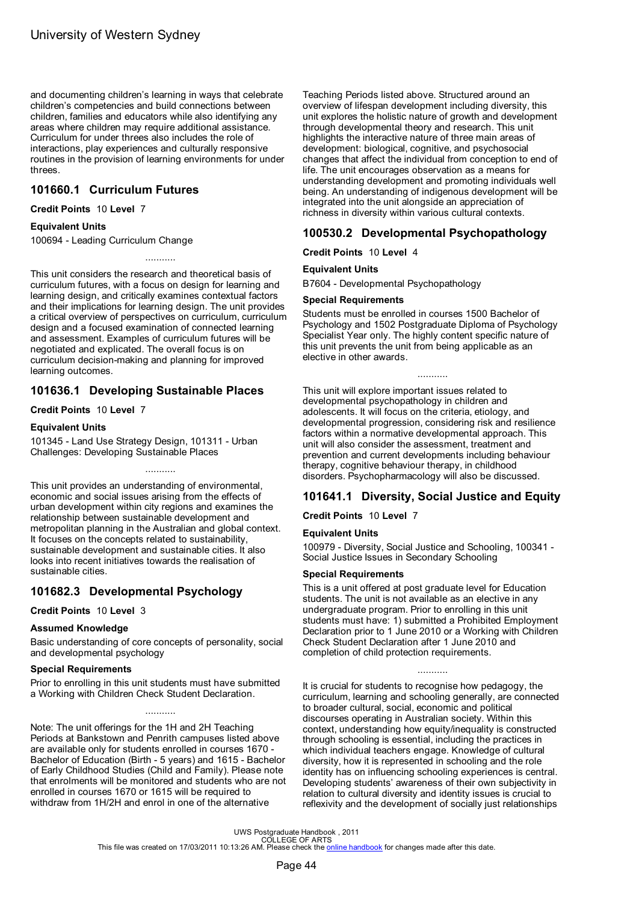and documenting children's learning in ways that celebrate children's competencies and build connections between children, families and educators while also identifying any areas where children may require additional assistance. Curriculum for under threes also includes the role of interactions, play experiences and culturally responsive routines in the provision of learning environments for under threes.

## 101660.1 Curriculum Futures

**Credit Points** 10 **Level** 7

**Equivalent Units**

100694 - Leading Curriculum Change

...........

This unit considers the research and theoretical basis of curriculum futures, with a focus on design for learning and learning design, and critically examines contextual factors and their implications for learning design. The unit provides a critical overview of perspectives on curriculum, curriculum design and a focused examination of connected learning and assessment. Examples of curriculum futures will be negotiated and explicated. The overall focus is on curriculum decision-making and planning for improved learning outcomes.

## 101636.1 Developing Sustainable Places

**Credit Points** 10 **Level** 7

**Equivalent Units**

101345 - Land Use Strategy Design, 101311 - Urban Challenges: Developing Sustainable Places

...........

This unit provides an understanding of environmental, economic and social issues arising from the effects of urban development within city regions and examines the relationship between sustainable development and metropolitan planning in the Australian and global context. It focuses on the concepts related to sustainability, sustainable development and sustainable cities. It also looks into recent initiatives towards the realisation of sustainable cities.

## 101682.3 Developmental Psychology

**Credit Points** 10 **Level** 3

**Assumed Knowledge**

Basic understanding of core concepts of personality, social and developmental psychology

**Special Requirements**

Prior to enrolling in this unit students must have submitted a Working with Children Check Student Declaration.

...........

Note: The unit offerings for the 1H and 2H Teaching Periods at Bankstown and Penrith campuses listed above are available only for students enrolled in courses 1670 - Bachelor of Education (Birth - 5 years) and 1615 - Bachelor of Early Childhood Studies (Child and Family). Please note that enrolments will be monitored and students who are not enrolled in courses 1670 or 1615 will be required to withdraw from 1H/2H and enrol in one of the alternative Teaching Periods listed above. Structured around an overview of lifespan development including diversity, this unit explores the holistic nature of growth and development through developmental theory and research. This unit highlights the interactive nature of three main areas of development: biological, cognitive, and psychosocial changes that affect the individual from conception to end of life. The unit encourages observation as a means for understanding development and promoting individuals well being. An understanding of indigenous development will be integrated into the unit alongside an appreciation of richness in diversity within various cultural contexts.

## 100530.2 Developmental Psychopathology

**Credit Points** 10 **Level** 4

**Equivalent Units**

B7604 - Developmental Psychopathology

**Special Requirements**

Students must be enrolled in courses 1500 Bachelor of Psychology and 1502 Postgraduate Diploma of Psychology Specialist Year only. The highly content specific nature of this unit prevents the unit from being applicable as an elective in other awards.

...........

This unit will explore important issues related to developmental psychopathology in children and adolescents. It will focus on the criteria, etiology, and developmental progression, considering risk and resilience factors within a normative developmental approach. This unit will also consider the assessment, treatment and prevention and current developments including behaviour therapy, cognitive behaviour therapy, in childhood disorders. Psychopharmacology will also be discussed.

## 101641.1 Diversity, Social Justice and Equity

**Credit Points** 10 **Level** 7

**Equivalent Units**

100979 - Diversity, Social Justice and Schooling, 100341 - Social Justice Issues in Secondary Schooling

**Special Requirements**

This is a unit offered at post graduate level for Education students. The unit is not available as an elective in any undergraduate program. Prior to enrolling in this unit students must have: 1) submitted a Prohibited Employment Declaration prior to 1 June 2010 or a Working with Children Check Student Declaration after 1 June 2010 and completion of child protection requirements.

...........

It is crucial for students to recognise how pedagogy, the curriculum, learning and schooling generally, are connected to broader cultural, social, economic and political discourses operating in Australian society. Within this context, understanding how equity/inequality is constructed through schooling is essential, including the practices in which individual teachers engage. Knowledge of cultural diversity, how it is represented in schooling and the role identity has on influencing schooling experiences is central. Developing students' awareness of their own subjectivity in relation to cultural diversity and identity issues is crucial to reflexivity and the development of socially just relationships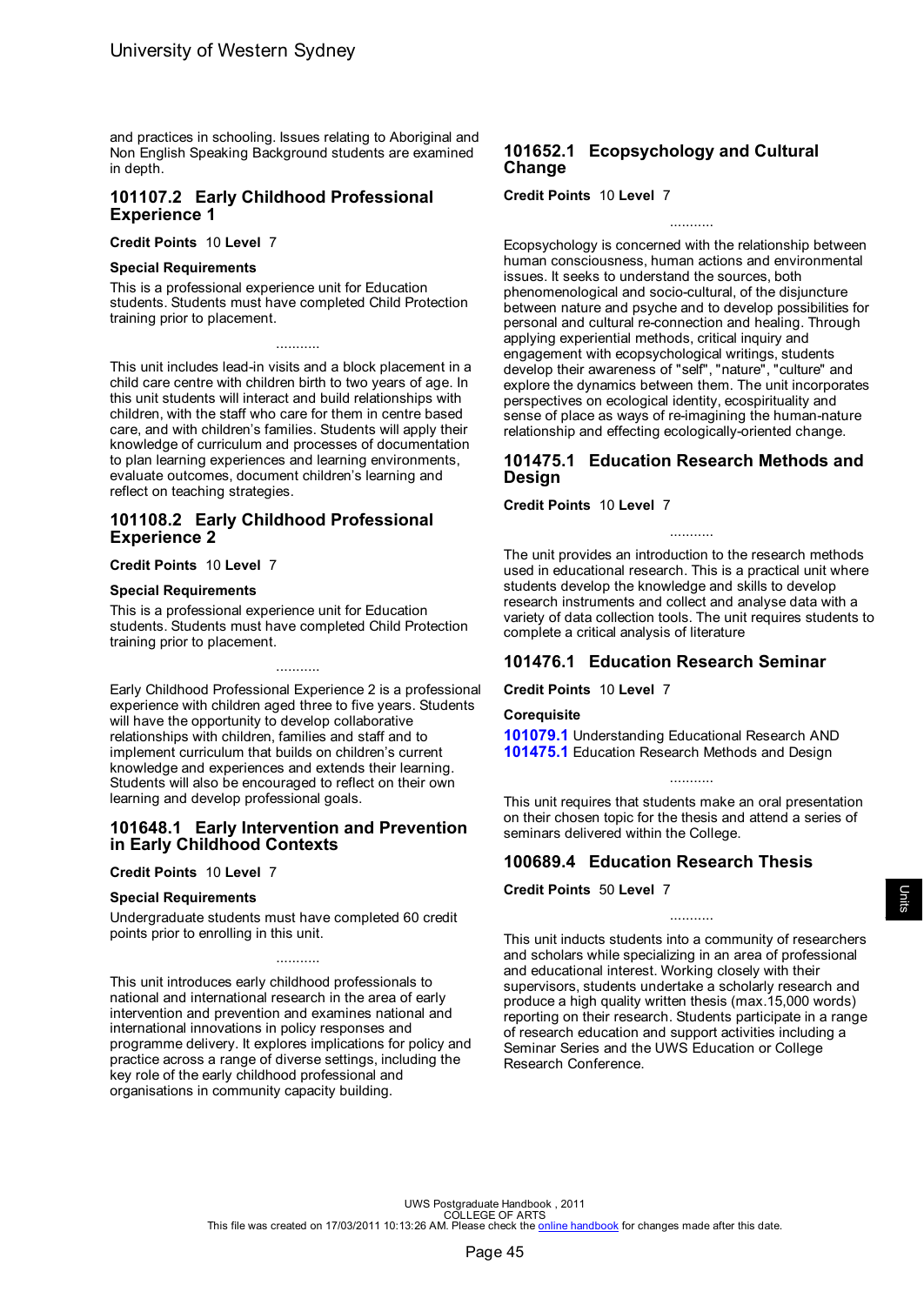and practices in schooling. Issues relating to Aboriginal and Non English Speaking Background students are examined in depth.

## 101107.2 Early Childhood Professional Experience 1

**Credit Points** 10 **Level** 7

**Special Requirements**

This is a professional experience unit for Education students. Students must have completed Child Protection training prior to placement.

...........

This unit includes lead-in visits and a block placement in a child care centre with children birth to two years of age. In this unit students will interact and build relationships with children, with the staff who care for them in centre based care, and with children's families. Students will apply their knowledge of curriculum and processes of documentation to plan learning experiences and learning environments, evaluate outcomes, document children's learning and reflect on teaching strategies.

## 101108.2 Early Childhood Professional Experience 2

**Credit Points** 10 **Level** 7

**Special Requirements**

This is a professional experience unit for Education students. Students must have completed Child Protection training prior to placement.

...........

Early Childhood Professional Experience 2 is a professional experience with children aged three to five years. Students will have the opportunity to develop collaborative relationships with children, families and staff and to implement curriculum that builds on children's current knowledge and experiences and extends their learning. Students will also be encouraged to reflect on their own learning and develop professional goals.

## 101648.1 Early Intervention and Prevention in Early Childhood Contexts

**Credit Points** 10 **Level** 7

**Special Requirements**

Undergraduate students must have completed 60 credit points prior to enrolling in this unit.

...........

This unit introduces early childhood professionals to national and international research in the area of early intervention and prevention and examines national and international innovations in policy responses and programme delivery. It explores implications for policy and practice across a range of diverse settings, including the key role of the early childhood professional and organisations in community capacity building.

## 101652.1 Ecopsychology and Cultural Change

**Credit Points** 10 **Level** 7

...........

Ecopsychology is concerned with the relationship between human consciousness, human actions and environmental issues. It seeks to understand the sources, both phenomenological and socio-cultural, of the disjuncture between nature and psyche and to develop possibilities for personal and cultural re-connection and healing. Through applying experiential methods, critical inquiry and engagement with ecopsychological writings, students develop their awareness of "self", "nature", "culture" and explore the dynamics between them. The unit incorporates perspectives on ecological identity, ecospirituality and sense of place as ways of re-imagining the human-nature relationship and effecting ecologically-oriented change.

## 101475.1 Education Research Methods and Design

**Credit Points** 10 **Level** 7

...........

The unit provides an introduction to the research methods used in educational research. This is a practical unit where students develop the knowledge and skills to develop research instruments and collect and analyse data with a variety of data collection tools. The unit requires students to complete a critical analysis of literature

## 101476.1 Education Research Seminar

**Credit Points** 10 **Level** 7

**Corequisite**

**101079.1** Understanding Educational Research AND
**101475.1** Education Research Methods and Design

...........

This unit requires that students make an oral presentation on their chosen topic for the thesis and attend a series of seminars delivered within the College.

## 100689.4 Education Research Thesis

**Credit Points** 50 **Level** 7

...........

This unit inducts students into a community of researchers and scholars while specializing in an area of professional and educational interest. Working closely with their supervisors, students undertake a scholarly research and produce a high quality written thesis (max.15,000 words) reporting on their research. Students participate in a range of research education and support activities including a Seminar Series and the UWS Education or College Research Conference.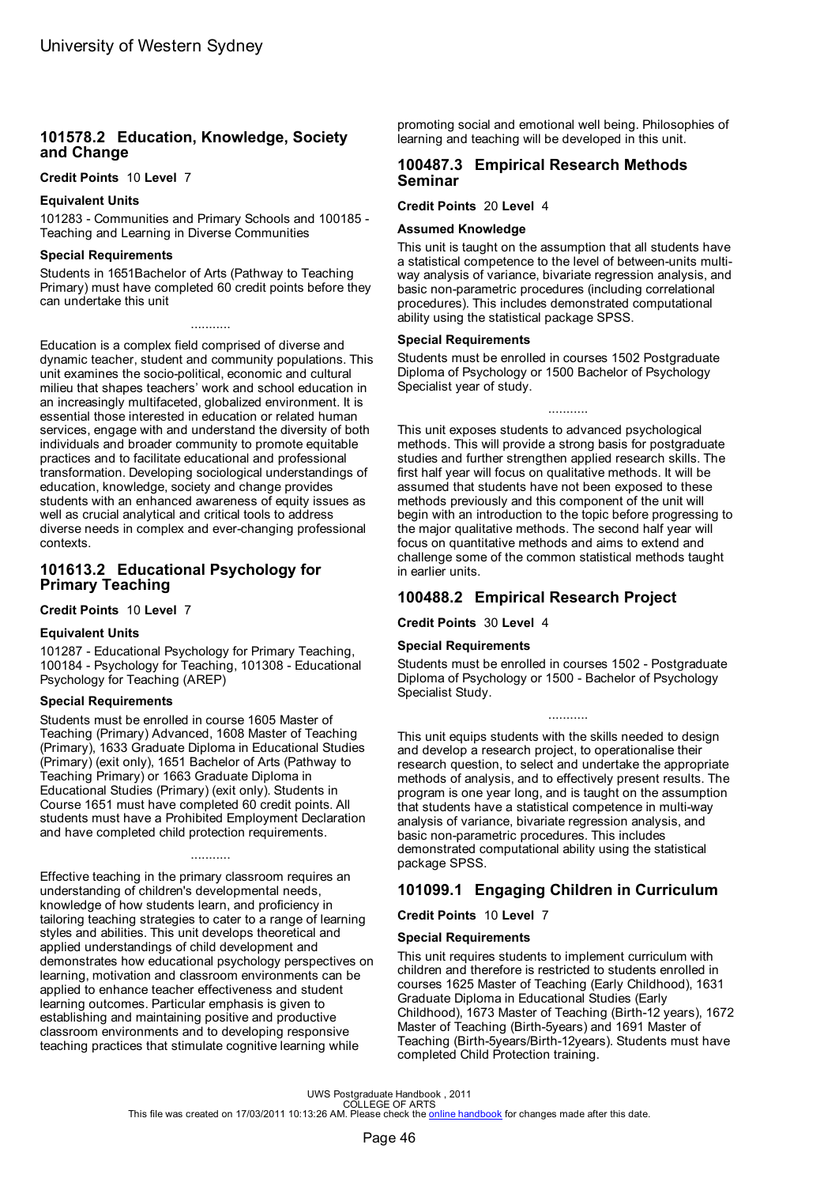## 101578.2 Education, Knowledge, Society and Change

**Credit Points** 10 **Level** 7

### Equivalent Units

101283 - Communities and Primary Schools and 100185 - Teaching and Learning in Diverse Communities

### Special Requirements

Students in 1651Bachelor of Arts (Pathway to Teaching Primary) must have completed 60 credit points before they can undertake this unit

...........

Education is a complex field comprised of diverse and dynamic teacher, student and community populations. This unit examines the socio-political, economic and cultural milieu that shapes teachers' work and school education in an increasingly multifaceted, globalized environment. It is essential those interested in education or related human services, engage with and understand the diversity of both individuals and broader community to promote equitable practices and to facilitate educational and professional transformation. Developing sociological understandings of education, knowledge, society and change provides students with an enhanced awareness of equity issues as well as crucial analytical and critical tools to address diverse needs in complex and ever-changing professional contexts.

## 101613.2 Educational Psychology for Primary Teaching

**Credit Points** 10 **Level** 7

### Equivalent Units

101287 - Educational Psychology for Primary Teaching, 100184 - Psychology for Teaching, 101308 - Educational Psychology for Teaching (AREP)

### Special Requirements

Students must be enrolled in course 1605 Master of Teaching (Primary) Advanced, 1608 Master of Teaching (Primary), 1633 Graduate Diploma in Educational Studies (Primary) (exit only), 1651 Bachelor of Arts (Pathway to Teaching Primary) or 1663 Graduate Diploma in Educational Studies (Primary) (exit only). Students in Course 1651 must have completed 60 credit points. All students must have a Prohibited Employment Declaration and have completed child protection requirements.

...........

Effective teaching in the primary classroom requires an understanding of children's developmental needs, knowledge of how students learn, and proficiency in tailoring teaching strategies to cater to a range of learning styles and abilities. This unit develops theoretical and applied understandings of child development and demonstrates how educational psychology perspectives on learning, motivation and classroom environments can be applied to enhance teacher effectiveness and student learning outcomes. Particular emphasis is given to establishing and maintaining positive and productive classroom environments and to developing responsive teaching practices that stimulate cognitive learning while promoting social and emotional well being. Philosophies of learning and teaching will be developed in this unit.

## 100487.3 Empirical Research Methods Seminar

**Credit Points** 20 **Level** 4

### Assumed Knowledge

This unit is taught on the assumption that all students have a statistical competence to the level of between-units multi-way analysis of variance, bivariate regression analysis, and basic non-parametric procedures (including correlational procedures). This includes demonstrated computational ability using the statistical package SPSS.

### Special Requirements

Students must be enrolled in courses 1502 Postgraduate Diploma of Psychology or 1500 Bachelor of Psychology Specialist year of study.

...........

This unit exposes students to advanced psychological methods. This will provide a strong basis for postgraduate studies and further strengthen applied research skills. The first half year will focus on qualitative methods. It will be assumed that students have not been exposed to these methods previously and this component of the unit will begin with an introduction to the topic before progressing to the major qualitative methods. The second half year will focus on quantitative methods and aims to extend and challenge some of the common statistical methods taught in earlier units.

## 100488.2 Empirical Research Project

**Credit Points** 30 **Level** 4

### Special Requirements

Students must be enrolled in courses 1502 - Postgraduate Diploma of Psychology or 1500 - Bachelor of Psychology Specialist Study.

...........

This unit equips students with the skills needed to design and develop a research project, to operationalise their research question, to select and undertake the appropriate methods of analysis, and to effectively present results. The program is one year long, and is taught on the assumption that students have a statistical competence in multi-way analysis of variance, bivariate regression analysis, and basic non-parametric procedures. This includes demonstrated computational ability using the statistical package SPSS.

## 101099.1 Engaging Children in Curriculum

**Credit Points** 10 **Level** 7

### Special Requirements

This unit requires students to implement curriculum with children and therefore is restricted to students enrolled in courses 1625 Master of Teaching (Early Childhood), 1631 Graduate Diploma in Educational Studies (Early Childhood), 1673 Master of Teaching (Birth-12 years), 1672 Master of Teaching (Birth-5years) and 1691 Master of Teaching (Birth-5years/Birth-12years). Students must have completed Child Protection training.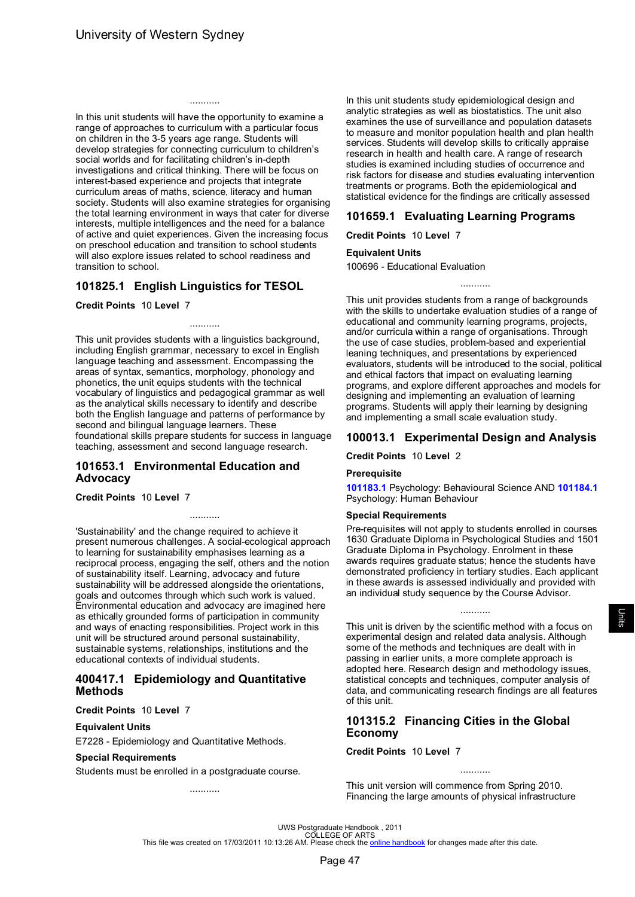...........

In this unit students will have the opportunity to examine a range of approaches to curriculum with a particular focus on children in the 3-5 years age range. Students will develop strategies for connecting curriculum to children's social worlds and for facilitating children's in-depth investigations and critical thinking. There will be focus on interest-based experience and projects that integrate curriculum areas of maths, science, literacy and human society. Students will also examine strategies for organising the total learning environment in ways that cater for diverse interests, multiple intelligences and the need for a balance of active and quiet experiences. Given the increasing focus on preschool education and transition to school students will also explore issues related to school readiness and transition to school.

## 101825.1 English Linguistics for TESOL

**Credit Points** 10 **Level** 7

...........

This unit provides students with a linguistics background, including English grammar, necessary to excel in English language teaching and assessment. Encompassing the areas of syntax, semantics, morphology, phonology and phonetics, the unit equips students with the technical vocabulary of linguistics and pedagogical grammar as well as the analytical skills necessary to identify and describe both the English language and patterns of performance by second and bilingual language learners. These foundational skills prepare students for success in language teaching, assessment and second language research.

## 101653.1 Environmental Education and Advocacy

**Credit Points** 10 **Level** 7

...........

'Sustainability' and the change required to achieve it present numerous challenges. A social-ecological approach to learning for sustainability emphasises learning as a reciprocal process, engaging the self, others and the notion of sustainability itself. Learning, advocacy and future sustainability will be addressed alongside the orientations, goals and outcomes through which such work is valued. Environmental education and advocacy are imagined here as ethically grounded forms of participation in community and ways of enacting responsibilities. Project work in this unit will be structured around personal sustainability, sustainable systems, relationships, institutions and the educational contexts of individual students.

## 400417.1 Epidemiology and Quantitative Methods

**Credit Points** 10 **Level** 7

**Equivalent Units**

E7228 - Epidemiology and Quantitative Methods.

**Special Requirements**

Students must be enrolled in a postgraduate course.

...........

In this unit students study epidemiological design and analytic strategies as well as biostatistics. The unit also examines the use of surveillance and population datasets to measure and monitor population health and plan health services. Students will develop skills to critically appraise research in health and health care. A range of research studies is examined including studies of occurrence and risk factors for disease and studies evaluating intervention treatments or programs. Both the epidemiological and statistical evidence for the findings are critically assessed

## 101659.1 Evaluating Learning Programs

**Credit Points** 10 **Level** 7

**Equivalent Units**

100696 - Educational Evaluation

...........

This unit provides students from a range of backgrounds with the skills to undertake evaluation studies of a range of educational and community learning programs, projects, and/or curricula within a range of organisations. Through the use of case studies, problem-based and experiential leaning techniques, and presentations by experienced evaluators, students will be introduced to the social, political and ethical factors that impact on evaluating learning programs, and explore different approaches and models for designing and implementing an evaluation of learning programs. Students will apply their learning by designing and implementing a small scale evaluation study.

## 100013.1 Experimental Design and Analysis

**Credit Points** 10 **Level** 2

**Prerequisite**

**101183.1** Psychology: Behavioural Science AND **101184.1** Psychology: Human Behaviour

**Special Requirements**

Pre-requisites will not apply to students enrolled in courses 1630 Graduate Diploma in Psychological Studies and 1501 Graduate Diploma in Psychology. Enrolment in these awards requires graduate status; hence the students have demonstrated proficiency in tertiary studies. Each applicant in these awards is assessed individually and provided with an individual study sequence by the Course Advisor.

...........

This unit is driven by the scientific method with a focus on experimental design and related data analysis. Although some of the methods and techniques are dealt with in passing in earlier units, a more complete approach is adopted here. Research design and methodology issues, statistical concepts and techniques, computer analysis of data, and communicating research findings are all features of this unit.

## 101315.2 Financing Cities in the Global Economy

**Credit Points** 10 **Level** 7

...........

This unit version will commence from Spring 2010. Financing the large amounts of physical infrastructure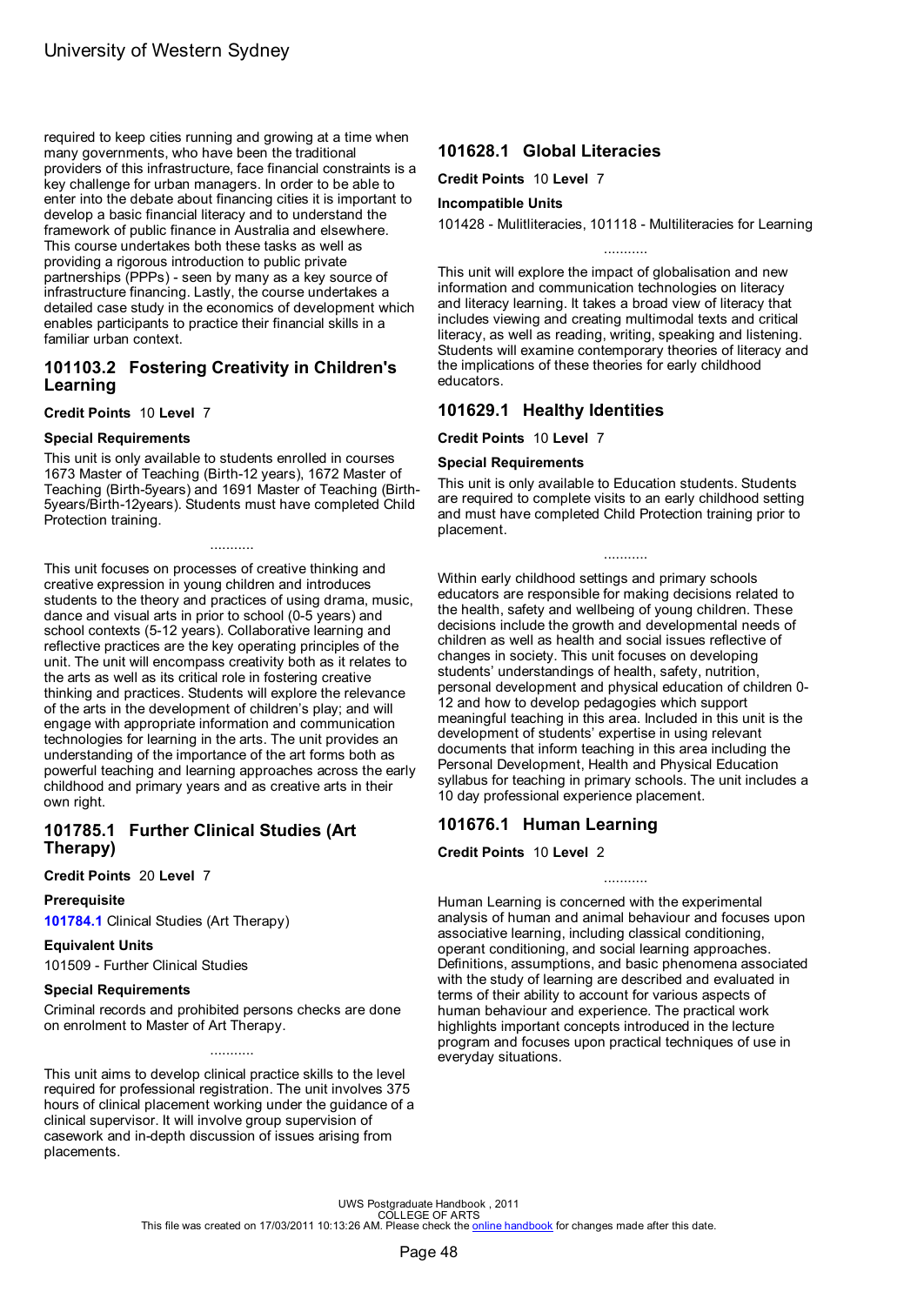required to keep cities running and growing at a time when many governments, who have been the traditional providers of this infrastructure, face financial constraints is a key challenge for urban managers. In order to be able to enter into the debate about financing cities it is important to develop a basic financial literacy and to understand the framework of public finance in Australia and elsewhere. This course undertakes both these tasks as well as providing a rigorous introduction to public private partnerships (PPPs) - seen by many as a key source of infrastructure financing. Lastly, the course undertakes a detailed case study in the economics of development which enables participants to practice their financial skills in a familiar urban context.

## 101103.2 Fostering Creativity in Children's Learning

**Credit Points** 10 **Level** 7

### Special Requirements

This unit is only available to students enrolled in courses 1673 Master of Teaching (Birth-12 years), 1672 Master of Teaching (Birth-5years) and 1691 Master of Teaching (Birth-5years/Birth-12years). Students must have completed Child Protection training.

...........

This unit focuses on processes of creative thinking and creative expression in young children and introduces students to the theory and practices of using drama, music, dance and visual arts in prior to school (0-5 years) and school contexts (5-12 years). Collaborative learning and reflective practices are the key operating principles of the unit. The unit will encompass creativity both as it relates to the arts as well as its critical role in fostering creative thinking and practices. Students will explore the relevance of the arts in the development of children's play; and will engage with appropriate information and communication technologies for learning in the arts. The unit provides an understanding of the importance of the art forms both as powerful teaching and learning approaches across the early childhood and primary years and as creative arts in their own right.

## 101785.1 Further Clinical Studies (Art Therapy)

**Credit Points** 20 **Level** 7

### Prerequisite

**101784.1** Clinical Studies (Art Therapy)

### Equivalent Units

101509 - Further Clinical Studies

### Special Requirements

Criminal records and prohibited persons checks are done on enrolment to Master of Art Therapy.

...........

This unit aims to develop clinical practice skills to the level required for professional registration. The unit involves 375 hours of clinical placement working under the guidance of a clinical supervisor. It will involve group supervision of casework and in-depth discussion of issues arising from placements.

## 101628.1 Global Literacies

**Credit Points** 10 **Level** 7

### Incompatible Units

101428 - Mulitliteracies, 101118 - Multiliteracies for Learning

...........

This unit will explore the impact of globalisation and new information and communication technologies on literacy and literacy learning. It takes a broad view of literacy that includes viewing and creating multimodal texts and critical literacy, as well as reading, writing, speaking and listening. Students will examine contemporary theories of literacy and the implications of these theories for early childhood educators.

## 101629.1 Healthy Identities

**Credit Points** 10 **Level** 7

### Special Requirements

This unit is only available to Education students. Students are required to complete visits to an early childhood setting and must have completed Child Protection training prior to placement.

...........

Within early childhood settings and primary schools educators are responsible for making decisions related to the health, safety and wellbeing of young children. These decisions include the growth and developmental needs of children as well as health and social issues reflective of changes in society. This unit focuses on developing students' understandings of health, safety, nutrition, personal development and physical education of children 0-12 and how to develop pedagogies which support meaningful teaching in this area. Included in this unit is the development of students' expertise in using relevant documents that inform teaching in this area including the Personal Development, Health and Physical Education syllabus for teaching in primary schools. The unit includes a 10 day professional experience placement.

## 101676.1 Human Learning

**Credit Points** 10 **Level** 2

...........

Human Learning is concerned with the experimental analysis of human and animal behaviour and focuses upon associative learning, including classical conditioning, operant conditioning, and social learning approaches. Definitions, assumptions, and basic phenomena associated with the study of learning are described and evaluated in terms of their ability to account for various aspects of human behaviour and experience. The practical work highlights important concepts introduced in the lecture program and focuses upon practical techniques of use in everyday situations.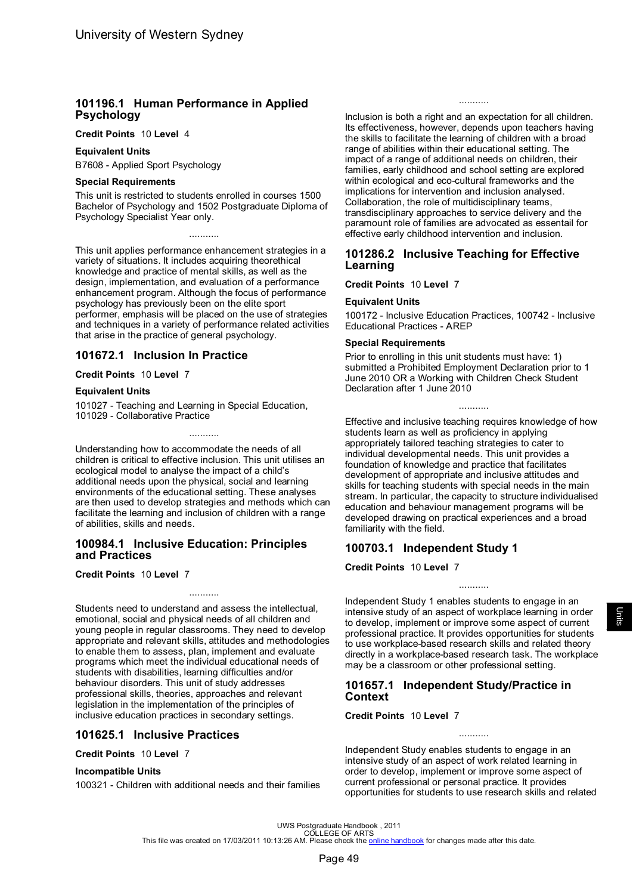## 101196.1 Human Performance in Applied Psychology

**Credit Points** 10 **Level** 4

**Equivalent Units**

B7608 - Applied Sport Psychology

**Special Requirements**

This unit is restricted to students enrolled in courses 1500 Bachelor of Psychology and 1502 Postgraduate Diploma of Psychology Specialist Year only.

...........

This unit applies performance enhancement strategies in a variety of situations. It includes acquiring theorethical knowledge and practice of mental skills, as well as the design, implementation, and evaluation of a performance enhancement program. Although the focus of performance psychology has previously been on the elite sport performer, emphasis will be placed on the use of strategies and techniques in a variety of performance related activities that arise in the practice of general psychology.

## 101672.1 Inclusion In Practice

**Credit Points** 10 **Level** 7

**Equivalent Units**

101027 - Teaching and Learning in Special Education, 101029 - Collaborative Practice

...........

Understanding how to accommodate the needs of all children is critical to effective inclusion. This unit utilises an ecological model to analyse the impact of a child's additional needs upon the physical, social and learning environments of the educational setting. These analyses are then used to develop strategies and methods which can facilitate the learning and inclusion of children with a range of abilities, skills and needs.

## 100984.1 Inclusive Education: Principles and Practices

**Credit Points** 10 **Level** 7

...........

Students need to understand and assess the intellectual, emotional, social and physical needs of all children and young people in regular classrooms. They need to develop appropriate and relevant skills, attitudes and methodologies to enable them to assess, plan, implement and evaluate programs which meet the individual educational needs of students with disabilities, learning difficulties and/or behaviour disorders. This unit of study addresses professional skills, theories, approaches and relevant legislation in the implementation of the principles of inclusive education practices in secondary settings.

## 101625.1 Inclusive Practices

**Credit Points** 10 **Level** 7

**Incompatible Units**

100321 - Children with additional needs and their families

...........

Inclusion is both a right and an expectation for all children. Its effectiveness, however, depends upon teachers having the skills to facilitate the learning of children with a broad range of abilities within their educational setting. The impact of a range of additional needs on children, their families, early childhood and school setting are explored within ecological and eco-cultural frameworks and the implications for intervention and inclusion analysed. Collaboration, the role of multidisciplinary teams, transdisciplinary approaches to service delivery and the paramount role of families are advocated as essential for effective early childhood intervention and inclusion.

## 101286.2 Inclusive Teaching for Effective Learning

**Credit Points** 10 **Level** 7

**Equivalent Units**

100172 - Inclusive Education Practices, 100742 - Inclusive Educational Practices - AREP

**Special Requirements**

Prior to enrolling in this unit students must have: 1) submitted a Prohibited Employment Declaration prior to 1 June 2010 OR a Working with Children Check Student Declaration after 1 June 2010

...........

Effective and inclusive teaching requires knowledge of how students learn as well as proficiency in applying appropriately tailored teaching strategies to cater to individual developmental needs. This unit provides a foundation of knowledge and practice that facilitates development of appropriate and inclusive attitudes and skills for teaching students with special needs in the main stream. In particular, the capacity to structure individualised education and behaviour management programs will be developed drawing on practical experiences and a broad familiarity with the field.

## 100703.1 Independent Study 1

**Credit Points** 10 **Level** 7

...........

Independent Study 1 enables students to engage in an intensive study of an aspect of workplace learning in order to develop, implement or improve some aspect of current professional practice. It provides opportunities for students to use workplace-based research skills and related theory directly in a workplace-based research task. The workplace may be a classroom or other professional setting.

## 101657.1 Independent Study/Practice in Context

**Credit Points** 10 **Level** 7

...........

Independent Study enables students to engage in an intensive study of an aspect of work related learning in order to develop, implement or improve some aspect of current professional or personal practice. It provides opportunities for students to use research skills and related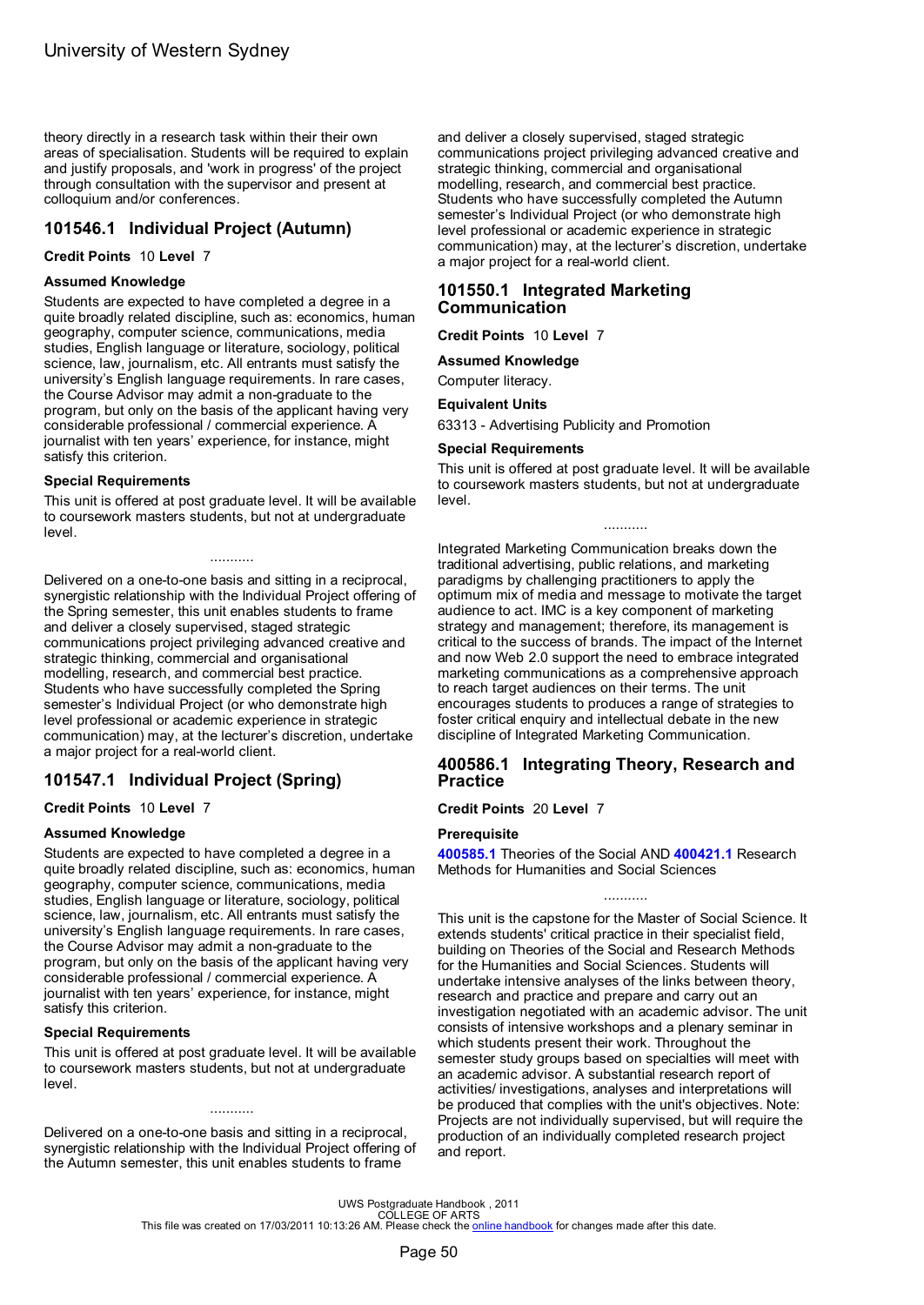theory directly in a research task within their their own areas of specialisation. Students will be required to explain and justify proposals, and 'work in progress' of the project through consultation with the supervisor and present at colloquium and/or conferences.

## 101546.1 Individual Project (Autumn)

**Credit Points** 10 **Level** 7

### Assumed Knowledge

Students are expected to have completed a degree in a quite broadly related discipline, such as: economics, human geography, computer science, communications, media studies, English language or literature, sociology, political science, law, journalism, etc. All entrants must satisfy the university's English language requirements. In rare cases, the Course Advisor may admit a non-graduate to the program, but only on the basis of the applicant having very considerable professional / commercial experience. A journalist with ten years' experience, for instance, might satisfy this criterion.

### Special Requirements

This unit is offered at post graduate level. It will be available to coursework masters students, but not at undergraduate level.

...........

Delivered on a one-to-one basis and sitting in a reciprocal, synergistic relationship with the Individual Project offering of the Spring semester, this unit enables students to frame and deliver a closely supervised, staged strategic communications project privileging advanced creative and strategic thinking, commercial and organisational modelling, research, and commercial best practice. Students who have successfully completed the Spring semester's Individual Project (or who demonstrate high level professional or academic experience in strategic communication) may, at the lecturer's discretion, undertake a major project for a real-world client.

## 101547.1 Individual Project (Spring)

**Credit Points** 10 **Level** 7

### Assumed Knowledge

Students are expected to have completed a degree in a quite broadly related discipline, such as: economics, human geography, computer science, communications, media studies, English language or literature, sociology, political science, law, journalism, etc. All entrants must satisfy the university's English language requirements. In rare cases, the Course Advisor may admit a non-graduate to the program, but only on the basis of the applicant having very considerable professional / commercial experience. A journalist with ten years' experience, for instance, might satisfy this criterion.

### Special Requirements

This unit is offered at post graduate level. It will be available to coursework masters students, but not at undergraduate level.

...........

Delivered on a one-to-one basis and sitting in a reciprocal, synergistic relationship with the Individual Project offering of the Autumn semester, this unit enables students to frame and deliver a closely supervised, staged strategic communications project privileging advanced creative and strategic thinking, commercial and organisational modelling, research, and commercial best practice. Students who have successfully completed the Autumn semester's Individual Project (or who demonstrate high level professional or academic experience in strategic communication) may, at the lecturer's discretion, undertake a major project for a real-world client.

## 101550.1 Integrated Marketing Communication

**Credit Points** 10 **Level** 7

### Assumed Knowledge

Computer literacy.

### Equivalent Units

63313 - Advertising Publicity and Promotion

### Special Requirements

This unit is offered at post graduate level. It will be available to coursework masters students, but not at undergraduate level.

...........

Integrated Marketing Communication breaks down the traditional advertising, public relations, and marketing paradigms by challenging practitioners to apply the optimum mix of media and message to motivate the target audience to act. IMC is a key component of marketing strategy and management; therefore, its management is critical to the success of brands. The impact of the Internet and now Web 2.0 support the need to embrace integrated marketing communications as a comprehensive approach to reach target audiences on their terms. The unit encourages students to produces a range of strategies to foster critical enquiry and intellectual debate in the new discipline of Integrated Marketing Communication.

## 400586.1 Integrating Theory, Research and Practice

**Credit Points** 20 **Level** 7

### Prerequisite

**400585.1** Theories of the Social AND **400421.1** Research Methods for Humanities and Social Sciences

...........

This unit is the capstone for the Master of Social Science. It extends students' critical practice in their specialist field, building on Theories of the Social and Research Methods for the Humanities and Social Sciences. Students will undertake intensive analyses of the links between theory, research and practice and prepare and carry out an investigation negotiated with an academic advisor. The unit consists of intensive workshops and a plenary seminar in which students present their work. Throughout the semester study groups based on specialties will meet with an academic advisor. A substantial research report of activities/ investigations, analyses and interpretations will be produced that complies with the unit's objectives. Note: Projects are not individually supervised, but will require the production of an individually completed research project and report.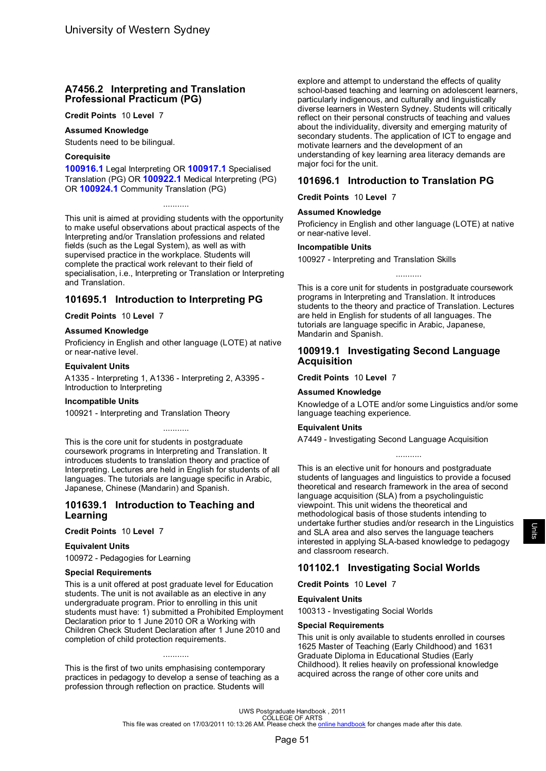## A7456.2 Interpreting and Translation Professional Practicum (PG)

**Credit Points** 10 **Level** 7

### Assumed Knowledge

Students need to be bilingual.

### Corequisite

**100916.1** Legal Interpreting OR **100917.1** Specialised Translation (PG) OR **100922.1** Medical Interpreting (PG) OR **100924.1** Community Translation (PG)

...........

This unit is aimed at providing students with the opportunity to make useful observations about practical aspects of the Interpreting and/or Translation professions and related fields (such as the Legal System), as well as with supervised practice in the workplace. Students will complete the practical work relevant to their field of specialisation, i.e., Interpreting or Translation or Interpreting and Translation.

## 101695.1 Introduction to Interpreting PG

**Credit Points** 10 **Level** 7

### Assumed Knowledge

Proficiency in English and other language (LOTE) at native or near-native level.

### Equivalent Units

A1335 - Interpreting 1, A1336 - Interpreting 2, A3395 - Introduction to Interpreting

### Incompatible Units

100921 - Interpreting and Translation Theory

...........

This is the core unit for students in postgraduate coursework programs in Interpreting and Translation. It introduces students to translation theory and practice of Interpreting. Lectures are held in English for students of all languages. The tutorials are language specific in Arabic, Japanese, Chinese (Mandarin) and Spanish.

## 101639.1 Introduction to Teaching and Learning

**Credit Points** 10 **Level** 7

### Equivalent Units

100972 - Pedagogies for Learning

### Special Requirements

This is a unit offered at post graduate level for Education students. The unit is not available as an elective in any undergraduate program. Prior to enrolling in this unit students must have: 1) submitted a Prohibited Employment Declaration prior to 1 June 2010 OR a Working with Children Check Student Declaration after 1 June 2010 and completion of child protection requirements.

...........

This is the first of two units emphasising contemporary practices in pedagogy to develop a sense of teaching as a profession through reflection on practice. Students will explore and attempt to understand the effects of quality school-based teaching and learning on adolescent learners, particularly indigenous, and culturally and linguistically diverse learners in Western Sydney. Students will critically reflect on their personal constructs of teaching and values about the individuality, diversity and emerging maturity of secondary students. The application of ICT to engage and motivate learners and the development of an understanding of key learning area literacy demands are major foci for the unit.

## 101696.1 Introduction to Translation PG

**Credit Points** 10 **Level** 7

### Assumed Knowledge

Proficiency in English and other language (LOTE) at native or near-native level.

### Incompatible Units

100927 - Interpreting and Translation Skills

...........

This is a core unit for students in postgraduate coursework programs in Interpreting and Translation. It introduces students to the theory and practice of Translation. Lectures are held in English for students of all languages. The tutorials are language specific in Arabic, Japanese, Mandarin and Spanish.

## 100919.1 Investigating Second Language Acquisition

**Credit Points** 10 **Level** 7

### Assumed Knowledge

Knowledge of a LOTE and/or some Linguistics and/or some language teaching experience.

### Equivalent Units

A7449 - Investigating Second Language Acquisition

...........

This is an elective unit for honours and postgraduate students of languages and linguistics to provide a focused theoretical and research framework in the area of second language acquisition (SLA) from a psycholinguistic viewpoint. This unit widens the theoretical and methodological basis of those students intending to undertake further studies and/or research in the Linguistics and SLA area and also serves the language teachers interested in applying SLA-based knowledge to pedagogy and classroom research.

## 101102.1 Investigating Social Worlds

**Credit Points** 10 **Level** 7

### Equivalent Units

100313 - Investigating Social Worlds

### Special Requirements

This unit is only available to students enrolled in courses 1625 Master of Teaching (Early Childhood) and 1631 Graduate Diploma in Educational Studies (Early Childhood). It relies heavily on professional knowledge acquired across the range of other core units and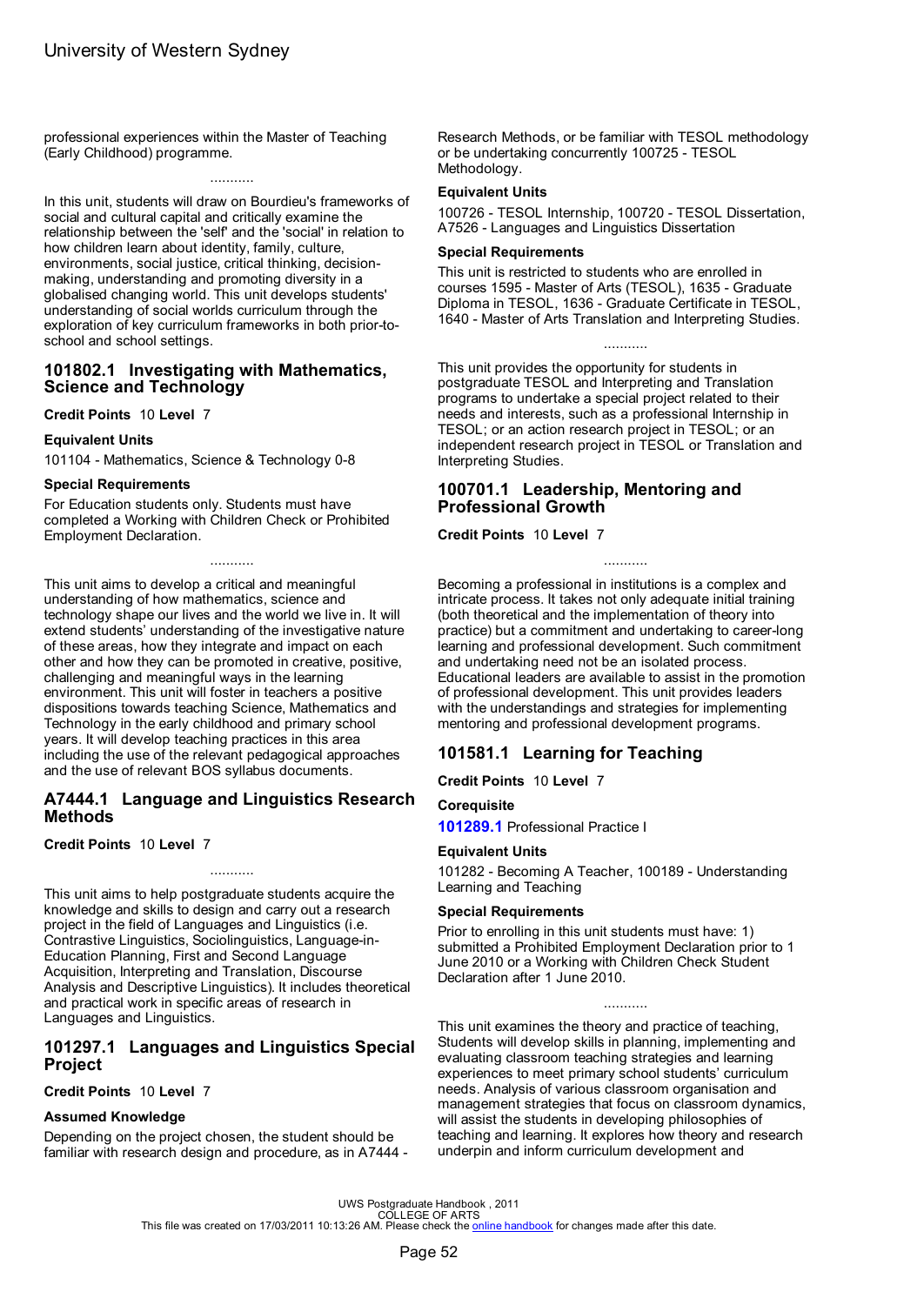professional experiences within the Master of Teaching (Early Childhood) programme.

...........

In this unit, students will draw on Bourdieu's frameworks of social and cultural capital and critically examine the relationship between the 'self' and the 'social' in relation to how children learn about identity, family, culture, environments, social justice, critical thinking, decision-making, understanding and promoting diversity in a globalised changing world. This unit develops students' understanding of social worlds curriculum through the exploration of key curriculum frameworks in both prior-to-school and school settings.

## 101802.1 Investigating with Mathematics, Science and Technology

**Credit Points** 10 **Level** 7

### Equivalent Units

101104 - Mathematics, Science & Technology 0-8

### Special Requirements

For Education students only. Students must have completed a Working with Children Check or Prohibited Employment Declaration.

...........

This unit aims to develop a critical and meaningful understanding of how mathematics, science and technology shape our lives and the world we live in. It will extend students' understanding of the investigative nature of these areas, how they integrate and impact on each other and how they can be promoted in creative, positive, challenging and meaningful ways in the learning environment. This unit will foster in teachers a positive dispositions towards teaching Science, Mathematics and Technology in the early childhood and primary school years. It will develop teaching practices in this area including the use of the relevant pedagogical approaches and the use of relevant BOS syllabus documents.

## A7444.1 Language and Linguistics Research Methods

**Credit Points** 10 **Level** 7

...........

This unit aims to help postgraduate students acquire the knowledge and skills to design and carry out a research project in the field of Languages and Linguistics (i.e. Contrastive Linguistics, Sociolinguistics, Language-in-Education Planning, First and Second Language Acquisition, Interpreting and Translation, Discourse Analysis and Descriptive Linguistics). It includes theoretical and practical work in specific areas of research in Languages and Linguistics.

## 101297.1 Languages and Linguistics Special Project

**Credit Points** 10 **Level** 7

### Assumed Knowledge

Depending on the project chosen, the student should be familiar with research design and procedure, as in A7444 - Research Methods, or be familiar with TESOL methodology or be undertaking concurrently 100725 - TESOL Methodology.

### Equivalent Units

100726 - TESOL Internship, 100720 - TESOL Dissertation, A7526 - Languages and Linguistics Dissertation

### Special Requirements

This unit is restricted to students who are enrolled in courses 1595 - Master of Arts (TESOL), 1635 - Graduate Diploma in TESOL, 1636 - Graduate Certificate in TESOL, 1640 - Master of Arts Translation and Interpreting Studies.

...........

This unit provides the opportunity for students in postgraduate TESOL and Interpreting and Translation programs to undertake a special project related to their needs and interests, such as a professional Internship in TESOL; or an action research project in TESOL; or an independent research project in TESOL or Translation and Interpreting Studies.

## 100701.1 Leadership, Mentoring and Professional Growth

**Credit Points** 10 **Level** 7

...........

Becoming a professional in institutions is a complex and intricate process. It takes not only adequate initial training (both theoretical and the implementation of theory into practice) but a commitment and undertaking to career-long learning and professional development. Such commitment and undertaking need not be an isolated process. Educational leaders are available to assist in the promotion of professional development. This unit provides leaders with the understandings and strategies for implementing mentoring and professional development programs.

## 101581.1 Learning for Teaching

**Credit Points** 10 **Level** 7

### Corequisite

**101289.1** Professional Practice I

### Equivalent Units

101282 - Becoming A Teacher, 100189 - Understanding Learning and Teaching

### Special Requirements

Prior to enrolling in this unit students must have: 1) submitted a Prohibited Employment Declaration prior to 1 June 2010 or a Working with Children Check Student Declaration after 1 June 2010.

...........

This unit examines the theory and practice of teaching, Students will develop skills in planning, implementing and evaluating classroom teaching strategies and learning experiences to meet primary school students' curriculum needs. Analysis of various classroom organisation and management strategies that focus on classroom dynamics, will assist the students in developing philosophies of teaching and learning. It explores how theory and research underpin and inform curriculum development and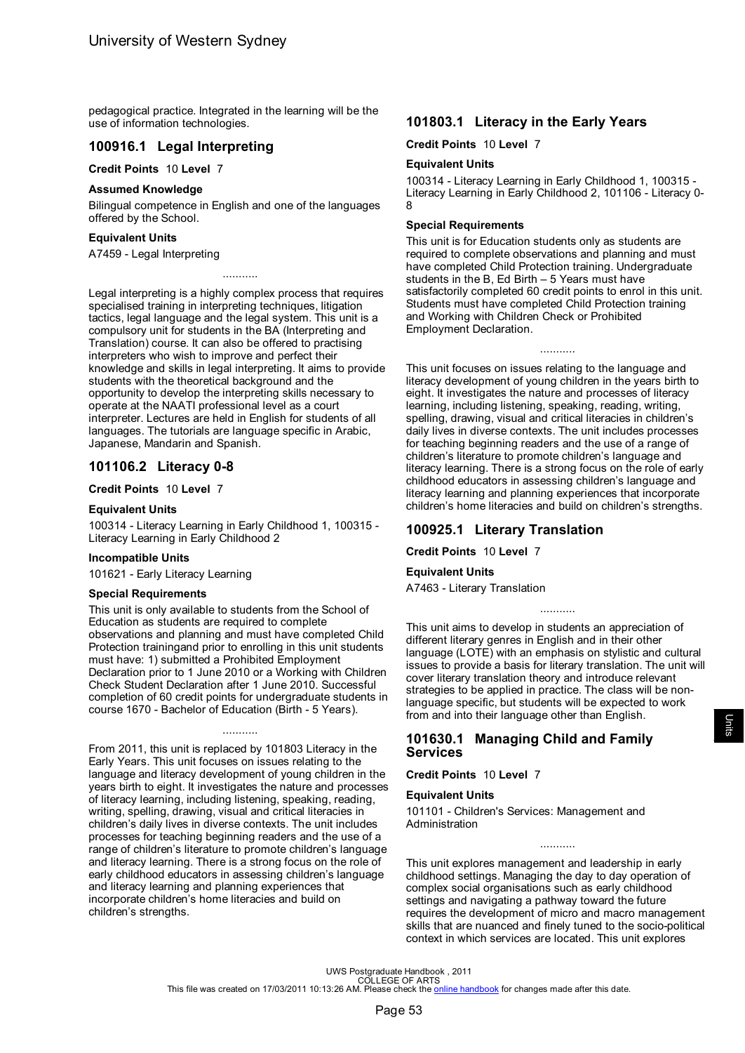pedagogical practice. Integrated in the learning will be the use of information technologies.

## 100916.1 Legal Interpreting

**Credit Points** 10 **Level** 7

**Assumed Knowledge**

Bilingual competence in English and one of the languages offered by the School.

**Equivalent Units**

A7459 - Legal Interpreting

...........

Legal interpreting is a highly complex process that requires specialised training in interpreting techniques, litigation tactics, legal language and the legal system. This unit is a compulsory unit for students in the BA (Interpreting and Translation) course. It can also be offered to practising interpreters who wish to improve and perfect their knowledge and skills in legal interpreting. It aims to provide students with the theoretical background and the opportunity to develop the interpreting skills necessary to operate at the NAATI professional level as a court interpreter. Lectures are held in English for students of all languages. The tutorials are language specific in Arabic, Japanese, Mandarin and Spanish.

## 101106.2 Literacy 0-8

**Credit Points** 10 **Level** 7

**Equivalent Units**

100314 - Literacy Learning in Early Childhood 1, 100315 - Literacy Learning in Early Childhood 2

**Incompatible Units**

101621 - Early Literacy Learning

**Special Requirements**

This unit is only available to students from the School of Education as students are required to complete observations and planning and must have completed Child Protection trainingand prior to enrolling in this unit students must have: 1) submitted a Prohibited Employment Declaration prior to 1 June 2010 or a Working with Children Check Student Declaration after 1 June 2010. Successful completion of 60 credit points for undergraduate students in course 1670 - Bachelor of Education (Birth - 5 Years).

...........

From 2011, this unit is replaced by 101803 Literacy in the Early Years. This unit focuses on issues relating to the language and literacy development of young children in the years birth to eight. It investigates the nature and processes of literacy learning, including listening, speaking, reading, writing, spelling, drawing, visual and critical literacies in children's daily lives in diverse contexts. The unit includes processes for teaching beginning readers and the use of a range of children's literature to promote children's language and literacy learning. There is a strong focus on the role of early childhood educators in assessing children's language and literacy learning and planning experiences that incorporate children's home literacies and build on children's strengths.

## 101803.1 Literacy in the Early Years

**Credit Points** 10 **Level** 7

**Equivalent Units**

100314 - Literacy Learning in Early Childhood 1, 100315 - Literacy Learning in Early Childhood 2, 101106 - Literacy 0-8

**Special Requirements**

This unit is for Education students only as students are required to complete observations and planning and must have completed Child Protection training. Undergraduate students in the B, Ed Birth – 5 Years must have satisfactorily completed 60 credit points to enrol in this unit. Students must have completed Child Protection training and Working with Children Check or Prohibited Employment Declaration.

...........

This unit focuses on issues relating to the language and literacy development of young children in the years birth to eight. It investigates the nature and processes of literacy learning, including listening, speaking, reading, writing, spelling, drawing, visual and critical literacies in children's daily lives in diverse contexts. The unit includes processes for teaching beginning readers and the use of a range of children's literature to promote children's language and literacy learning. There is a strong focus on the role of early childhood educators in assessing children's language and literacy learning and planning experiences that incorporate children's home literacies and build on children's strengths.

## 100925.1 Literary Translation

**Credit Points** 10 **Level** 7

**Equivalent Units**

A7463 - Literary Translation

...........

This unit aims to develop in students an appreciation of different literary genres in English and in their other language (LOTE) with an emphasis on stylistic and cultural issues to provide a basis for literary translation. The unit will cover literary translation theory and introduce relevant strategies to be applied in practice. The class will be non-language specific, but students will be expected to work from and into their language other than English.

## 101630.1 Managing Child and Family Services

**Credit Points** 10 **Level** 7

**Equivalent Units**

101101 - Children's Services: Management and Administration

...........

This unit explores management and leadership in early childhood settings. Managing the day to day operation of complex social organisations such as early childhood settings and navigating a pathway toward the future requires the development of micro and macro management skills that are nuanced and finely tuned to the socio-political context in which services are located. This unit explores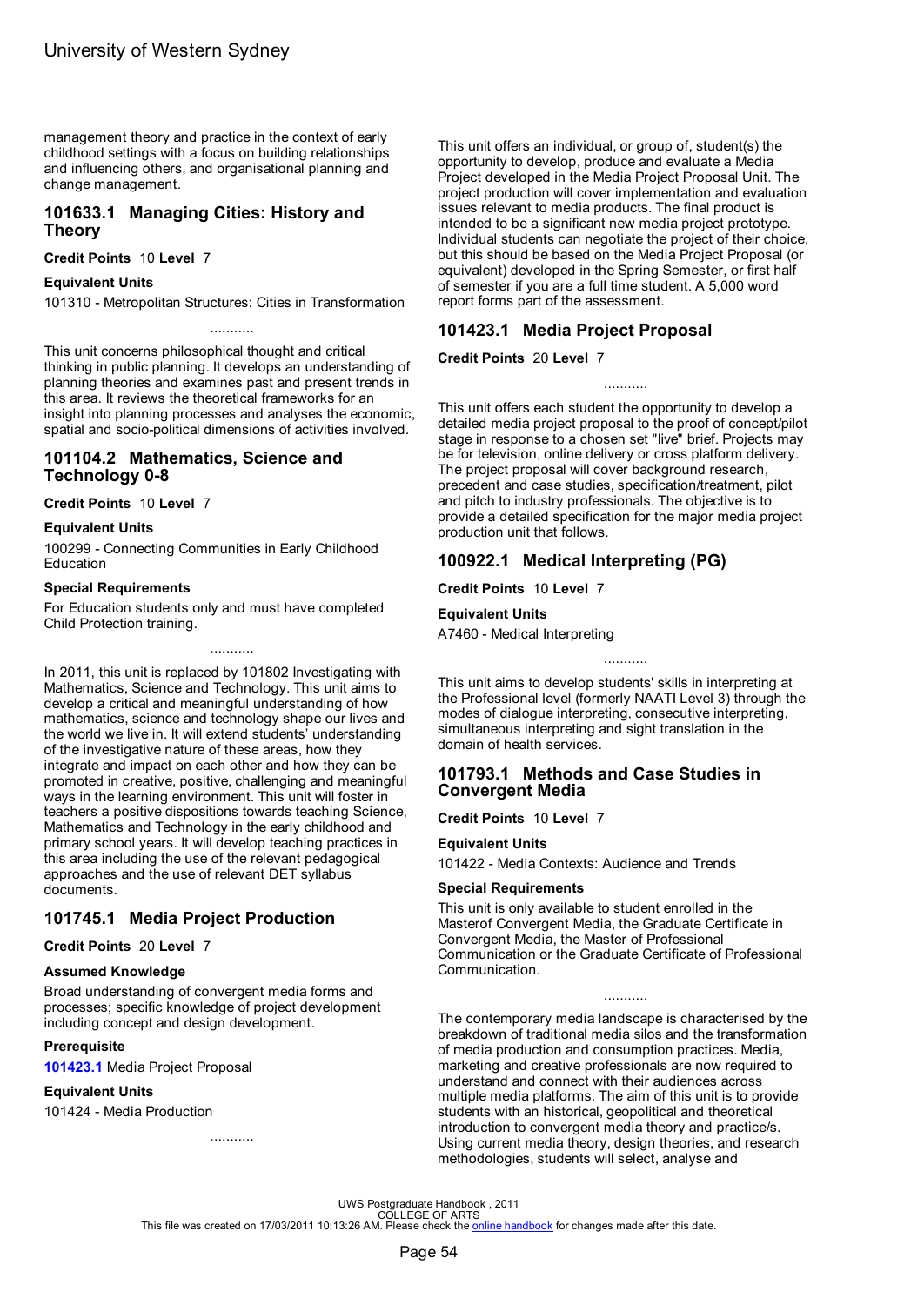management theory and practice in the context of early childhood settings with a focus on building relationships and influencing others, and organisational planning and change management.

## 101633.1 Managing Cities: History and Theory

**Credit Points** 10 **Level** 7

### Equivalent Units

101310 - Metropolitan Structures: Cities in Transformation

...........

This unit concerns philosophical thought and critical thinking in public planning. It develops an understanding of planning theories and examines past and present trends in this area. It reviews the theoretical frameworks for an insight into planning processes and analyses the economic, spatial and socio-political dimensions of activities involved.

## 101104.2 Mathematics, Science and Technology 0-8

**Credit Points** 10 **Level** 7

### Equivalent Units

100299 - Connecting Communities in Early Childhood Education

### Special Requirements

For Education students only and must have completed Child Protection training.

...........

In 2011, this unit is replaced by 101802 Investigating with Mathematics, Science and Technology. This unit aims to develop a critical and meaningful understanding of how mathematics, science and technology shape our lives and the world we live in. It will extend students' understanding of the investigative nature of these areas, how they integrate and impact on each other and how they can be promoted in creative, positive, challenging and meaningful ways in the learning environment. This unit will foster in teachers a positive dispositions towards teaching Science, Mathematics and Technology in the early childhood and primary school years. It will develop teaching practices in this area including the use of the relevant pedagogical approaches and the use of relevant DET syllabus documents.

## 101745.1 Media Project Production

**Credit Points** 20 **Level** 7

### Assumed Knowledge

Broad understanding of convergent media forms and processes; specific knowledge of project development including concept and design development.

### Prerequisite

**101423.1** Media Project Proposal

### Equivalent Units

101424 - Media Production

...........

This unit offers an individual, or group of, student(s) the opportunity to develop, produce and evaluate a Media Project developed in the Media Project Proposal Unit. The project production will cover implementation and evaluation issues relevant to media products. The final product is intended to be a significant new media project prototype. Individual students can negotiate the project of their choice, but this should be based on the Media Project Proposal (or equivalent) developed in the Spring Semester, or first half of semester if you are a full time student. A 5,000 word report forms part of the assessment.

## 101423.1 Media Project Proposal

**Credit Points** 20 **Level** 7

...........

This unit offers each student the opportunity to develop a detailed media project proposal to the proof of concept/pilot stage in response to a chosen set "live" brief. Projects may be for television, online delivery or cross platform delivery. The project proposal will cover background research, precedent and case studies, specification/treatment, pilot and pitch to industry professionals. The objective is to provide a detailed specification for the major media project production unit that follows.

## 100922.1 Medical Interpreting (PG)

**Credit Points** 10 **Level** 7

### Equivalent Units

A7460 - Medical Interpreting

...........

This unit aims to develop students' skills in interpreting at the Professional level (formerly NAATI Level 3) through the modes of dialogue interpreting, consecutive interpreting, simultaneous interpreting and sight translation in the domain of health services.

## 101793.1 Methods and Case Studies in Convergent Media

**Credit Points** 10 **Level** 7

### Equivalent Units

101422 - Media Contexts: Audience and Trends

### Special Requirements

This unit is only available to student enrolled in the Masterof Convergent Media, the Graduate Certificate in Convergent Media, the Master of Professional Communication or the Graduate Certificate of Professional Communication.

...........

The contemporary media landscape is characterised by the breakdown of traditional media silos and the transformation of media production and consumption practices. Media, marketing and creative professionals are now required to understand and connect with their audiences across multiple media platforms. The aim of this unit is to provide students with an historical, geopolitical and theoretical introduction to convergent media theory and practice/s. Using current media theory, design theories, and research methodologies, students will select, analyse and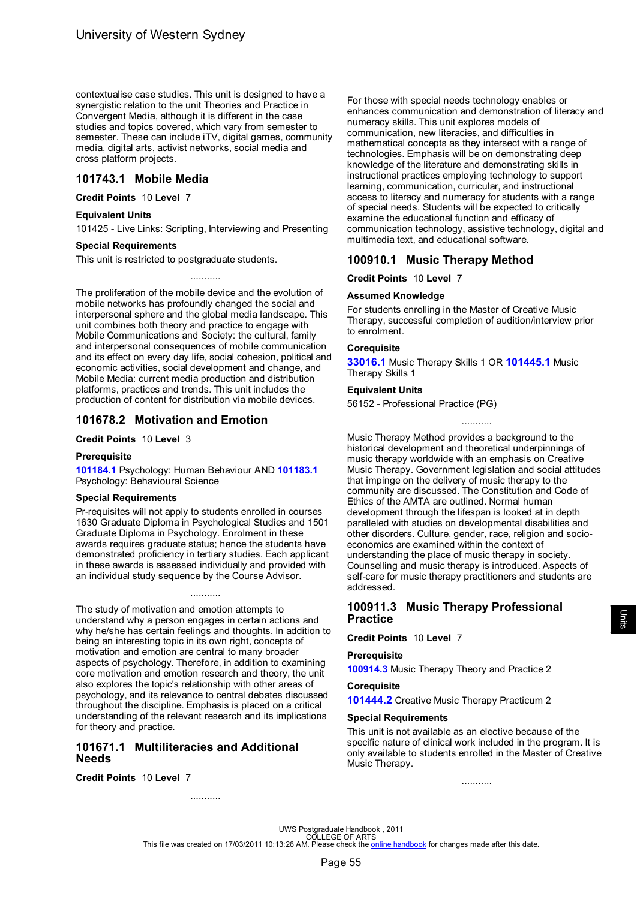contextualise case studies. This unit is designed to have a synergistic relation to the unit Theories and Practice in Convergent Media, although it is different in the case studies and topics covered, which vary from semester to semester. These can include iTV, digital games, community media, digital arts, activist networks, social media and cross platform projects.

## 101743.1 Mobile Media

**Credit Points** 10 **Level** 7

### Equivalent Units

101425 - Live Links: Scripting, Interviewing and Presenting

### Special Requirements

This unit is restricted to postgraduate students.

...........

The proliferation of the mobile device and the evolution of mobile networks has profoundly changed the social and interpersonal sphere and the global media landscape. This unit combines both theory and practice to engage with Mobile Communications and Society: the cultural, family and interpersonal consequences of mobile communication and its effect on every day life, social cohesion, political and economic activities, social development and change, and Mobile Media: current media production and distribution platforms, practices and trends. This unit includes the production of content for distribution via mobile devices.

## 101678.2 Motivation and Emotion

**Credit Points** 10 **Level** 3

### Prerequisite

**101184.1** Psychology: Human Behaviour AND **101183.1** Psychology: Behavioural Science

### Special Requirements

Pr-requisites will not apply to students enrolled in courses 1630 Graduate Diploma in Psychological Studies and 1501 Graduate Diploma in Psychology. Enrolment in these awards requires graduate status; hence the students have demonstrated proficiency in tertiary studies. Each applicant in these awards is assessed individually and provided with an individual study sequence by the Course Advisor.

...........

The study of motivation and emotion attempts to understand why a person engages in certain actions and why he/she has certain feelings and thoughts. In addition to being an interesting topic in its own right, concepts of motivation and emotion are central to many broader aspects of psychology. Therefore, in addition to examining core motivation and emotion research and theory, the unit also explores the topic's relationship with other areas of psychology, and its relevance to central debates discussed throughout the discipline. Emphasis is placed on a critical understanding of the relevant research and its implications for theory and practice.

## 101671.1 Multiliteracies and Additional Needs

**Credit Points** 10 **Level** 7

...........

For those with special needs technology enables or enhances communication and demonstration of literacy and numeracy skills. This unit explores models of communication, new literacies, and difficulties in mathematical concepts as they intersect with a range of technologies. Emphasis will be on demonstrating deep knowledge of the literature and demonstrating skills in instructional practices employing technology to support learning, communication, curricular, and instructional access to literacy and numeracy for students with a range of special needs. Students will be expected to critically examine the educational function and efficacy of communication technology, assistive technology, digital and multimedia text, and educational software.

## 100910.1 Music Therapy Method

**Credit Points** 10 **Level** 7

### Assumed Knowledge

For students enrolling in the Master of Creative Music Therapy, successful completion of audition/interview prior to enrolment.

### Corequisite

**33016.1** Music Therapy Skills 1 OR **101445.1** Music Therapy Skills 1

### Equivalent Units

56152 - Professional Practice (PG)

...........

Music Therapy Method provides a background to the historical development and theoretical underpinnings of music therapy worldwide with an emphasis on Creative Music Therapy. Government legislation and social attitudes that impinge on the delivery of music therapy to the community are discussed. The Constitution and Code of Ethics of the AMTA are outlined. Normal human development through the lifespan is looked at in depth paralleled with studies on developmental disabilities and other disorders. Culture, gender, race, religion and socio-economics are examined within the context of understanding the place of music therapy in society. Counselling and music therapy is introduced. Aspects of self-care for music therapy practitioners and students are addressed.

## 100911.3 Music Therapy Professional Practice

**Credit Points** 10 **Level** 7

### Prerequisite

**100914.3** Music Therapy Theory and Practice 2

### Corequisite

**101444.2** Creative Music Therapy Practicum 2

### Special Requirements

This unit is not available as an elective because of the specific nature of clinical work included in the program. It is only available to students enrolled in the Master of Creative Music Therapy.

...........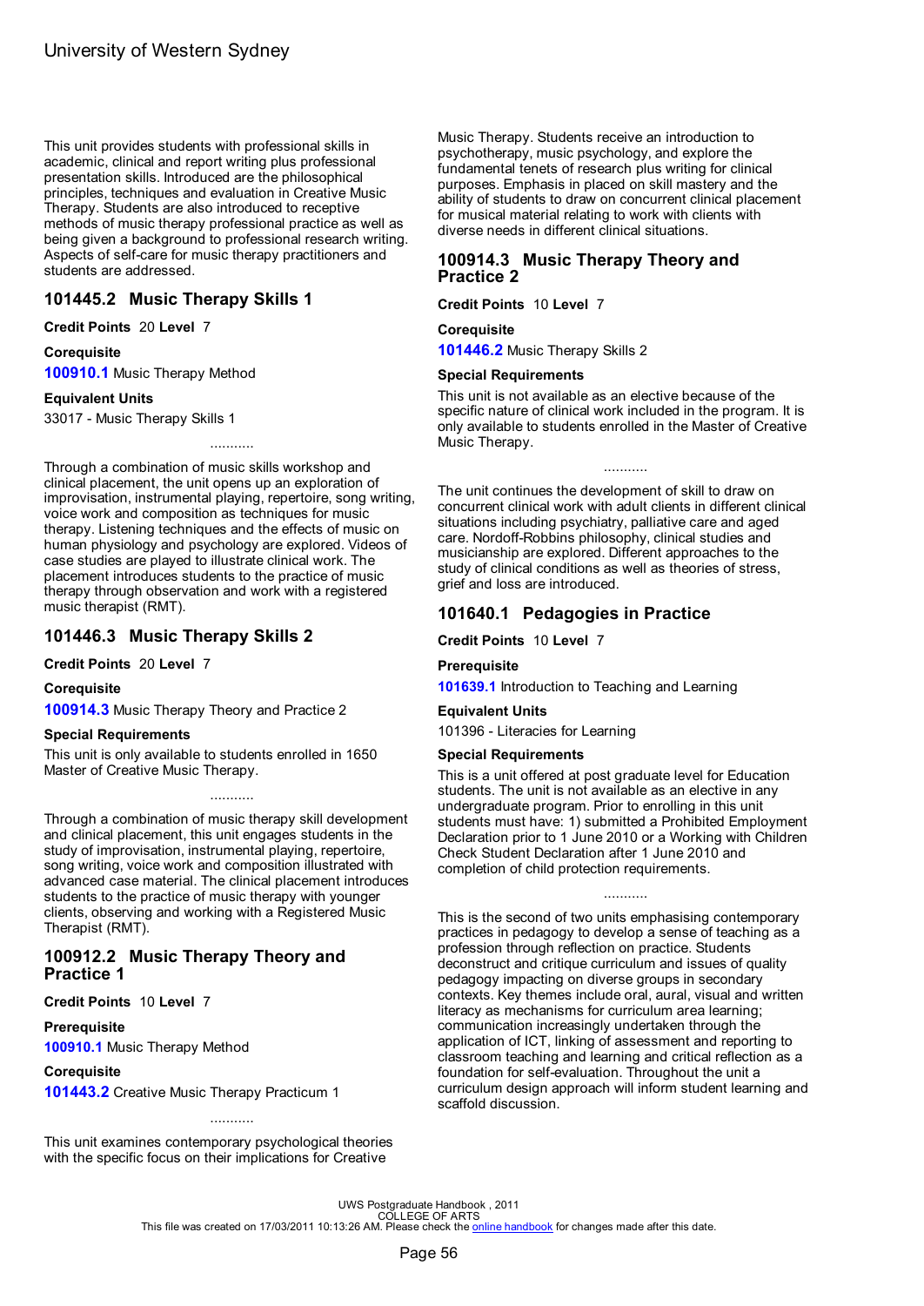This unit provides students with professional skills in academic, clinical and report writing plus professional presentation skills. Introduced are the philosophical principles, techniques and evaluation in Creative Music Therapy. Students are also introduced to receptive methods of music therapy professional practice as well as being given a background to professional research writing. Aspects of self-care for music therapy practitioners and students are addressed.

## 101445.2 Music Therapy Skills 1

**Credit Points** 20 **Level** 7

**Corequisite**

**100910.1** Music Therapy Method

**Equivalent Units**

33017 - Music Therapy Skills 1

...........

Through a combination of music skills workshop and clinical placement, the unit opens up an exploration of improvisation, instrumental playing, repertoire, song writing, voice work and composition as techniques for music therapy. Listening techniques and the effects of music on human physiology and psychology are explored. Videos of case studies are played to illustrate clinical work. The placement introduces students to the practice of music therapy through observation and work with a registered music therapist (RMT).

## 101446.3 Music Therapy Skills 2

**Credit Points** 20 **Level** 7

**Corequisite**

**100914.3** Music Therapy Theory and Practice 2

**Special Requirements**

This unit is only available to students enrolled in 1650 Master of Creative Music Therapy.

...........

Through a combination of music therapy skill development and clinical placement, this unit engages students in the study of improvisation, instrumental playing, repertoire, song writing, voice work and composition illustrated with advanced case material. The clinical placement introduces students to the practice of music therapy with younger clients, observing and working with a Registered Music Therapist (RMT).

## 100912.2 Music Therapy Theory and Practice 1

**Credit Points** 10 **Level** 7

**Prerequisite**

**100910.1** Music Therapy Method

**Corequisite**

**101443.2** Creative Music Therapy Practicum 1

...........

This unit examines contemporary psychological theories with the specific focus on their implications for Creative Music Therapy. Students receive an introduction to psychotherapy, music psychology, and explore the fundamental tenets of research plus writing for clinical purposes. Emphasis in placed on skill mastery and the ability of students to draw on concurrent clinical placement for musical material relating to work with clients with diverse needs in different clinical situations.

## 100914.3 Music Therapy Theory and Practice 2

**Credit Points** 10 **Level** 7

**Corequisite**

**101446.2** Music Therapy Skills 2

**Special Requirements**

This unit is not available as an elective because of the specific nature of clinical work included in the program. It is only available to students enrolled in the Master of Creative Music Therapy.

...........

The unit continues the development of skill to draw on concurrent clinical work with adult clients in different clinical situations including psychiatry, palliative care and aged care. Nordoff-Robbins philosophy, clinical studies and musicianship are explored. Different approaches to the study of clinical conditions as well as theories of stress, grief and loss are introduced.

## 101640.1 Pedagogies in Practice

**Credit Points** 10 **Level** 7

**Prerequisite**

**101639.1** Introduction to Teaching and Learning

**Equivalent Units**

101396 - Literacies for Learning

**Special Requirements**

This is a unit offered at post graduate level for Education students. The unit is not available as an elective in any undergraduate program. Prior to enrolling in this unit students must have: 1) submitted a Prohibited Employment Declaration prior to 1 June 2010 or a Working with Children Check Student Declaration after 1 June 2010 and completion of child protection requirements.

...........

This is the second of two units emphasising contemporary practices in pedagogy to develop a sense of teaching as a profession through reflection on practice. Students deconstruct and critique curriculum and issues of quality pedagogy impacting on diverse groups in secondary contexts. Key themes include oral, aural, visual and written literacy as mechanisms for curriculum area learning; communication increasingly undertaken through the application of ICT, linking of assessment and reporting to classroom teaching and learning and critical reflection as a foundation for self-evaluation. Throughout the unit a curriculum design approach will inform student learning and scaffold discussion.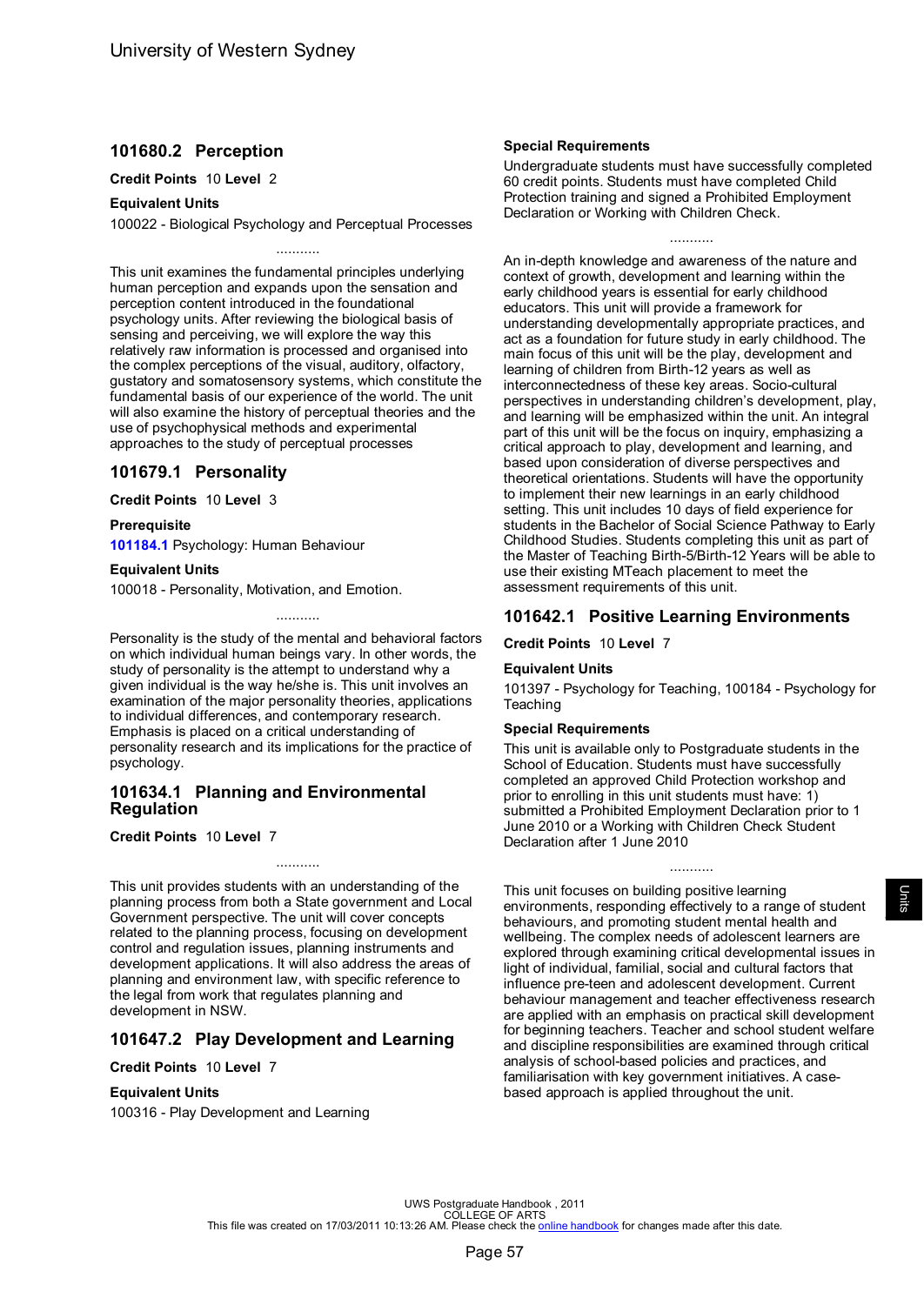## 101680.2 Perception

**Credit Points** 10 **Level** 2

**Equivalent Units**

100022 - Biological Psychology and Perceptual Processes

...........

This unit examines the fundamental principles underlying human perception and expands upon the sensation and perception content introduced in the foundational psychology units. After reviewing the biological basis of sensing and perceiving, we will explore the way this relatively raw information is processed and organised into the complex perceptions of the visual, auditory, olfactory, gustatory and somatosensory systems, which constitute the fundamental basis of our experience of the world. The unit will also examine the history of perceptual theories and the use of psychophysical methods and experimental approaches to the study of perceptual processes

## 101679.1 Personality

**Credit Points** 10 **Level** 3

**Prerequisite**

**101184.1** Psychology: Human Behaviour

**Equivalent Units**

100018 - Personality, Motivation, and Emotion.

...........

Personality is the study of the mental and behavioral factors on which individual human beings vary. In other words, the study of personality is the attempt to understand why a given individual is the way he/she is. This unit involves an examination of the major personality theories, applications to individual differences, and contemporary research. Emphasis is placed on a critical understanding of personality research and its implications for the practice of psychology.

## 101634.1 Planning and Environmental Regulation

**Credit Points** 10 **Level** 7

...........

This unit provides students with an understanding of the planning process from both a State government and Local Government perspective. The unit will cover concepts related to the planning process, focusing on development control and regulation issues, planning instruments and development applications. It will also address the areas of planning and environment law, with specific reference to the legal from work that regulates planning and development in NSW.

## 101647.2 Play Development and Learning

**Credit Points** 10 **Level** 7

**Equivalent Units**

100316 - Play Development and Learning

**Special Requirements**

Undergraduate students must have successfully completed 60 credit points. Students must have completed Child Protection training and signed a Prohibited Employment Declaration or Working with Children Check.

...........

An in-depth knowledge and awareness of the nature and context of growth, development and learning within the early childhood years is essential for early childhood educators. This unit will provide a framework for understanding developmentally appropriate practices, and act as a foundation for future study in early childhood. The main focus of this unit will be the play, development and learning of children from Birth-12 years as well as interconnectedness of these key areas. Socio-cultural perspectives in understanding children's development, play, and learning will be emphasized within the unit. An integral part of this unit will be the focus on inquiry, emphasizing a critical approach to play, development and learning, and based upon consideration of diverse perspectives and theoretical orientations. Students will have the opportunity to implement their new learnings in an early childhood setting. This unit includes 10 days of field experience for students in the Bachelor of Social Science Pathway to Early Childhood Studies. Students completing this unit as part of the Master of Teaching Birth-5/Birth-12 Years will be able to use their existing MTeach placement to meet the assessment requirements of this unit.

## 101642.1 Positive Learning Environments

**Credit Points** 10 **Level** 7

**Equivalent Units**

101397 - Psychology for Teaching, 100184 - Psychology for Teaching

**Special Requirements**

This unit is available only to Postgraduate students in the School of Education. Students must have successfully completed an approved Child Protection workshop and prior to enrolling in this unit students must have: 1) submitted a Prohibited Employment Declaration prior to 1 June 2010 or a Working with Children Check Student Declaration after 1 June 2010

...........

This unit focuses on building positive learning environments, responding effectively to a range of student behaviours, and promoting student mental health and wellbeing. The complex needs of adolescent learners are explored through examining critical developmental issues in light of individual, familial, social and cultural factors that influence pre-teen and adolescent development. Current behaviour management and teacher effectiveness research are applied with an emphasis on practical skill development for beginning teachers. Teacher and school student welfare and discipline responsibilities are examined through critical analysis of school-based policies and practices, and familiarisation with key government initiatives. A case-based approach is applied throughout the unit.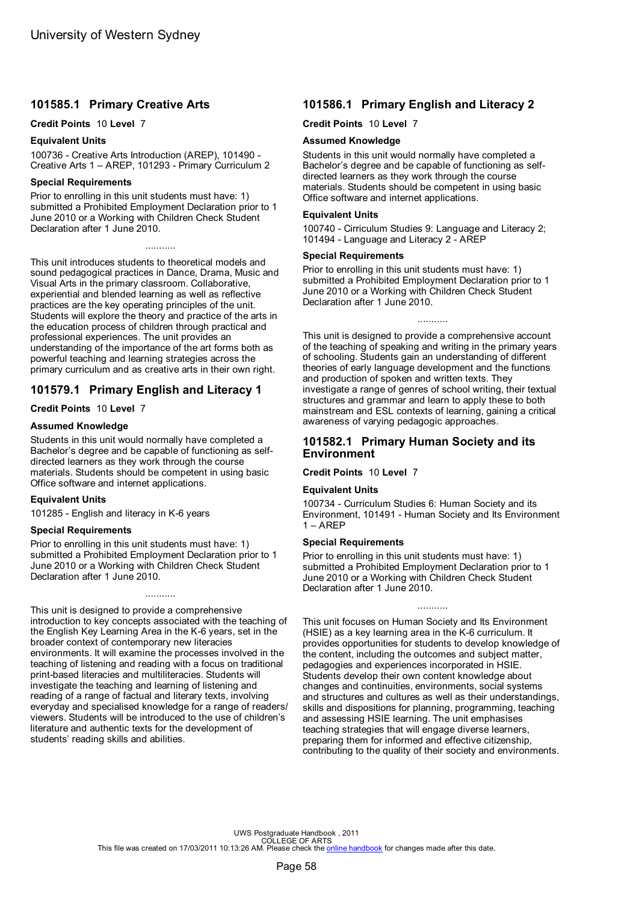## 101585.1 Primary Creative Arts

**Credit Points** 10 **Level** 7

### Equivalent Units

100736 - Creative Arts Introduction (AREP), 101490 - Creative Arts 1 – AREP, 101293 - Primary Curriculum 2

### Special Requirements

Prior to enrolling in this unit students must have: 1) submitted a Prohibited Employment Declaration prior to 1 June 2010 or a Working with Children Check Student Declaration after 1 June 2010.

...........

This unit introduces students to theoretical models and sound pedagogical practices in Dance, Drama, Music and Visual Arts in the primary classroom. Collaborative, experiential and blended learning as well as reflective practices are the key operating principles of the unit. Students will explore the theory and practice of the arts in the education process of children through practical and professional experiences. The unit provides an understanding of the importance of the art forms both as powerful teaching and learning strategies across the primary curriculum and as creative arts in their own right.

## 101579.1 Primary English and Literacy 1

**Credit Points** 10 **Level** 7

### Assumed Knowledge

Students in this unit would normally have completed a Bachelor's degree and be capable of functioning as self-directed learners as they work through the course materials. Students should be competent in using basic Office software and internet applications.

### Equivalent Units

101285 - English and literacy in K-6 years

### Special Requirements

Prior to enrolling in this unit students must have: 1) submitted a Prohibited Employment Declaration prior to 1 June 2010 or a Working with Children Check Student Declaration after 1 June 2010.

...........

This unit is designed to provide a comprehensive introduction to key concepts associated with the teaching of the English Key Learning Area in the K-6 years, set in the broader context of contemporary new literacies environments. It will examine the processes involved in the teaching of listening and reading with a focus on traditional print-based literacies and multiliteracies. Students will investigate the teaching and learning of listening and reading of a range of factual and literary texts, involving everyday and specialised knowledge for a range of readers/viewers. Students will be introduced to the use of children's literature and authentic texts for the development of students' reading skills and abilities.

## 101586.1 Primary English and Literacy 2

**Credit Points** 10 **Level** 7

### Assumed Knowledge

Students in this unit would normally have completed a Bachelor's degree and be capable of functioning as self-directed learners as they work through the course materials. Students should be competent in using basic Office software and internet applications.

### Equivalent Units

100740 - Cirriculum Studies 9: Language and Literacy 2; 101494 - Language and Literacy 2 - AREP

### Special Requirements

Prior to enrolling in this unit students must have: 1) submitted a Prohibited Employment Declaration prior to 1 June 2010 or a Working with Children Check Student Declaration after 1 June 2010.

...........

This unit is designed to provide a comprehensive account of the teaching of speaking and writing in the primary years of schooling. Students gain an understanding of different theories of early language development and the functions and production of spoken and written texts. They investigate a range of genres of school writing, their textual structures and grammar and learn to apply these to both mainstream and ESL contexts of learning, gaining a critical awareness of varying pedagogic approaches.

## 101582.1 Primary Human Society and its Environment

**Credit Points** 10 **Level** 7

### Equivalent Units

100734 - Curriculum Studies 6: Human Society and its Environment, 101491 - Human Society and Its Environment 1 – AREP

### Special Requirements

Prior to enrolling in this unit students must have: 1) submitted a Prohibited Employment Declaration prior to 1 June 2010 or a Working with Children Check Student Declaration after 1 June 2010.

...........

This unit focuses on Human Society and Its Environment (HSIE) as a key learning area in the K-6 curriculum. It provides opportunities for students to develop knowledge of the content, including the outcomes and subject matter, pedagogies and experiences incorporated in HSIE. Students develop their own content knowledge about changes and continuities, environments, social systems and structures and cultures as well as their understandings, skills and dispositions for planning, programming, teaching and assessing HSIE learning. The unit emphasises teaching strategies that will engage diverse learners, preparing them for informed and effective citizenship, contributing to the quality of their society and environments.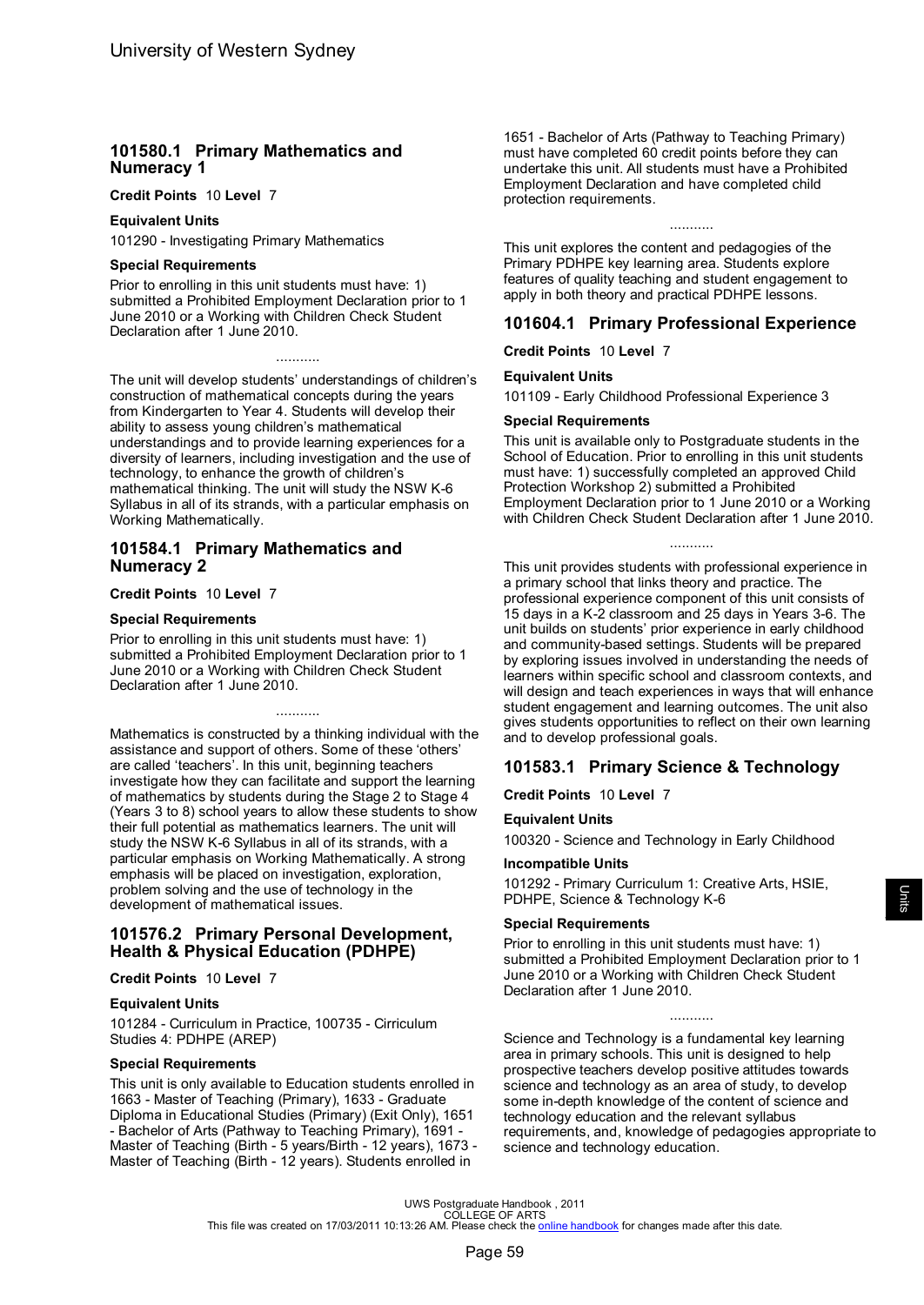## 101580.1 Primary Mathematics and Numeracy 1

**Credit Points** 10 **Level** 7

**Equivalent Units**

101290 - Investigating Primary Mathematics

**Special Requirements**

Prior to enrolling in this unit students must have: 1) submitted a Prohibited Employment Declaration prior to 1 June 2010 or a Working with Children Check Student Declaration after 1 June 2010.

...........

The unit will develop students' understandings of children's construction of mathematical concepts during the years from Kindergarten to Year 4. Students will develop their ability to assess young children's mathematical understandings and to provide learning experiences for a diversity of learners, including investigation and the use of technology, to enhance the growth of children's mathematical thinking. The unit will study the NSW K-6 Syllabus in all of its strands, with a particular emphasis on Working Mathematically.

## 101584.1 Primary Mathematics and Numeracy 2

**Credit Points** 10 **Level** 7

**Special Requirements**

Prior to enrolling in this unit students must have: 1) submitted a Prohibited Employment Declaration prior to 1 June 2010 or a Working with Children Check Student Declaration after 1 June 2010.

...........

Mathematics is constructed by a thinking individual with the assistance and support of others. Some of these 'others' are called 'teachers'. In this unit, beginning teachers investigate how they can facilitate and support the learning of mathematics by students during the Stage 2 to Stage 4 (Years 3 to 8) school years to allow these students to show their full potential as mathematics learners. The unit will study the NSW K-6 Syllabus in all of its strands, with a particular emphasis on Working Mathematically. A strong emphasis will be placed on investigation, exploration, problem solving and the use of technology in the development of mathematical issues.

## 101576.2 Primary Personal Development, Health & Physical Education (PDHPE)

**Credit Points** 10 **Level** 7

**Equivalent Units**

101284 - Curriculum in Practice, 100735 - Cirriculum Studies 4: PDHPE (AREP)

**Special Requirements**

This unit is only available to Education students enrolled in 1663 - Master of Teaching (Primary), 1633 - Graduate Diploma in Educational Studies (Primary) (Exit Only), 1651 - Bachelor of Arts (Pathway to Teaching Primary), 1691 - Master of Teaching (Birth - 5 years/Birth - 12 years), 1673 - Master of Teaching (Birth - 12 years). Students enrolled in 1651 - Bachelor of Arts (Pathway to Teaching Primary) must have completed 60 credit points before they can undertake this unit. All students must have a Prohibited Employment Declaration and have completed child protection requirements.

...........

This unit explores the content and pedagogies of the Primary PDHPE key learning area. Students explore features of quality teaching and student engagement to apply in both theory and practical PDHPE lessons.

## 101604.1 Primary Professional Experience

**Credit Points** 10 **Level** 7

**Equivalent Units**

101109 - Early Childhood Professional Experience 3

**Special Requirements**

This unit is available only to Postgraduate students in the School of Education. Prior to enrolling in this unit students must have: 1) successfully completed an approved Child Protection Workshop 2) submitted a Prohibited Employment Declaration prior to 1 June 2010 or a Working with Children Check Student Declaration after 1 June 2010.

...........

This unit provides students with professional experience in a primary school that links theory and practice. The professional experience component of this unit consists of 15 days in a K-2 classroom and 25 days in Years 3-6. The unit builds on students' prior experience in early childhood and community-based settings. Students will be prepared by exploring issues involved in understanding the needs of learners within specific school and classroom contexts, and will design and teach experiences in ways that will enhance student engagement and learning outcomes. The unit also gives students opportunities to reflect on their own learning and to develop professional goals.

## 101583.1 Primary Science & Technology

**Credit Points** 10 **Level** 7

**Equivalent Units**

100320 - Science and Technology in Early Childhood

**Incompatible Units**

101292 - Primary Curriculum 1: Creative Arts, HSIE, PDHPE, Science & Technology K-6

**Special Requirements**

Prior to enrolling in this unit students must have: 1) submitted a Prohibited Employment Declaration prior to 1 June 2010 or a Working with Children Check Student Declaration after 1 June 2010.

...........

Science and Technology is a fundamental key learning area in primary schools. This unit is designed to help prospective teachers develop positive attitudes towards science and technology as an area of study, to develop some in-depth knowledge of the content of science and technology education and the relevant syllabus requirements, and, knowledge of pedagogies appropriate to science and technology education.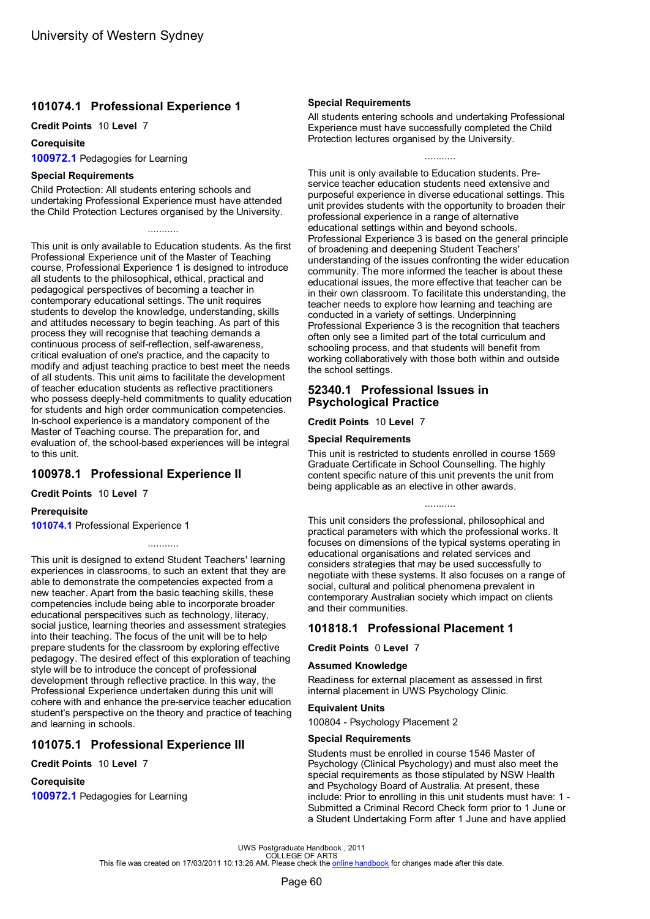## 101074.1 Professional Experience 1

**Credit Points** 10 **Level** 7

**Corequisite**

**100972.1** Pedagogies for Learning

**Special Requirements**

Child Protection: All students entering schools and undertaking Professional Experience must have attended the Child Protection Lectures organised by the University.

...........

This unit is only available to Education students. As the first Professional Experience unit of the Master of Teaching course, Professional Experience 1 is designed to introduce all students to the philosophical, ethical, practical and pedagogical perspectives of becoming a teacher in contemporary educational settings. The unit requires students to develop the knowledge, understanding, skills and attitudes necessary to begin teaching. As part of this process they will recognise that teaching demands a continuous process of self-reflection, self-awareness, critical evaluation of one's practice, and the capacity to modify and adjust teaching practice to best meet the needs of all students. This unit aims to facilitate the development of teacher education students as reflective practitioners who possess deeply-held commitments to quality education for students and high order communication competencies. In-school experience is a mandatory component of the Master of Teaching course. The preparation for, and evaluation of, the school-based experiences will be integral to this unit.

## 100978.1 Professional Experience II

**Credit Points** 10 **Level** 7

**Prerequisite**

**101074.1** Professional Experience 1

...........

This unit is designed to extend Student Teachers' learning experiences in classrooms, to such an extent that they are able to demonstrate the competencies expected from a new teacher. Apart from the basic teaching skills, these competencies include being able to incorporate broader educational perspecitives such as technology, literacy, social justice, learning theories and assessment strategies into their teaching. The focus of the unit will be to help prepare students for the classroom by exploring effective pedagogy. The desired effect of this exploration of teaching style will be to introduce the concept of professional development through reflective practice. In this way, the Professional Experience undertaken during this unit will cohere with and enhance the pre-service teacher education student's perspective on the theory and practice of teaching and learning in schools.

## 101075.1 Professional Experience III

**Credit Points** 10 **Level** 7

**Corequisite**

**100972.1** Pedagogies for Learning

**Special Requirements**

All students entering schools and undertaking Professional Experience must have successfully completed the Child Protection lectures organised by the University.

...........

This unit is only available to Education students. Pre-service teacher education students need extensive and purposeful experience in diverse educational settings. This unit provides students with the opportunity to broaden their professional experience in a range of alternative educational settings within and beyond schools. Professional Experience 3 is based on the general principle of broadening and deepening Student Teachers' understanding of the issues confronting the wider education community. The more informed the teacher is about these educational issues, the more effective that teacher can be in their own classroom. To facilitate this understanding, the teacher needs to explore how learning and teaching are conducted in a variety of settings. Underpinning Professional Experience 3 is the recognition that teachers often only see a limited part of the total curriculum and schooling process, and that students will benefit from working collaboratively with those both within and outside the school settings.

## 52340.1 Professional Issues in Psychological Practice

**Credit Points** 10 **Level** 7

**Special Requirements**

This unit is restricted to students enrolled in course 1569 Graduate Certificate in School Counselling. The highly content specific nature of this unit prevents the unit from being applicable as an elective in other awards.

...........

This unit considers the professional, philosophical and practical parameters with which the professional works. It focuses on dimensions of the typical systems operating in educational organisations and related services and considers strategies that may be used successfully to negotiate with these systems. It also focuses on a range of social, cultural and political phenomena prevalent in contemporary Australian society which impact on clients and their communities.

## 101818.1 Professional Placement 1

**Credit Points** 0 **Level** 7

**Assumed Knowledge**

Readiness for external placement as assessed in first internal placement in UWS Psychology Clinic.

**Equivalent Units**

100804 - Psychology Placement 2

**Special Requirements**

Students must be enrolled in course 1546 Master of Psychology (Clinical Psychology) and must also meet the special requirements as those stipulated by NSW Health and Psychology Board of Australia. At present, these include: Prior to enrolling in this unit students must have: 1 - Submitted a Criminal Record Check form prior to 1 June or a Student Undertaking Form after 1 June and have applied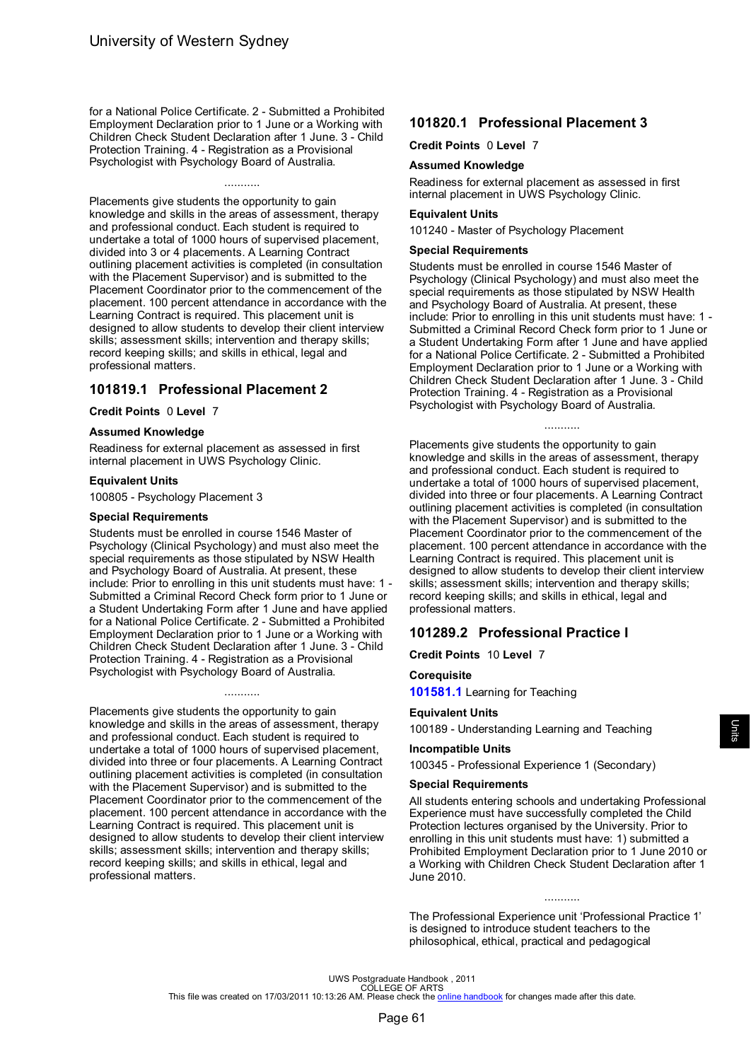for a National Police Certificate. 2 - Submitted a Prohibited Employment Declaration prior to 1 June or a Working with Children Check Student Declaration after 1 June. 3 - Child Protection Training. 4 - Registration as a Provisional Psychologist with Psychology Board of Australia.

...........

Placements give students the opportunity to gain knowledge and skills in the areas of assessment, therapy and professional conduct. Each student is required to undertake a total of 1000 hours of supervised placement, divided into 3 or 4 placements. A Learning Contract outlining placement activities is completed (in consultation with the Placement Supervisor) and is submitted to the Placement Coordinator prior to the commencement of the placement. 100 percent attendance in accordance with the Learning Contract is required. This placement unit is designed to allow students to develop their client interview skills; assessment skills; intervention and therapy skills; record keeping skills; and skills in ethical, legal and professional matters.

## 101819.1 Professional Placement 2

**Credit Points** 0 **Level** 7

### Assumed Knowledge

Readiness for external placement as assessed in first internal placement in UWS Psychology Clinic.

### Equivalent Units

100805 - Psychology Placement 3

### Special Requirements

Students must be enrolled in course 1546 Master of Psychology (Clinical Psychology) and must also meet the special requirements as those stipulated by NSW Health and Psychology Board of Australia. At present, these include: Prior to enrolling in this unit students must have: 1 - Submitted a Criminal Record Check form prior to 1 June or a Student Undertaking Form after 1 June and have applied for a National Police Certificate. 2 - Submitted a Prohibited Employment Declaration prior to 1 June or a Working with Children Check Student Declaration after 1 June. 3 - Child Protection Training. 4 - Registration as a Provisional Psychologist with Psychology Board of Australia.

...........

Placements give students the opportunity to gain knowledge and skills in the areas of assessment, therapy and professional conduct. Each student is required to undertake a total of 1000 hours of supervised placement, divided into three or four placements. A Learning Contract outlining placement activities is completed (in consultation with the Placement Supervisor) and is submitted to the Placement Coordinator prior to the commencement of the placement. 100 percent attendance in accordance with the Learning Contract is required. This placement unit is designed to allow students to develop their client interview skills; assessment skills; intervention and therapy skills; record keeping skills; and skills in ethical, legal and professional matters.

## 101820.1 Professional Placement 3

**Credit Points** 0 **Level** 7

### Assumed Knowledge

Readiness for external placement as assessed in first internal placement in UWS Psychology Clinic.

### Equivalent Units

101240 - Master of Psychology Placement

### Special Requirements

Students must be enrolled in course 1546 Master of Psychology (Clinical Psychology) and must also meet the special requirements as those stipulated by NSW Health and Psychology Board of Australia. At present, these include: Prior to enrolling in this unit students must have: 1 - Submitted a Criminal Record Check form prior to 1 June or a Student Undertaking Form after 1 June and have applied for a National Police Certificate. 2 - Submitted a Prohibited Employment Declaration prior to 1 June or a Working with Children Check Student Declaration after 1 June. 3 - Child Protection Training. 4 - Registration as a Provisional Psychologist with Psychology Board of Australia.

...........

Placements give students the opportunity to gain knowledge and skills in the areas of assessment, therapy and professional conduct. Each student is required to undertake a total of 1000 hours of supervised placement, divided into three or four placements. A Learning Contract outlining placement activities is completed (in consultation with the Placement Supervisor) and is submitted to the Placement Coordinator prior to the commencement of the placement. 100 percent attendance in accordance with the Learning Contract is required. This placement unit is designed to allow students to develop their client interview skills; assessment skills; intervention and therapy skills; record keeping skills; and skills in ethical, legal and professional matters.

## 101289.2 Professional Practice I

**Credit Points** 10 **Level** 7

### Corequisite

**101581.1** Learning for Teaching

### Equivalent Units

100189 - Understanding Learning and Teaching

### Incompatible Units

100345 - Professional Experience 1 (Secondary)

### Special Requirements

All students entering schools and undertaking Professional Experience must have successfully completed the Child Protection lectures organised by the University. Prior to enrolling in this unit students must have: 1) submitted a Prohibited Employment Declaration prior to 1 June 2010 or a Working with Children Check Student Declaration after 1 June 2010.

...........

The Professional Experience unit 'Professional Practice 1' is designed to introduce student teachers to the philosophical, ethical, practical and pedagogical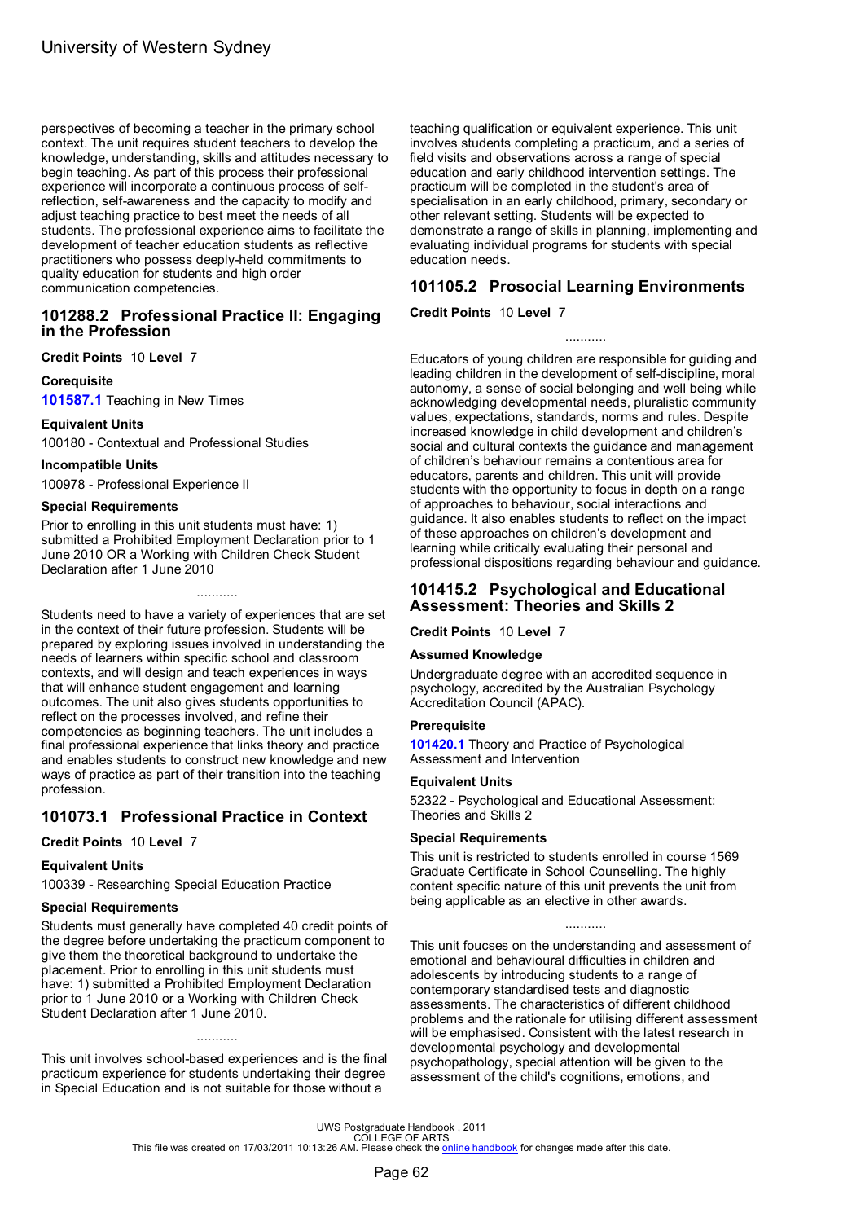perspectives of becoming a teacher in the primary school context. The unit requires student teachers to develop the knowledge, understanding, skills and attitudes necessary to begin teaching. As part of this process their professional experience will incorporate a continuous process of self-reflection, self-awareness and the capacity to modify and adjust teaching practice to best meet the needs of all students. The professional experience aims to facilitate the development of teacher education students as reflective practitioners who possess deeply-held commitments to quality education for students and high order communication competencies.

## 101288.2 Professional Practice II: Engaging in the Profession

**Credit Points** 10 **Level** 7

**Corequisite**

**101587.1** Teaching in New Times

**Equivalent Units**

100180 - Contextual and Professional Studies

**Incompatible Units**

100978 - Professional Experience II

**Special Requirements**

Prior to enrolling in this unit students must have: 1) submitted a Prohibited Employment Declaration prior to 1 June 2010 OR a Working with Children Check Student Declaration after 1 June 2010

...........

Students need to have a variety of experiences that are set in the context of their future profession. Students will be prepared by exploring issues involved in understanding the needs of learners within specific school and classroom contexts, and will design and teach experiences in ways that will enhance student engagement and learning outcomes. The unit also gives students opportunities to reflect on the processes involved, and refine their competencies as beginning teachers. The unit includes a final professional experience that links theory and practice and enables students to construct new knowledge and new ways of practice as part of their transition into the teaching profession.

## 101073.1 Professional Practice in Context

**Credit Points** 10 **Level** 7

**Equivalent Units**

100339 - Researching Special Education Practice

**Special Requirements**

Students must generally have completed 40 credit points of the degree before undertaking the practicum component to give them the theoretical background to undertake the placement. Prior to enrolling in this unit students must have: 1) submitted a Prohibited Employment Declaration prior to 1 June 2010 or a Working with Children Check Student Declaration after 1 June 2010.

...........

This unit involves school-based experiences and is the final practicum experience for students undertaking their degree in Special Education and is not suitable for those without a teaching qualification or equivalent experience. This unit involves students completing a practicum, and a series of field visits and observations across a range of special education and early childhood intervention settings. The practicum will be completed in the student's area of specialisation in an early childhood, primary, secondary or other relevant setting. Students will be expected to demonstrate a range of skills in planning, implementing and evaluating individual programs for students with special education needs.

## 101105.2 Prosocial Learning Environments

**Credit Points** 10 **Level** 7

...........

Educators of young children are responsible for guiding and leading children in the development of self-discipline, moral autonomy, a sense of social belonging and well being while acknowledging developmental needs, pluralistic community values, expectations, standards, norms and rules. Despite increased knowledge in child development and children's social and cultural contexts the guidance and management of children's behaviour remains a contentious area for educators, parents and children. This unit will provide students with the opportunity to focus in depth on a range of approaches to behaviour, social interactions and guidance. It also enables students to reflect on the impact of these approaches on children's development and learning while critically evaluating their personal and professional dispositions regarding behaviour and guidance.

## 101415.2 Psychological and Educational Assessment: Theories and Skills 2

**Credit Points** 10 **Level** 7

**Assumed Knowledge**

Undergraduate degree with an accredited sequence in psychology, accredited by the Australian Psychology Accreditation Council (APAC).

**Prerequisite**

**101420.1** Theory and Practice of Psychological Assessment and Intervention

**Equivalent Units**

52322 - Psychological and Educational Assessment: Theories and Skills 2

**Special Requirements**

This unit is restricted to students enrolled in course 1569 Graduate Certificate in School Counselling. The highly content specific nature of this unit prevents the unit from being applicable as an elective in other awards.

...........

This unit foucses on the understanding and assessment of emotional and behavioural difficulties in children and adolescents by introducing students to a range of contemporary standardised tests and diagnostic assessments. The characteristics of different childhood problems and the rationale for utilising different assessment will be emphasised. Consistent with the latest research in developmental psychology and developmental psychopathology, special attention will be given to the assessment of the child's cognitions, emotions, and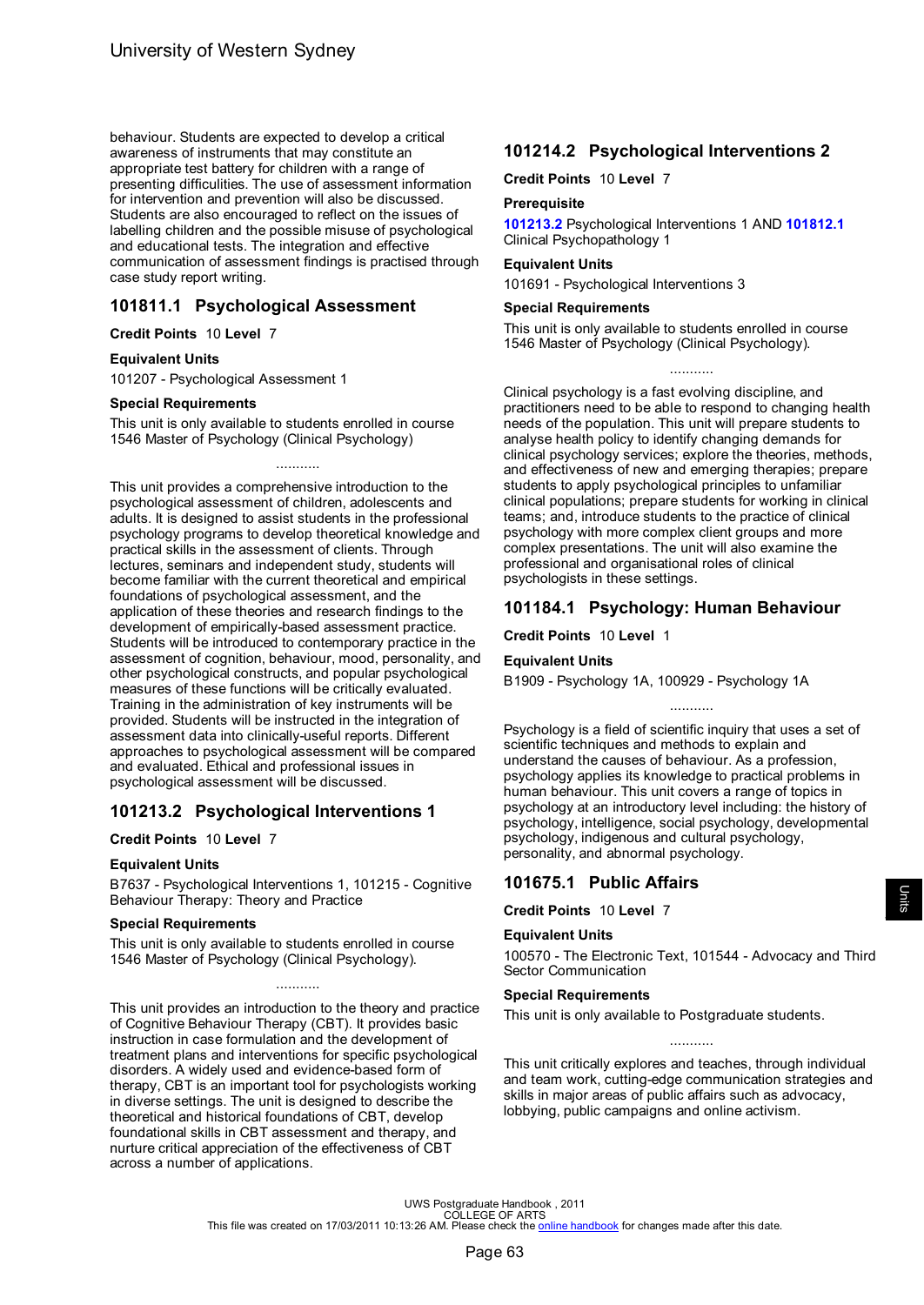behaviour. Students are expected to develop a critical awareness of instruments that may constitute an appropriate test battery for children with a range of presenting difficulties. The use of assessment information for intervention and prevention will also be discussed. Students are also encouraged to reflect on the issues of labelling children and the possible misuse of psychological and educational tests. The integration and effective communication of assessment findings is practised through case study report writing.

## 101811.1 Psychological Assessment

**Credit Points** 10 **Level** 7

**Equivalent Units**

101207 - Psychological Assessment 1

**Special Requirements**

This unit is only available to students enrolled in course 1546 Master of Psychology (Clinical Psychology)

...........

This unit provides a comprehensive introduction to the psychological assessment of children, adolescents and adults. It is designed to assist students in the professional psychology programs to develop theoretical knowledge and practical skills in the assessment of clients. Through lectures, seminars and independent study, students will become familiar with the current theoretical and empirical foundations of psychological assessment, and the application of these theories and research findings to the development of empirically-based assessment practice. Students will be introduced to contemporary practice in the assessment of cognition, behaviour, mood, personality, and other psychological constructs, and popular psychological measures of these functions will be critically evaluated. Training in the administration of key instruments will be provided. Students will be instructed in the integration of assessment data into clinically-useful reports. Different approaches to psychological assessment will be compared and evaluated. Ethical and professional issues in psychological assessment will be discussed.

## 101213.2 Psychological Interventions 1

**Credit Points** 10 **Level** 7

**Equivalent Units**

B7637 - Psychological Interventions 1, 101215 - Cognitive Behaviour Therapy: Theory and Practice

**Special Requirements**

This unit is only available to students enrolled in course 1546 Master of Psychology (Clinical Psychology).

...........

This unit provides an introduction to the theory and practice of Cognitive Behaviour Therapy (CBT). It provides basic instruction in case formulation and the development of treatment plans and interventions for specific psychological disorders. A widely used and evidence-based form of therapy, CBT is an important tool for psychologists working in diverse settings. The unit is designed to describe the theoretical and historical foundations of CBT, develop foundational skills in CBT assessment and therapy, and nurture critical appreciation of the effectiveness of CBT across a number of applications.

## 101214.2 Psychological Interventions 2

**Credit Points** 10 **Level** 7

**Prerequisite**

**101213.2** Psychological Interventions 1 AND **101812.1** Clinical Psychopathology 1

**Equivalent Units**

101691 - Psychological Interventions 3

**Special Requirements**

This unit is only available to students enrolled in course 1546 Master of Psychology (Clinical Psychology).

...........

Clinical psychology is a fast evolving discipline, and practitioners need to be able to respond to changing health needs of the population. This unit will prepare students to analyse health policy to identify changing demands for clinical psychology services; explore the theories, methods, and effectiveness of new and emerging therapies; prepare students to apply psychological principles to unfamiliar clinical populations; prepare students for working in clinical teams; and, introduce students to the practice of clinical psychology with more complex client groups and more complex presentations. The unit will also examine the professional and organisational roles of clinical psychologists in these settings.

## 101184.1 Psychology: Human Behaviour

**Credit Points** 10 **Level** 1

**Equivalent Units**

B1909 - Psychology 1A, 100929 - Psychology 1A

...........

Psychology is a field of scientific inquiry that uses a set of scientific techniques and methods to explain and understand the causes of behaviour. As a profession, psychology applies its knowledge to practical problems in human behaviour. This unit covers a range of topics in psychology at an introductory level including: the history of psychology, intelligence, social psychology, developmental psychology, indigenous and cultural psychology, personality, and abnormal psychology.

## 101675.1 Public Affairs

**Credit Points** 10 **Level** 7

**Equivalent Units**

100570 - The Electronic Text, 101544 - Advocacy and Third Sector Communication

**Special Requirements**

This unit is only available to Postgraduate students.

...........

This unit critically explores and teaches, through individual and team work, cutting-edge communication strategies and skills in major areas of public affairs such as advocacy, lobbying, public campaigns and online activism.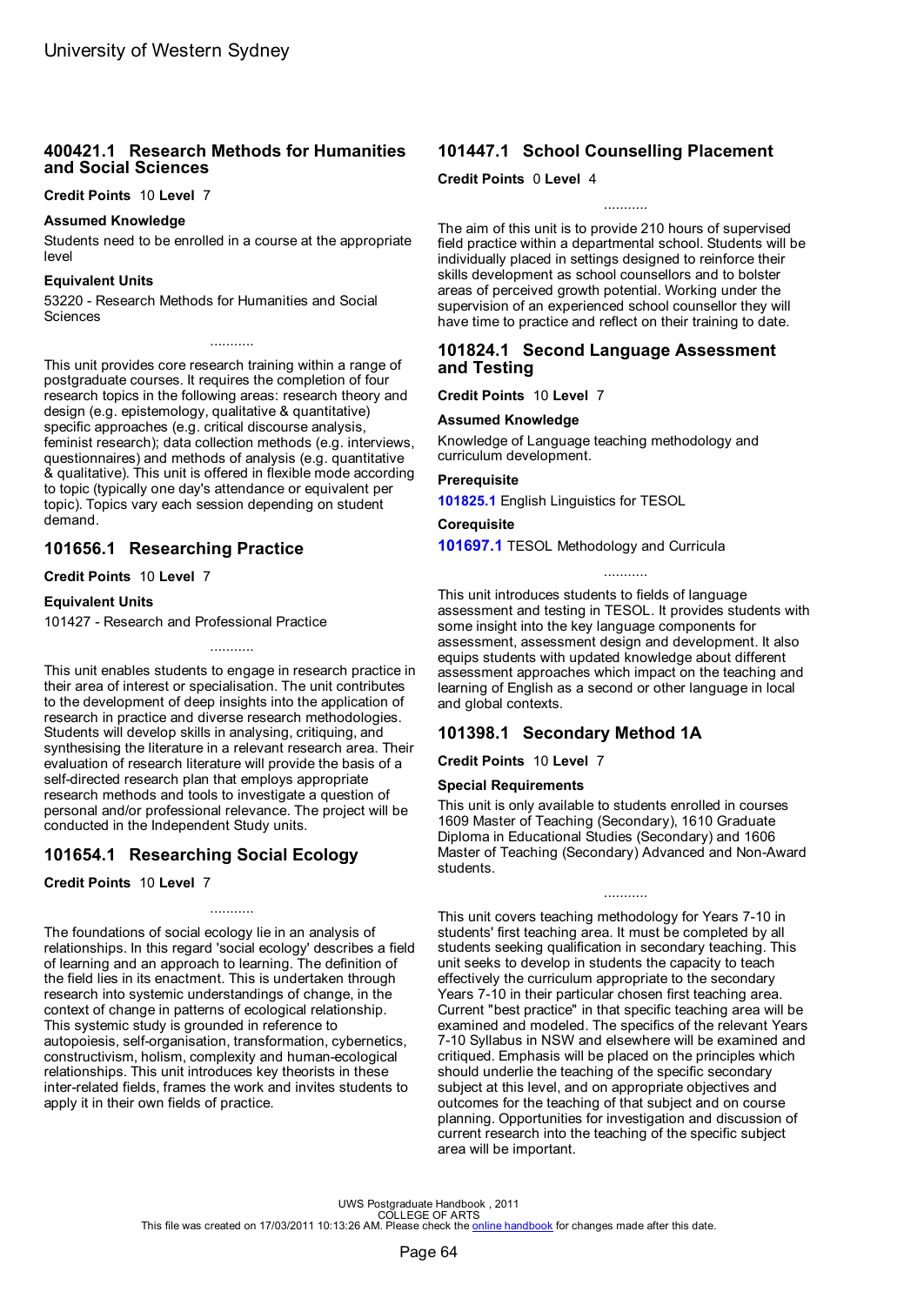## 400421.1 Research Methods for Humanities and Social Sciences

**Credit Points** 10 **Level** 7

### Assumed Knowledge

Students need to be enrolled in a course at the appropriate level

### Equivalent Units

53220 - Research Methods for Humanities and Social Sciences

...........

This unit provides core research training within a range of postgraduate courses. It requires the completion of four research topics in the following areas: research theory and design (e.g. epistemology, qualitative & quantitative) specific approaches (e.g. critical discourse analysis, feminist research); data collection methods (e.g. interviews, questionnaires) and methods of analysis (e.g. quantitative & qualitative). This unit is offered in flexible mode according to topic (typically one day's attendance or equivalent per topic). Topics vary each session depending on student demand.

## 101656.1 Researching Practice

**Credit Points** 10 **Level** 7

### Equivalent Units

101427 - Research and Professional Practice

...........

This unit enables students to engage in research practice in their area of interest or specialisation. The unit contributes to the development of deep insights into the application of research in practice and diverse research methodologies. Students will develop skills in analysing, critiquing, and synthesising the literature in a relevant research area. Their evaluation of research literature will provide the basis of a self-directed research plan that employs appropriate research methods and tools to investigate a question of personal and/or professional relevance. The project will be conducted in the Independent Study units.

## 101654.1 Researching Social Ecology

**Credit Points** 10 **Level** 7

...........

The foundations of social ecology lie in an analysis of relationships. In this regard 'social ecology' describes a field of learning and an approach to learning. The definition of the field lies in its enactment. This is undertaken through research into systemic understandings of change, in the context of change in patterns of ecological relationship. This systemic study is grounded in reference to autopoiesis, self-organisation, transformation, cybernetics, constructivism, holism, complexity and human-ecological relationships. This unit introduces key theorists in these inter-related fields, frames the work and invites students to apply it in their own fields of practice.

## 101447.1 School Counselling Placement

**Credit Points** 0 **Level** 4

...........

The aim of this unit is to provide 210 hours of supervised field practice within a departmental school. Students will be individually placed in settings designed to reinforce their skills development as school counsellors and to bolster areas of perceived growth potential. Working under the supervision of an experienced school counsellor they will have time to practice and reflect on their training to date.

## 101824.1 Second Language Assessment and Testing

**Credit Points** 10 **Level** 7

### Assumed Knowledge

Knowledge of Language teaching methodology and curriculum development.

### Prerequisite

**101825.1** English Linguistics for TESOL

### Corequisite

**101697.1** TESOL Methodology and Curricula

...........

This unit introduces students to fields of language assessment and testing in TESOL. It provides students with some insight into the key language components for assessment, assessment design and development. It also equips students with updated knowledge about different assessment approaches which impact on the teaching and learning of English as a second or other language in local and global contexts.

## 101398.1 Secondary Method 1A

**Credit Points** 10 **Level** 7

### Special Requirements

This unit is only available to students enrolled in courses 1609 Master of Teaching (Secondary), 1610 Graduate Diploma in Educational Studies (Secondary) and 1606 Master of Teaching (Secondary) Advanced and Non-Award students.

...........

This unit covers teaching methodology for Years 7-10 in students' first teaching area. It must be completed by all students seeking qualification in secondary teaching. This unit seeks to develop in students the capacity to teach effectively the curriculum appropriate to the secondary Years 7-10 in their particular chosen first teaching area. Current "best practice" in that specific teaching area will be examined and modeled. The specifics of the relevant Years 7-10 Syllabus in NSW and elsewhere will be examined and critiqued. Emphasis will be placed on the principles which should underlie the teaching of the specific secondary subject at this level, and on appropriate objectives and outcomes for the teaching of that subject and on course planning. Opportunities for investigation and discussion of current research into the teaching of the specific subject area will be important.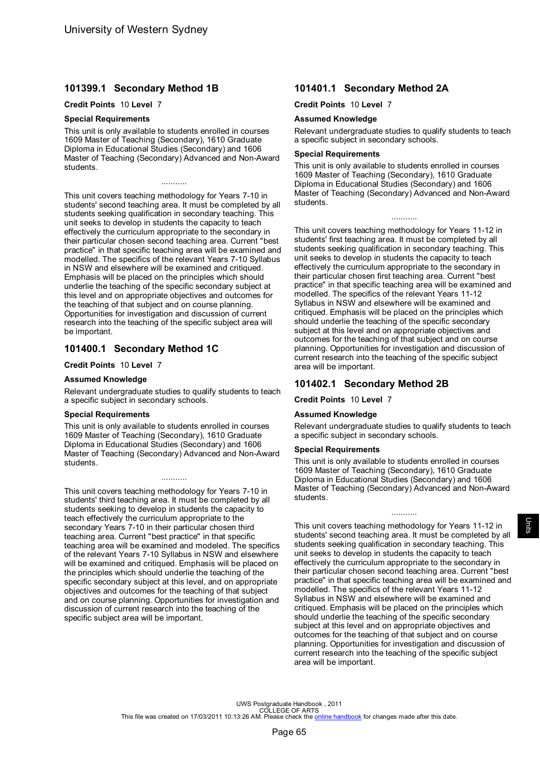## 101399.1 Secondary Method 1B

**Credit Points** 10 **Level** 7

### Special Requirements

This unit is only available to students enrolled in courses 1609 Master of Teaching (Secondary), 1610 Graduate Diploma in Educational Studies (Secondary) and 1606 Master of Teaching (Secondary) Advanced and Non-Award students.

...........

This unit covers teaching methodology for Years 7-10 in students' second teaching area. It must be completed by all students seeking qualification in secondary teaching. This unit seeks to develop in students the capacity to teach effectively the curriculum appropriate to the secondary in their particular chosen second teaching area. Current "best practice" in that specific teaching area will be examined and modelled. The specifics of the relevant Years 7-10 Syllabus in NSW and elsewhere will be examined and critiqued. Emphasis will be placed on the principles which should underlie the teaching of the specific secondary subject at this level and on appropriate objectives and outcomes for the teaching of that subject and on course planning. Opportunities for investigation and discussion of current research into the teaching of the specific subject area will be important.

## 101400.1 Secondary Method 1C

**Credit Points** 10 **Level** 7

### Assumed Knowledge

Relevant undergraduate studies to qualify students to teach a specific subject in secondary schools.

### Special Requirements

This unit is only available to students enrolled in courses 1609 Master of Teaching (Secondary), 1610 Graduate Diploma in Educational Studies (Secondary) and 1606 Master of Teaching (Secondary) Advanced and Non-Award students.

...........

This unit covers teaching methodology for Years 7-10 in students' third teaching area. It must be completed by all students seeking to develop in students the capacity to teach effectively the curriculum appropriate to the secondary Years 7-10 in their particular chosen third teaching area. Current "best practice" in that specific teaching area will be examined and modeled. The specifics of the relevant Years 7-10 Syllabus in NSW and elsewhere will be examined and critiqued. Emphasis will be placed on the principles which should underlie the teaching of the specific secondary subject at this level, and on appropriate objectives and outcomes for the teaching of that subject and on course planning. Opportunities for investigation and discussion of current research into the teaching of the specific subject area will be important.

## 101401.1 Secondary Method 2A

**Credit Points** 10 **Level** 7

### Assumed Knowledge

Relevant undergraduate studies to qualify students to teach a specific subject in secondary schools.

### Special Requirements

This unit is only available to students enrolled in courses 1609 Master of Teaching (Secondary), 1610 Graduate Diploma in Educational Studies (Secondary) and 1606 Master of Teaching (Secondary) Advanced and Non-Award students.

...........

This unit covers teaching methodology for Years 11-12 in students' first teaching area. It must be completed by all students seeking qualification in secondary teaching. This unit seeks to develop in students the capacity to teach effectively the curriculum appropriate to the secondary in their particular chosen first teaching area. Current "best practice" in that specific teaching area will be examined and modelled. The specifics of the relevant Years 11-12 Syllabus in NSW and elsewhere will be examined and critiqued. Emphasis will be placed on the principles which should underlie the teaching of the specific secondary subject at this level and on appropriate objectives and outcomes for the teaching of that subject and on course planning. Opportunities for investigation and discussion of current research into the teaching of the specific subject area will be important.

## 101402.1 Secondary Method 2B

**Credit Points** 10 **Level** 7

### Assumed Knowledge

Relevant undergraduate studies to qualify students to teach a specific subject in secondary schools.

### Special Requirements

This unit is only available to students enrolled in courses 1609 Master of Teaching (Secondary), 1610 Graduate Diploma in Educational Studies (Secondary) and 1606 Master of Teaching (Secondary) Advanced and Non-Award students.

...........

This unit covers teaching methodology for Years 11-12 in students' second teaching area. It must be completed by all students seeking qualification in secondary teaching. This unit seeks to develop in students the capacity to teach effectively the curriculum appropriate to the secondary in their particular chosen second teaching area. Current "best practice" in that specific teaching area will be examined and modelled. The specifics of the relevant Years 11-12 Syllabus in NSW and elsewhere will be examined and critiqued. Emphasis will be placed on the principles which should underlie the teaching of the specific secondary subject at this level and on appropriate objectives and outcomes for the teaching of that subject and on course planning. Opportunities for investigation and discussion of current research into the teaching of the specific subject area will be important.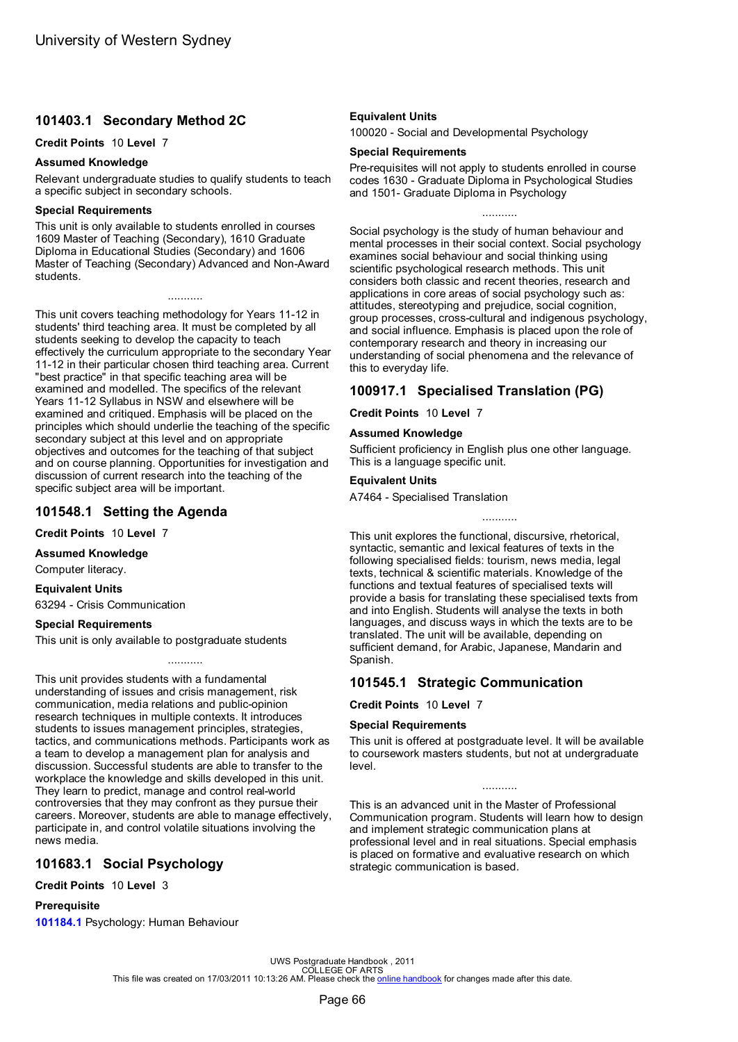## 101403.1 Secondary Method 2C

**Credit Points** 10 **Level** 7

### Assumed Knowledge

Relevant undergraduate studies to qualify students to teach a specific subject in secondary schools.

### Special Requirements

This unit is only available to students enrolled in courses 1609 Master of Teaching (Secondary), 1610 Graduate Diploma in Educational Studies (Secondary) and 1606 Master of Teaching (Secondary) Advanced and Non-Award students.

...........

This unit covers teaching methodology for Years 11-12 in students' third teaching area. It must be completed by all students seeking to develop the capacity to teach effectively the curriculum appropriate to the secondary Year 11-12 in their particular chosen third teaching area. Current "best practice" in that specific teaching area will be examined and modelled. The specifics of the relevant Years 11-12 Syllabus in NSW and elsewhere will be examined and critiqued. Emphasis will be placed on the principles which should underlie the teaching of the specific secondary subject at this level and on appropriate objectives and outcomes for the teaching of that subject and on course planning. Opportunities for investigation and discussion of current research into the teaching of the specific subject area will be important.

## 101548.1 Setting the Agenda

**Credit Points** 10 **Level** 7

### Assumed Knowledge

Computer literacy.

### Equivalent Units

63294 - Crisis Communication

### Special Requirements

This unit is only available to postgraduate students

...........

This unit provides students with a fundamental understanding of issues and crisis management, risk communication, media relations and public-opinion research techniques in multiple contexts. It introduces students to issues management principles, strategies, tactics, and communications methods. Participants work as a team to develop a management plan for analysis and discussion. Successful students are able to transfer to the workplace the knowledge and skills developed in this unit. They learn to predict, manage and control real-world controversies that they may confront as they pursue their careers. Moreover, students are able to manage effectively, participate in, and control volatile situations involving the news media.

## 101683.1 Social Psychology

**Credit Points** 10 **Level** 3

### Prerequisite

**101184.1** Psychology: Human Behaviour

### Equivalent Units

100020 - Social and Developmental Psychology

### Special Requirements

Pre-requisites will not apply to students enrolled in course codes 1630 - Graduate Diploma in Psychological Studies and 1501- Graduate Diploma in Psychology

...........

Social psychology is the study of human behaviour and mental processes in their social context. Social psychology examines social behaviour and social thinking using scientific psychological research methods. This unit considers both classic and recent theories, research and applications in core areas of social psychology such as: attitudes, stereotyping and prejudice, social cognition, group processes, cross-cultural and indigenous psychology, and social influence. Emphasis is placed upon the role of contemporary research and theory in increasing our understanding of social phenomena and the relevance of this to everyday life.

## 100917.1 Specialised Translation (PG)

**Credit Points** 10 **Level** 7

### Assumed Knowledge

Sufficient proficiency in English plus one other language. This is a language specific unit.

### Equivalent Units

A7464 - Specialised Translation

...........

This unit explores the functional, discursive, rhetorical, syntactic, semantic and lexical features of texts in the following specialised fields: tourism, news media, legal texts, technical & scientific materials. Knowledge of the functions and textual features of specialised texts will provide a basis for translating these specialised texts from and into English. Students will analyse the texts in both languages, and discuss ways in which the texts are to be translated. The unit will be available, depending on sufficient demand, for Arabic, Japanese, Mandarin and Spanish.

## 101545.1 Strategic Communication

**Credit Points** 10 **Level** 7

### Special Requirements

This unit is offered at postgraduate level. It will be available to coursework masters students, but not at undergraduate level.

...........

This is an advanced unit in the Master of Professional Communication program. Students will learn how to design and implement strategic communication plans at professional level and in real situations. Special emphasis is placed on formative and evaluative research on which strategic communication is based.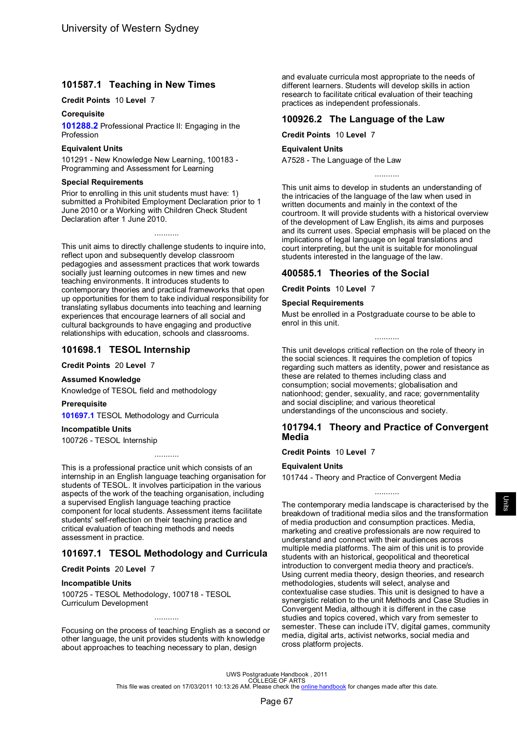## 101587.1 Teaching in New Times

**Credit Points** 10 **Level** 7

### Corequisite

**101288.2** Professional Practice II: Engaging in the Profession

### Equivalent Units

101291 - New Knowledge New Learning, 100183 - Programming and Assessment for Learning

### Special Requirements

Prior to enrolling in this unit students must have: 1) submitted a Prohibited Employment Declaration prior to 1 June 2010 or a Working with Children Check Student Declaration after 1 June 2010.

...........

This unit aims to directly challenge students to inquire into, reflect upon and subsequently develop classroom pedagogies and assessment practices that work towards socially just learning outcomes in new times and new teaching environments. It introduces students to contemporary theories and practical frameworks that open up opportunities for them to take individual responsibility for translating syllabus documents into teaching and learning experiences that encourage learners of all social and cultural backgrounds to have engaging and productive relationships with education, schools and classrooms.

## 101698.1 TESOL Internship

**Credit Points** 20 **Level** 7

### Assumed Knowledge

Knowledge of TESOL field and methodology

### Prerequisite

**101697.1** TESOL Methodology and Curricula

### Incompatible Units

100726 - TESOL Internship

...........

This is a professional practice unit which consists of an internship in an English language teaching organisation for students of TESOL. It involves participation in the various aspects of the work of the teaching organisation, including a supervised English language teaching practice component for local students. Assessment items facilitate students' self-reflection on their teaching practice and critical evaluation of teaching methods and needs assessment in practice.

## 101697.1 TESOL Methodology and Curricula

**Credit Points** 20 **Level** 7

### Incompatible Units

100725 - TESOL Methodology, 100718 - TESOL Curriculum Development

...........

Focusing on the process of teaching English as a second or other language, the unit provides students with knowledge about approaches to teaching necessary to plan, design and evaluate curricula most appropriate to the needs of different learners. Students will develop skills in action research to facilitate critical evaluation of their teaching practices as independent professionals.

## 100926.2 The Language of the Law

**Credit Points** 10 **Level** 7

### Equivalent Units

A7528 - The Language of the Law

...........

This unit aims to develop in students an understanding of the intricacies of the language of the law when used in written documents and mainly in the context of the courtroom. It will provide students with a historical overview of the development of Law English, its aims and purposes and its current uses. Special emphasis will be placed on the implications of legal language on legal translations and court interpreting, but the unit is suitable for monolingual students interested in the language of the law.

## 400585.1 Theories of the Social

**Credit Points** 10 **Level** 7

### Special Requirements

Must be enrolled in a Postgraduate course to be able to enrol in this unit.

...........

This unit develops critical reflection on the role of theory in the social sciences. It requires the completion of topics regarding such matters as identity, power and resistance as these are related to themes including class and consumption; social movements; globalisation and nationhood; gender, sexuality, and race; governmentality and social discipline; and various theoretical understandings of the unconscious and society.

## 101794.1 Theory and Practice of Convergent Media

**Credit Points** 10 **Level** 7

### Equivalent Units

101744 - Theory and Practice of Convergent Media

...........

The contemporary media landscape is characterised by the breakdown of traditional media silos and the transformation of media production and consumption practices. Media, marketing and creative professionals are now required to understand and connect with their audiences across multiple media platforms. The aim of this unit is to provide students with an historical, geopolitical and theoretical introduction to convergent media theory and practice/s. Using current media theory, design theories, and research methodologies, students will select, analyse and contextualise case studies. This unit is designed to have a synergistic relation to the unit Methods and Case Studies in Convergent Media, although it is different in the case studies and topics covered, which vary from semester to semester. These can include iTV, digital games, community media, digital arts, activist networks, social media and cross platform projects.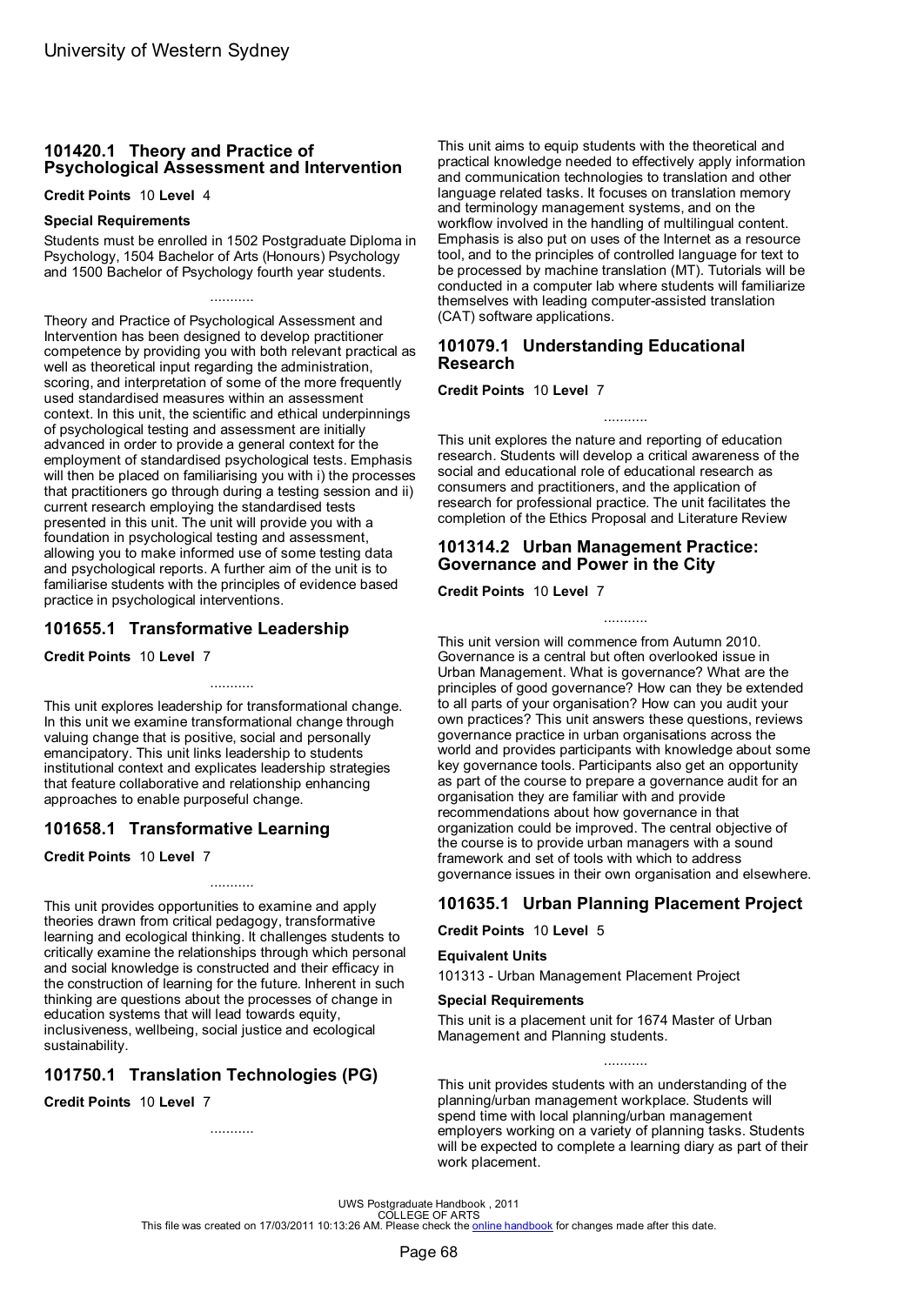## 101420.1 Theory and Practice of Psychological Assessment and Intervention

**Credit Points** 10 **Level** 4

**Special Requirements**

Students must be enrolled in 1502 Postgraduate Diploma in Psychology, 1504 Bachelor of Arts (Honours) Psychology and 1500 Bachelor of Psychology fourth year students.

...........

Theory and Practice of Psychological Assessment and Intervention has been designed to develop practitioner competence by providing you with both relevant practical as well as theoretical input regarding the administration, scoring, and interpretation of some of the more frequently used standardised measures within an assessment context. In this unit, the scientific and ethical underpinnings of psychological testing and assessment are initially advanced in order to provide a general context for the employment of standardised psychological tests. Emphasis will then be placed on familiarising you with i) the processes that practitioners go through during a testing session and ii) current research employing the standardised tests presented in this unit. The unit will provide you with a foundation in psychological testing and assessment, allowing you to make informed use of some testing data and psychological reports. A further aim of the unit is to familiarise students with the principles of evidence based practice in psychological interventions.

## 101655.1 Transformative Leadership

**Credit Points** 10 **Level** 7

...........

This unit explores leadership for transformational change. In this unit we examine transformational change through valuing change that is positive, social and personally emancipatory. This unit links leadership to students institutional context and explicates leadership strategies that feature collaborative and relationship enhancing approaches to enable purposeful change.

## 101658.1 Transformative Learning

**Credit Points** 10 **Level** 7

...........

This unit provides opportunities to examine and apply theories drawn from critical pedagogy, transformative learning and ecological thinking. It challenges students to critically examine the relationships through which personal and social knowledge is constructed and their efficacy in the construction of learning for the future. Inherent in such thinking are questions about the processes of change in education systems that will lead towards equity, inclusiveness, wellbeing, social justice and ecological sustainability.

## 101750.1 Translation Technologies (PG)

**Credit Points** 10 **Level** 7

...........

This unit aims to equip students with the theoretical and practical knowledge needed to effectively apply information and communication technologies to translation and other language related tasks. It focuses on translation memory and terminology management systems, and on the workflow involved in the handling of multilingual content. Emphasis is also put on uses of the Internet as a resource tool, and to the principles of controlled language for text to be processed by machine translation (MT). Tutorials will be conducted in a computer lab where students will familiarize themselves with leading computer-assisted translation (CAT) software applications.

## 101079.1 Understanding Educational Research

**Credit Points** 10 **Level** 7

...........

This unit explores the nature and reporting of education research. Students will develop a critical awareness of the social and educational role of educational research as consumers and practitioners, and the application of research for professional practice. The unit facilitates the completion of the Ethics Proposal and Literature Review

## 101314.2 Urban Management Practice: Governance and Power in the City

**Credit Points** 10 **Level** 7

...........

This unit version will commence from Autumn 2010. Governance is a central but often overlooked issue in Urban Management. What is governance? What are the principles of good governance? How can they be extended to all parts of your organisation? How can you audit your own practices? This unit answers these questions, reviews governance practice in urban organisations across the world and provides participants with knowledge about some key governance tools. Participants also get an opportunity as part of the course to prepare a governance audit for an organisation they are familiar with and provide recommendations about how governance in that organization could be improved. The central objective of the course is to provide urban managers with a sound framework and set of tools with which to address governance issues in their own organisation and elsewhere.

## 101635.1 Urban Planning Placement Project

**Credit Points** 10 **Level** 5

**Equivalent Units**

101313 - Urban Management Placement Project

**Special Requirements**

This unit is a placement unit for 1674 Master of Urban Management and Planning students.

...........

This unit provides students with an understanding of the planning/urban management workplace. Students will spend time with local planning/urban management employers working on a variety of planning tasks. Students will be expected to complete a learning diary as part of their work placement.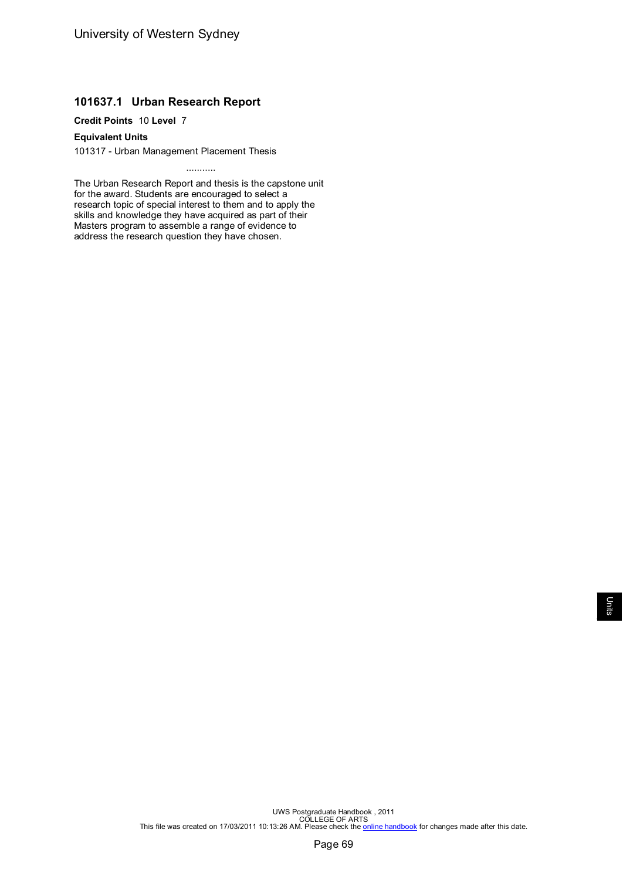### 101637.1 Urban Research Report

**Credit Points** 10 **Level** 7

**Equivalent Units**

101317 - Urban Management Placement Thesis

...........

The Urban Research Report and thesis is the capstone unit for the award. Students are encouraged to select a research topic of special interest to them and to apply the skills and knowledge they have acquired as part of their Masters program to assemble a range of evidence to address the research question they have chosen.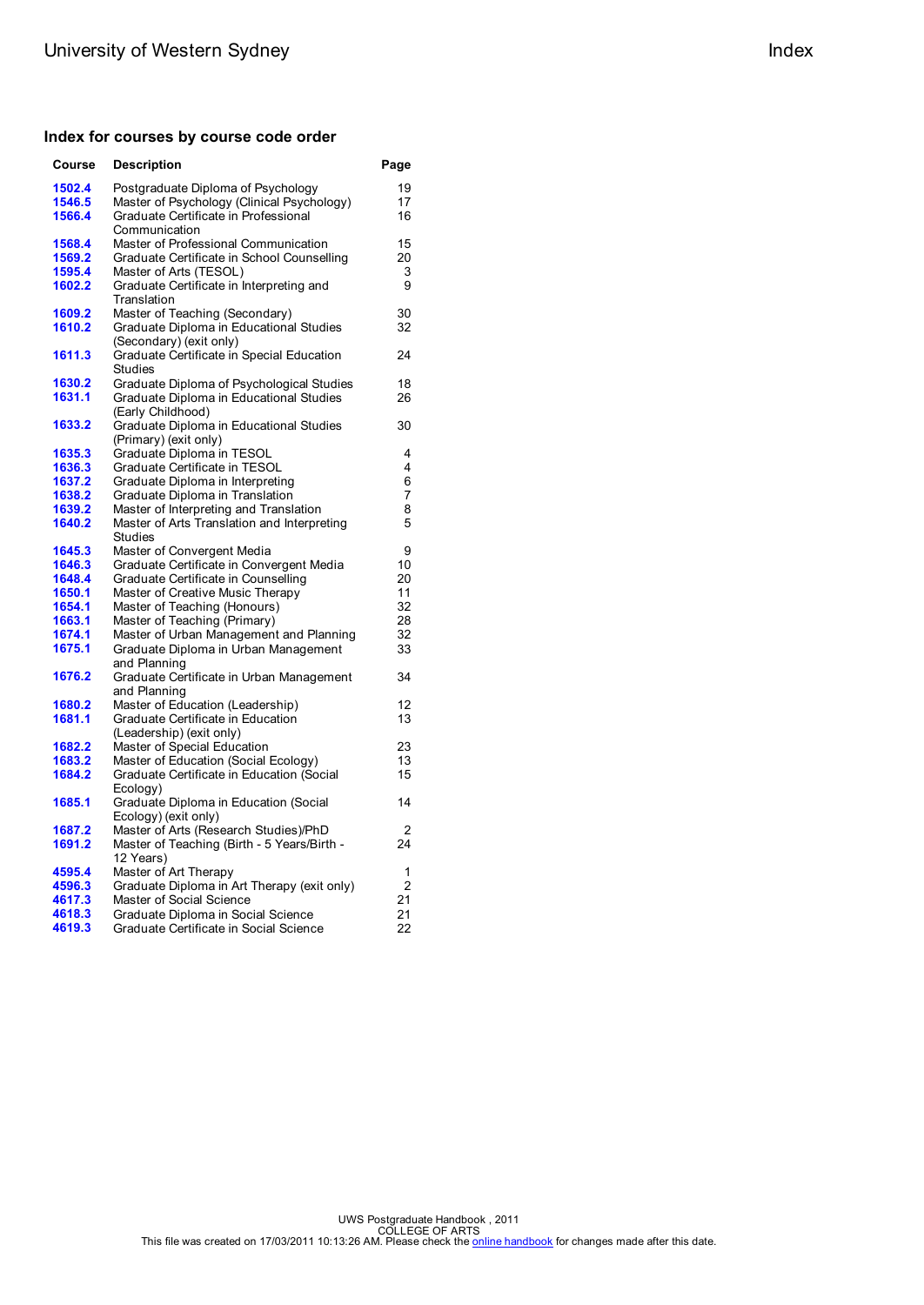## Index for courses by course code order

| Course | Description | Page |
|---|---|---|
| 1502.4 | Postgraduate Diploma of Psychology | 19 |
| 1546.5 | Master of Psychology (Clinical Psychology) | 17 |
| 1566.4 | Graduate Certificate in Professional Communication | 16 |
| 1568.4 | Master of Professional Communication | 15 |
| 1569.2 | Graduate Certificate in School Counselling | 20 |
| 1595.4 | Master of Arts (TESOL) | 3 |
| 1602.2 | Graduate Certificate in Interpreting and Translation | 9 |
| 1609.2 | Master of Teaching (Secondary) | 30 |
| 1610.2 | Graduate Diploma in Educational Studies (Secondary) (exit only) | 32 |
| 1611.3 | Graduate Certificate in Special Education Studies | 24 |
| 1630.2 | Graduate Diploma of Psychological Studies | 18 |
| 1631.1 | Graduate Diploma in Educational Studies (Early Childhood) | 26 |
| 1633.2 | Graduate Diploma in Educational Studies (Primary) (exit only) | 30 |
| 1635.3 | Graduate Diploma in TESOL | 4 |
| 1636.3 | Graduate Certificate in TESOL | 4 |
| 1637.2 | Graduate Diploma in Interpreting | 6 |
| 1638.2 | Graduate Diploma in Translation | 7 |
| 1639.2 | Master of Interpreting and Translation | 8 |
| 1640.2 | Master of Arts Translation and Interpreting Studies | 5 |
| 1645.3 | Master of Convergent Media | 9 |
| 1646.3 | Graduate Certificate in Convergent Media | 10 |
| 1648.4 | Graduate Certificate in Counselling | 20 |
| 1650.1 | Master of Creative Music Therapy | 11 |
| 1654.1 | Master of Teaching (Honours) | 32 |
| 1663.1 | Master of Teaching (Primary) | 28 |
| 1674.1 | Master of Urban Management and Planning | 32 |
| 1675.1 | Graduate Diploma in Urban Management and Planning | 33 |
| 1676.2 | Graduate Certificate in Urban Management and Planning | 34 |
| 1680.2 | Master of Education (Leadership) | 12 |
| 1681.1 | Graduate Certificate in Education (Leadership) (exit only) | 13 |
| 1682.2 | Master of Special Education | 23 |
| 1683.2 | Master of Education (Social Ecology) | 13 |
| 1684.2 | Graduate Certificate in Education (Social Ecology) | 15 |
| 1685.1 | Graduate Diploma in Education (Social Ecology) (exit only) | 14 |
| 1687.2 | Master of Arts (Research Studies)/PhD | 2 |
| 1691.2 | Master of Teaching (Birth - 5 Years/Birth - 12 Years) | 24 |
| 4595.4 | Master of Art Therapy | 1 |
| 4596.3 | Graduate Diploma in Art Therapy (exit only) | 2 |
| 4617.3 | Master of Social Science | 21 |
| 4618.3 | Graduate Diploma in Social Science | 21 |
| 4619.3 | Graduate Certificate in Social Science | 22 |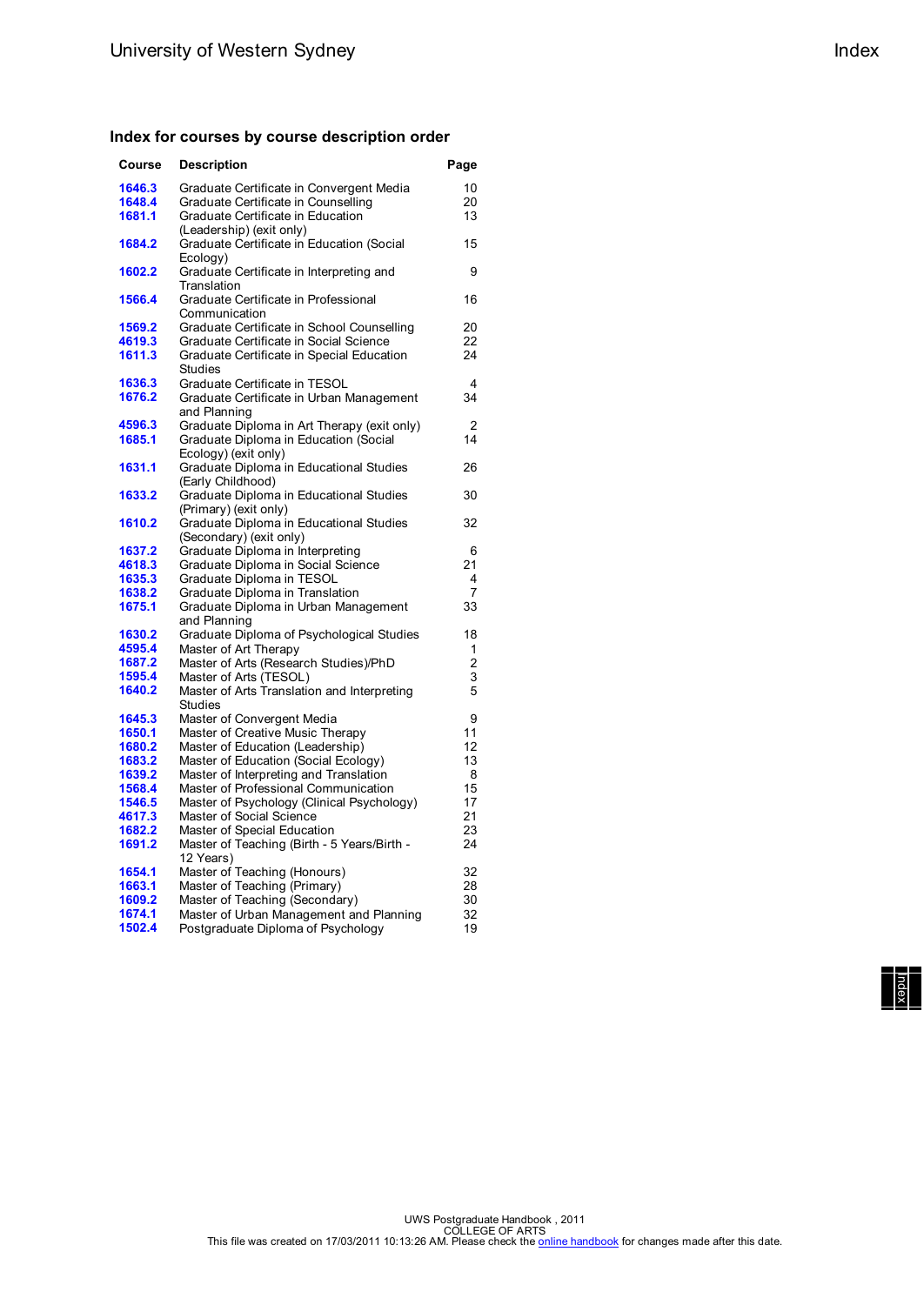## Index for courses by course description order

| Course | Description | Page |
|---|---|---|
| 1646.3 | Graduate Certificate in Convergent Media | 10 |
| 1648.4 | Graduate Certificate in Counselling | 20 |
| 1681.1 | Graduate Certificate in Education (Leadership) (exit only) | 13 |
| 1684.2 | Graduate Certificate in Education (Social Ecology) | 15 |
| 1602.2 | Graduate Certificate in Interpreting and Translation | 9 |
| 1566.4 | Graduate Certificate in Professional Communication | 16 |
| 1569.2 | Graduate Certificate in School Counselling | 20 |
| 4619.3 | Graduate Certificate in Social Science | 22 |
| 1611.3 | Graduate Certificate in Special Education Studies | 24 |
| 1636.3 | Graduate Certificate in TESOL | 4 |
| 1676.2 | Graduate Certificate in Urban Management and Planning | 34 |
| 4596.3 | Graduate Diploma in Art Therapy (exit only) | 2 |
| 1685.1 | Graduate Diploma in Education (Social Ecology) (exit only) | 14 |
| 1631.1 | Graduate Diploma in Educational Studies (Early Childhood) | 26 |
| 1633.2 | Graduate Diploma in Educational Studies (Primary) (exit only) | 30 |
| 1610.2 | Graduate Diploma in Educational Studies (Secondary) (exit only) | 32 |
| 1637.2 | Graduate Diploma in Interpreting | 6 |
| 4618.3 | Graduate Diploma in Social Science | 21 |
| 1635.3 | Graduate Diploma in TESOL | 4 |
| 1638.2 | Graduate Diploma in Translation | 7 |
| 1675.1 | Graduate Diploma in Urban Management and Planning | 33 |
| 1630.2 | Graduate Diploma of Psychological Studies | 18 |
| 4595.4 | Master of Art Therapy | 1 |
| 1687.2 | Master of Arts (Research Studies)/PhD | 2 |
| 1595.4 | Master of Arts (TESOL) | 3 |
| 1640.2 | Master of Arts Translation and Interpreting Studies | 5 |
| 1645.3 | Master of Convergent Media | 9 |
| 1650.1 | Master of Creative Music Therapy | 11 |
| 1680.2 | Master of Education (Leadership) | 12 |
| 1683.2 | Master of Education (Social Ecology) | 13 |
| 1639.2 | Master of Interpreting and Translation | 8 |
| 1568.4 | Master of Professional Communication | 15 |
| 1546.5 | Master of Psychology (Clinical Psychology) | 17 |
| 4617.3 | Master of Social Science | 21 |
| 1682.2 | Master of Special Education | 23 |
| 1691.2 | Master of Teaching (Birth - 5 Years/Birth - 12 Years) | 24 |
| 1654.1 | Master of Teaching (Honours) | 32 |
| 1663.1 | Master of Teaching (Primary) | 28 |
| 1609.2 | Master of Teaching (Secondary) | 30 |
| 1674.1 | Master of Urban Management and Planning | 32 |
| 1502.4 | Postgraduate Diploma of Psychology | 19 |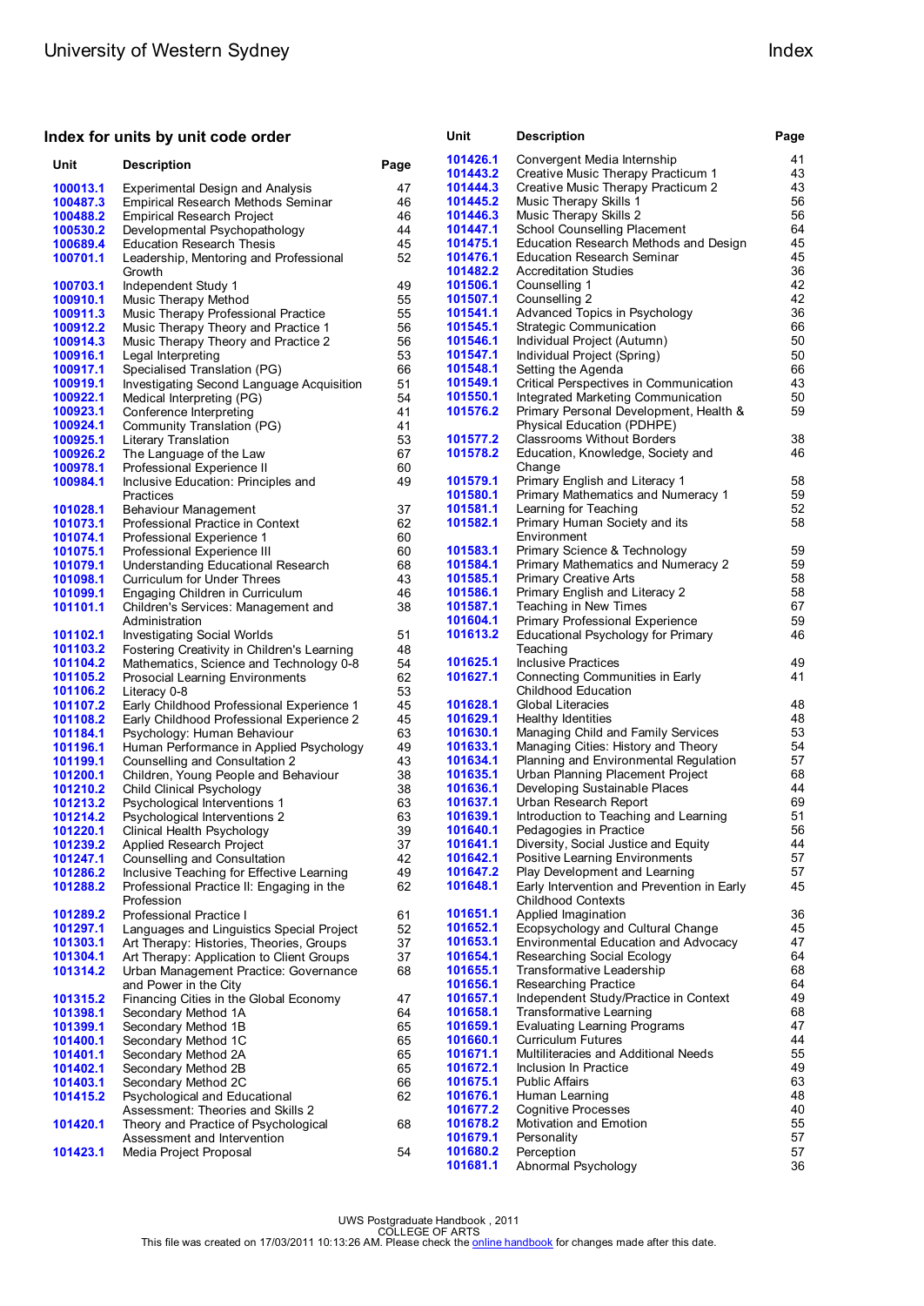## Index for units by unit code order

| Unit | Description | Page |
| --- | --- | --- |
| 100013.1 | Experimental Design and Analysis | 47 |
| 100487.3 | Empirical Research Methods Seminar | 46 |
| 100488.2 | Empirical Research Project | 46 |
| 100530.2 | Developmental Psychopathology | 44 |
| 100689.4 | Education Research Thesis | 45 |
| 100701.1 | Leadership, Mentoring and Professional Growth | 52 |
| 100703.1 | Independent Study 1 | 49 |
| 100910.1 | Music Therapy Method | 55 |
| 100911.3 | Music Therapy Professional Practice | 55 |
| 100912.2 | Music Therapy Theory and Practice 1 | 56 |
| 100914.3 | Music Therapy Theory and Practice 2 | 56 |
| 100916.1 | Legal Interpreting | 53 |
| 100917.1 | Specialised Translation (PG) | 66 |
| 100919.1 | Investigating Second Language Acquisition | 51 |
| 100922.1 | Medical Interpreting (PG) | 54 |
| 100923.1 | Conference Interpreting | 41 |
| 100924.1 | Community Translation (PG) | 41 |
| 100925.1 | Literary Translation | 53 |
| 100926.2 | The Language of the Law | 67 |
| 100978.1 | Professional Experience II | 60 |
| 100984.1 | Inclusive Education: Principles and Practices | 49 |
| 101028.1 | Behaviour Management | 37 |
| 101073.1 | Professional Practice in Context | 62 |
| 101074.1 | Professional Experience 1 | 60 |
| 101075.1 | Professional Experience III | 60 |
| 101079.1 | Understanding Educational Research | 68 |
| 101098.1 | Curriculum for Under Threes | 43 |
| 101099.1 | Engaging Children in Curriculum | 46 |
| 101101.1 | Children's Services: Management and Administration | 38 |
| 101102.1 | Investigating Social Worlds | 51 |
| 101103.2 | Fostering Creativity in Children's Learning | 48 |
| 101104.2 | Mathematics, Science and Technology 0-8 | 54 |
| 101105.2 | Prosocial Learning Environments | 62 |
| 101106.2 | Literacy 0-8 | 53 |
| 101107.2 | Early Childhood Professional Experience 1 | 45 |
| 101108.2 | Early Childhood Professional Experience 2 | 45 |
| 101184.1 | Psychology: Human Behaviour | 63 |
| 101196.1 | Human Performance in Applied Psychology | 49 |
| 101199.1 | Counselling and Consultation 2 | 43 |
| 101200.1 | Children, Young People and Behaviour | 38 |
| 101210.2 | Child Clinical Psychology | 38 |
| 101213.2 | Psychological Interventions 1 | 63 |
| 101214.2 | Psychological Interventions 2 | 63 |
| 101220.1 | Clinical Health Psychology | 39 |
| 101239.2 | Applied Research Project | 37 |
| 101247.1 | Counselling and Consultation | 42 |
| 101286.2 | Inclusive Teaching for Effective Learning | 49 |
| 101288.2 | Professional Practice II: Engaging in the Profession | 62 |
| 101289.2 | Professional Practice I | 61 |
| 101297.1 | Languages and Linguistics Special Project | 52 |
| 101303.1 | Art Therapy: Histories, Theories, Groups | 37 |
| 101304.1 | Art Therapy: Application to Client Groups | 37 |
| 101314.2 | Urban Management Practice: Governance and Power in the City | 68 |
| 101315.2 | Financing Cities in the Global Economy | 47 |
| 101398.1 | Secondary Method 1A | 64 |
| 101399.1 | Secondary Method 1B | 65 |
| 101400.1 | Secondary Method 1C | 65 |
| 101401.1 | Secondary Method 2A | 65 |
| 101402.1 | Secondary Method 2B | 65 |
| 101403.1 | Secondary Method 2C | 66 |
| 101415.2 | Psychological and Educational Assessment: Theories and Skills 2 | 62 |
| 101420.1 | Theory and Practice of Psychological Assessment and Intervention | 68 |
| 101423.1 | Media Project Proposal | 54 |
| 101426.1 | Convergent Media Internship | 41 |
| 101443.2 | Creative Music Therapy Practicum 1 | 43 |
| 101444.3 | Creative Music Therapy Practicum 2 | 43 |
| 101445.2 | Music Therapy Skills 1 | 56 |
| 101446.3 | Music Therapy Skills 2 | 56 |
| 101447.1 | School Counselling Placement | 64 |
| 101475.1 | Education Research Methods and Design | 45 |
| 101476.1 | Education Research Seminar | 45 |
| 101482.2 | Accreditation Studies | 36 |
| 101506.1 | Counselling 1 | 42 |
| 101507.1 | Counselling 2 | 42 |
| 101541.1 | Advanced Topics in Psychology | 36 |
| 101545.1 | Strategic Communication | 66 |
| 101546.1 | Individual Project (Autumn) | 50 |
| 101547.1 | Individual Project (Spring) | 50 |
| 101548.1 | Setting the Agenda | 66 |
| 101549.1 | Critical Perspectives in Communication | 43 |
| 101550.1 | Integrated Marketing Communication | 50 |
| 101576.2 | Primary Personal Development, Health & Physical Education (PDHPE) | 59 |
| 101577.2 | Classrooms Without Borders | 38 |
| 101578.2 | Education, Knowledge, Society and Change | 46 |
| 101579.1 | Primary English and Literacy 1 | 58 |
| 101580.1 | Primary Mathematics and Numeracy 1 | 59 |
| 101581.1 | Learning for Teaching | 52 |
| 101582.1 | Primary Human Society and its Environment | 58 |
| 101583.1 | Primary Science & Technology | 59 |
| 101584.1 | Primary Mathematics and Numeracy 2 | 59 |
| 101585.1 | Primary Creative Arts | 58 |
| 101586.1 | Primary English and Literacy 2 | 58 |
| 101587.1 | Teaching in New Times | 67 |
| 101604.1 | Primary Professional Experience | 59 |
| 101613.2 | Educational Psychology for Primary Teaching | 46 |
| 101625.1 | Inclusive Practices | 49 |
| 101627.1 | Connecting Communities in Early Childhood Education | 41 |
| 101628.1 | Global Literacies | 48 |
| 101629.1 | Healthy Identities | 48 |
| 101630.1 | Managing Child and Family Services | 53 |
| 101633.1 | Managing Cities: History and Theory | 54 |
| 101634.1 | Planning and Environmental Regulation | 57 |
| 101635.1 | Urban Planning Placement Project | 68 |
| 101636.1 | Developing Sustainable Places | 44 |
| 101637.1 | Urban Research Report | 69 |
| 101639.1 | Introduction to Teaching and Learning | 51 |
| 101640.1 | Pedagogies in Practice | 56 |
| 101641.1 | Diversity, Social Justice and Equity | 44 |
| 101642.1 | Positive Learning Environments | 57 |
| 101647.2 | Play Development and Learning | 57 |
| 101648.1 | Early Intervention and Prevention in Early Childhood Contexts | 45 |
| 101651.1 | Applied Imagination | 36 |
| 101652.1 | Ecopsychology and Cultural Change | 45 |
| 101653.1 | Environmental Education and Advocacy | 47 |
| 101654.1 | Researching Social Ecology | 64 |
| 101655.1 | Transformative Leadership | 68 |
| 101656.1 | Researching Practice | 64 |
| 101657.1 | Independent Study/Practice in Context | 49 |
| 101658.1 | Transformative Learning | 68 |
| 101659.1 | Evaluating Learning Programs | 47 |
| 101660.1 | Curriculum Futures | 44 |
| 101671.1 | Multiliteracies and Additional Needs | 55 |
| 101672.1 | Inclusion In Practice | 49 |
| 101675.1 | Public Affairs | 63 |
| 101676.1 | Human Learning | 48 |
| 101677.2 | Cognitive Processes | 40 |
| 101678.2 | Motivation and Emotion | 55 |
| 101679.1 | Personality | 57 |
| 101680.2 | Perception | 57 |
| 101681.1 | Abnormal Psychology | 36 |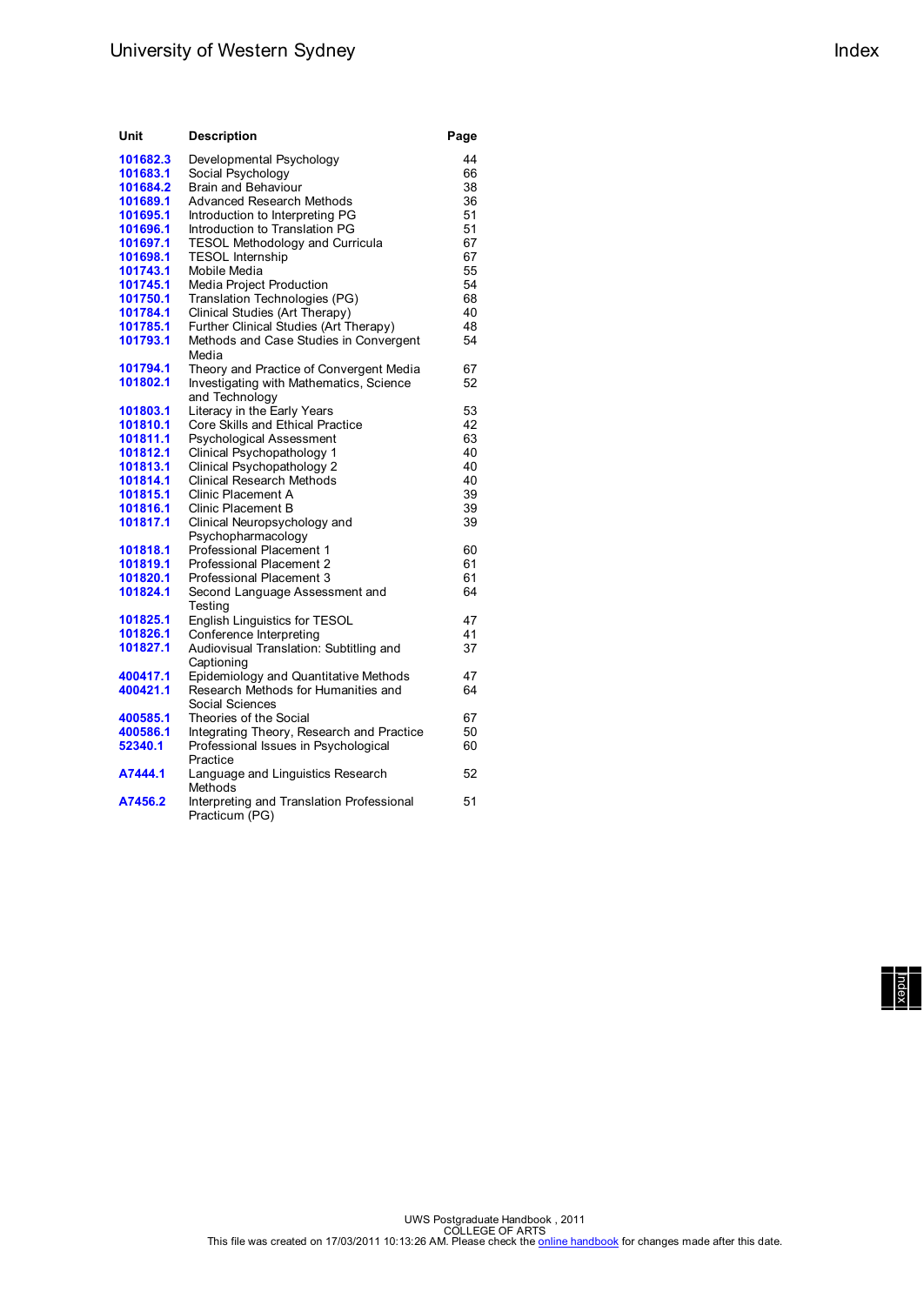| Unit | Description | Page |
| --- | --- | --- |
| 101682.3 | Developmental Psychology | 44 |
| 101683.1 | Social Psychology | 66 |
| 101684.2 | Brain and Behaviour | 38 |
| 101689.1 | Advanced Research Methods | 36 |
| 101695.1 | Introduction to Interpreting PG | 51 |
| 101696.1 | Introduction to Translation PG | 51 |
| 101697.1 | TESOL Methodology and Curricula | 67 |
| 101698.1 | TESOL Internship | 67 |
| 101743.1 | Mobile Media | 55 |
| 101745.1 | Media Project Production | 54 |
| 101750.1 | Translation Technologies (PG) | 68 |
| 101784.1 | Clinical Studies (Art Therapy) | 40 |
| 101785.1 | Further Clinical Studies (Art Therapy) | 48 |
| 101793.1 | Methods and Case Studies in Convergent Media | 54 |
| 101794.1 | Theory and Practice of Convergent Media | 67 |
| 101802.1 | Investigating with Mathematics, Science and Technology | 52 |
| 101803.1 | Literacy in the Early Years | 53 |
| 101810.1 | Core Skills and Ethical Practice | 42 |
| 101811.1 | Psychological Assessment | 63 |
| 101812.1 | Clinical Psychopathology 1 | 40 |
| 101813.1 | Clinical Psychopathology 2 | 40 |
| 101814.1 | Clinical Research Methods | 40 |
| 101815.1 | Clinic Placement A | 39 |
| 101816.1 | Clinic Placement B | 39 |
| 101817.1 | Clinical Neuropsychology and Psychopharmacology | 39 |
| 101818.1 | Professional Placement 1 | 60 |
| 101819.1 | Professional Placement 2 | 61 |
| 101820.1 | Professional Placement 3 | 61 |
| 101824.1 | Second Language Assessment and Testing | 64 |
| 101825.1 | English Linguistics for TESOL | 47 |
| 101826.1 | Conference Interpreting | 41 |
| 101827.1 | Audiovisual Translation: Subtitling and Captioning | 37 |
| 400417.1 | Epidemiology and Quantitative Methods | 47 |
| 400421.1 | Research Methods for Humanities and Social Sciences | 64 |
| 400585.1 | Theories of the Social | 67 |
| 400586.1 | Integrating Theory, Research and Practice | 50 |
| 52340.1 | Professional Issues in Psychological Practice | 60 |
| A7444.1 | Language and Linguistics Research Methods | 52 |
| A7456.2 | Interpreting and Translation Professional Practicum (PG) | 51 |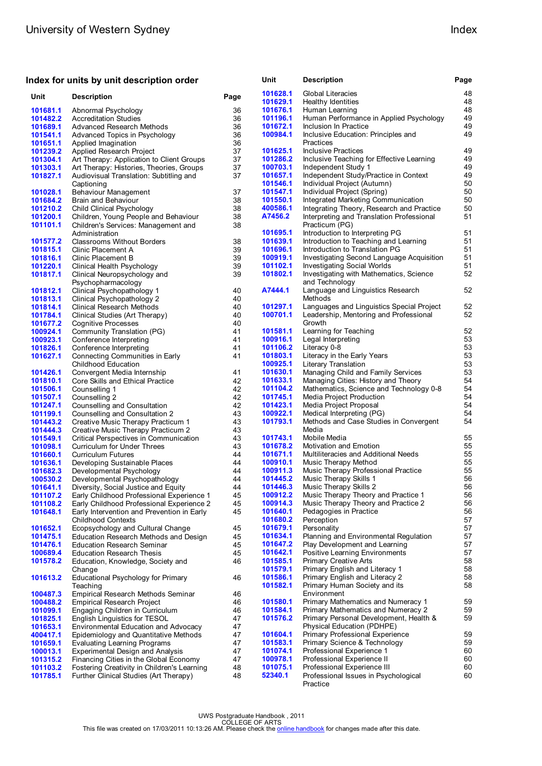## Index for units by unit description order

| Unit | Description | Page |
|---|---|---|
| 101681.1 | Abnormal Psychology | 36 |
| 101482.2 | Accreditation Studies | 36 |
| 101689.1 | Advanced Research Methods | 36 |
| 101541.1 | Advanced Topics in Psychology | 36 |
| 101651.1 | Applied Imagination | 36 |
| 101239.2 | Applied Research Project | 37 |
| 101304.1 | Art Therapy: Application to Client Groups | 37 |
| 101303.1 | Art Therapy: Histories, Theories, Groups | 37 |
| 101827.1 | Audiovisual Translation: Subtitling and Captioning | 37 |
| 101028.1 | Behaviour Management | 37 |
| 101684.2 | Brain and Behaviour | 38 |
| 101210.2 | Child Clinical Psychology | 38 |
| 101200.1 | Children, Young People and Behaviour | 38 |
| 101101.1 | Children's Services: Management and Administration | 38 |
| 101577.2 | Classrooms Without Borders | 38 |
| 101815.1 | Clinic Placement A | 39 |
| 101816.1 | Clinic Placement B | 39 |
| 101220.1 | Clinical Health Psychology | 39 |
| 101817.1 | Clinical Neuropsychology and Psychopharmacology | 39 |
| 101812.1 | Clinical Psychopathology 1 | 40 |
| 101813.1 | Clinical Psychopathology 2 | 40 |
| 101814.1 | Clinical Research Methods | 40 |
| 101784.1 | Clinical Studies (Art Therapy) | 40 |
| 101677.2 | Cognitive Processes | 40 |
| 100924.1 | Community Translation (PG) | 41 |
| 100923.1 | Conference Interpreting | 41 |
| 101826.1 | Conference Interpreting | 41 |
| 101627.1 | Connecting Communities in Early Childhood Education | 41 |
| 101426.1 | Convergent Media Internship | 41 |
| 101810.1 | Core Skills and Ethical Practice | 42 |
| 101506.1 | Counselling 1 | 42 |
| 101507.1 | Counselling 2 | 42 |
| 101247.1 | Counselling and Consultation | 42 |
| 101199.1 | Counselling and Consultation 2 | 43 |
| 101443.2 | Creative Music Therapy Practicum 1 | 43 |
| 101444.3 | Creative Music Therapy Practicum 2 | 43 |
| 101549.1 | Critical Perspectives in Communication | 43 |
| 101098.1 | Curriculum for Under Threes | 43 |
| 101660.1 | Curriculum Futures | 44 |
| 101636.1 | Developing Sustainable Places | 44 |
| 101682.3 | Developmental Psychology | 44 |
| 100530.2 | Developmental Psychopathology | 44 |
| 101641.1 | Diversity, Social Justice and Equity | 44 |
| 101107.2 | Early Childhood Professional Experience 1 | 45 |
| 101108.2 | Early Childhood Professional Experience 2 | 45 |
| 101648.1 | Early Intervention and Prevention in Early Childhood Contexts | 45 |
| 101652.1 | Ecopsychology and Cultural Change | 45 |
| 101475.1 | Education Research Methods and Design | 45 |
| 101476.1 | Education Research Seminar | 45 |
| 100689.4 | Education Research Thesis | 45 |
| 101578.2 | Education, Knowledge, Society and Change | 46 |
| 101613.2 | Educational Psychology for Primary Teaching | 46 |
| 100487.3 | Empirical Research Methods Seminar | 46 |
| 100488.2 | Empirical Research Project | 46 |
| 101099.1 | Engaging Children in Curriculum | 46 |
| 101825.1 | English Linguistics for TESOL | 47 |
| 101653.1 | Environmental Education and Advocacy | 47 |
| 400417.1 | Epidemiology and Quantitative Methods | 47 |
| 101659.1 | Evaluating Learning Programs | 47 |
| 100013.1 | Experimental Design and Analysis | 47 |
| 101315.2 | Financing Cities in the Global Economy | 47 |
| 101103.2 | Fostering Creativity in Children's Learning | 48 |
| 101785.1 | Further Clinical Studies (Art Therapy) | 48 |
| 101628.1 | Global Literacies | 48 |
| 101629.1 | Healthy Identities | 48 |
| 101676.1 | Human Learning | 48 |
| 101196.1 | Human Performance in Applied Psychology | 49 |
| 101672.1 | Inclusion In Practice | 49 |
| 100984.1 | Inclusive Education: Principles and Practices | 49 |
| 101625.1 | Inclusive Practices | 49 |
| 101286.2 | Inclusive Teaching for Effective Learning | 49 |
| 100703.1 | Independent Study 1 | 49 |
| 101657.1 | Independent Study/Practice in Context | 49 |
| 101546.1 | Individual Project (Autumn) | 50 |
| 101547.1 | Individual Project (Spring) | 50 |
| 101550.1 | Integrated Marketing Communication | 50 |
| 400586.1 | Integrating Theory, Research and Practice | 50 |
| A7456.2 | Interpreting and Translation Professional Practicum (PG) | 51 |
| 101695.1 | Introduction to Interpreting PG | 51 |
| 101639.1 | Introduction to Teaching and Learning | 51 |
| 101696.1 | Introduction to Translation PG | 51 |
| 100919.1 | Investigating Second Language Acquisition | 51 |
| 101102.1 | Investigating Social Worlds | 51 |
| 101802.1 | Investigating with Mathematics, Science and Technology | 52 |
| A7444.1 | Language and Linguistics Research Methods | 52 |
| 101297.1 | Languages and Linguistics Special Project | 52 |
| 100701.1 | Leadership, Mentoring and Professional Growth | 52 |
| 101581.1 | Learning for Teaching | 52 |
| 100916.1 | Legal Interpreting | 53 |
| 101106.2 | Literacy 0-8 | 53 |
| 101803.1 | Literacy in the Early Years | 53 |
| 100925.1 | Literary Translation | 53 |
| 101630.1 | Managing Child and Family Services | 53 |
| 101633.1 | Managing Cities: History and Theory | 54 |
| 101104.2 | Mathematics, Science and Technology 0-8 | 54 |
| 101745.1 | Media Project Production | 54 |
| 101423.1 | Media Project Proposal | 54 |
| 100922.1 | Medical Interpreting (PG) | 54 |
| 101793.1 | Methods and Case Studies in Convergent Media | 54 |
| 101743.1 | Mobile Media | 55 |
| 101678.2 | Motivation and Emotion | 55 |
| 101671.1 | Multiliteracies and Additional Needs | 55 |
| 100910.1 | Music Therapy Method | 55 |
| 100911.3 | Music Therapy Professional Practice | 55 |
| 101445.2 | Music Therapy Skills 1 | 56 |
| 101446.3 | Music Therapy Skills 2 | 56 |
| 100912.2 | Music Therapy Theory and Practice 1 | 56 |
| 100914.3 | Music Therapy Theory and Practice 2 | 56 |
| 101640.1 | Pedagogies in Practice | 56 |
| 101680.2 | Perception | 57 |
| 101679.1 | Personality | 57 |
| 101634.1 | Planning and Environmental Regulation | 57 |
| 101647.2 | Play Development and Learning | 57 |
| 101642.1 | Positive Learning Environments | 57 |
| 101585.1 | Primary Creative Arts | 58 |
| 101579.1 | Primary English and Literacy 1 | 58 |
| 101586.1 | Primary English and Literacy 2 | 58 |
| 101582.1 | Primary Human Society and its Environment | 58 |
| 101580.1 | Primary Mathematics and Numeracy 1 | 59 |
| 101584.1 | Primary Mathematics and Numeracy 2 | 59 |
| 101576.2 | Primary Personal Development, Health & Physical Education (PDHPE) | 59 |
| 101604.1 | Primary Professional Experience | 59 |
| 101583.1 | Primary Science & Technology | 59 |
| 101074.1 | Professional Experience 1 | 60 |
| 100978.1 | Professional Experience II | 60 |
| 101075.1 | Professional Experience III | 60 |
| 52340.1 | Professional Issues in Psychological Practice | 60 |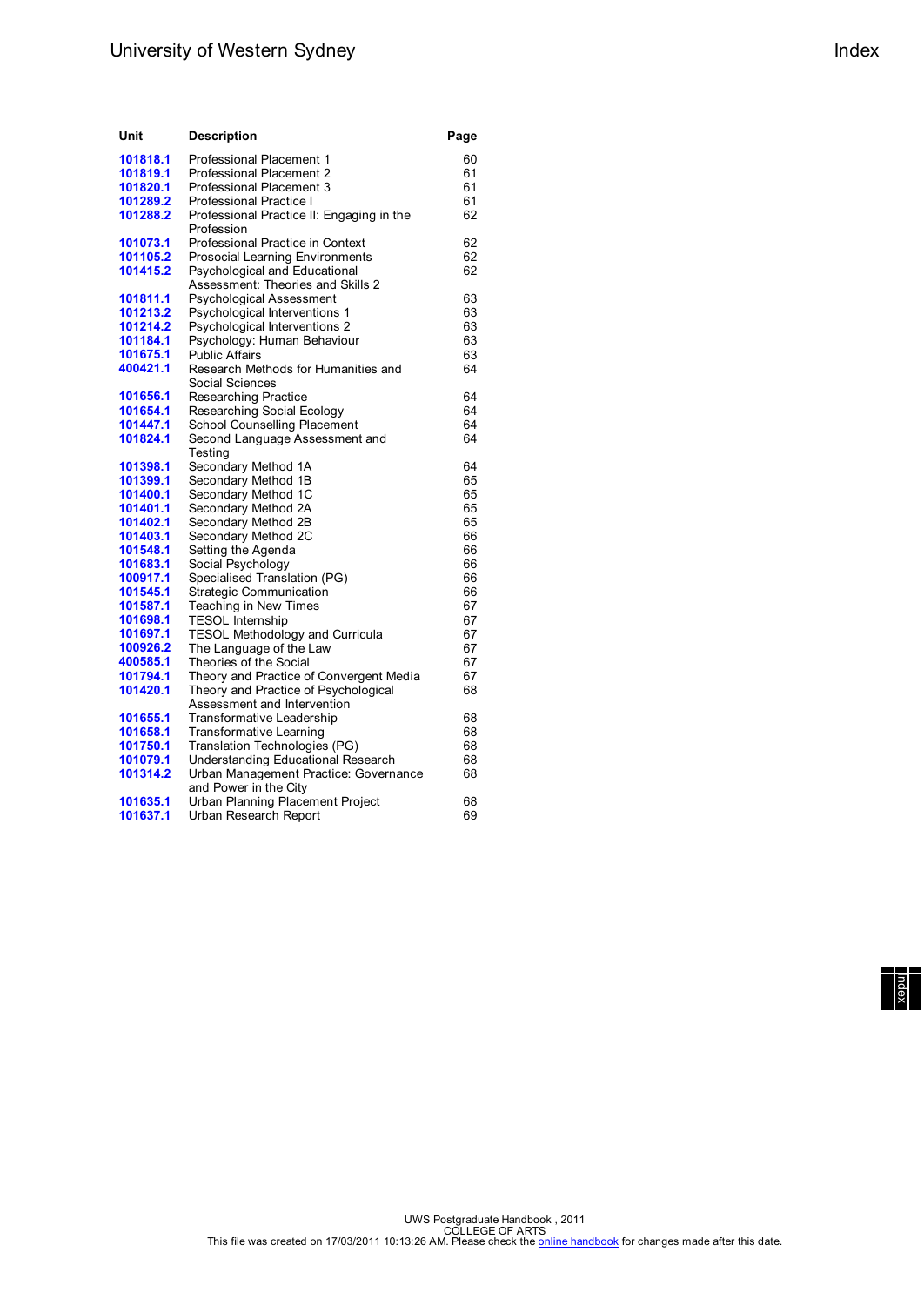| Unit | Description | Page |
|---|---|---|
| **101818.1** | Professional Placement 1 | 60 |
| **101819.1** | Professional Placement 2 | 61 |
| **101820.1** | Professional Placement 3 | 61 |
| **101289.2** | Professional Practice I | 61 |
| **101288.2** | Professional Practice II: Engaging in the Profession | 62 |
| **101073.1** | Professional Practice in Context | 62 |
| **101105.2** | Prosocial Learning Environments | 62 |
| **101415.2** | Psychological and Educational Assessment: Theories and Skills 2 | 62 |
| **101811.1** | Psychological Assessment | 63 |
| **101213.2** | Psychological Interventions 1 | 63 |
| **101214.2** | Psychological Interventions 2 | 63 |
| **101184.1** | Psychology: Human Behaviour | 63 |
| **101675.1** | Public Affairs | 63 |
| **400421.1** | Research Methods for Humanities and Social Sciences | 64 |
| **101656.1** | Researching Practice | 64 |
| **101654.1** | Researching Social Ecology | 64 |
| **101447.1** | School Counselling Placement | 64 |
| **101824.1** | Second Language Assessment and Testing | 64 |
| **101398.1** | Secondary Method 1A | 64 |
| **101399.1** | Secondary Method 1B | 65 |
| **101400.1** | Secondary Method 1C | 65 |
| **101401.1** | Secondary Method 2A | 65 |
| **101402.1** | Secondary Method 2B | 65 |
| **101403.1** | Secondary Method 2C | 66 |
| **101548.1** | Setting the Agenda | 66 |
| **101683.1** | Social Psychology | 66 |
| **100917.1** | Specialised Translation (PG) | 66 |
| **101545.1** | Strategic Communication | 66 |
| **101587.1** | Teaching in New Times | 67 |
| **101698.1** | TESOL Internship | 67 |
| **101697.1** | TESOL Methodology and Curricula | 67 |
| **100926.2** | The Language of the Law | 67 |
| **400585.1** | Theories of the Social | 67 |
| **101794.1** | Theory and Practice of Convergent Media | 67 |
| **101420.1** | Theory and Practice of Psychological Assessment and Intervention | 68 |
| **101655.1** | Transformative Leadership | 68 |
| **101658.1** | Transformative Learning | 68 |
| **101750.1** | Translation Technologies (PG) | 68 |
| **101079.1** | Understanding Educational Research | 68 |
| **101314.2** | Urban Management Practice: Governance and Power in the City | 68 |
| **101635.1** | Urban Planning Placement Project | 68 |
| **101637.1** | Urban Research Report | 69 |